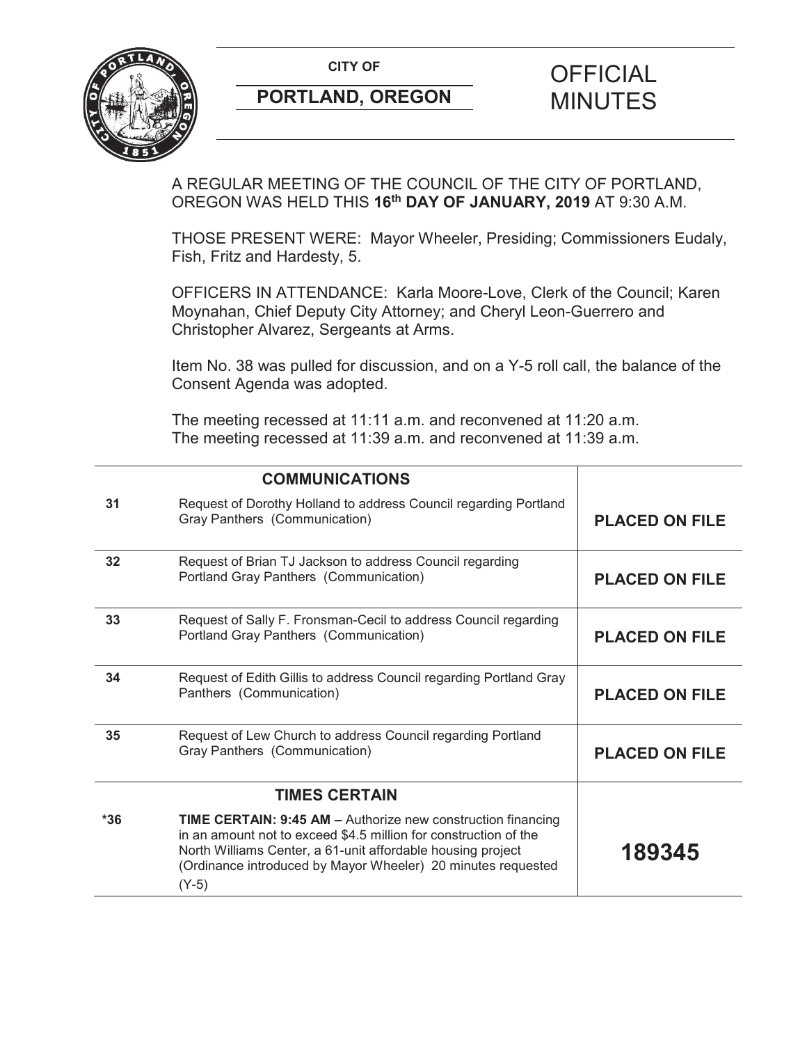CITY OF

**PORTLAND, OREGON**

# OFFICIAL MINUTES

A REGULAR MEETING OF THE COUNCIL OF THE CITY OF PORTLAND, OREGON WAS HELD THIS **16th DAY OF JANUARY, 2019** AT 9:30 A.M.

THOSE PRESENT WERE: Mayor Wheeler, Presiding; Commissioners Eudaly, Fish, Fritz and Hardesty, 5.

OFFICERS IN ATTENDANCE: Karla Moore-Love, Clerk of the Council; Karen Moynahan, Chief Deputy City Attorney; and Cheryl Leon-Guerrero and Christopher Alvarez, Sergeants at Arms.

Item No. 38 was pulled for discussion, and on a Y-5 roll call, the balance of the Consent Agenda was adopted.

The meeting recessed at 11:11 a.m. and reconvened at 11:20 a.m.
The meeting recessed at 11:39 a.m. and reconvened at 11:39 a.m.

| | **COMMUNICATIONS** | |
|---|---|---|
| 31 | Request of Dorothy Holland to address Council regarding Portland Gray Panthers (Communication) | **PLACED ON FILE** |
| 32 | Request of Brian TJ Jackson to address Council regarding Portland Gray Panthers (Communication) | **PLACED ON FILE** |
| 33 | Request of Sally F. Fronsman-Cecil to address Council regarding Portland Gray Panthers (Communication) | **PLACED ON FILE** |
| 34 | Request of Edith Gillis to address Council regarding Portland Gray Panthers (Communication) | **PLACED ON FILE** |
| 35 | Request of Lew Church to address Council regarding Portland Gray Panthers (Communication) | **PLACED ON FILE** |
| | **TIMES CERTAIN** | |
| *36 | **TIME CERTAIN: 9:45 AM –** Authorize new construction financing in an amount not to exceed $4.5 million for construction of the North Williams Center, a 61-unit affordable housing project (Ordinance introduced by Mayor Wheeler) 20 minutes requested (Y-5) | **189345** |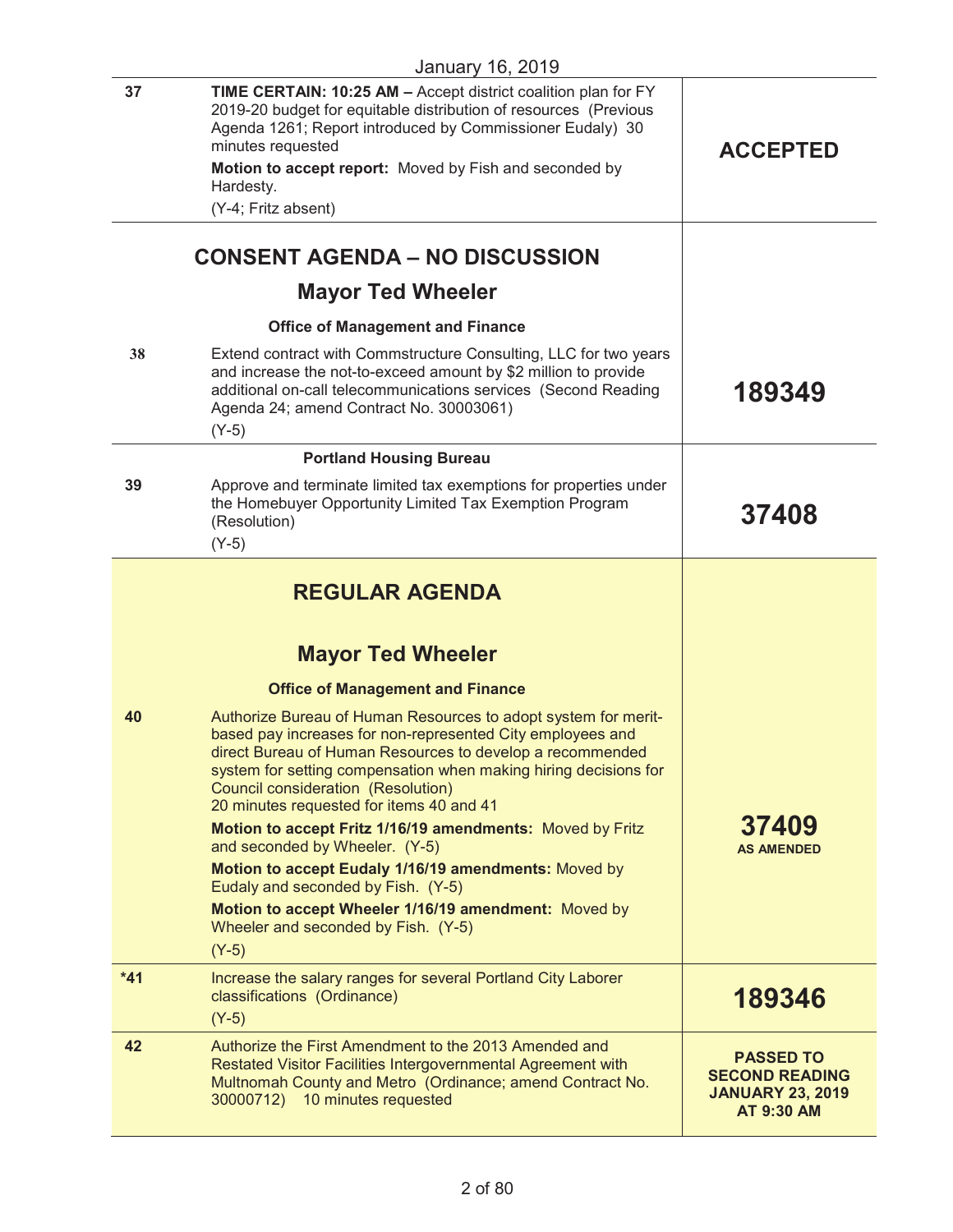January 16, 2019

| | | |
|---|---|---|
| 37 | **TIME CERTAIN: 10:25 AM –** Accept district coalition plan for FY 2019-20 budget for equitable distribution of resources (Previous Agenda 1261; Report introduced by Commissioner Eudaly) 30 minutes requested<br>**Motion to accept report:** Moved by Fish and seconded by Hardesty.<br>(Y-4; Fritz absent) | **ACCEPTED** |

## CONSENT AGENDA – NO DISCUSSION

### Mayor Ted Wheeler

**Office of Management and Finance**

| | | |
|---|---|---|
| 38 | Extend contract with Commstructure Consulting, LLC for two years and increase the not-to-exceed amount by $2 million to provide additional on-call telecommunications services (Second Reading Agenda 24; amend Contract No. 30003061)<br>(Y-5) | **189349** |

**Portland Housing Bureau**

| | | |
|---|---|---|
| 39 | Approve and terminate limited tax exemptions for properties under the Homebuyer Opportunity Limited Tax Exemption Program (Resolution)<br>(Y-5) | **37408** |

## REGULAR AGENDA

### Mayor Ted Wheeler

**Office of Management and Finance**

| | | |
|---|---|---|
| 40 | Authorize Bureau of Human Resources to adopt system for merit-based pay increases for non-represented City employees and direct Bureau of Human Resources to develop a recommended system for setting compensation when making hiring decisions for Council consideration (Resolution)<br>20 minutes requested for items 40 and 41<br>**Motion to accept Fritz 1/16/19 amendments:** Moved by Fritz and seconded by Wheeler. (Y-5)<br>**Motion to accept Eudaly 1/16/19 amendments:** Moved by Eudaly and seconded by Fish. (Y-5)<br>**Motion to accept Wheeler 1/16/19 amendment:** Moved by Wheeler and seconded by Fish. (Y-5)<br>(Y-5) | **37409**<br>**AS AMENDED** |
| *41 | Increase the salary ranges for several Portland City Laborer classifications (Ordinance)<br>(Y-5) | **189346** |
| 42 | Authorize the First Amendment to the 2013 Amended and Restated Visitor Facilities Intergovernmental Agreement with Multnomah County and Metro (Ordinance; amend Contract No. 30000712) 10 minutes requested | **PASSED TO SECOND READING JANUARY 23, 2019 AT 9:30 AM** |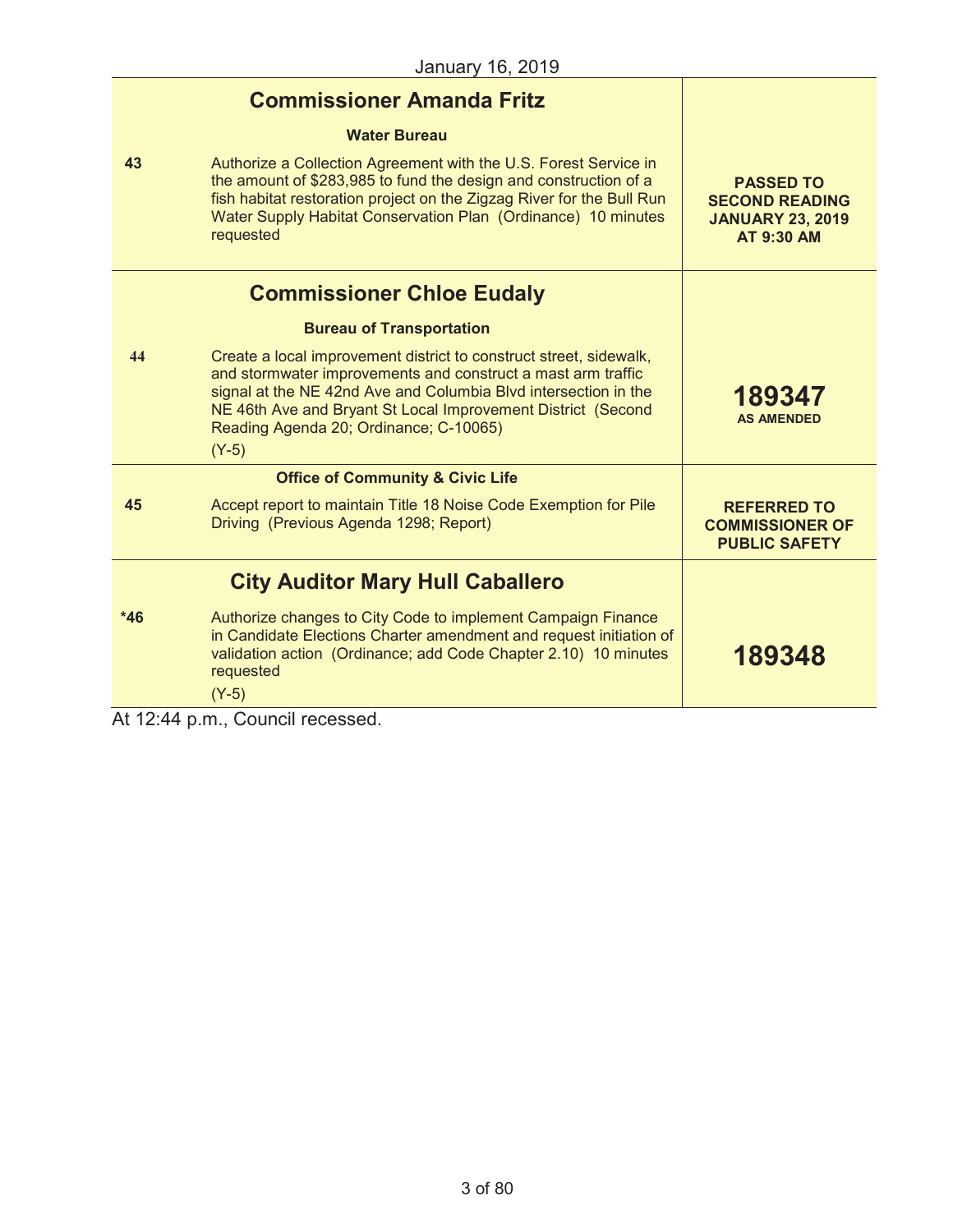January 16, 2019

| | | |
|---|---|---|
| | **Commissioner Amanda Fritz** | |
| | **Water Bureau** | |
| 43 | Authorize a Collection Agreement with the U.S. Forest Service in the amount of $283,985 to fund the design and construction of a fish habitat restoration project on the Zigzag River for the Bull Run Water Supply Habitat Conservation Plan (Ordinance) 10 minutes requested | **PASSED TO SECOND READING JANUARY 23, 2019 AT 9:30 AM** |
| | **Commissioner Chloe Eudaly** | |
| | **Bureau of Transportation** | |
| 44 | Create a local improvement district to construct street, sidewalk, and stormwater improvements and construct a mast arm traffic signal at the NE 42nd Ave and Columbia Blvd intersection in the NE 46th Ave and Bryant St Local Improvement District (Second Reading Agenda 20; Ordinance; C-10065) (Y-5) | **189347 AS AMENDED** |
| | **Office of Community & Civic Life** | |
| 45 | Accept report to maintain Title 18 Noise Code Exemption for Pile Driving (Previous Agenda 1298; Report) | **REFERRED TO COMMISSIONER OF PUBLIC SAFETY** |
| | **City Auditor Mary Hull Caballero** | |
| *46 | Authorize changes to City Code to implement Campaign Finance in Candidate Elections Charter amendment and request initiation of validation action (Ordinance; add Code Chapter 2.10) 10 minutes requested (Y-5) | **189348** |

At 12:44 p.m., Council recessed.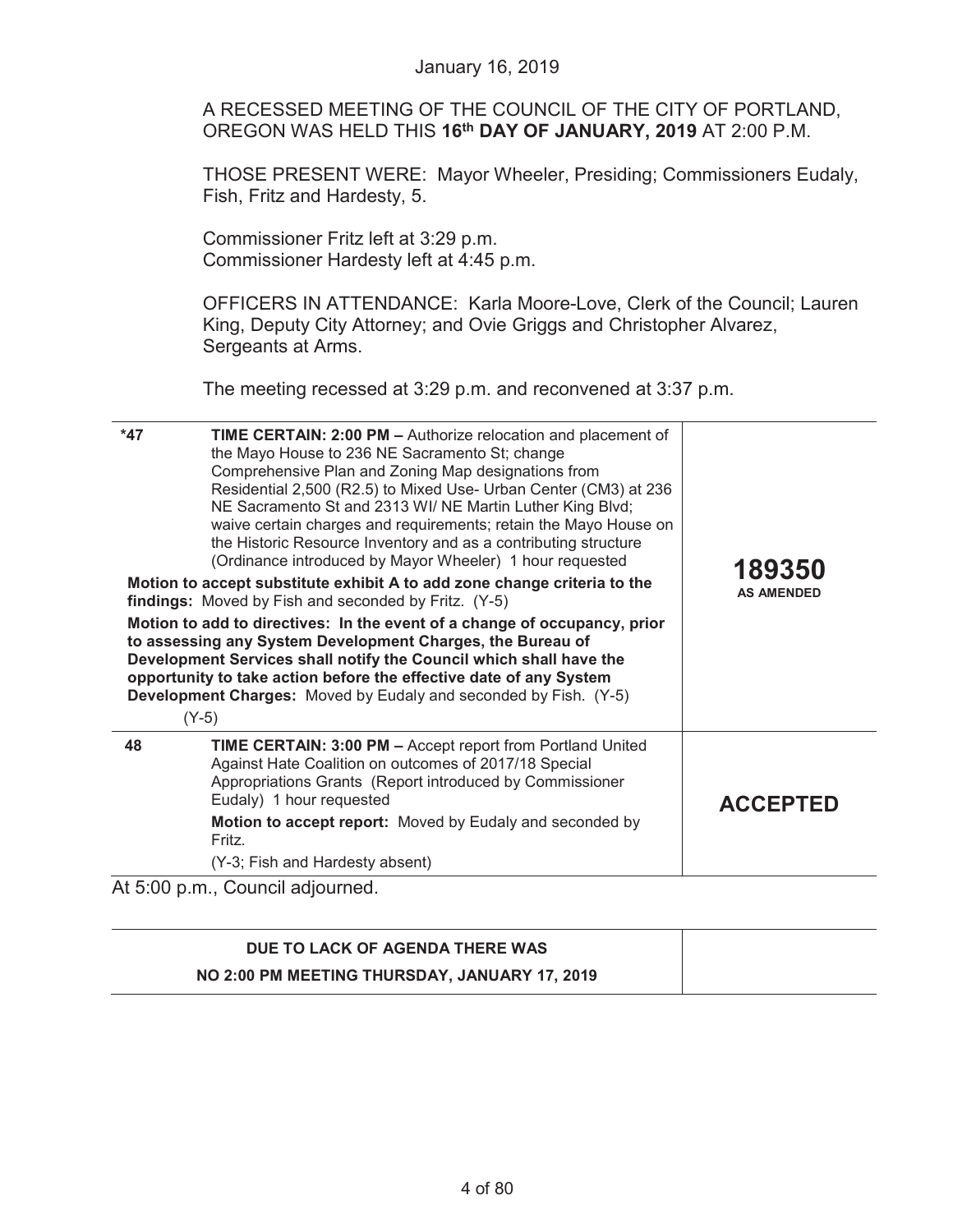January 16, 2019

A RECESSED MEETING OF THE COUNCIL OF THE CITY OF PORTLAND, OREGON WAS HELD THIS **16th DAY OF JANUARY, 2019** AT 2:00 P.M.

THOSE PRESENT WERE: Mayor Wheeler, Presiding; Commissioners Eudaly, Fish, Fritz and Hardesty, 5.

Commissioner Fritz left at 3:29 p.m.
Commissioner Hardesty left at 4:45 p.m.

OFFICERS IN ATTENDANCE: Karla Moore-Love, Clerk of the Council; Lauren King, Deputy City Attorney; and Ovie Griggs and Christopher Alvarez, Sergeants at Arms.

The meeting recessed at 3:29 p.m. and reconvened at 3:37 p.m.

| | | |
|---|---|---|
| **\*47** | **TIME CERTAIN: 2:00 PM –** Authorize relocation and placement of the Mayo House to 236 NE Sacramento St; change Comprehensive Plan and Zoning Map designations from Residential 2,500 (R2.5) to Mixed Use- Urban Center (CM3) at 236 NE Sacramento St and 2313 WI/ NE Martin Luther King Blvd; waive certain charges and requirements; retain the Mayo House on the Historic Resource Inventory and as a contributing structure (Ordinance introduced by Mayor Wheeler) 1 hour requested<br><br>**Motion to accept substitute exhibit A to add zone change criteria to the findings:** Moved by Fish and seconded by Fritz. (Y-5)<br><br>**Motion to add to directives: In the event of a change of occupancy, prior to assessing any System Development Charges, the Bureau of Development Services shall notify the Council which shall have the opportunity to take action before the effective date of any System Development Charges:** Moved by Eudaly and seconded by Fish. (Y-5)<br><br>(Y-5) | **189350**<br>**AS AMENDED** |
| **48** | **TIME CERTAIN: 3:00 PM –** Accept report from Portland United Against Hate Coalition on outcomes of 2017/18 Special Appropriations Grants (Report introduced by Commissioner Eudaly) 1 hour requested<br><br>**Motion to accept report:** Moved by Eudaly and seconded by Fritz.<br><br>(Y-3; Fish and Hardesty absent) | **ACCEPTED** |

At 5:00 p.m., Council adjourned.

| | |
|---|---|
| **DUE TO LACK OF AGENDA THERE WAS**<br>**NO 2:00 PM MEETING THURSDAY, JANUARY 17, 2019** | |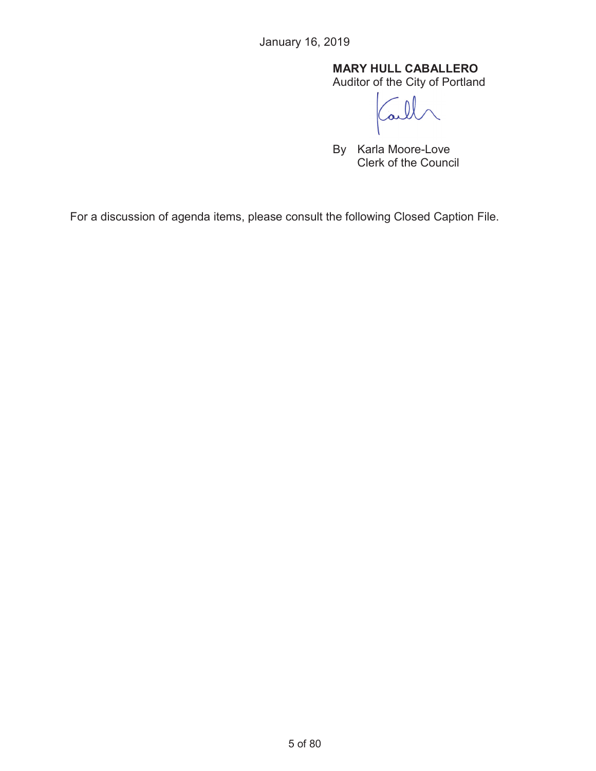January 16, 2019

**MARY HULL CABALLERO**
Auditor of the City of Portland

By Karla Moore-Love
Clerk of the Council

For a discussion of agenda items, please consult the following Closed Caption File.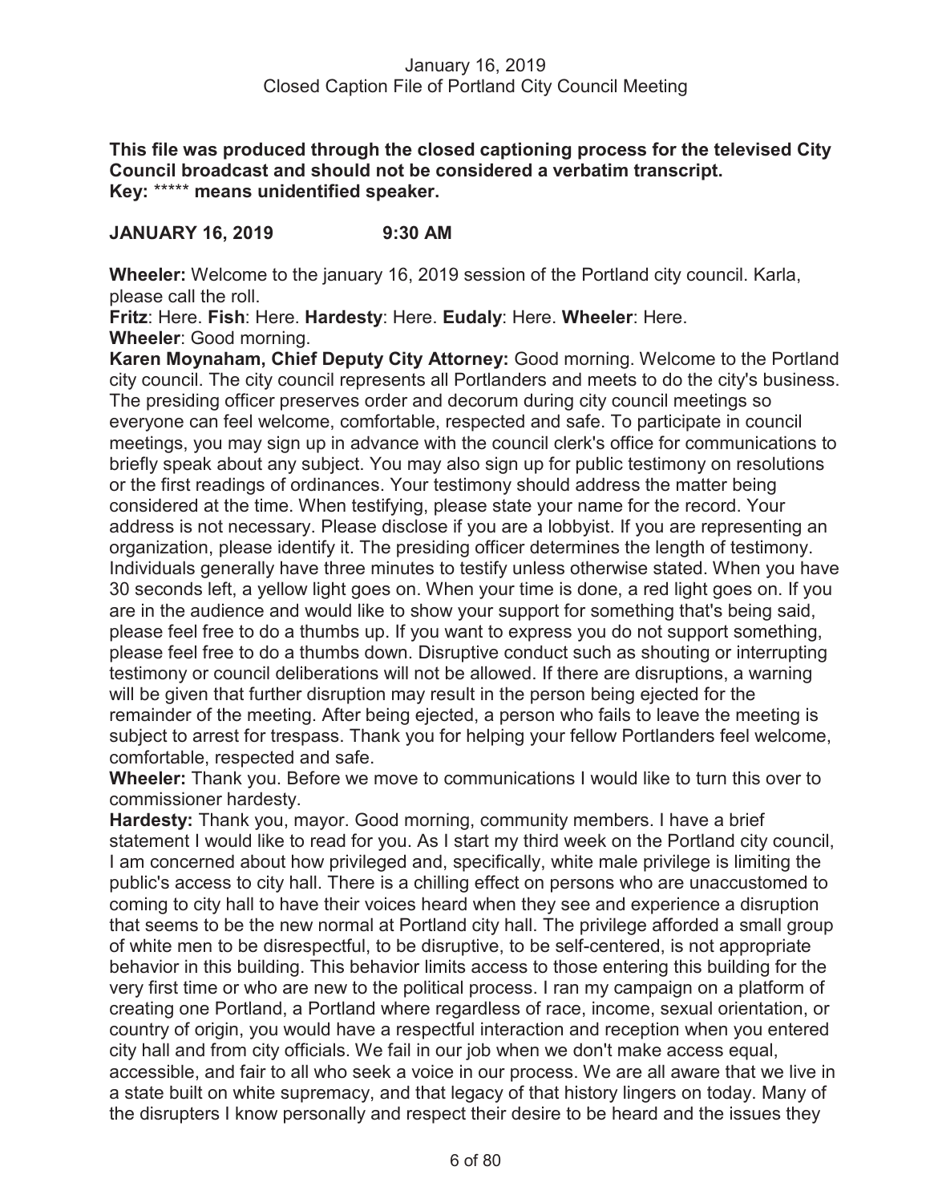**This file was produced through the closed captioning process for the televised City Council broadcast and should not be considered a verbatim transcript.**
**Key:** ***** **means unidentified speaker.**

**JANUARY 16, 2019 9:30 AM**

**Wheeler:** Welcome to the january 16, 2019 session of the Portland city council. Karla, please call the roll.

**Fritz**: Here. **Fish**: Here. **Hardesty**: Here. **Eudaly**: Here. **Wheeler**: Here.

**Wheeler**: Good morning.

**Karen Moynaham, Chief Deputy City Attorney:** Good morning. Welcome to the Portland city council. The city council represents all Portlanders and meets to do the city's business. The presiding officer preserves order and decorum during city council meetings so everyone can feel welcome, comfortable, respected and safe. To participate in council meetings, you may sign up in advance with the council clerk's office for communications to briefly speak about any subject. You may also sign up for public testimony on resolutions or the first readings of ordinances. Your testimony should address the matter being considered at the time. When testifying, please state your name for the record. Your address is not necessary. Please disclose if you are a lobbyist. If you are representing an organization, please identify it. The presiding officer determines the length of testimony. Individuals generally have three minutes to testify unless otherwise stated. When you have 30 seconds left, a yellow light goes on. When your time is done, a red light goes on. If you are in the audience and would like to show your support for something that's being said, please feel free to do a thumbs up. If you want to express you do not support something, please feel free to do a thumbs down. Disruptive conduct such as shouting or interrupting testimony or council deliberations will not be allowed. If there are disruptions, a warning will be given that further disruption may result in the person being ejected for the remainder of the meeting. After being ejected, a person who fails to leave the meeting is subject to arrest for trespass. Thank you for helping your fellow Portlanders feel welcome, comfortable, respected and safe.

**Wheeler:** Thank you. Before we move to communications I would like to turn this over to commissioner hardesty.

**Hardesty:** Thank you, mayor. Good morning, community members. I have a brief statement I would like to read for you. As I start my third week on the Portland city council, I am concerned about how privileged and, specifically, white male privilege is limiting the public's access to city hall. There is a chilling effect on persons who are unaccustomed to coming to city hall to have their voices heard when they see and experience a disruption that seems to be the new normal at Portland city hall. The privilege afforded a small group of white men to be disrespectful, to be disruptive, to be self-centered, is not appropriate behavior in this building. This behavior limits access to those entering this building for the very first time or who are new to the political process. I ran my campaign on a platform of creating one Portland, a Portland where regardless of race, income, sexual orientation, or country of origin, you would have a respectful interaction and reception when you entered city hall and from city officials. We fail in our job when we don't make access equal, accessible, and fair to all who seek a voice in our process. We are all aware that we live in a state built on white supremacy, and that legacy of that history lingers on today. Many of the disrupters I know personally and respect their desire to be heard and the issues they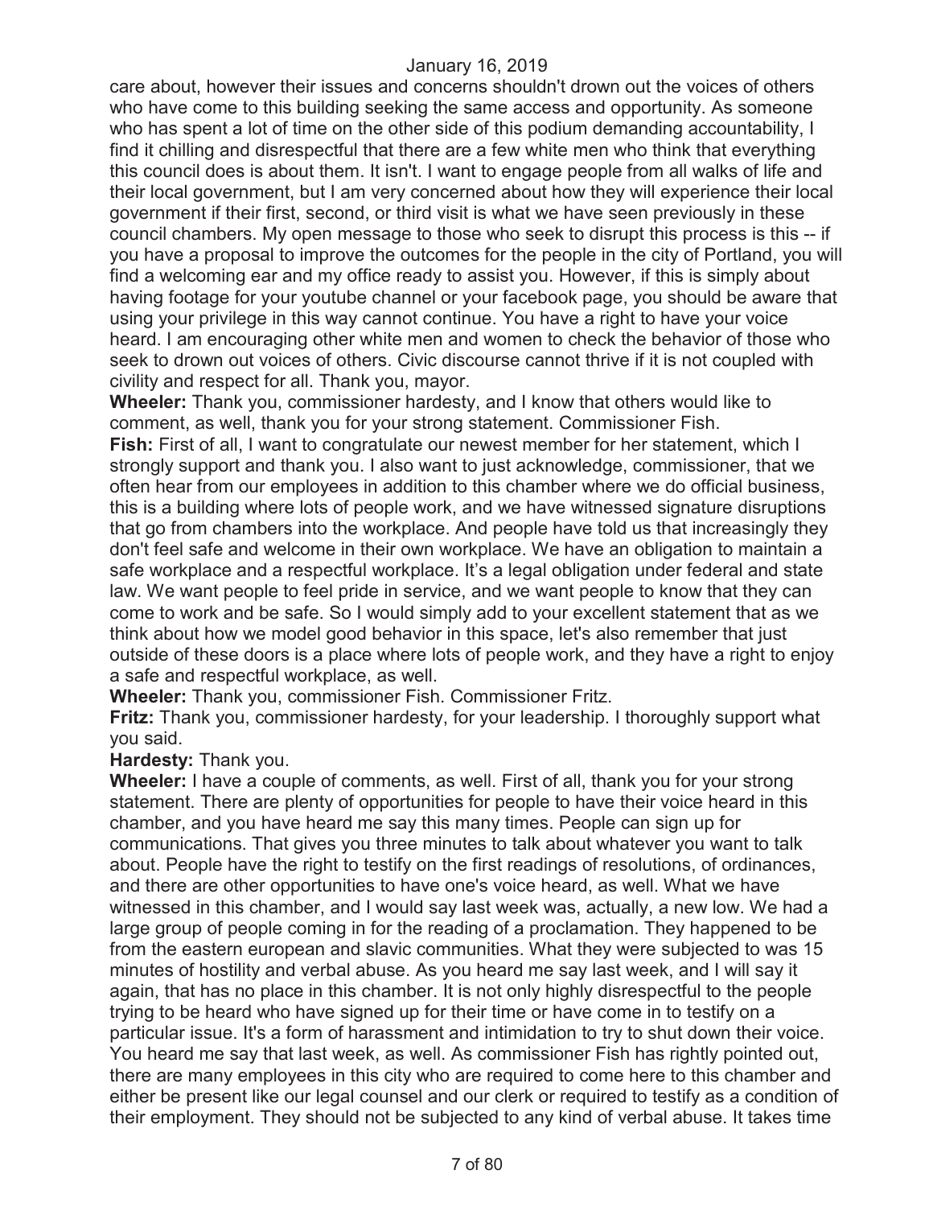care about, however their issues and concerns shouldn't drown out the voices of others who have come to this building seeking the same access and opportunity. As someone who has spent a lot of time on the other side of this podium demanding accountability, I find it chilling and disrespectful that there are a few white men who think that everything this council does is about them. It isn't. I want to engage people from all walks of life and their local government, but I am very concerned about how they will experience their local government if their first, second, or third visit is what we have seen previously in these council chambers. My open message to those who seek to disrupt this process is this -- if you have a proposal to improve the outcomes for the people in the city of Portland, you will find a welcoming ear and my office ready to assist you. However, if this is simply about having footage for your youtube channel or your facebook page, you should be aware that using your privilege in this way cannot continue. You have a right to have your voice heard. I am encouraging other white men and women to check the behavior of those who seek to drown out voices of others. Civic discourse cannot thrive if it is not coupled with civility and respect for all. Thank you, mayor.

**Wheeler:** Thank you, commissioner hardesty, and I know that others would like to comment, as well, thank you for your strong statement. Commissioner Fish.

**Fish:** First of all, I want to congratulate our newest member for her statement, which I strongly support and thank you. I also want to just acknowledge, commissioner, that we often hear from our employees in addition to this chamber where we do official business, this is a building where lots of people work, and we have witnessed signature disruptions that go from chambers into the workplace. And people have told us that increasingly they don't feel safe and welcome in their own workplace. We have an obligation to maintain a safe workplace and a respectful workplace. It's a legal obligation under federal and state law. We want people to feel pride in service, and we want people to know that they can come to work and be safe. So I would simply add to your excellent statement that as we think about how we model good behavior in this space, let's also remember that just outside of these doors is a place where lots of people work, and they have a right to enjoy a safe and respectful workplace, as well.

**Wheeler:** Thank you, commissioner Fish. Commissioner Fritz.

**Fritz:** Thank you, commissioner hardesty, for your leadership. I thoroughly support what you said.

**Hardesty:** Thank you.

**Wheeler:** I have a couple of comments, as well. First of all, thank you for your strong statement. There are plenty of opportunities for people to have their voice heard in this chamber, and you have heard me say this many times. People can sign up for communications. That gives you three minutes to talk about whatever you want to talk about. People have the right to testify on the first readings of resolutions, of ordinances, and there are other opportunities to have one's voice heard, as well. What we have witnessed in this chamber, and I would say last week was, actually, a new low. We had a large group of people coming in for the reading of a proclamation. They happened to be from the eastern european and slavic communities. What they were subjected to was 15 minutes of hostility and verbal abuse. As you heard me say last week, and I will say it again, that has no place in this chamber. It is not only highly disrespectful to the people trying to be heard who have signed up for their time or have come in to testify on a particular issue. It's a form of harassment and intimidation to try to shut down their voice. You heard me say that last week, as well. As commissioner Fish has rightly pointed out, there are many employees in this city who are required to come here to this chamber and either be present like our legal counsel and our clerk or required to testify as a condition of their employment. They should not be subjected to any kind of verbal abuse. It takes time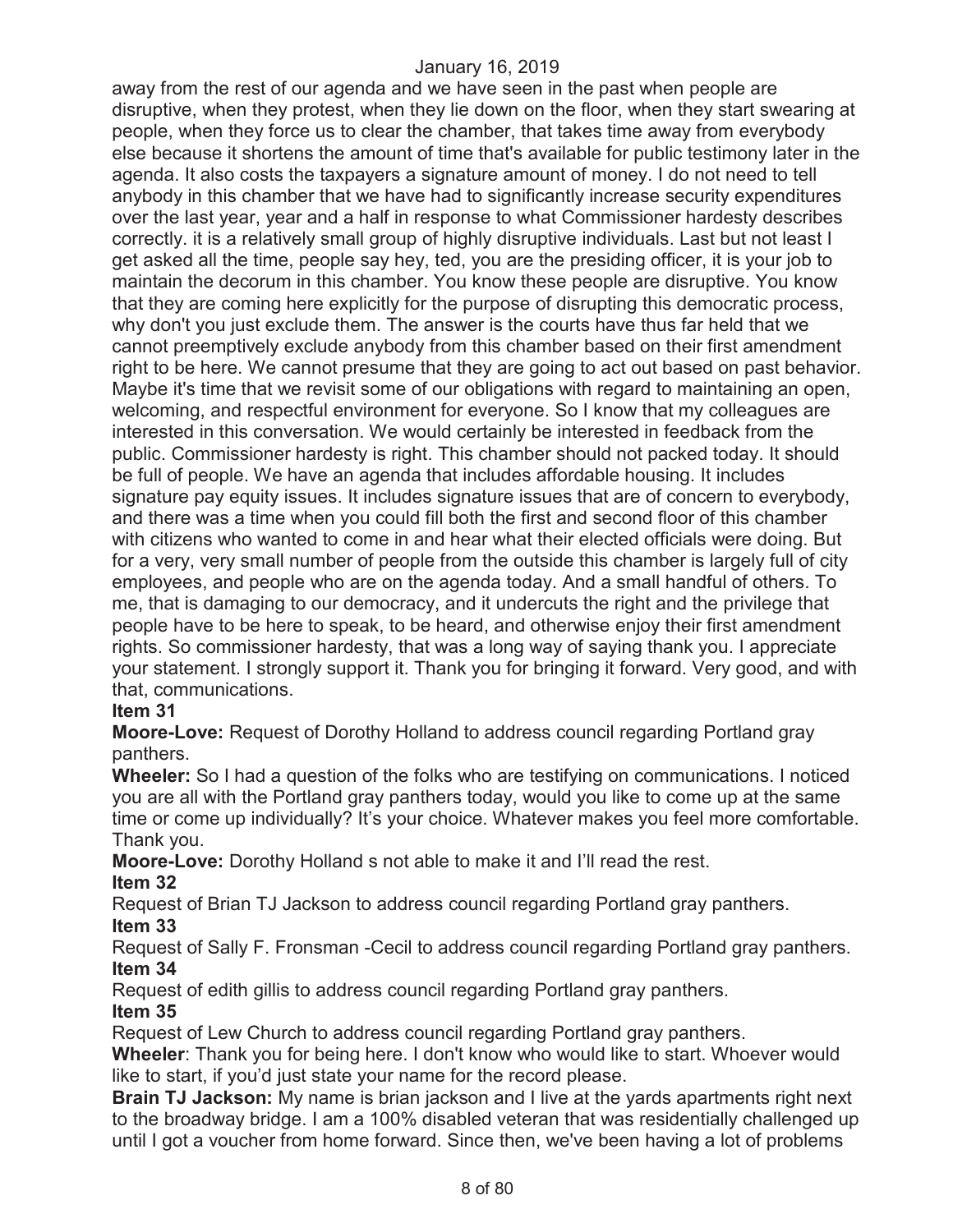away from the rest of our agenda and we have seen in the past when people are disruptive, when they protest, when they lie down on the floor, when they start swearing at people, when they force us to clear the chamber, that takes time away from everybody else because it shortens the amount of time that's available for public testimony later in the agenda. It also costs the taxpayers a signature amount of money. I do not need to tell anybody in this chamber that we have had to significantly increase security expenditures over the last year, year and a half in response to what Commissioner hardesty describes correctly. it is a relatively small group of highly disruptive individuals. Last but not least I get asked all the time, people say hey, ted, you are the presiding officer, it is your job to maintain the decorum in this chamber. You know these people are disruptive. You know that they are coming here explicitly for the purpose of disrupting this democratic process, why don't you just exclude them. The answer is the courts have thus far held that we cannot preemptively exclude anybody from this chamber based on their first amendment right to be here. We cannot presume that they are going to act out based on past behavior. Maybe it's time that we revisit some of our obligations with regard to maintaining an open, welcoming, and respectful environment for everyone. So I know that my colleagues are interested in this conversation. We would certainly be interested in feedback from the public. Commissioner hardesty is right. This chamber should not packed today. It should be full of people. We have an agenda that includes affordable housing. It includes signature pay equity issues. It includes signature issues that are of concern to everybody, and there was a time when you could fill both the first and second floor of this chamber with citizens who wanted to come in and hear what their elected officials were doing. But for a very, very small number of people from the outside this chamber is largely full of city employees, and people who are on the agenda today. And a small handful of others. To me, that is damaging to our democracy, and it undercuts the right and the privilege that people have to be here to speak, to be heard, and otherwise enjoy their first amendment rights. So commissioner hardesty, that was a long way of saying thank you. I appreciate your statement. I strongly support it. Thank you for bringing it forward. Very good, and with that, communications.

**Item 31**

**Moore-Love:** Request of Dorothy Holland to address council regarding Portland gray panthers.

**Wheeler:** So I had a question of the folks who are testifying on communications. I noticed you are all with the Portland gray panthers today, would you like to come up at the same time or come up individually? It's your choice. Whatever makes you feel more comfortable. Thank you.

**Moore-Love:** Dorothy Holland s not able to make it and I'll read the rest.

**Item 32**

Request of Brian TJ Jackson to address council regarding Portland gray panthers.

**Item 33**

Request of Sally F. Fronsman -Cecil to address council regarding Portland gray panthers.

**Item 34**

Request of edith gillis to address council regarding Portland gray panthers.

**Item 35**

Request of Lew Church to address council regarding Portland gray panthers.

**Wheeler**: Thank you for being here. I don't know who would like to start. Whoever would like to start, if you'd just state your name for the record please.

**Brain TJ Jackson:** My name is brian jackson and I live at the yards apartments right next to the broadway bridge. I am a 100% disabled veteran that was residentially challenged up until I got a voucher from home forward. Since then, we've been having a lot of problems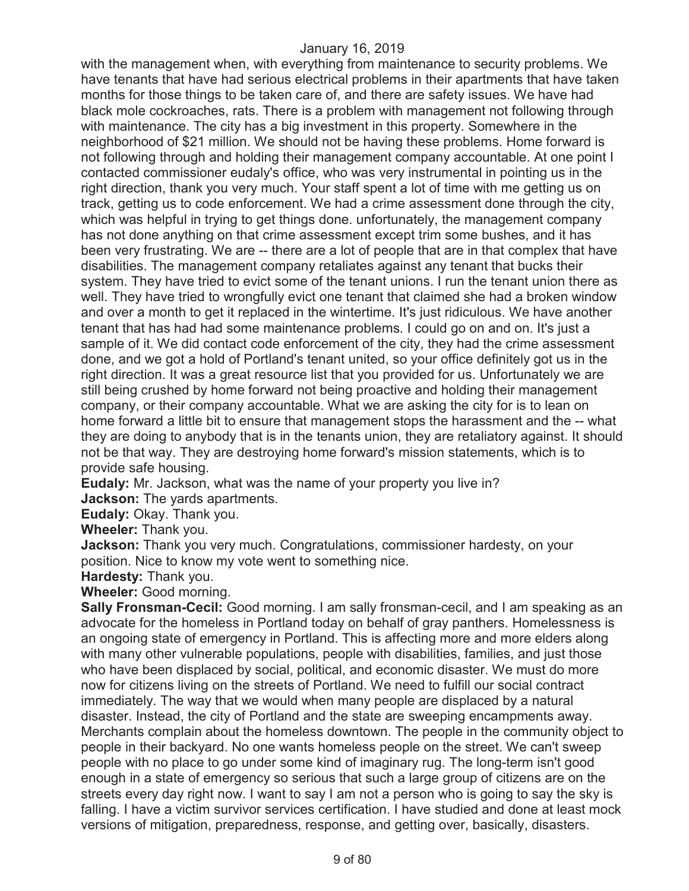with the management when, with everything from maintenance to security problems. We have tenants that have had serious electrical problems in their apartments that have taken months for those things to be taken care of, and there are safety issues. We have had black mole cockroaches, rats. There is a problem with management not following through with maintenance. The city has a big investment in this property. Somewhere in the neighborhood of $21 million. We should not be having these problems. Home forward is not following through and holding their management company accountable. At one point I contacted commissioner eudaly's office, who was very instrumental in pointing us in the right direction, thank you very much. Your staff spent a lot of time with me getting us on track, getting us to code enforcement. We had a crime assessment done through the city, which was helpful in trying to get things done. unfortunately, the management company has not done anything on that crime assessment except trim some bushes, and it has been very frustrating. We are -- there are a lot of people that are in that complex that have disabilities. The management company retaliates against any tenant that bucks their system. They have tried to evict some of the tenant unions. I run the tenant union there as well. They have tried to wrongfully evict one tenant that claimed she had a broken window and over a month to get it replaced in the wintertime. It's just ridiculous. We have another tenant that has had had some maintenance problems. I could go on and on. It's just a sample of it. We did contact code enforcement of the city, they had the crime assessment done, and we got a hold of Portland's tenant united, so your office definitely got us in the right direction. It was a great resource list that you provided for us. Unfortunately we are still being crushed by home forward not being proactive and holding their management company, or their company accountable. What we are asking the city for is to lean on home forward a little bit to ensure that management stops the harassment and the -- what they are doing to anybody that is in the tenants union, they are retaliatory against. It should not be that way. They are destroying home forward's mission statements, which is to provide safe housing.

**Eudaly:** Mr. Jackson, what was the name of your property you live in?

**Jackson:** The yards apartments.

**Eudaly:** Okay. Thank you.

**Wheeler:** Thank you.

**Jackson:** Thank you very much. Congratulations, commissioner hardesty, on your position. Nice to know my vote went to something nice.

**Hardesty:** Thank you.

**Wheeler:** Good morning.

**Sally Fronsman-Cecil:** Good morning. I am sally fronsman-cecil, and I am speaking as an advocate for the homeless in Portland today on behalf of gray panthers. Homelessness is an ongoing state of emergency in Portland. This is affecting more and more elders along with many other vulnerable populations, people with disabilities, families, and just those who have been displaced by social, political, and economic disaster. We must do more now for citizens living on the streets of Portland. We need to fulfill our social contract immediately. The way that we would when many people are displaced by a natural disaster. Instead, the city of Portland and the state are sweeping encampments away. Merchants complain about the homeless downtown. The people in the community object to people in their backyard. No one wants homeless people on the street. We can't sweep people with no place to go under some kind of imaginary rug. The long-term isn't good enough in a state of emergency so serious that such a large group of citizens are on the streets every day right now. I want to say I am not a person who is going to say the sky is falling. I have a victim survivor services certification. I have studied and done at least mock versions of mitigation, preparedness, response, and getting over, basically, disasters.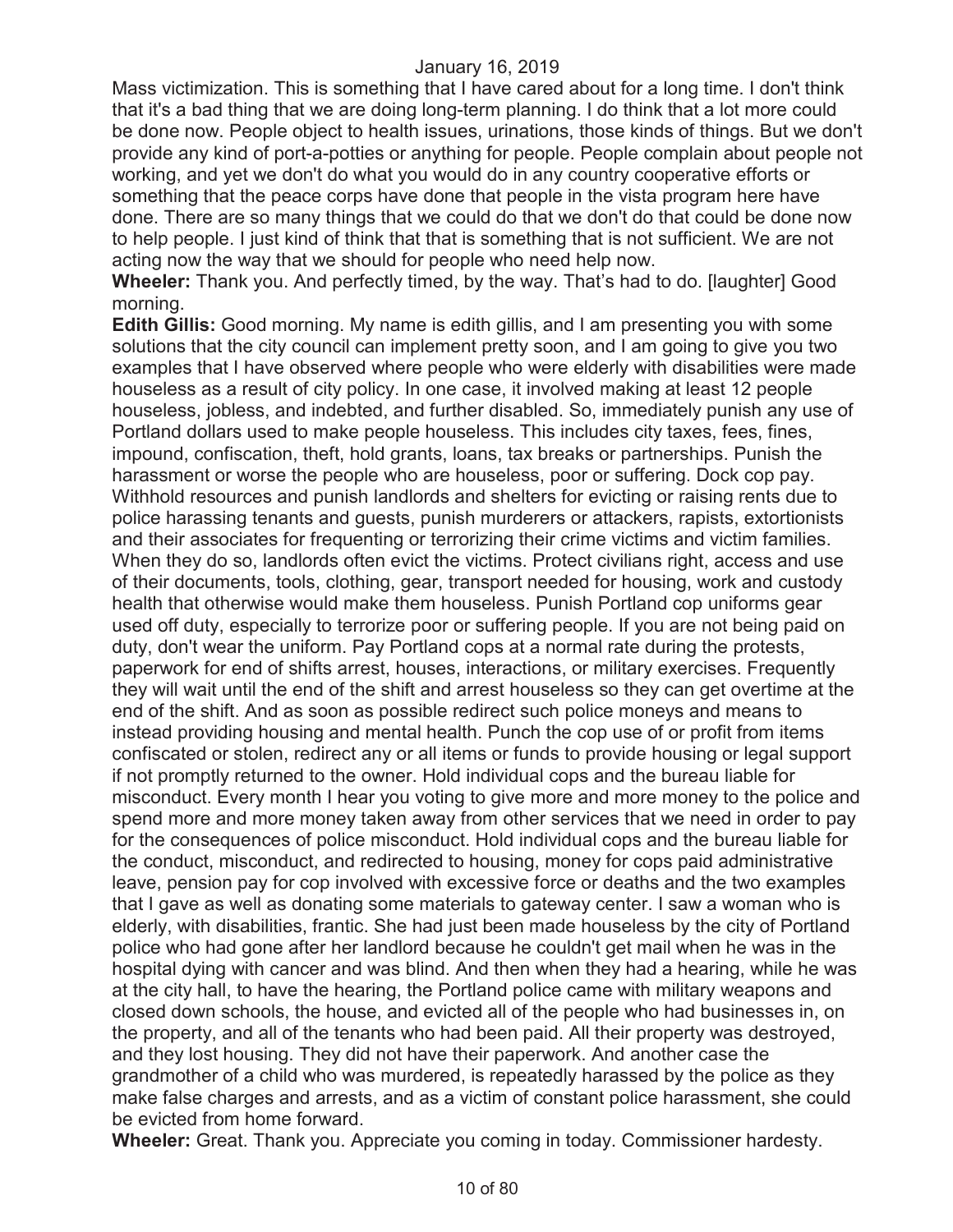Mass victimization. This is something that I have cared about for a long time. I don't think that it's a bad thing that we are doing long-term planning. I do think that a lot more could be done now. People object to health issues, urinations, those kinds of things. But we don't provide any kind of port-a-potties or anything for people. People complain about people not working, and yet we don't do what you would do in any country cooperative efforts or something that the peace corps have done that people in the vista program here have done. There are so many things that we could do that we don't do that could be done now to help people. I just kind of think that that is something that is not sufficient. We are not acting now the way that we should for people who need help now.

**Wheeler:** Thank you. And perfectly timed, by the way. That's had to do. [laughter] Good morning.

**Edith Gillis:** Good morning. My name is edith gillis, and I am presenting you with some solutions that the city council can implement pretty soon, and I am going to give you two examples that I have observed where people who were elderly with disabilities were made houseless as a result of city policy. In one case, it involved making at least 12 people houseless, jobless, and indebted, and further disabled. So, immediately punish any use of Portland dollars used to make people houseless. This includes city taxes, fees, fines, impound, confiscation, theft, hold grants, loans, tax breaks or partnerships. Punish the harassment or worse the people who are houseless, poor or suffering. Dock cop pay. Withhold resources and punish landlords and shelters for evicting or raising rents due to police harassing tenants and guests, punish murderers or attackers, rapists, extortionists and their associates for frequenting or terrorizing their crime victims and victim families. When they do so, landlords often evict the victims. Protect civilians right, access and use of their documents, tools, clothing, gear, transport needed for housing, work and custody health that otherwise would make them houseless. Punish Portland cop uniforms gear used off duty, especially to terrorize poor or suffering people. If you are not being paid on duty, don't wear the uniform. Pay Portland cops at a normal rate during the protests, paperwork for end of shifts arrest, houses, interactions, or military exercises. Frequently they will wait until the end of the shift and arrest houseless so they can get overtime at the end of the shift. And as soon as possible redirect such police moneys and means to instead providing housing and mental health. Punch the cop use of or profit from items confiscated or stolen, redirect any or all items or funds to provide housing or legal support if not promptly returned to the owner. Hold individual cops and the bureau liable for misconduct. Every month I hear you voting to give more and more money to the police and spend more and more money taken away from other services that we need in order to pay for the consequences of police misconduct. Hold individual cops and the bureau liable for the conduct, misconduct, and redirected to housing, money for cops paid administrative leave, pension pay for cop involved with excessive force or deaths and the two examples that I gave as well as donating some materials to gateway center. I saw a woman who is elderly, with disabilities, frantic. She had just been made houseless by the city of Portland police who had gone after her landlord because he couldn't get mail when he was in the hospital dying with cancer and was blind. And then when they had a hearing, while he was at the city hall, to have the hearing, the Portland police came with military weapons and closed down schools, the house, and evicted all of the people who had businesses in, on the property, and all of the tenants who had been paid. All their property was destroyed, and they lost housing. They did not have their paperwork. And another case the grandmother of a child who was murdered, is repeatedly harassed by the police as they make false charges and arrests, and as a victim of constant police harassment, she could be evicted from home forward.

**Wheeler:** Great. Thank you. Appreciate you coming in today. Commissioner hardesty.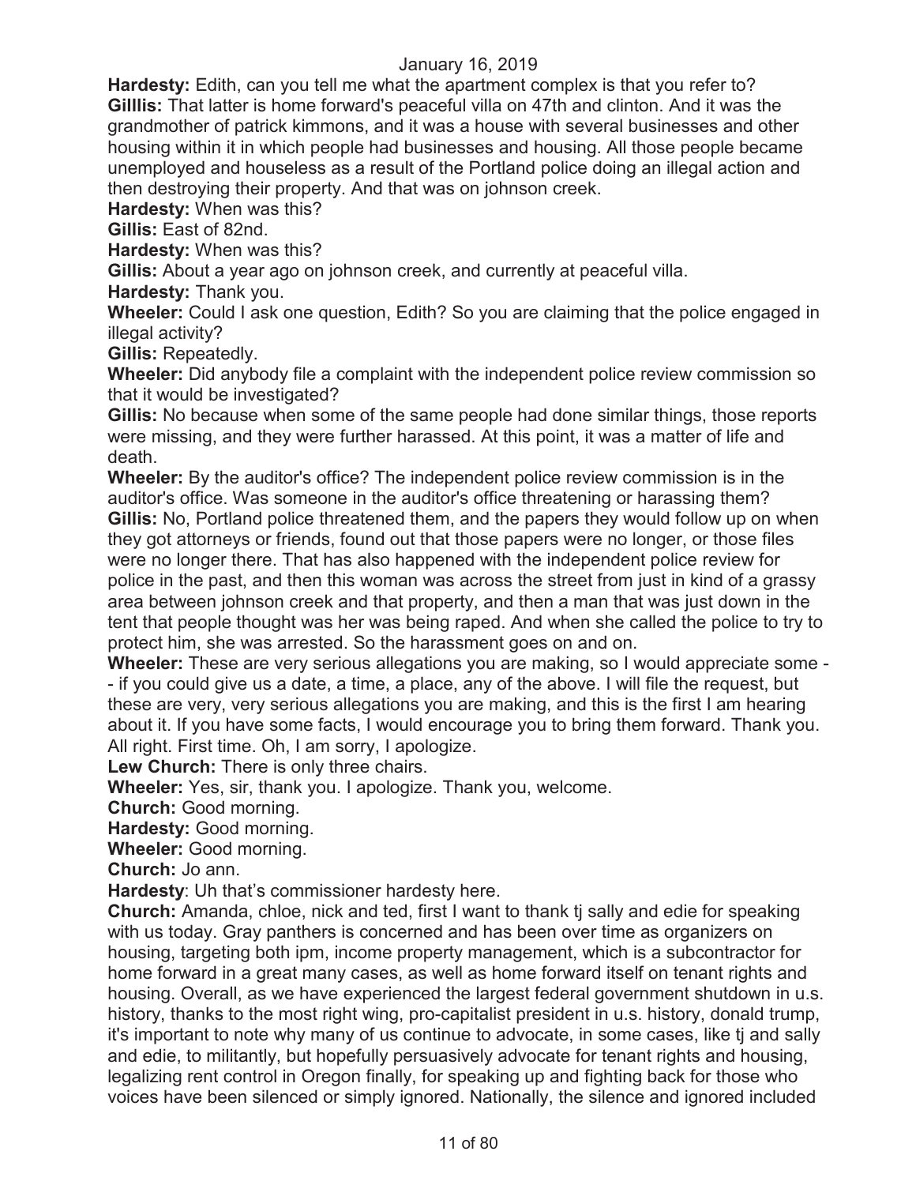**Hardesty:** Edith, can you tell me what the apartment complex is that you refer to?

**Gilllis:** That latter is home forward's peaceful villa on 47th and clinton. And it was the grandmother of patrick kimmons, and it was a house with several businesses and other housing within it in which people had businesses and housing. All those people became unemployed and houseless as a result of the Portland police doing an illegal action and then destroying their property. And that was on johnson creek.

**Hardesty:** When was this?

**Gillis:** East of 82nd.

**Hardesty:** When was this?

**Gillis:** About a year ago on johnson creek, and currently at peaceful villa.

**Hardesty:** Thank you.

**Wheeler:** Could I ask one question, Edith? So you are claiming that the police engaged in illegal activity?

**Gillis:** Repeatedly.

**Wheeler:** Did anybody file a complaint with the independent police review commission so that it would be investigated?

**Gillis:** No because when some of the same people had done similar things, those reports were missing, and they were further harassed. At this point, it was a matter of life and death.

**Wheeler:** By the auditor's office? The independent police review commission is in the auditor's office. Was someone in the auditor's office threatening or harassing them?

**Gillis:** No, Portland police threatened them, and the papers they would follow up on when they got attorneys or friends, found out that those papers were no longer, or those files were no longer there. That has also happened with the independent police review for police in the past, and then this woman was across the street from just in kind of a grassy area between johnson creek and that property, and then a man that was just down in the tent that people thought was her was being raped. And when she called the police to try to protect him, she was arrested. So the harassment goes on and on.

**Wheeler:** These are very serious allegations you are making, so I would appreciate some -- if you could give us a date, a time, a place, any of the above. I will file the request, but these are very, very serious allegations you are making, and this is the first I am hearing about it. If you have some facts, I would encourage you to bring them forward. Thank you. All right. First time. Oh, I am sorry, I apologize.

**Lew Church:** There is only three chairs.

**Wheeler:** Yes, sir, thank you. I apologize. Thank you, welcome.

**Church:** Good morning.

**Hardesty:** Good morning.

**Wheeler:** Good morning.

**Church:** Jo ann.

**Hardesty**: Uh that's commissioner hardesty here.

**Church:** Amanda, chloe, nick and ted, first I want to thank tj sally and edie for speaking with us today. Gray panthers is concerned and has been over time as organizers on housing, targeting both ipm, income property management, which is a subcontractor for home forward in a great many cases, as well as home forward itself on tenant rights and housing. Overall, as we have experienced the largest federal government shutdown in u.s. history, thanks to the most right wing, pro-capitalist president in u.s. history, donald trump, it's important to note why many of us continue to advocate, in some cases, like tj and sally and edie, to militantly, but hopefully persuasively advocate for tenant rights and housing, legalizing rent control in Oregon finally, for speaking up and fighting back for those who voices have been silenced or simply ignored. Nationally, the silence and ignored included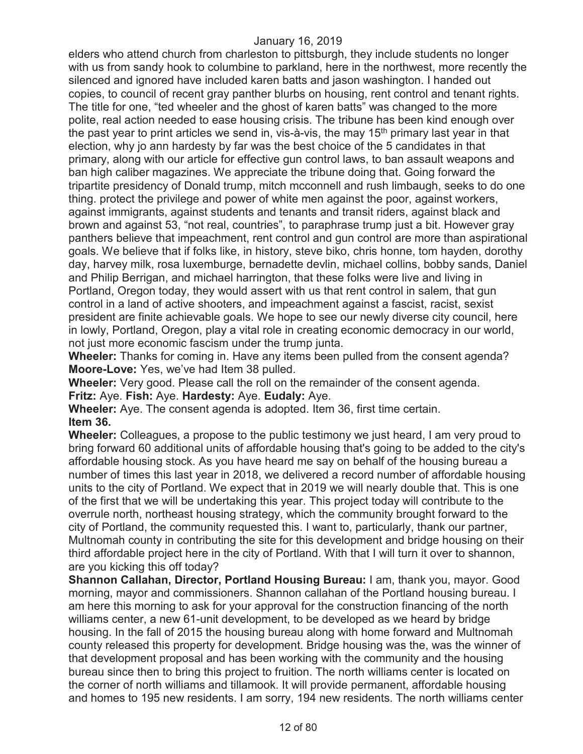elders who attend church from charleston to pittsburgh, they include students no longer with us from sandy hook to columbine to parkland, here in the northwest, more recently the silenced and ignored have included karen batts and jason washington. I handed out copies, to council of recent gray panther blurbs on housing, rent control and tenant rights. The title for one, "ted wheeler and the ghost of karen batts" was changed to the more polite, real action needed to ease housing crisis. The tribune has been kind enough over the past year to print articles we send in, vis-à-vis, the may 15th primary last year in that election, why jo ann hardesty by far was the best choice of the 5 candidates in that primary, along with our article for effective gun control laws, to ban assault weapons and ban high caliber magazines. We appreciate the tribune doing that. Going forward the tripartite presidency of Donald trump, mitch mcconnell and rush limbaugh, seeks to do one thing. protect the privilege and power of white men against the poor, against workers, against immigrants, against students and tenants and transit riders, against black and brown and against 53, "not real, countries", to paraphrase trump just a bit. However gray panthers believe that impeachment, rent control and gun control are more than aspirational goals. We believe that if folks like, in history, steve biko, chris honne, tom hayden, dorothy day, harvey milk, rosa luxemburge, bernadette devlin, michael collins, bobby sands, Daniel and Philip Berrigan, and michael harrington, that these folks were live and living in Portland, Oregon today, they would assert with us that rent control in salem, that gun control in a land of active shooters, and impeachment against a fascist, racist, sexist president are finite achievable goals. We hope to see our newly diverse city council, here in lowly, Portland, Oregon, play a vital role in creating economic democracy in our world, not just more economic fascism under the trump junta.

**Wheeler:** Thanks for coming in. Have any items been pulled from the consent agenda?

**Moore-Love:** Yes, we've had Item 38 pulled.

**Wheeler:** Very good. Please call the roll on the remainder of the consent agenda.

**Fritz:** Aye. **Fish:** Aye. **Hardesty:** Aye. **Eudaly:** Aye.

**Wheeler:** Aye. The consent agenda is adopted. Item 36, first time certain.

**Item 36.**

**Wheeler:** Colleagues, a propose to the public testimony we just heard, I am very proud to bring forward 60 additional units of affordable housing that's going to be added to the city's affordable housing stock. As you have heard me say on behalf of the housing bureau a number of times this last year in 2018, we delivered a record number of affordable housing units to the city of Portland. We expect that in 2019 we will nearly double that. This is one of the first that we will be undertaking this year. This project today will contribute to the overrule north, northeast housing strategy, which the community brought forward to the city of Portland, the community requested this. I want to, particularly, thank our partner, Multnomah county in contributing the site for this development and bridge housing on their third affordable project here in the city of Portland. With that I will turn it over to shannon, are you kicking this off today?

**Shannon Callahan, Director, Portland Housing Bureau:** I am, thank you, mayor. Good morning, mayor and commissioners. Shannon callahan of the Portland housing bureau. I am here this morning to ask for your approval for the construction financing of the north williams center, a new 61-unit development, to be developed as we heard by bridge housing. In the fall of 2015 the housing bureau along with home forward and Multnomah county released this property for development. Bridge housing was the, was the winner of that development proposal and has been working with the community and the housing bureau since then to bring this project to fruition. The north williams center is located on the corner of north williams and tillamook. It will provide permanent, affordable housing and homes to 195 new residents. I am sorry, 194 new residents. The north williams center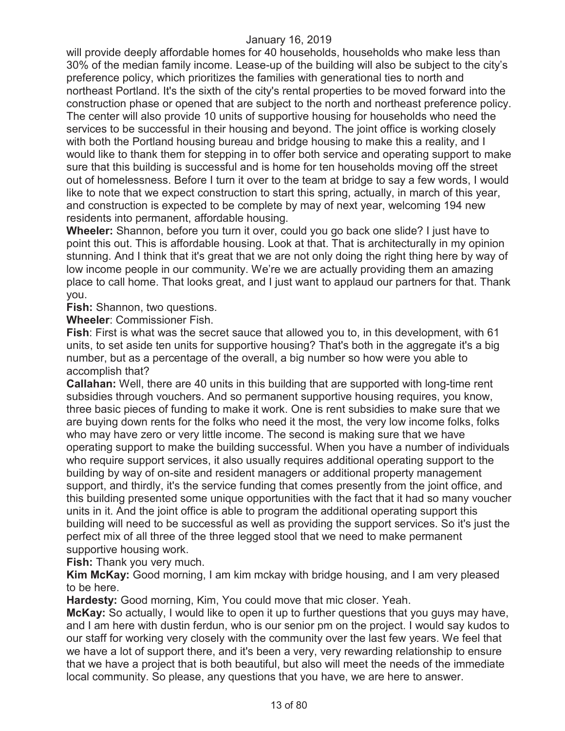will provide deeply affordable homes for 40 households, households who make less than 30% of the median family income. Lease-up of the building will also be subject to the city's preference policy, which prioritizes the families with generational ties to north and northeast Portland. It's the sixth of the city's rental properties to be moved forward into the construction phase or opened that are subject to the north and northeast preference policy. The center will also provide 10 units of supportive housing for households who need the services to be successful in their housing and beyond. The joint office is working closely with both the Portland housing bureau and bridge housing to make this a reality, and I would like to thank them for stepping in to offer both service and operating support to make sure that this building is successful and is home for ten households moving off the street out of homelessness. Before I turn it over to the team at bridge to say a few words, I would like to note that we expect construction to start this spring, actually, in march of this year, and construction is expected to be complete by may of next year, welcoming 194 new residents into permanent, affordable housing.

**Wheeler:** Shannon, before you turn it over, could you go back one slide? I just have to point this out. This is affordable housing. Look at that. That is architecturally in my opinion stunning. And I think that it's great that we are not only doing the right thing here by way of low income people in our community. We're we are actually providing them an amazing place to call home. That looks great, and I just want to applaud our partners for that. Thank you.

**Fish:** Shannon, two questions.

**Wheeler**: Commissioner Fish.

**Fish**: First is what was the secret sauce that allowed you to, in this development, with 61 units, to set aside ten units for supportive housing? That's both in the aggregate it's a big number, but as a percentage of the overall, a big number so how were you able to accomplish that?

**Callahan:** Well, there are 40 units in this building that are supported with long-time rent subsidies through vouchers. And so permanent supportive housing requires, you know, three basic pieces of funding to make it work. One is rent subsidies to make sure that we are buying down rents for the folks who need it the most, the very low income folks, folks who may have zero or very little income. The second is making sure that we have operating support to make the building successful. When you have a number of individuals who require support services, it also usually requires additional operating support to the building by way of on-site and resident managers or additional property management support, and thirdly, it's the service funding that comes presently from the joint office, and this building presented some unique opportunities with the fact that it had so many voucher units in it. And the joint office is able to program the additional operating support this building will need to be successful as well as providing the support services. So it's just the perfect mix of all three of the three legged stool that we need to make permanent supportive housing work.

**Fish:** Thank you very much.

**Kim McKay:** Good morning, I am kim mckay with bridge housing, and I am very pleased to be here.

**Hardesty:** Good morning, Kim, You could move that mic closer. Yeah.

**McKay:** So actually, I would like to open it up to further questions that you guys may have, and I am here with dustin ferdun, who is our senior pm on the project. I would say kudos to our staff for working very closely with the community over the last few years. We feel that we have a lot of support there, and it's been a very, very rewarding relationship to ensure that we have a project that is both beautiful, but also will meet the needs of the immediate local community. So please, any questions that you have, we are here to answer.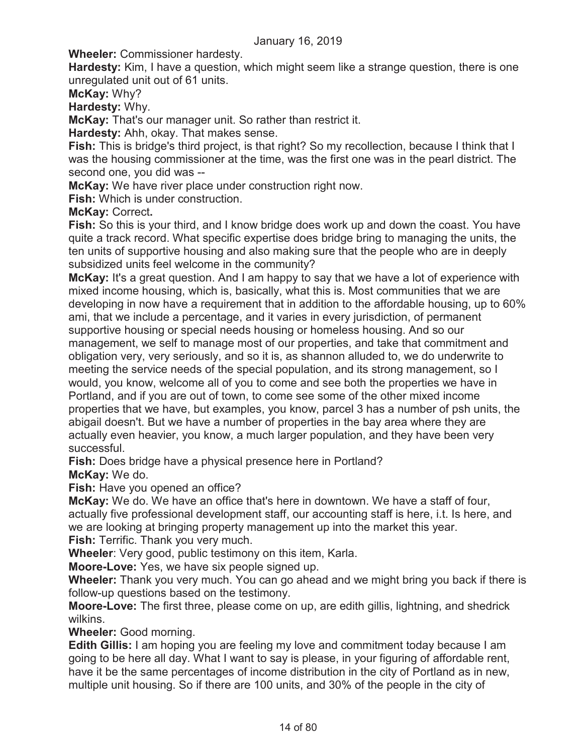**Wheeler:** Commissioner hardesty.

**Hardesty:** Kim, I have a question, which might seem like a strange question, there is one unregulated unit out of 61 units.

**McKay:** Why?

**Hardesty:** Why.

**McKay:** That's our manager unit. So rather than restrict it.

**Hardesty:** Ahh, okay. That makes sense.

**Fish:** This is bridge's third project, is that right? So my recollection, because I think that I was the housing commissioner at the time, was the first one was in the pearl district. The second one, you did was --

**McKay:** We have river place under construction right now.

**Fish:** Which is under construction.

**McKay:** Correct**.**

**Fish:** So this is your third, and I know bridge does work up and down the coast. You have quite a track record. What specific expertise does bridge bring to managing the units, the ten units of supportive housing and also making sure that the people who are in deeply subsidized units feel welcome in the community?

**McKay:** It's a great question. And I am happy to say that we have a lot of experience with mixed income housing, which is, basically, what this is. Most communities that we are developing in now have a requirement that in addition to the affordable housing, up to 60% ami, that we include a percentage, and it varies in every jurisdiction, of permanent supportive housing or special needs housing or homeless housing. And so our management, we self to manage most of our properties, and take that commitment and obligation very, very seriously, and so it is, as shannon alluded to, we do underwrite to meeting the service needs of the special population, and its strong management, so I would, you know, welcome all of you to come and see both the properties we have in Portland, and if you are out of town, to come see some of the other mixed income properties that we have, but examples, you know, parcel 3 has a number of psh units, the abigail doesn't. But we have a number of properties in the bay area where they are actually even heavier, you know, a much larger population, and they have been very successful.

**Fish:** Does bridge have a physical presence here in Portland?

**McKay:** We do.

**Fish:** Have you opened an office?

**McKay:** We do. We have an office that's here in downtown. We have a staff of four, actually five professional development staff, our accounting staff is here, i.t. Is here, and we are looking at bringing property management up into the market this year.

**Fish:** Terrific. Thank you very much.

**Wheeler**: Very good, public testimony on this item, Karla.

**Moore-Love:** Yes, we have six people signed up.

**Wheeler:** Thank you very much. You can go ahead and we might bring you back if there is follow-up questions based on the testimony.

**Moore-Love:** The first three, please come on up, are edith gillis, lightning, and shedrick wilkins.

**Wheeler:** Good morning.

**Edith Gillis:** I am hoping you are feeling my love and commitment today because I am going to be here all day. What I want to say is please, in your figuring of affordable rent, have it be the same percentages of income distribution in the city of Portland as in new, multiple unit housing. So if there are 100 units, and 30% of the people in the city of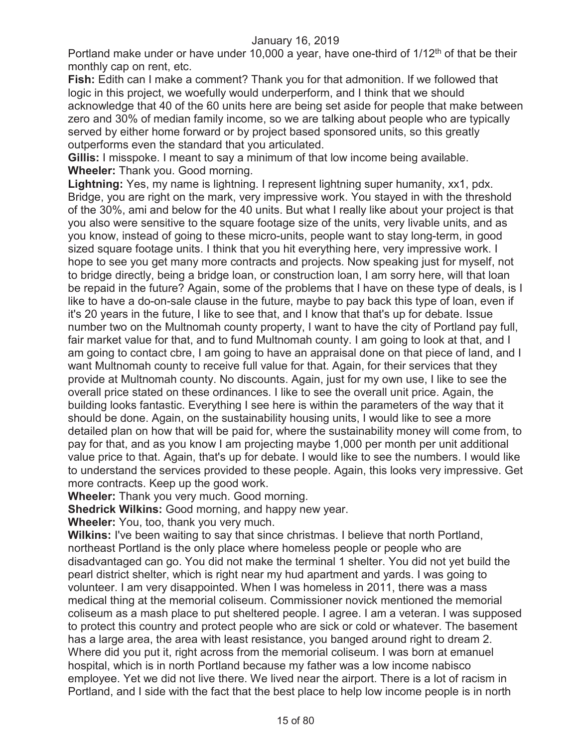Portland make under or have under 10,000 a year, have one-third of 1/12th of that be their monthly cap on rent, etc.

**Fish:** Edith can I make a comment? Thank you for that admonition. If we followed that logic in this project, we woefully would underperform, and I think that we should acknowledge that 40 of the 60 units here are being set aside for people that make between zero and 30% of median family income, so we are talking about people who are typically served by either home forward or by project based sponsored units, so this greatly outperforms even the standard that you articulated.

**Gillis:** I misspoke. I meant to say a minimum of that low income being available.

**Wheeler:** Thank you. Good morning.

**Lightning:** Yes, my name is lightning. I represent lightning super humanity, xx1, pdx. Bridge, you are right on the mark, very impressive work. You stayed in with the threshold of the 30%, ami and below for the 40 units. But what I really like about your project is that you also were sensitive to the square footage size of the units, very livable units, and as you know, instead of going to these micro-units, people want to stay long-term, in good sized square footage units. I think that you hit everything here, very impressive work. I hope to see you get many more contracts and projects. Now speaking just for myself, not to bridge directly, being a bridge loan, or construction loan, I am sorry here, will that loan be repaid in the future? Again, some of the problems that I have on these type of deals, is I like to have a do-on-sale clause in the future, maybe to pay back this type of loan, even if it's 20 years in the future, I like to see that, and I know that that's up for debate. Issue number two on the Multnomah county property, I want to have the city of Portland pay full, fair market value for that, and to fund Multnomah county. I am going to look at that, and I am going to contact cbre, I am going to have an appraisal done on that piece of land, and I want Multnomah county to receive full value for that. Again, for their services that they provide at Multnomah county. No discounts. Again, just for my own use, I like to see the overall price stated on these ordinances. I like to see the overall unit price. Again, the building looks fantastic. Everything I see here is within the parameters of the way that it should be done. Again, on the sustainability housing units, I would like to see a more detailed plan on how that will be paid for, where the sustainability money will come from, to pay for that, and as you know I am projecting maybe 1,000 per month per unit additional value price to that. Again, that's up for debate. I would like to see the numbers. I would like to understand the services provided to these people. Again, this looks very impressive. Get more contracts. Keep up the good work.

**Wheeler:** Thank you very much. Good morning.

**Shedrick Wilkins:** Good morning, and happy new year.

**Wheeler:** You, too, thank you very much.

**Wilkins:** I've been waiting to say that since christmas. I believe that north Portland, northeast Portland is the only place where homeless people or people who are disadvantaged can go. You did not make the terminal 1 shelter. You did not yet build the pearl district shelter, which is right near my hud apartment and yards. I was going to volunteer. I am very disappointed. When I was homeless in 2011, there was a mass medical thing at the memorial coliseum. Commissioner novick mentioned the memorial coliseum as a mash place to put sheltered people. I agree. I am a veteran. I was supposed to protect this country and protect people who are sick or cold or whatever. The basement has a large area, the area with least resistance, you banged around right to dream 2. Where did you put it, right across from the memorial coliseum. I was born at emanuel hospital, which is in north Portland because my father was a low income nabisco employee. Yet we did not live there. We lived near the airport. There is a lot of racism in Portland, and I side with the fact that the best place to help low income people is in north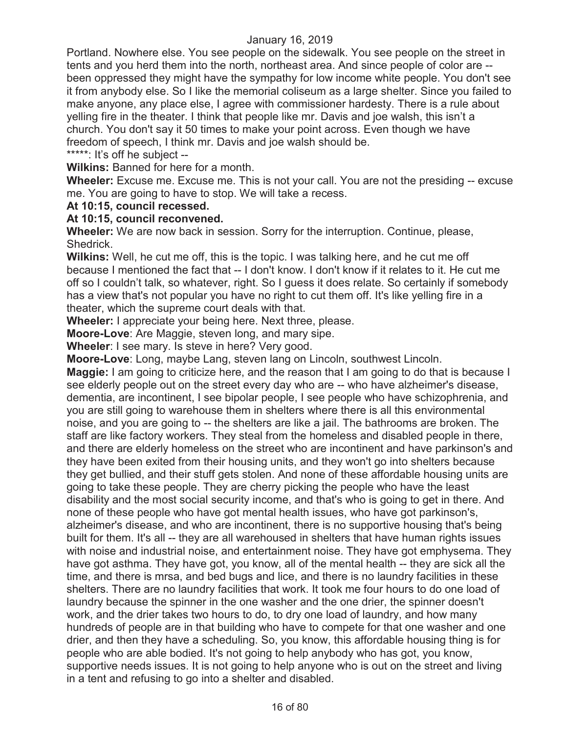Portland. Nowhere else. You see people on the sidewalk. You see people on the street in tents and you herd them into the north, northeast area. And since people of color are -- been oppressed they might have the sympathy for low income white people. You don't see it from anybody else. So I like the memorial coliseum as a large shelter. Since you failed to make anyone, any place else, I agree with commissioner hardesty. There is a rule about yelling fire in the theater. I think that people like mr. Davis and joe walsh, this isn't a church. You don't say it 50 times to make your point across. Even though we have freedom of speech, I think mr. Davis and joe walsh should be.

*****: It's off he subject --

**Wilkins:** Banned for here for a month.

**Wheeler:** Excuse me. Excuse me. This is not your call. You are not the presiding -- excuse me. You are going to have to stop. We will take a recess.

**At 10:15, council recessed.**

**At 10:15, council reconvened.**

**Wheeler:** We are now back in session. Sorry for the interruption. Continue, please, Shedrick.

**Wilkins:** Well, he cut me off, this is the topic. I was talking here, and he cut me off because I mentioned the fact that -- I don't know. I don't know if it relates to it. He cut me off so I couldn't talk, so whatever, right. So I guess it does relate. So certainly if somebody has a view that's not popular you have no right to cut them off. It's like yelling fire in a theater, which the supreme court deals with that.

**Wheeler:** I appreciate your being here. Next three, please.

**Moore-Love**: Are Maggie, steven long, and mary sipe.

**Wheeler**: I see mary. Is steve in here? Very good.

**Moore-Love**: Long, maybe Lang, steven lang on Lincoln, southwest Lincoln.

**Maggie:** I am going to criticize here, and the reason that I am going to do that is because I see elderly people out on the street every day who are -- who have alzheimer's disease, dementia, are incontinent, I see bipolar people, I see people who have schizophrenia, and you are still going to warehouse them in shelters where there is all this environmental noise, and you are going to -- the shelters are like a jail. The bathrooms are broken. The staff are like factory workers. They steal from the homeless and disabled people in there, and there are elderly homeless on the street who are incontinent and have parkinson's and they have been exited from their housing units, and they won't go into shelters because they get bullied, and their stuff gets stolen. And none of these affordable housing units are going to take these people. They are cherry picking the people who have the least disability and the most social security income, and that's who is going to get in there. And none of these people who have got mental health issues, who have got parkinson's, alzheimer's disease, and who are incontinent, there is no supportive housing that's being built for them. It's all -- they are all warehoused in shelters that have human rights issues with noise and industrial noise, and entertainment noise. They have got emphysema. They have got asthma. They have got, you know, all of the mental health -- they are sick all the time, and there is mrsa, and bed bugs and lice, and there is no laundry facilities in these shelters. There are no laundry facilities that work. It took me four hours to do one load of laundry because the spinner in the one washer and the one drier, the spinner doesn't work, and the drier takes two hours to do, to dry one load of laundry, and how many hundreds of people are in that building who have to compete for that one washer and one drier, and then they have a scheduling. So, you know, this affordable housing thing is for people who are able bodied. It's not going to help anybody who has got, you know, supportive needs issues. It is not going to help anyone who is out on the street and living in a tent and refusing to go into a shelter and disabled.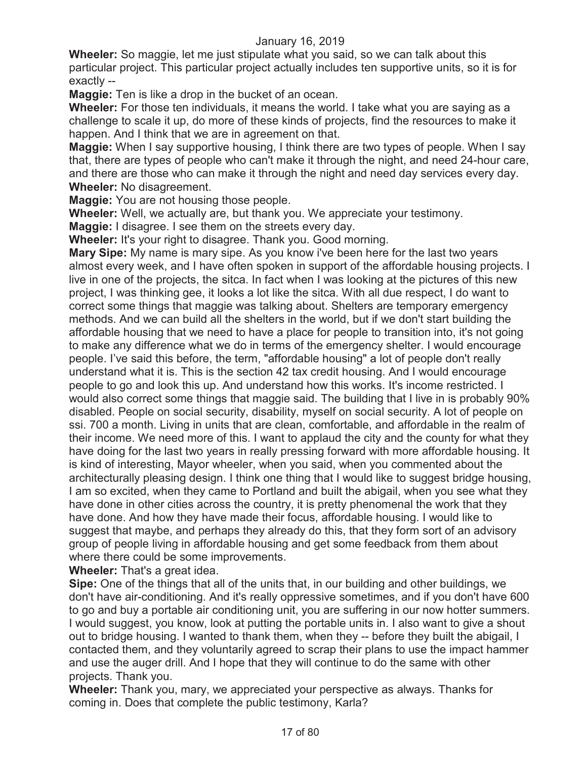**Wheeler:** So maggie, let me just stipulate what you said, so we can talk about this particular project. This particular project actually includes ten supportive units, so it is for exactly --

**Maggie:** Ten is like a drop in the bucket of an ocean.

**Wheeler:** For those ten individuals, it means the world. I take what you are saying as a challenge to scale it up, do more of these kinds of projects, find the resources to make it happen. And I think that we are in agreement on that.

**Maggie:** When I say supportive housing, I think there are two types of people. When I say that, there are types of people who can't make it through the night, and need 24-hour care, and there are those who can make it through the night and need day services every day.

**Wheeler:** No disagreement.

**Maggie:** You are not housing those people.

**Wheeler:** Well, we actually are, but thank you. We appreciate your testimony.

**Maggie:** I disagree. I see them on the streets every day.

**Wheeler:** It's your right to disagree. Thank you. Good morning.

**Mary Sipe:** My name is mary sipe. As you know i've been here for the last two years almost every week, and I have often spoken in support of the affordable housing projects. I live in one of the projects, the sitca. In fact when I was looking at the pictures of this new project, I was thinking gee, it looks a lot like the sitca. With all due respect, I do want to correct some things that maggie was talking about. Shelters are temporary emergency methods. And we can build all the shelters in the world, but if we don't start building the affordable housing that we need to have a place for people to transition into, it's not going to make any difference what we do in terms of the emergency shelter. I would encourage people. I've said this before, the term, "affordable housing" a lot of people don't really understand what it is. This is the section 42 tax credit housing. And I would encourage people to go and look this up. And understand how this works. It's income restricted. I would also correct some things that maggie said. The building that I live in is probably 90% disabled. People on social security, disability, myself on social security. A lot of people on ssi. 700 a month. Living in units that are clean, comfortable, and affordable in the realm of their income. We need more of this. I want to applaud the city and the county for what they have doing for the last two years in really pressing forward with more affordable housing. It is kind of interesting, Mayor wheeler, when you said, when you commented about the architecturally pleasing design. I think one thing that I would like to suggest bridge housing, I am so excited, when they came to Portland and built the abigail, when you see what they have done in other cities across the country, it is pretty phenomenal the work that they have done. And how they have made their focus, affordable housing. I would like to suggest that maybe, and perhaps they already do this, that they form sort of an advisory group of people living in affordable housing and get some feedback from them about where there could be some improvements.

**Wheeler:** That's a great idea.

**Sipe:** One of the things that all of the units that, in our building and other buildings, we don't have air-conditioning. And it's really oppressive sometimes, and if you don't have 600 to go and buy a portable air conditioning unit, you are suffering in our now hotter summers. I would suggest, you know, look at putting the portable units in. I also want to give a shout out to bridge housing. I wanted to thank them, when they -- before they built the abigail, I contacted them, and they voluntarily agreed to scrap their plans to use the impact hammer and use the auger drill. And I hope that they will continue to do the same with other projects. Thank you.

**Wheeler:** Thank you, mary, we appreciated your perspective as always. Thanks for coming in. Does that complete the public testimony, Karla?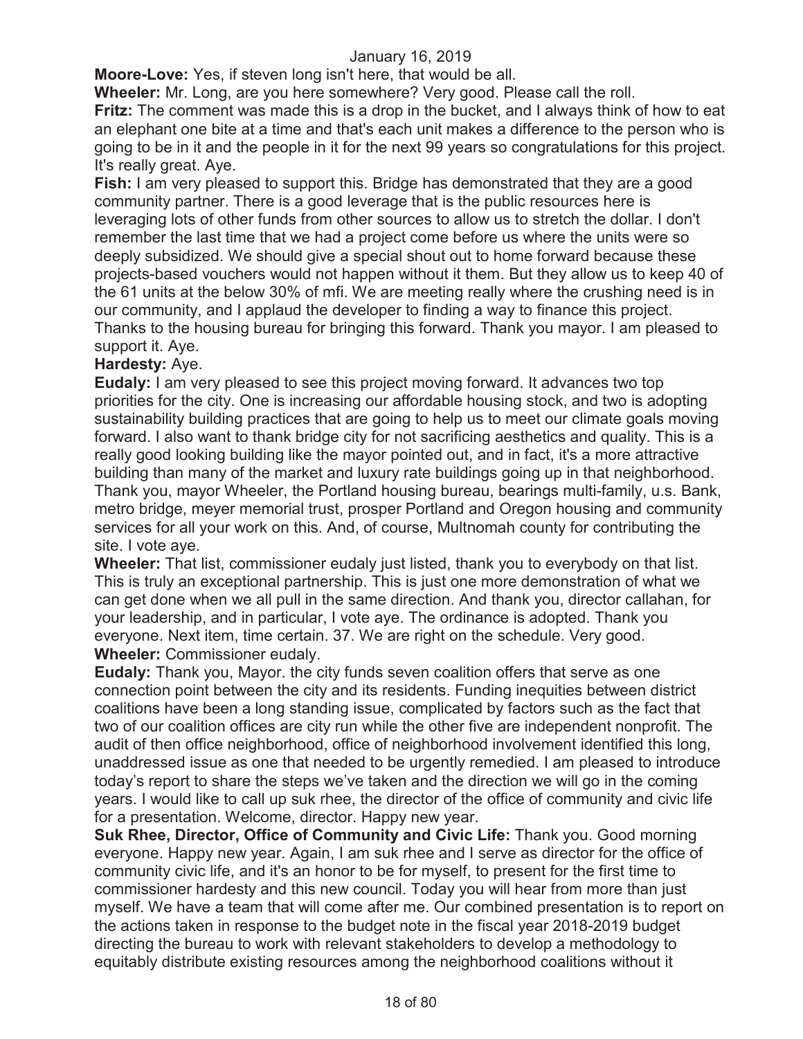**Moore-Love:** Yes, if steven long isn't here, that would be all.

**Wheeler:** Mr. Long, are you here somewhere? Very good. Please call the roll.

**Fritz:** The comment was made this is a drop in the bucket, and I always think of how to eat an elephant one bite at a time and that's each unit makes a difference to the person who is going to be in it and the people in it for the next 99 years so congratulations for this project. It's really great. Aye.

**Fish:** I am very pleased to support this. Bridge has demonstrated that they are a good community partner. There is a good leverage that is the public resources here is leveraging lots of other funds from other sources to allow us to stretch the dollar. I don't remember the last time that we had a project come before us where the units were so deeply subsidized. We should give a special shout out to home forward because these projects-based vouchers would not happen without it them. But they allow us to keep 40 of the 61 units at the below 30% of mfi. We are meeting really where the crushing need is in our community, and I applaud the developer to finding a way to finance this project. Thanks to the housing bureau for bringing this forward. Thank you mayor. I am pleased to support it. Aye.

**Hardesty:** Aye.

**Eudaly:** I am very pleased to see this project moving forward. It advances two top priorities for the city. One is increasing our affordable housing stock, and two is adopting sustainability building practices that are going to help us to meet our climate goals moving forward. I also want to thank bridge city for not sacrificing aesthetics and quality. This is a really good looking building like the mayor pointed out, and in fact, it's a more attractive building than many of the market and luxury rate buildings going up in that neighborhood. Thank you, mayor Wheeler, the Portland housing bureau, bearings multi-family, u.s. Bank, metro bridge, meyer memorial trust, prosper Portland and Oregon housing and community services for all your work on this. And, of course, Multnomah county for contributing the site. I vote aye.

**Wheeler:** That list, commissioner eudaly just listed, thank you to everybody on that list. This is truly an exceptional partnership. This is just one more demonstration of what we can get done when we all pull in the same direction. And thank you, director callahan, for your leadership, and in particular, I vote aye. The ordinance is adopted. Thank you everyone. Next item, time certain. 37. We are right on the schedule. Very good.

**Wheeler:** Commissioner eudaly.

**Eudaly:** Thank you, Mayor. the city funds seven coalition offers that serve as one connection point between the city and its residents. Funding inequities between district coalitions have been a long standing issue, complicated by factors such as the fact that two of our coalition offices are city run while the other five are independent nonprofit. The audit of then office neighborhood, office of neighborhood involvement identified this long, unaddressed issue as one that needed to be urgently remedied. I am pleased to introduce today's report to share the steps we've taken and the direction we will go in the coming years. I would like to call up suk rhee, the director of the office of community and civic life for a presentation. Welcome, director. Happy new year.

**Suk Rhee, Director, Office of Community and Civic Life:** Thank you. Good morning everyone. Happy new year. Again, I am suk rhee and I serve as director for the office of community civic life, and it's an honor to be for myself, to present for the first time to commissioner hardesty and this new council. Today you will hear from more than just myself. We have a team that will come after me. Our combined presentation is to report on the actions taken in response to the budget note in the fiscal year 2018-2019 budget directing the bureau to work with relevant stakeholders to develop a methodology to equitably distribute existing resources among the neighborhood coalitions without it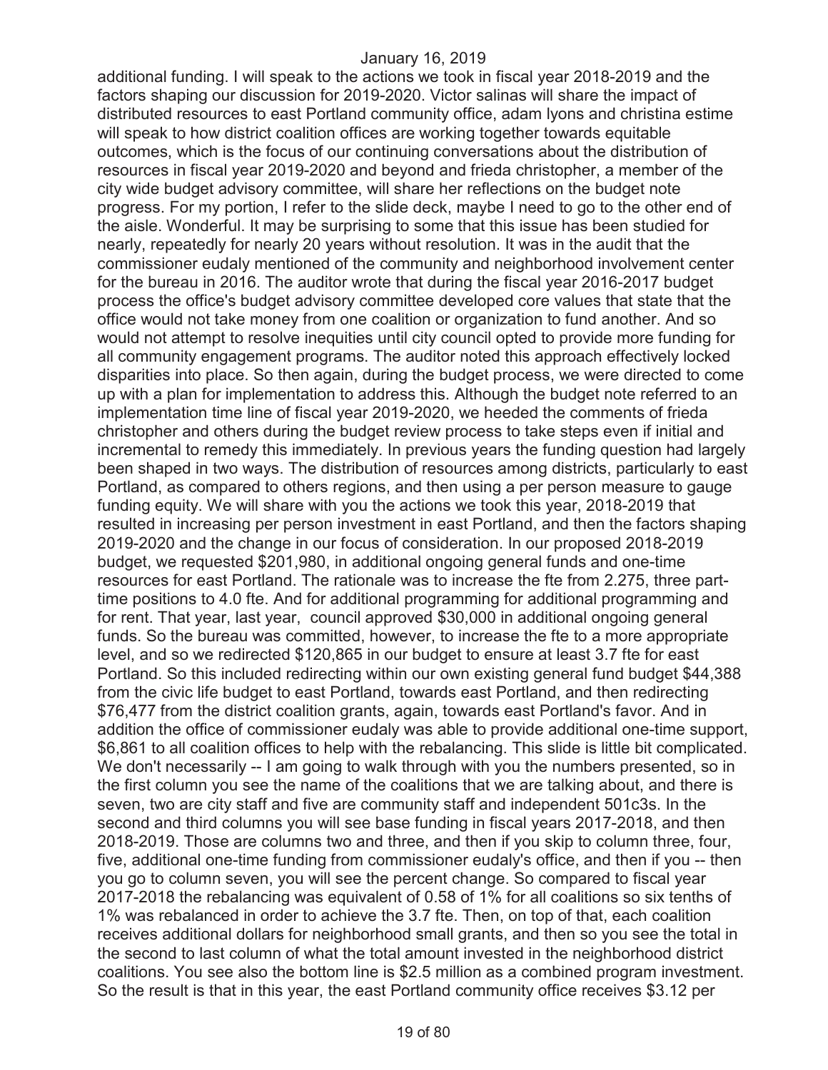additional funding. I will speak to the actions we took in fiscal year 2018-2019 and the factors shaping our discussion for 2019-2020. Victor salinas will share the impact of distributed resources to east Portland community office, adam lyons and christina estime will speak to how district coalition offices are working together towards equitable outcomes, which is the focus of our continuing conversations about the distribution of resources in fiscal year 2019-2020 and beyond and frieda christopher, a member of the city wide budget advisory committee, will share her reflections on the budget note progress. For my portion, I refer to the slide deck, maybe I need to go to the other end of the aisle. Wonderful. It may be surprising to some that this issue has been studied for nearly, repeatedly for nearly 20 years without resolution. It was in the audit that the commissioner eudaly mentioned of the community and neighborhood involvement center for the bureau in 2016. The auditor wrote that during the fiscal year 2016-2017 budget process the office's budget advisory committee developed core values that state that the office would not take money from one coalition or organization to fund another. And so would not attempt to resolve inequities until city council opted to provide more funding for all community engagement programs. The auditor noted this approach effectively locked disparities into place. So then again, during the budget process, we were directed to come up with a plan for implementation to address this. Although the budget note referred to an implementation time line of fiscal year 2019-2020, we heeded the comments of frieda christopher and others during the budget review process to take steps even if initial and incremental to remedy this immediately. In previous years the funding question had largely been shaped in two ways. The distribution of resources among districts, particularly to east Portland, as compared to others regions, and then using a per person measure to gauge funding equity. We will share with you the actions we took this year, 2018-2019 that resulted in increasing per person investment in east Portland, and then the factors shaping 2019-2020 and the change in our focus of consideration. In our proposed 2018-2019 budget, we requested $201,980, in additional ongoing general funds and one-time resources for east Portland. The rationale was to increase the fte from 2.275, three part-time positions to 4.0 fte. And for additional programming for additional programming and for rent. That year, last year, council approved $30,000 in additional ongoing general funds. So the bureau was committed, however, to increase the fte to a more appropriate level, and so we redirected $120,865 in our budget to ensure at least 3.7 fte for east Portland. So this included redirecting within our own existing general fund budget $44,388 from the civic life budget to east Portland, towards east Portland, and then redirecting $76,477 from the district coalition grants, again, towards east Portland's favor. And in addition the office of commissioner eudaly was able to provide additional one-time support, $6,861 to all coalition offices to help with the rebalancing. This slide is little bit complicated. We don't necessarily -- I am going to walk through with you the numbers presented, so in the first column you see the name of the coalitions that we are talking about, and there is seven, two are city staff and five are community staff and independent 501c3s. In the second and third columns you will see base funding in fiscal years 2017-2018, and then 2018-2019. Those are columns two and three, and then if you skip to column three, four, five, additional one-time funding from commissioner eudaly's office, and then if you -- then you go to column seven, you will see the percent change. So compared to fiscal year 2017-2018 the rebalancing was equivalent of 0.58 of 1% for all coalitions so six tenths of 1% was rebalanced in order to achieve the 3.7 fte. Then, on top of that, each coalition receives additional dollars for neighborhood small grants, and then so you see the total in the second to last column of what the total amount invested in the neighborhood district coalitions. You see also the bottom line is $2.5 million as a combined program investment. So the result is that in this year, the east Portland community office receives $3.12 per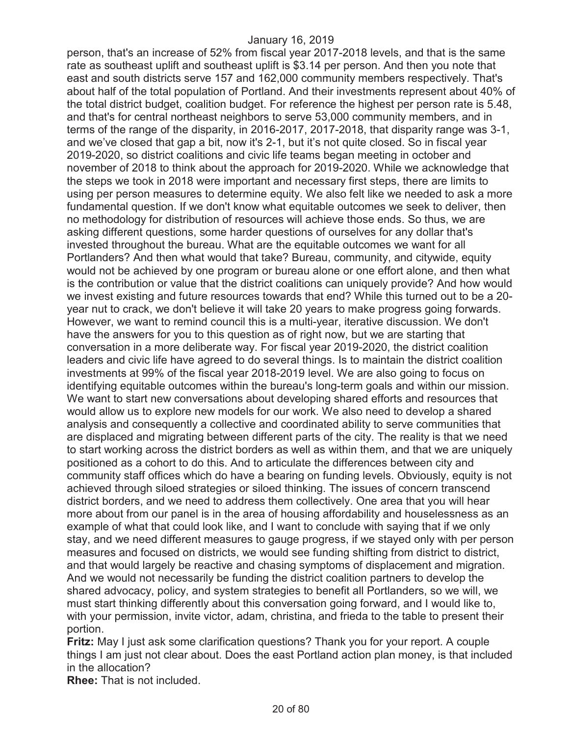person, that's an increase of 52% from fiscal year 2017-2018 levels, and that is the same rate as southeast uplift and southeast uplift is $3.14 per person. And then you note that east and south districts serve 157 and 162,000 community members respectively. That's about half of the total population of Portland. And their investments represent about 40% of the total district budget, coalition budget. For reference the highest per person rate is 5.48, and that's for central northeast neighbors to serve 53,000 community members, and in terms of the range of the disparity, in 2016-2017, 2017-2018, that disparity range was 3-1, and we've closed that gap a bit, now it's 2-1, but it's not quite closed. So in fiscal year 2019-2020, so district coalitions and civic life teams began meeting in october and november of 2018 to think about the approach for 2019-2020. While we acknowledge that the steps we took in 2018 were important and necessary first steps, there are limits to using per person measures to determine equity. We also felt like we needed to ask a more fundamental question. If we don't know what equitable outcomes we seek to deliver, then no methodology for distribution of resources will achieve those ends. So thus, we are asking different questions, some harder questions of ourselves for any dollar that's invested throughout the bureau. What are the equitable outcomes we want for all Portlanders? And then what would that take? Bureau, community, and citywide, equity would not be achieved by one program or bureau alone or one effort alone, and then what is the contribution or value that the district coalitions can uniquely provide? And how would we invest existing and future resources towards that end? While this turned out to be a 20-year nut to crack, we don't believe it will take 20 years to make progress going forwards. However, we want to remind council this is a multi-year, iterative discussion. We don't have the answers for you to this question as of right now, but we are starting that conversation in a more deliberate way. For fiscal year 2019-2020, the district coalition leaders and civic life have agreed to do several things. Is to maintain the district coalition investments at 99% of the fiscal year 2018-2019 level. We are also going to focus on identifying equitable outcomes within the bureau's long-term goals and within our mission. We want to start new conversations about developing shared efforts and resources that would allow us to explore new models for our work. We also need to develop a shared analysis and consequently a collective and coordinated ability to serve communities that are displaced and migrating between different parts of the city. The reality is that we need to start working across the district borders as well as within them, and that we are uniquely positioned as a cohort to do this. And to articulate the differences between city and community staff offices which do have a bearing on funding levels. Obviously, equity is not achieved through siloed strategies or siloed thinking. The issues of concern transcend district borders, and we need to address them collectively. One area that you will hear more about from our panel is in the area of housing affordability and houselessness as an example of what that could look like, and I want to conclude with saying that if we only stay, and we need different measures to gauge progress, if we stayed only with per person measures and focused on districts, we would see funding shifting from district to district, and that would largely be reactive and chasing symptoms of displacement and migration. And we would not necessarily be funding the district coalition partners to develop the shared advocacy, policy, and system strategies to benefit all Portlanders, so we will, we must start thinking differently about this conversation going forward, and I would like to, with your permission, invite victor, adam, christina, and frieda to the table to present their portion.

**Fritz:** May I just ask some clarification questions? Thank you for your report. A couple things I am just not clear about. Does the east Portland action plan money, is that included in the allocation?

**Rhee:** That is not included.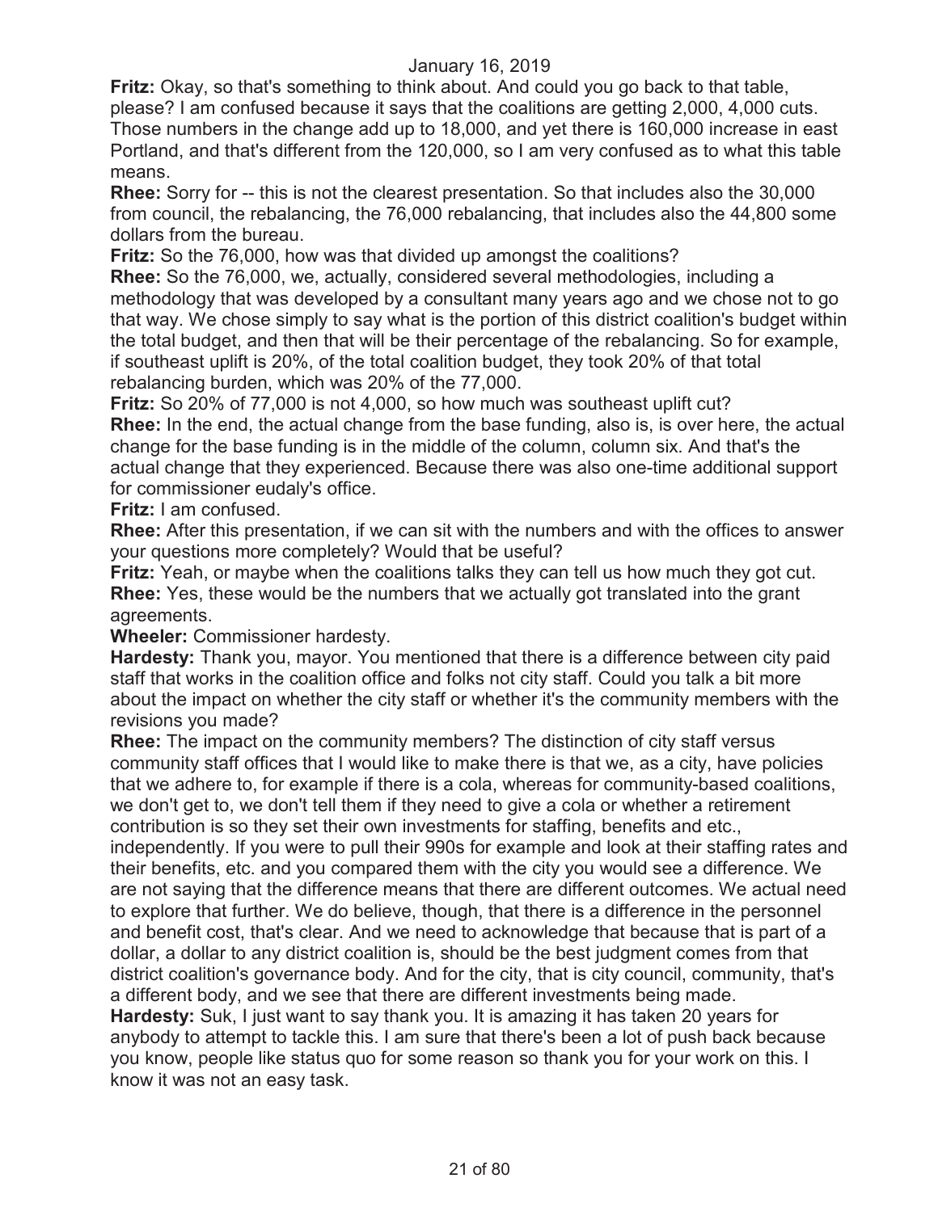**Fritz:** Okay, so that's something to think about. And could you go back to that table, please? I am confused because it says that the coalitions are getting 2,000, 4,000 cuts. Those numbers in the change add up to 18,000, and yet there is 160,000 increase in east Portland, and that's different from the 120,000, so I am very confused as to what this table means.

**Rhee:** Sorry for -- this is not the clearest presentation. So that includes also the 30,000 from council, the rebalancing, the 76,000 rebalancing, that includes also the 44,800 some dollars from the bureau.

**Fritz:** So the 76,000, how was that divided up amongst the coalitions?

**Rhee:** So the 76,000, we, actually, considered several methodologies, including a methodology that was developed by a consultant many years ago and we chose not to go that way. We chose simply to say what is the portion of this district coalition's budget within the total budget, and then that will be their percentage of the rebalancing. So for example, if southeast uplift is 20%, of the total coalition budget, they took 20% of that total rebalancing burden, which was 20% of the 77,000.

**Fritz:** So 20% of 77,000 is not 4,000, so how much was southeast uplift cut?

**Rhee:** In the end, the actual change from the base funding, also is, is over here, the actual change for the base funding is in the middle of the column, column six. And that's the actual change that they experienced. Because there was also one-time additional support for commissioner eudaly's office.

**Fritz:** I am confused.

**Rhee:** After this presentation, if we can sit with the numbers and with the offices to answer your questions more completely? Would that be useful?

**Fritz:** Yeah, or maybe when the coalitions talks they can tell us how much they got cut.

**Rhee:** Yes, these would be the numbers that we actually got translated into the grant agreements.

**Wheeler:** Commissioner hardesty.

**Hardesty:** Thank you, mayor. You mentioned that there is a difference between city paid staff that works in the coalition office and folks not city staff. Could you talk a bit more about the impact on whether the city staff or whether it's the community members with the revisions you made?

**Rhee:** The impact on the community members? The distinction of city staff versus community staff offices that I would like to make there is that we, as a city, have policies that we adhere to, for example if there is a cola, whereas for community-based coalitions, we don't get to, we don't tell them if they need to give a cola or whether a retirement contribution is so they set their own investments for staffing, benefits and etc., independently. If you were to pull their 990s for example and look at their staffing rates and their benefits, etc. and you compared them with the city you would see a difference. We are not saying that the difference means that there are different outcomes. We actual need to explore that further. We do believe, though, that there is a difference in the personnel and benefit cost, that's clear. And we need to acknowledge that because that is part of a dollar, a dollar to any district coalition is, should be the best judgment comes from that district coalition's governance body. And for the city, that is city council, community, that's a different body, and we see that there are different investments being made.

**Hardesty:** Suk, I just want to say thank you. It is amazing it has taken 20 years for anybody to attempt to tackle this. I am sure that there's been a lot of push back because you know, people like status quo for some reason so thank you for your work on this. I know it was not an easy task.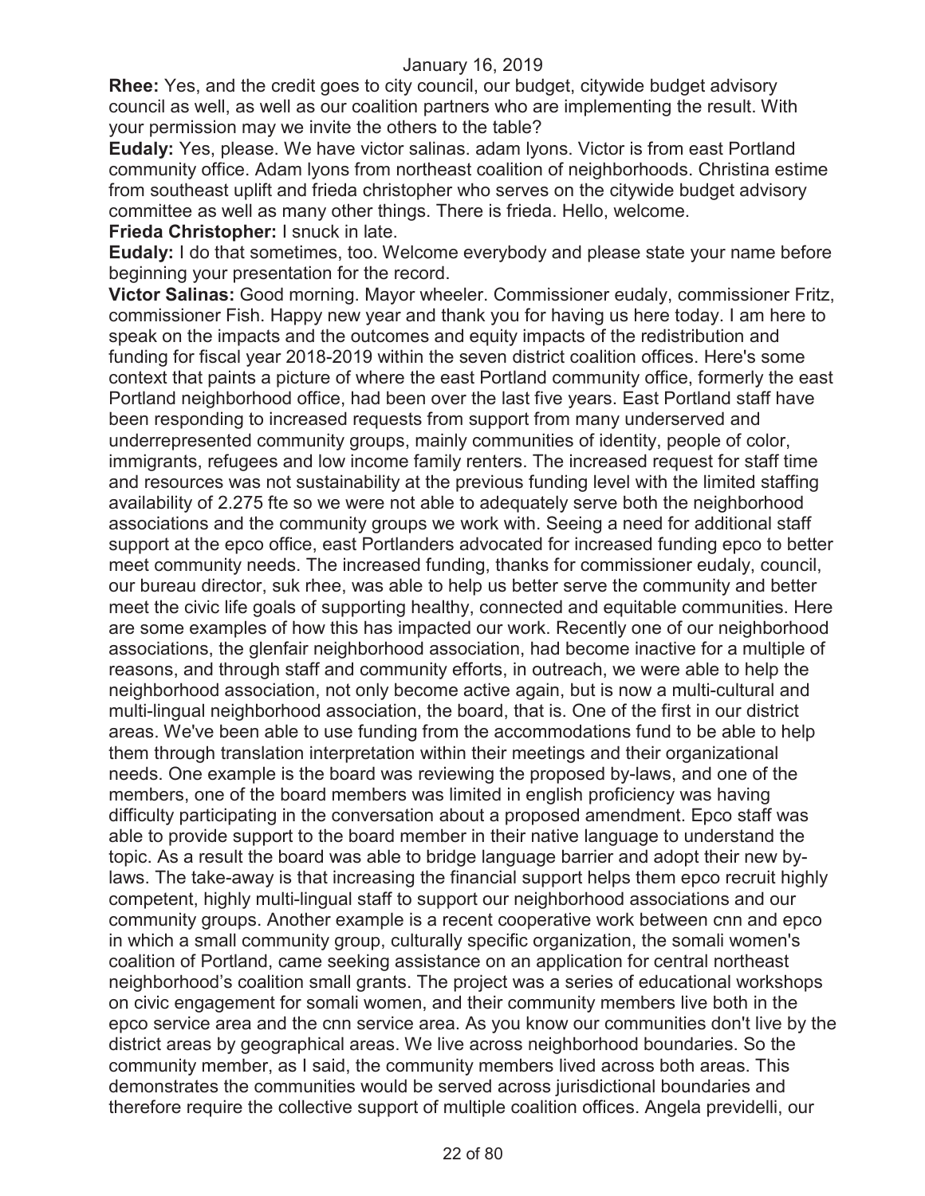**Rhee:** Yes, and the credit goes to city council, our budget, citywide budget advisory council as well, as well as our coalition partners who are implementing the result. With your permission may we invite the others to the table?

**Eudaly:** Yes, please. We have victor salinas. adam lyons. Victor is from east Portland community office. Adam lyons from northeast coalition of neighborhoods. Christina estime from southeast uplift and frieda christopher who serves on the citywide budget advisory committee as well as many other things. There is frieda. Hello, welcome.

**Frieda Christopher:** I snuck in late.

**Eudaly:** I do that sometimes, too. Welcome everybody and please state your name before beginning your presentation for the record.

**Victor Salinas:** Good morning. Mayor wheeler. Commissioner eudaly, commissioner Fritz, commissioner Fish. Happy new year and thank you for having us here today. I am here to speak on the impacts and the outcomes and equity impacts of the redistribution and funding for fiscal year 2018-2019 within the seven district coalition offices. Here's some context that paints a picture of where the east Portland community office, formerly the east Portland neighborhood office, had been over the last five years. East Portland staff have been responding to increased requests from support from many underserved and underrepresented community groups, mainly communities of identity, people of color, immigrants, refugees and low income family renters. The increased request for staff time and resources was not sustainability at the previous funding level with the limited staffing availability of 2.275 fte so we were not able to adequately serve both the neighborhood associations and the community groups we work with. Seeing a need for additional staff support at the epco office, east Portlanders advocated for increased funding epco to better meet community needs. The increased funding, thanks for commissioner eudaly, council, our bureau director, suk rhee, was able to help us better serve the community and better meet the civic life goals of supporting healthy, connected and equitable communities. Here are some examples of how this has impacted our work. Recently one of our neighborhood associations, the glenfair neighborhood association, had become inactive for a multiple of reasons, and through staff and community efforts, in outreach, we were able to help the neighborhood association, not only become active again, but is now a multi-cultural and multi-lingual neighborhood association, the board, that is. One of the first in our district areas. We've been able to use funding from the accommodations fund to be able to help them through translation interpretation within their meetings and their organizational needs. One example is the board was reviewing the proposed by-laws, and one of the members, one of the board members was limited in english proficiency was having difficulty participating in the conversation about a proposed amendment. Epco staff was able to provide support to the board member in their native language to understand the topic. As a result the board was able to bridge language barrier and adopt their new by-laws. The take-away is that increasing the financial support helps them epco recruit highly competent, highly multi-lingual staff to support our neighborhood associations and our community groups. Another example is a recent cooperative work between cnn and epco in which a small community group, culturally specific organization, the somali women's coalition of Portland, came seeking assistance on an application for central northeast neighborhood's coalition small grants. The project was a series of educational workshops on civic engagement for somali women, and their community members live both in the epco service area and the cnn service area. As you know our communities don't live by the district areas by geographical areas. We live across neighborhood boundaries. So the community member, as I said, the community members lived across both areas. This demonstrates the communities would be served across jurisdictional boundaries and therefore require the collective support of multiple coalition offices. Angela previdelli, our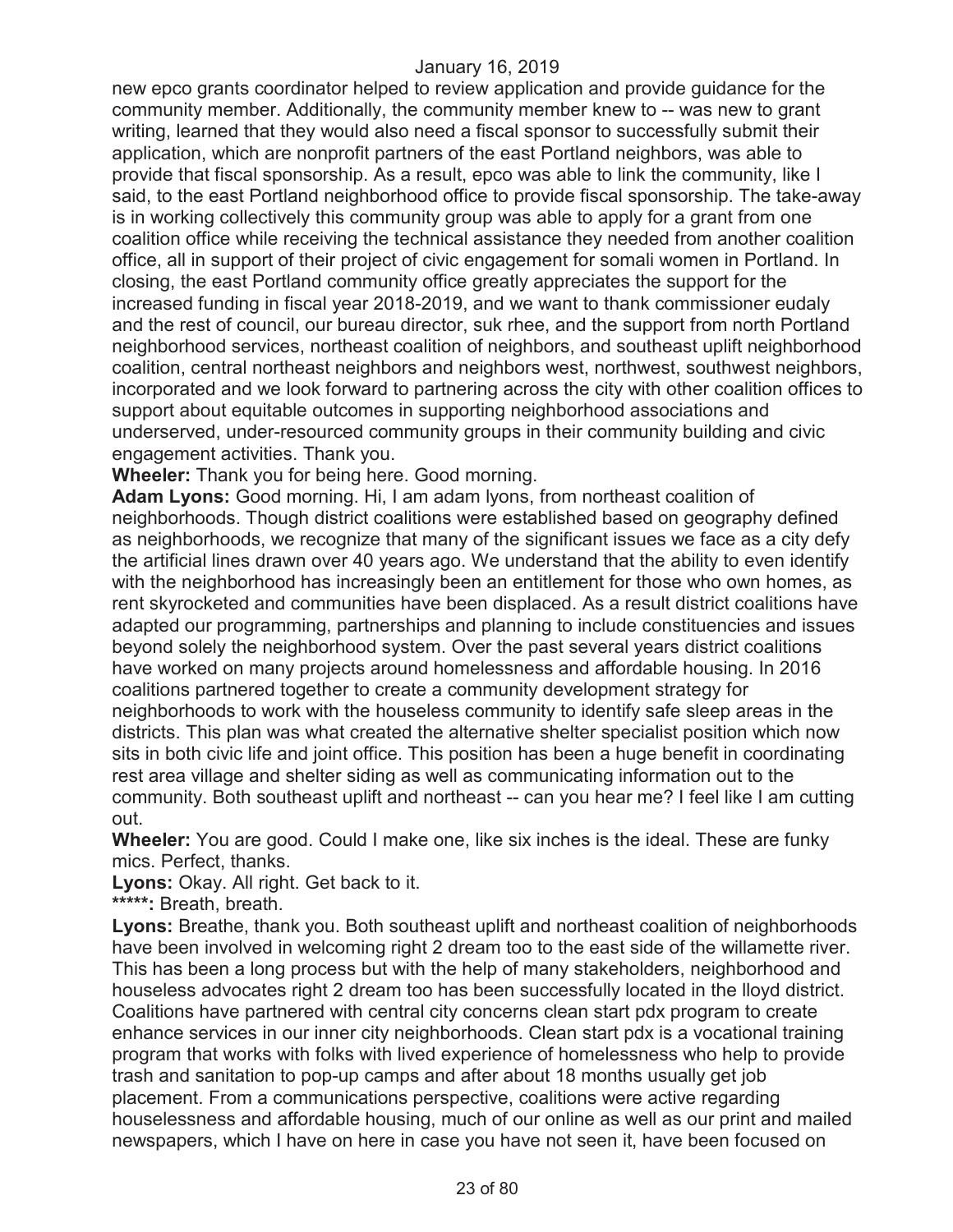new epco grants coordinator helped to review application and provide guidance for the community member. Additionally, the community member knew to -- was new to grant writing, learned that they would also need a fiscal sponsor to successfully submit their application, which are nonprofit partners of the east Portland neighbors, was able to provide that fiscal sponsorship. As a result, epco was able to link the community, like I said, to the east Portland neighborhood office to provide fiscal sponsorship. The take-away is in working collectively this community group was able to apply for a grant from one coalition office while receiving the technical assistance they needed from another coalition office, all in support of their project of civic engagement for somali women in Portland. In closing, the east Portland community office greatly appreciates the support for the increased funding in fiscal year 2018-2019, and we want to thank commissioner eudaly and the rest of council, our bureau director, suk rhee, and the support from north Portland neighborhood services, northeast coalition of neighbors, and southeast uplift neighborhood coalition, central northeast neighbors and neighbors west, northwest, southwest neighbors, incorporated and we look forward to partnering across the city with other coalition offices to support about equitable outcomes in supporting neighborhood associations and underserved, under-resourced community groups in their community building and civic engagement activities. Thank you.

**Wheeler:** Thank you for being here. Good morning.

**Adam Lyons:** Good morning. Hi, I am adam lyons, from northeast coalition of neighborhoods. Though district coalitions were established based on geography defined as neighborhoods, we recognize that many of the significant issues we face as a city defy the artificial lines drawn over 40 years ago. We understand that the ability to even identify with the neighborhood has increasingly been an entitlement for those who own homes, as rent skyrocketed and communities have been displaced. As a result district coalitions have adapted our programming, partnerships and planning to include constituencies and issues beyond solely the neighborhood system. Over the past several years district coalitions have worked on many projects around homelessness and affordable housing. In 2016 coalitions partnered together to create a community development strategy for neighborhoods to work with the houseless community to identify safe sleep areas in the districts. This plan was what created the alternative shelter specialist position which now sits in both civic life and joint office. This position has been a huge benefit in coordinating rest area village and shelter siding as well as communicating information out to the community. Both southeast uplift and northeast -- can you hear me? I feel like I am cutting out.

**Wheeler:** You are good. Could I make one, like six inches is the ideal. These are funky mics. Perfect, thanks.

**Lyons:** Okay. All right. Get back to it.

**\*\*\*\*\*:** Breath, breath.

**Lyons:** Breathe, thank you. Both southeast uplift and northeast coalition of neighborhoods have been involved in welcoming right 2 dream too to the east side of the willamette river. This has been a long process but with the help of many stakeholders, neighborhood and houseless advocates right 2 dream too has been successfully located in the lloyd district. Coalitions have partnered with central city concerns clean start pdx program to create enhance services in our inner city neighborhoods. Clean start pdx is a vocational training program that works with folks with lived experience of homelessness who help to provide trash and sanitation to pop-up camps and after about 18 months usually get job placement. From a communications perspective, coalitions were active regarding houselessness and affordable housing, much of our online as well as our print and mailed newspapers, which I have on here in case you have not seen it, have been focused on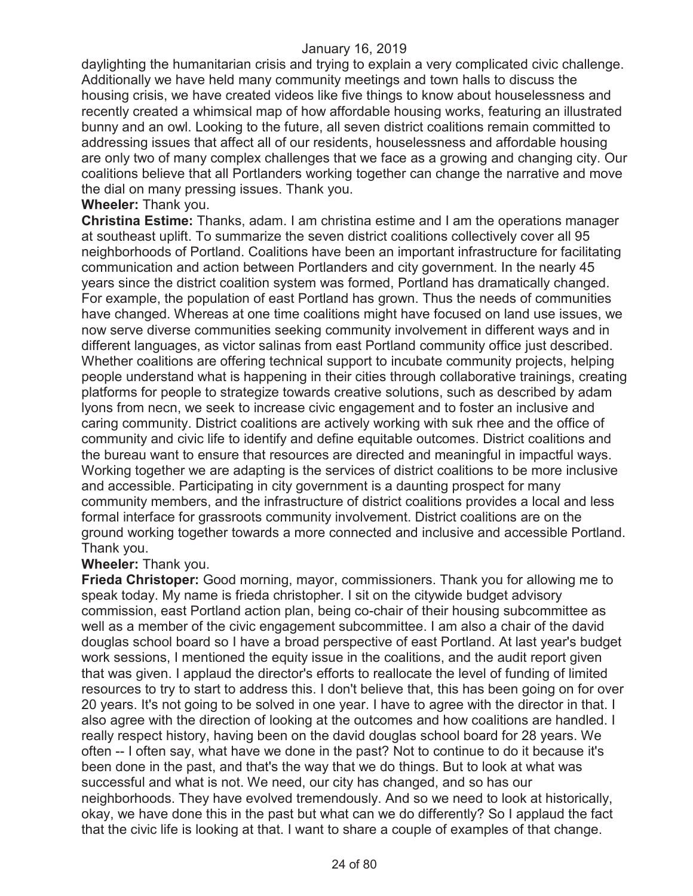daylighting the humanitarian crisis and trying to explain a very complicated civic challenge. Additionally we have held many community meetings and town halls to discuss the housing crisis, we have created videos like five things to know about houselessness and recently created a whimsical map of how affordable housing works, featuring an illustrated bunny and an owl. Looking to the future, all seven district coalitions remain committed to addressing issues that affect all of our residents, houselessness and affordable housing are only two of many complex challenges that we face as a growing and changing city. Our coalitions believe that all Portlanders working together can change the narrative and move the dial on many pressing issues. Thank you.

**Wheeler:** Thank you.

**Christina Estime:** Thanks, adam. I am christina estime and I am the operations manager at southeast uplift. To summarize the seven district coalitions collectively cover all 95 neighborhoods of Portland. Coalitions have been an important infrastructure for facilitating communication and action between Portlanders and city government. In the nearly 45 years since the district coalition system was formed, Portland has dramatically changed. For example, the population of east Portland has grown. Thus the needs of communities have changed. Whereas at one time coalitions might have focused on land use issues, we now serve diverse communities seeking community involvement in different ways and in different languages, as victor salinas from east Portland community office just described. Whether coalitions are offering technical support to incubate community projects, helping people understand what is happening in their cities through collaborative trainings, creating platforms for people to strategize towards creative solutions, such as described by adam lyons from necn, we seek to increase civic engagement and to foster an inclusive and caring community. District coalitions are actively working with suk rhee and the office of community and civic life to identify and define equitable outcomes. District coalitions and the bureau want to ensure that resources are directed and meaningful in impactful ways. Working together we are adapting is the services of district coalitions to be more inclusive and accessible. Participating in city government is a daunting prospect for many community members, and the infrastructure of district coalitions provides a local and less formal interface for grassroots community involvement. District coalitions are on the ground working together towards a more connected and inclusive and accessible Portland. Thank you.

**Wheeler:** Thank you.

**Frieda Christoper:** Good morning, mayor, commissioners. Thank you for allowing me to speak today. My name is frieda christopher. I sit on the citywide budget advisory commission, east Portland action plan, being co-chair of their housing subcommittee as well as a member of the civic engagement subcommittee. I am also a chair of the david douglas school board so I have a broad perspective of east Portland. At last year's budget work sessions, I mentioned the equity issue in the coalitions, and the audit report given that was given. I applaud the director's efforts to reallocate the level of funding of limited resources to try to start to address this. I don't believe that, this has been going on for over 20 years. It's not going to be solved in one year. I have to agree with the director in that. I also agree with the direction of looking at the outcomes and how coalitions are handled. I really respect history, having been on the david douglas school board for 28 years. We often -- I often say, what have we done in the past? Not to continue to do it because it's been done in the past, and that's the way that we do things. But to look at what was successful and what is not. We need, our city has changed, and so has our neighborhoods. They have evolved tremendously. And so we need to look at historically, okay, we have done this in the past but what can we do differently? So I applaud the fact that the civic life is looking at that. I want to share a couple of examples of that change.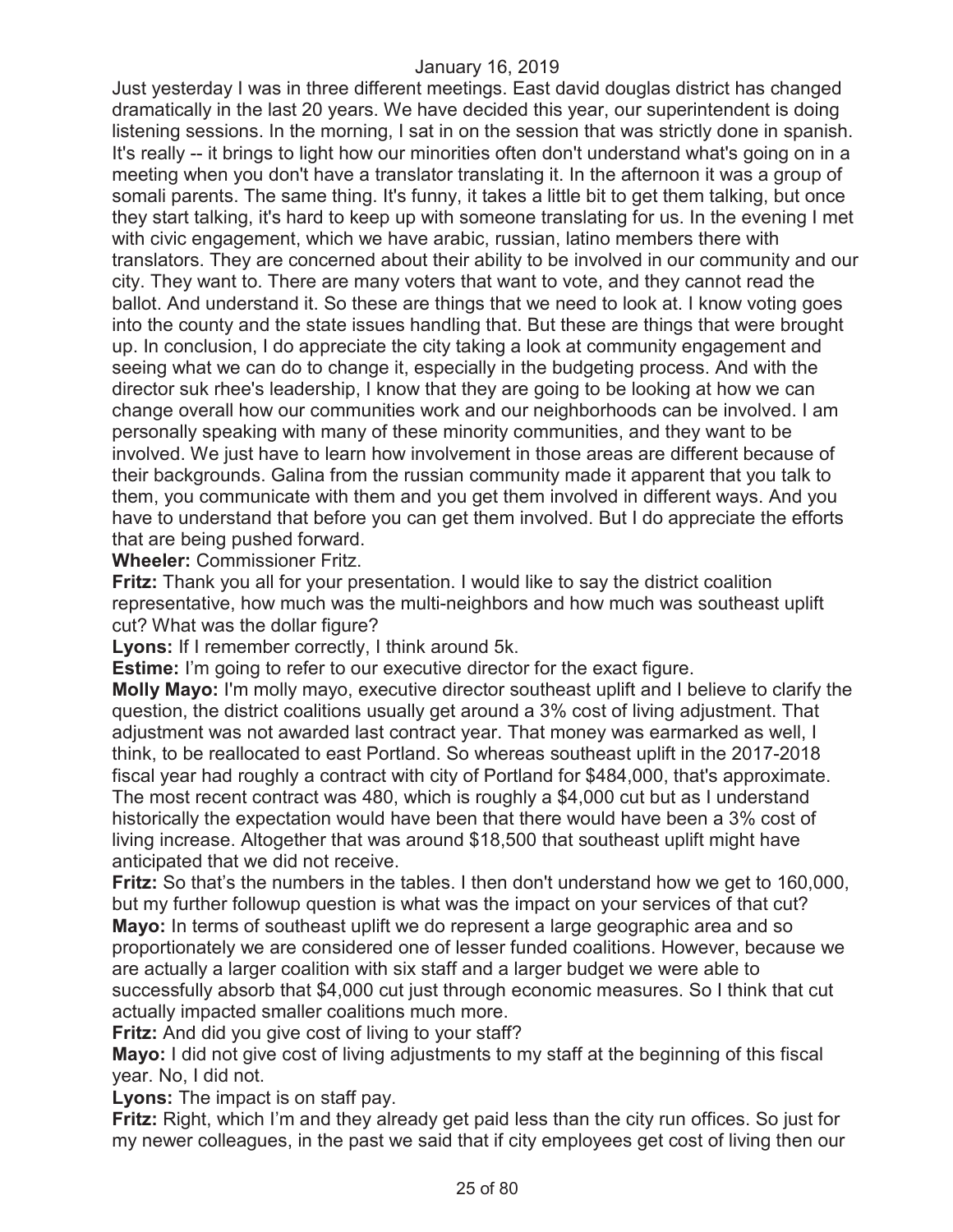Just yesterday I was in three different meetings. East david douglas district has changed dramatically in the last 20 years. We have decided this year, our superintendent is doing listening sessions. In the morning, I sat in on the session that was strictly done in spanish. It's really -- it brings to light how our minorities often don't understand what's going on in a meeting when you don't have a translator translating it. In the afternoon it was a group of somali parents. The same thing. It's funny, it takes a little bit to get them talking, but once they start talking, it's hard to keep up with someone translating for us. In the evening I met with civic engagement, which we have arabic, russian, latino members there with translators. They are concerned about their ability to be involved in our community and our city. They want to. There are many voters that want to vote, and they cannot read the ballot. And understand it. So these are things that we need to look at. I know voting goes into the county and the state issues handling that. But these are things that were brought up. In conclusion, I do appreciate the city taking a look at community engagement and seeing what we can do to change it, especially in the budgeting process. And with the director suk rhee's leadership, I know that they are going to be looking at how we can change overall how our communities work and our neighborhoods can be involved. I am personally speaking with many of these minority communities, and they want to be involved. We just have to learn how involvement in those areas are different because of their backgrounds. Galina from the russian community made it apparent that you talk to them, you communicate with them and you get them involved in different ways. And you have to understand that before you can get them involved. But I do appreciate the efforts that are being pushed forward.

**Wheeler:** Commissioner Fritz.

**Fritz:** Thank you all for your presentation. I would like to say the district coalition representative, how much was the multi-neighbors and how much was southeast uplift cut? What was the dollar figure?

**Lyons:** If I remember correctly, I think around 5k.

**Estime:** I'm going to refer to our executive director for the exact figure.

**Molly Mayo:** I'm molly mayo, executive director southeast uplift and I believe to clarify the question, the district coalitions usually get around a 3% cost of living adjustment. That adjustment was not awarded last contract year. That money was earmarked as well, I think, to be reallocated to east Portland. So whereas southeast uplift in the 2017-2018 fiscal year had roughly a contract with city of Portland for $484,000, that's approximate. The most recent contract was 480, which is roughly a $4,000 cut but as I understand historically the expectation would have been that there would have been a 3% cost of living increase. Altogether that was around $18,500 that southeast uplift might have anticipated that we did not receive.

**Fritz:** So that's the numbers in the tables. I then don't understand how we get to 160,000, but my further followup question is what was the impact on your services of that cut?

**Mayo:** In terms of southeast uplift we do represent a large geographic area and so proportionately we are considered one of lesser funded coalitions. However, because we are actually a larger coalition with six staff and a larger budget we were able to successfully absorb that $4,000 cut just through economic measures. So I think that cut actually impacted smaller coalitions much more.

**Fritz:** And did you give cost of living to your staff?

**Mayo:** I did not give cost of living adjustments to my staff at the beginning of this fiscal year. No, I did not.

**Lyons:** The impact is on staff pay.

**Fritz:** Right, which I'm and they already get paid less than the city run offices. So just for my newer colleagues, in the past we said that if city employees get cost of living then our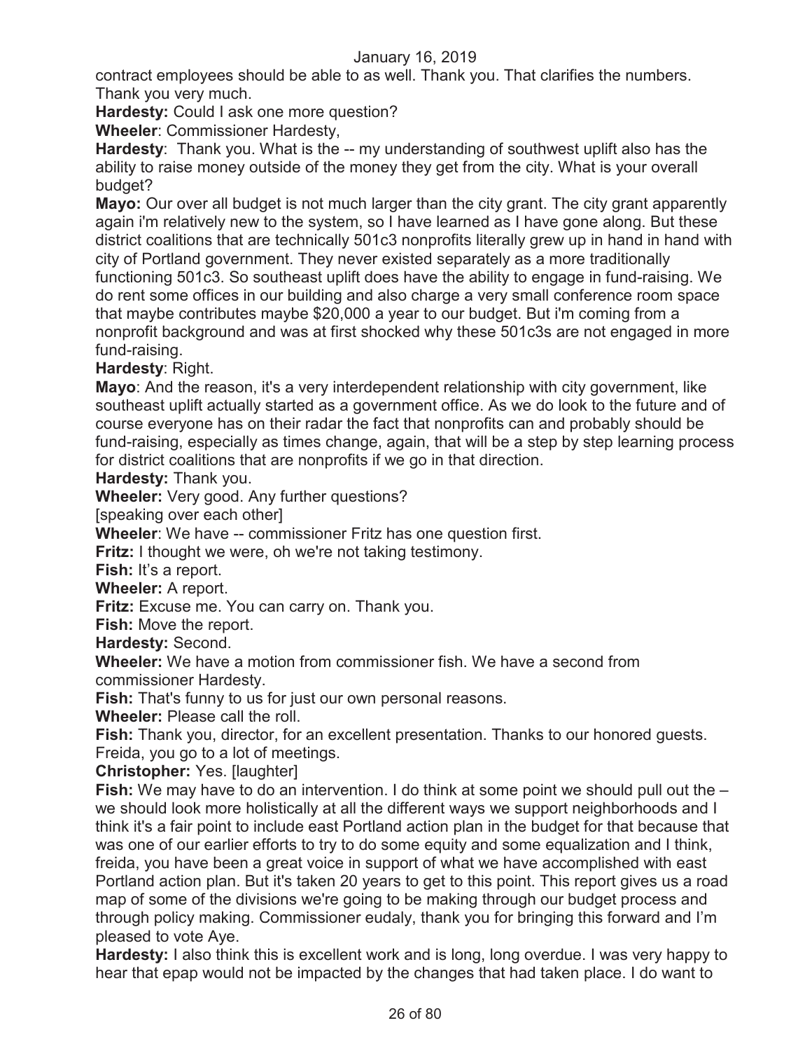contract employees should be able to as well. Thank you. That clarifies the numbers. Thank you very much.

**Hardesty:** Could I ask one more question?

**Wheeler**: Commissioner Hardesty,

**Hardesty**: Thank you. What is the -- my understanding of southwest uplift also has the ability to raise money outside of the money they get from the city. What is your overall budget?

**Mayo:** Our over all budget is not much larger than the city grant. The city grant apparently again i'm relatively new to the system, so I have learned as I have gone along. But these district coalitions that are technically 501c3 nonprofits literally grew up in hand in hand with city of Portland government. They never existed separately as a more traditionally functioning 501c3. So southeast uplift does have the ability to engage in fund-raising. We do rent some offices in our building and also charge a very small conference room space that maybe contributes maybe $20,000 a year to our budget. But i'm coming from a nonprofit background and was at first shocked why these 501c3s are not engaged in more fund-raising.

**Hardesty**: Right.

**Mayo**: And the reason, it's a very interdependent relationship with city government, like southeast uplift actually started as a government office. As we do look to the future and of course everyone has on their radar the fact that nonprofits can and probably should be fund-raising, especially as times change, again, that will be a step by step learning process for district coalitions that are nonprofits if we go in that direction.

**Hardesty:** Thank you.

**Wheeler:** Very good. Any further questions?

[speaking over each other]

**Wheeler**: We have -- commissioner Fritz has one question first.

**Fritz:** I thought we were, oh we're not taking testimony.

**Fish:** It's a report.

**Wheeler:** A report.

**Fritz:** Excuse me. You can carry on. Thank you.

**Fish:** Move the report.

**Hardesty:** Second.

**Wheeler:** We have a motion from commissioner fish. We have a second from commissioner Hardesty.

**Fish:** That's funny to us for just our own personal reasons.

**Wheeler:** Please call the roll.

**Fish:** Thank you, director, for an excellent presentation. Thanks to our honored guests. Freida, you go to a lot of meetings.

**Christopher:** Yes. [laughter]

**Fish:** We may have to do an intervention. I do think at some point we should pull out the – we should look more holistically at all the different ways we support neighborhoods and I think it's a fair point to include east Portland action plan in the budget for that because that was one of our earlier efforts to try to do some equity and some equalization and I think, freida, you have been a great voice in support of what we have accomplished with east Portland action plan. But it's taken 20 years to get to this point. This report gives us a road map of some of the divisions we're going to be making through our budget process and through policy making. Commissioner eudaly, thank you for bringing this forward and I'm pleased to vote Aye.

**Hardesty:** I also think this is excellent work and is long, long overdue. I was very happy to hear that epap would not be impacted by the changes that had taken place. I do want to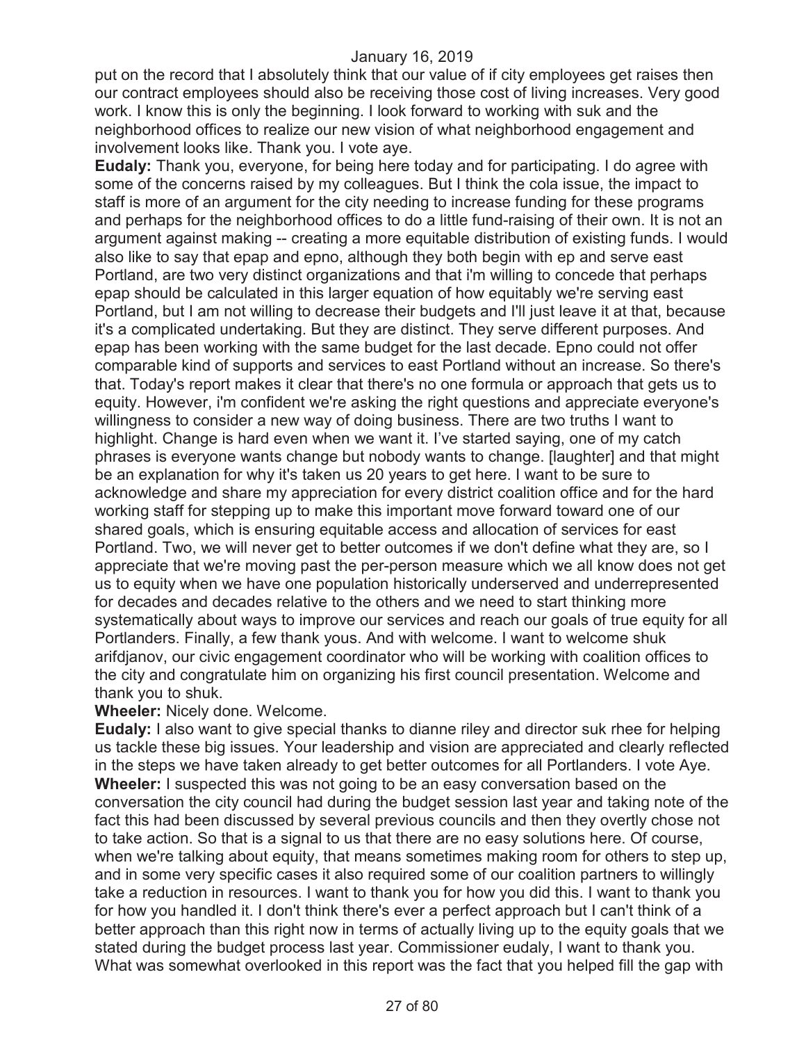put on the record that I absolutely think that our value of if city employees get raises then our contract employees should also be receiving those cost of living increases. Very good work. I know this is only the beginning. I look forward to working with suk and the neighborhood offices to realize our new vision of what neighborhood engagement and involvement looks like. Thank you. I vote aye.

**Eudaly:** Thank you, everyone, for being here today and for participating. I do agree with some of the concerns raised by my colleagues. But I think the cola issue, the impact to staff is more of an argument for the city needing to increase funding for these programs and perhaps for the neighborhood offices to do a little fund-raising of their own. It is not an argument against making -- creating a more equitable distribution of existing funds. I would also like to say that epap and epno, although they both begin with ep and serve east Portland, are two very distinct organizations and that i'm willing to concede that perhaps epap should be calculated in this larger equation of how equitably we're serving east Portland, but I am not willing to decrease their budgets and I'll just leave it at that, because it's a complicated undertaking. But they are distinct. They serve different purposes. And epap has been working with the same budget for the last decade. Epno could not offer comparable kind of supports and services to east Portland without an increase. So there's that. Today's report makes it clear that there's no one formula or approach that gets us to equity. However, i'm confident we're asking the right questions and appreciate everyone's willingness to consider a new way of doing business. There are two truths I want to highlight. Change is hard even when we want it. I've started saying, one of my catch phrases is everyone wants change but nobody wants to change. [laughter] and that might be an explanation for why it's taken us 20 years to get here. I want to be sure to acknowledge and share my appreciation for every district coalition office and for the hard working staff for stepping up to make this important move forward toward one of our shared goals, which is ensuring equitable access and allocation of services for east Portland. Two, we will never get to better outcomes if we don't define what they are, so I appreciate that we're moving past the per-person measure which we all know does not get us to equity when we have one population historically underserved and underrepresented for decades and decades relative to the others and we need to start thinking more systematically about ways to improve our services and reach our goals of true equity for all Portlanders. Finally, a few thank yous. And with welcome. I want to welcome shuk arifdjanov, our civic engagement coordinator who will be working with coalition offices to the city and congratulate him on organizing his first council presentation. Welcome and thank you to shuk.

**Wheeler:** Nicely done. Welcome.

**Eudaly:** I also want to give special thanks to dianne riley and director suk rhee for helping us tackle these big issues. Your leadership and vision are appreciated and clearly reflected in the steps we have taken already to get better outcomes for all Portlanders. I vote Aye.

**Wheeler:** I suspected this was not going to be an easy conversation based on the conversation the city council had during the budget session last year and taking note of the fact this had been discussed by several previous councils and then they overtly chose not to take action. So that is a signal to us that there are no easy solutions here. Of course, when we're talking about equity, that means sometimes making room for others to step up, and in some very specific cases it also required some of our coalition partners to willingly take a reduction in resources. I want to thank you for how you did this. I want to thank you for how you handled it. I don't think there's ever a perfect approach but I can't think of a better approach than this right now in terms of actually living up to the equity goals that we stated during the budget process last year. Commissioner eudaly, I want to thank you. What was somewhat overlooked in this report was the fact that you helped fill the gap with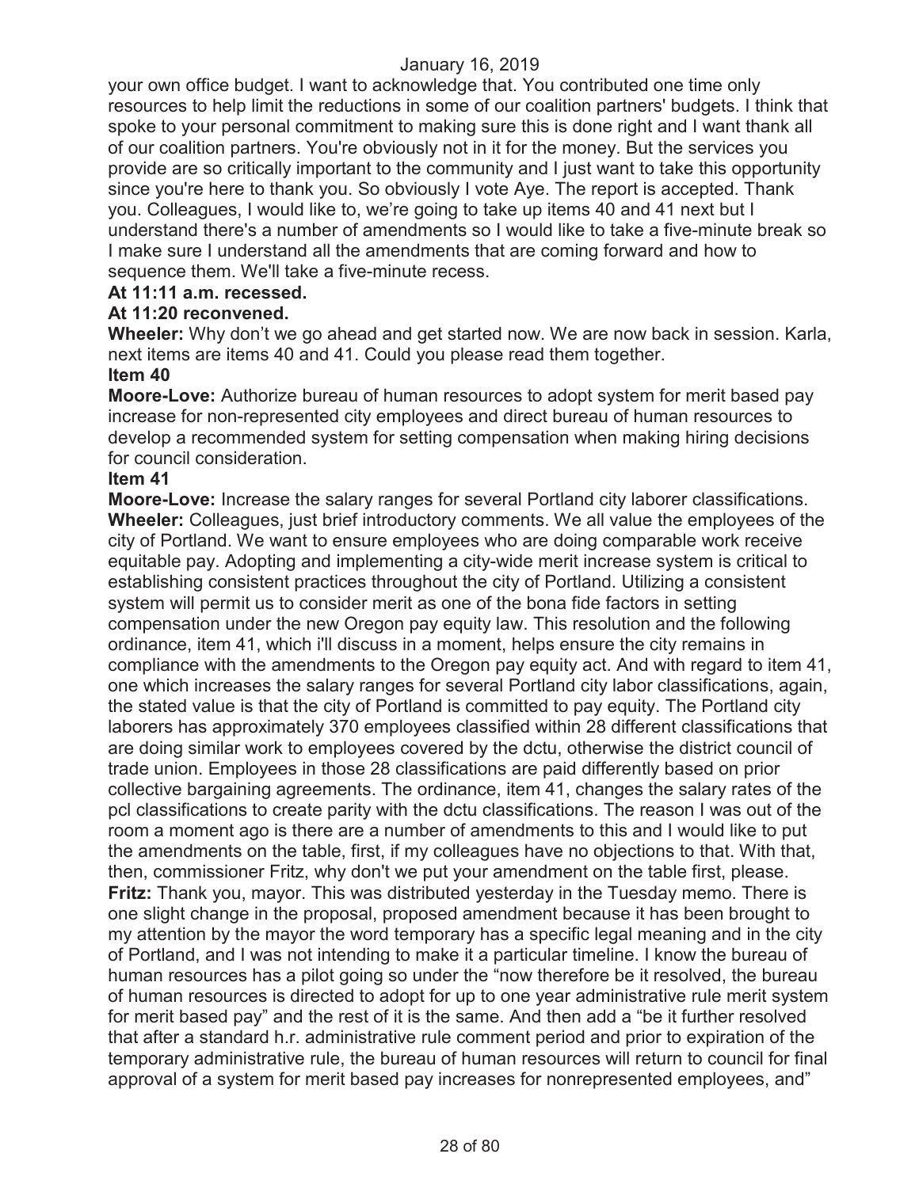your own office budget. I want to acknowledge that. You contributed one time only resources to help limit the reductions in some of our coalition partners' budgets. I think that spoke to your personal commitment to making sure this is done right and I want thank all of our coalition partners. You're obviously not in it for the money. But the services you provide are so critically important to the community and I just want to take this opportunity since you're here to thank you. So obviously I vote Aye. The report is accepted. Thank you. Colleagues, I would like to, we're going to take up items 40 and 41 next but I understand there's a number of amendments so I would like to take a five-minute break so I make sure I understand all the amendments that are coming forward and how to sequence them. We'll take a five-minute recess.

**At 11:11 a.m. recessed.**

**At 11:20 reconvened.**

**Wheeler:** Why don't we go ahead and get started now. We are now back in session. Karla, next items are items 40 and 41. Could you please read them together.

**Item 40**

**Moore-Love:** Authorize bureau of human resources to adopt system for merit based pay increase for non-represented city employees and direct bureau of human resources to develop a recommended system for setting compensation when making hiring decisions for council consideration.

**Item 41**

**Moore-Love:** Increase the salary ranges for several Portland city laborer classifications.

**Wheeler:** Colleagues, just brief introductory comments. We all value the employees of the city of Portland. We want to ensure employees who are doing comparable work receive equitable pay. Adopting and implementing a city-wide merit increase system is critical to establishing consistent practices throughout the city of Portland. Utilizing a consistent system will permit us to consider merit as one of the bona fide factors in setting compensation under the new Oregon pay equity law. This resolution and the following ordinance, item 41, which i'll discuss in a moment, helps ensure the city remains in compliance with the amendments to the Oregon pay equity act. And with regard to item 41, one which increases the salary ranges for several Portland city labor classifications, again, the stated value is that the city of Portland is committed to pay equity. The Portland city laborers has approximately 370 employees classified within 28 different classifications that are doing similar work to employees covered by the dctu, otherwise the district council of trade union. Employees in those 28 classifications are paid differently based on prior collective bargaining agreements. The ordinance, item 41, changes the salary rates of the pcl classifications to create parity with the dctu classifications. The reason I was out of the room a moment ago is there are a number of amendments to this and I would like to put the amendments on the table, first, if my colleagues have no objections to that. With that, then, commissioner Fritz, why don't we put your amendment on the table first, please.

**Fritz:** Thank you, mayor. This was distributed yesterday in the Tuesday memo. There is one slight change in the proposal, proposed amendment because it has been brought to my attention by the mayor the word temporary has a specific legal meaning and in the city of Portland, and I was not intending to make it a particular timeline. I know the bureau of human resources has a pilot going so under the "now therefore be it resolved, the bureau of human resources is directed to adopt for up to one year administrative rule merit system for merit based pay" and the rest of it is the same. And then add a "be it further resolved that after a standard h.r. administrative rule comment period and prior to expiration of the temporary administrative rule, the bureau of human resources will return to council for final approval of a system for merit based pay increases for nonrepresented employees, and"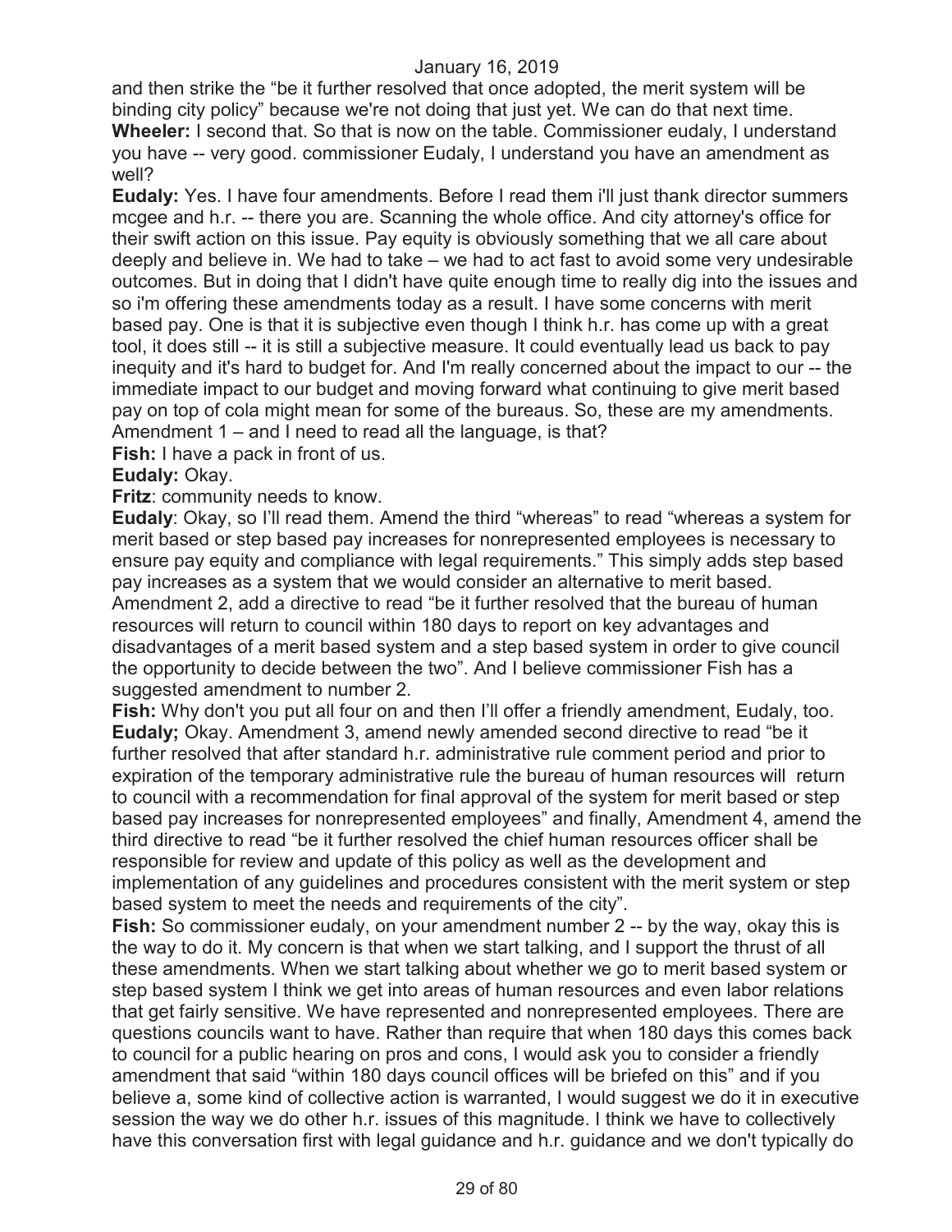and then strike the "be it further resolved that once adopted, the merit system will be binding city policy" because we're not doing that just yet. We can do that next time.
**Wheeler:** I second that. So that is now on the table. Commissioner eudaly, I understand you have -- very good. commissioner Eudaly, I understand you have an amendment as well?
**Eudaly:** Yes. I have four amendments. Before I read them i'll just thank director summers mcgee and h.r. -- there you are. Scanning the whole office. And city attorney's office for their swift action on this issue. Pay equity is obviously something that we all care about deeply and believe in. We had to take – we had to act fast to avoid some very undesirable outcomes. But in doing that I didn't have quite enough time to really dig into the issues and so i'm offering these amendments today as a result. I have some concerns with merit based pay. One is that it is subjective even though I think h.r. has come up with a great tool, it does still -- it is still a subjective measure. It could eventually lead us back to pay inequity and it's hard to budget for. And I'm really concerned about the impact to our -- the immediate impact to our budget and moving forward what continuing to give merit based pay on top of cola might mean for some of the bureaus. So, these are my amendments. Amendment 1 – and I need to read all the language, is that?
**Fish:** I have a pack in front of us.
**Eudaly:** Okay.
**Fritz**: community needs to know.
**Eudaly**: Okay, so I'll read them. Amend the third "whereas" to read "whereas a system for merit based or step based pay increases for nonrepresented employees is necessary to ensure pay equity and compliance with legal requirements." This simply adds step based pay increases as a system that we would consider an alternative to merit based. Amendment 2, add a directive to read "be it further resolved that the bureau of human resources will return to council within 180 days to report on key advantages and disadvantages of a merit based system and a step based system in order to give council the opportunity to decide between the two". And I believe commissioner Fish has a suggested amendment to number 2.
**Fish:** Why don't you put all four on and then I'll offer a friendly amendment, Eudaly, too.
**Eudaly;** Okay. Amendment 3, amend newly amended second directive to read "be it further resolved that after standard h.r. administrative rule comment period and prior to expiration of the temporary administrative rule the bureau of human resources will return to council with a recommendation for final approval of the system for merit based or step based pay increases for nonrepresented employees" and finally, Amendment 4, amend the third directive to read "be it further resolved the chief human resources officer shall be responsible for review and update of this policy as well as the development and implementation of any guidelines and procedures consistent with the merit system or step based system to meet the needs and requirements of the city".
**Fish:** So commissioner eudaly, on your amendment number 2 -- by the way, okay this is the way to do it. My concern is that when we start talking, and I support the thrust of all these amendments. When we start talking about whether we go to merit based system or step based system I think we get into areas of human resources and even labor relations that get fairly sensitive. We have represented and nonrepresented employees. There are questions councils want to have. Rather than require that when 180 days this comes back to council for a public hearing on pros and cons, I would ask you to consider a friendly amendment that said "within 180 days council offices will be briefed on this" and if you believe a, some kind of collective action is warranted, I would suggest we do it in executive session the way we do other h.r. issues of this magnitude. I think we have to collectively have this conversation first with legal guidance and h.r. guidance and we don't typically do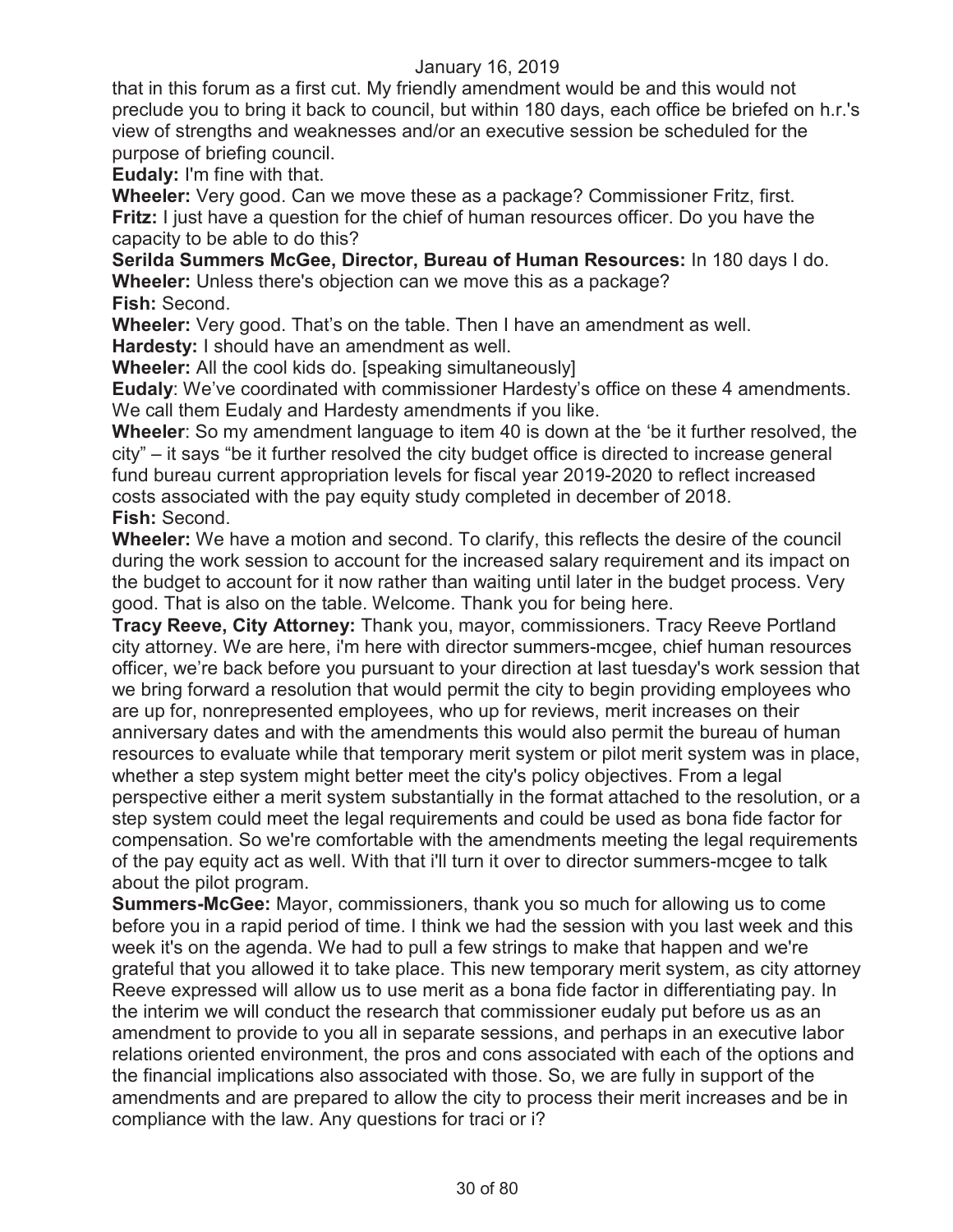that in this forum as a first cut. My friendly amendment would be and this would not preclude you to bring it back to council, but within 180 days, each office be briefed on h.r.'s view of strengths and weaknesses and/or an executive session be scheduled for the purpose of briefing council.

**Eudaly:** I'm fine with that.

**Wheeler:** Very good. Can we move these as a package? Commissioner Fritz, first.

**Fritz:** I just have a question for the chief of human resources officer. Do you have the capacity to be able to do this?

**Serilda Summers McGee, Director, Bureau of Human Resources:** In 180 days I do.

**Wheeler:** Unless there's objection can we move this as a package?

**Fish:** Second.

**Wheeler:** Very good. That's on the table. Then I have an amendment as well.

**Hardesty:** I should have an amendment as well.

**Wheeler:** All the cool kids do. [speaking simultaneously]

**Eudaly**: We've coordinated with commissioner Hardesty's office on these 4 amendments. We call them Eudaly and Hardesty amendments if you like.

**Wheeler**: So my amendment language to item 40 is down at the 'be it further resolved, the city" – it says "be it further resolved the city budget office is directed to increase general fund bureau current appropriation levels for fiscal year 2019-2020 to reflect increased costs associated with the pay equity study completed in december of 2018.

**Fish:** Second.

**Wheeler:** We have a motion and second. To clarify, this reflects the desire of the council during the work session to account for the increased salary requirement and its impact on the budget to account for it now rather than waiting until later in the budget process. Very good. That is also on the table. Welcome. Thank you for being here.

**Tracy Reeve, City Attorney:** Thank you, mayor, commissioners. Tracy Reeve Portland city attorney. We are here, i'm here with director summers-mcgee, chief human resources officer, we're back before you pursuant to your direction at last tuesday's work session that we bring forward a resolution that would permit the city to begin providing employees who are up for, nonrepresented employees, who up for reviews, merit increases on their anniversary dates and with the amendments this would also permit the bureau of human resources to evaluate while that temporary merit system or pilot merit system was in place, whether a step system might better meet the city's policy objectives. From a legal perspective either a merit system substantially in the format attached to the resolution, or a step system could meet the legal requirements and could be used as bona fide factor for compensation. So we're comfortable with the amendments meeting the legal requirements of the pay equity act as well. With that i'll turn it over to director summers-mcgee to talk about the pilot program.

**Summers-McGee:** Mayor, commissioners, thank you so much for allowing us to come before you in a rapid period of time. I think we had the session with you last week and this week it's on the agenda. We had to pull a few strings to make that happen and we're grateful that you allowed it to take place. This new temporary merit system, as city attorney Reeve expressed will allow us to use merit as a bona fide factor in differentiating pay. In the interim we will conduct the research that commissioner eudaly put before us as an amendment to provide to you all in separate sessions, and perhaps in an executive labor relations oriented environment, the pros and cons associated with each of the options and the financial implications also associated with those. So, we are fully in support of the amendments and are prepared to allow the city to process their merit increases and be in compliance with the law. Any questions for traci or i?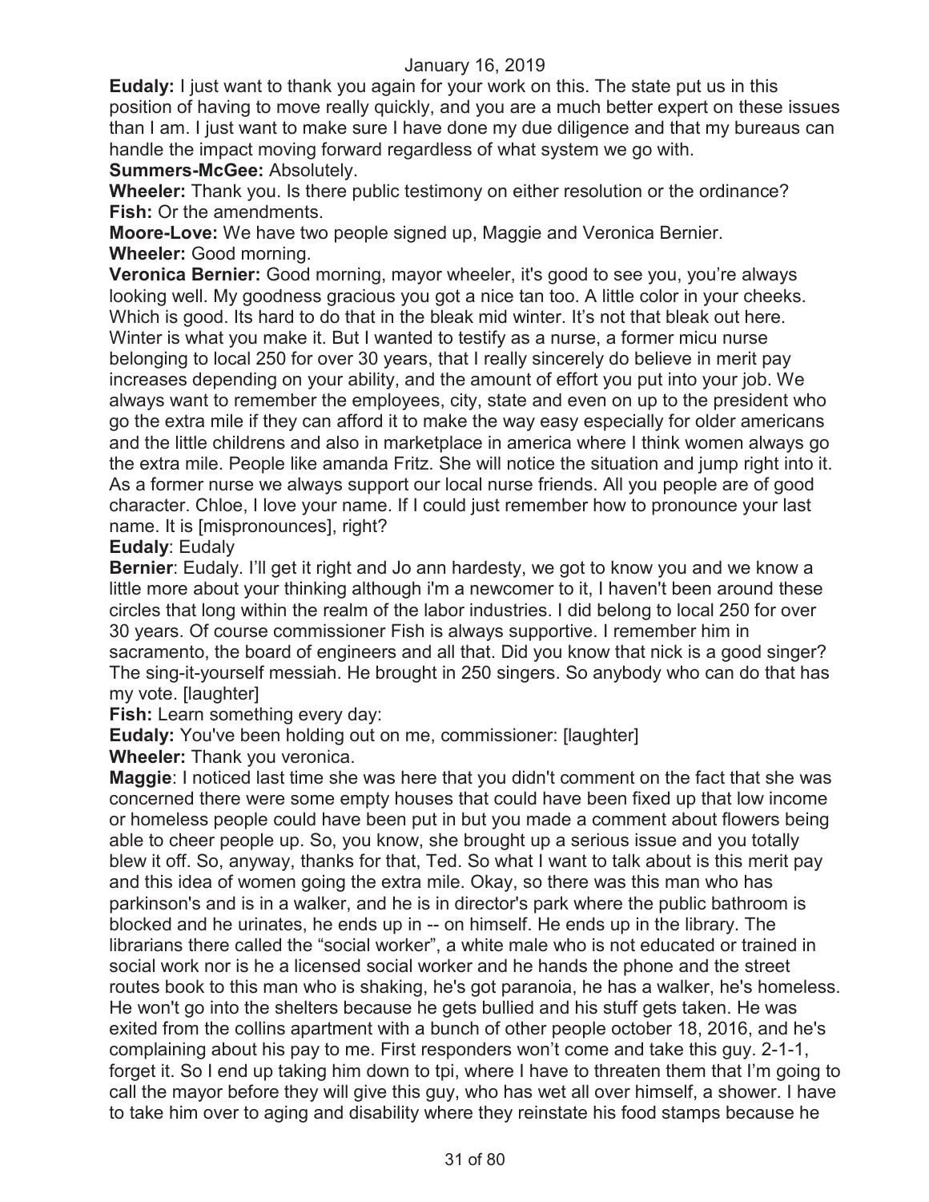**Eudaly:** I just want to thank you again for your work on this. The state put us in this position of having to move really quickly, and you are a much better expert on these issues than I am. I just want to make sure I have done my due diligence and that my bureaus can handle the impact moving forward regardless of what system we go with.

**Summers-McGee:** Absolutely.

**Wheeler:** Thank you. Is there public testimony on either resolution or the ordinance?

**Fish:** Or the amendments.

**Moore-Love:** We have two people signed up, Maggie and Veronica Bernier.

**Wheeler:** Good morning.

**Veronica Bernier:** Good morning, mayor wheeler, it's good to see you, you're always looking well. My goodness gracious you got a nice tan too. A little color in your cheeks. Which is good. Its hard to do that in the bleak mid winter. It's not that bleak out here. Winter is what you make it. But I wanted to testify as a nurse, a former micu nurse belonging to local 250 for over 30 years, that I really sincerely do believe in merit pay increases depending on your ability, and the amount of effort you put into your job. We always want to remember the employees, city, state and even on up to the president who go the extra mile if they can afford it to make the way easy especially for older americans and the little childrens and also in marketplace in america where I think women always go the extra mile. People like amanda Fritz. She will notice the situation and jump right into it. As a former nurse we always support our local nurse friends. All you people are of good character. Chloe, I love your name. If I could just remember how to pronounce your last name. It is [mispronounces], right?

**Eudaly**: Eudaly

**Bernier**: Eudaly. I'll get it right and Jo ann hardesty, we got to know you and we know a little more about your thinking although i'm a newcomer to it, I haven't been around these circles that long within the realm of the labor industries. I did belong to local 250 for over 30 years. Of course commissioner Fish is always supportive. I remember him in sacramento, the board of engineers and all that. Did you know that nick is a good singer? The sing-it-yourself messiah. He brought in 250 singers. So anybody who can do that has my vote. [laughter]

**Fish:** Learn something every day:

**Eudaly:** You've been holding out on me, commissioner: [laughter]

**Wheeler:** Thank you veronica.

**Maggie**: I noticed last time she was here that you didn't comment on the fact that she was concerned there were some empty houses that could have been fixed up that low income or homeless people could have been put in but you made a comment about flowers being able to cheer people up. So, you know, she brought up a serious issue and you totally blew it off. So, anyway, thanks for that, Ted. So what I want to talk about is this merit pay and this idea of women going the extra mile. Okay, so there was this man who has parkinson's and is in a walker, and he is in director's park where the public bathroom is blocked and he urinates, he ends up in -- on himself. He ends up in the library. The librarians there called the "social worker", a white male who is not educated or trained in social work nor is he a licensed social worker and he hands the phone and the street routes book to this man who is shaking, he's got paranoia, he has a walker, he's homeless. He won't go into the shelters because he gets bullied and his stuff gets taken. He was exited from the collins apartment with a bunch of other people october 18, 2016, and he's complaining about his pay to me. First responders won't come and take this guy. 2-1-1, forget it. So I end up taking him down to tpi, where I have to threaten them that I'm going to call the mayor before they will give this guy, who has wet all over himself, a shower. I have to take him over to aging and disability where they reinstate his food stamps because he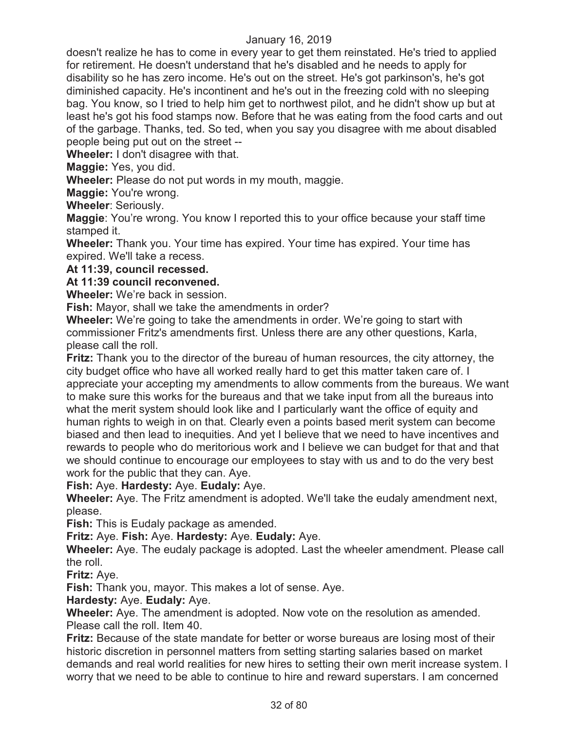doesn't realize he has to come in every year to get them reinstated. He's tried to applied for retirement. He doesn't understand that he's disabled and he needs to apply for disability so he has zero income. He's out on the street. He's got parkinson's, he's got diminished capacity. He's incontinent and he's out in the freezing cold with no sleeping bag. You know, so I tried to help him get to northwest pilot, and he didn't show up but at least he's got his food stamps now. Before that he was eating from the food carts and out of the garbage. Thanks, ted. So ted, when you say you disagree with me about disabled people being put out on the street --

**Wheeler:** I don't disagree with that.

**Maggie:** Yes, you did.

**Wheeler:** Please do not put words in my mouth, maggie.

**Maggie:** You're wrong.

**Wheeler**: Seriously.

**Maggie**: You're wrong. You know I reported this to your office because your staff time stamped it.

**Wheeler:** Thank you. Your time has expired. Your time has expired. Your time has expired. We'll take a recess.

**At 11:39, council recessed.**

**At 11:39 council reconvened.**

**Wheeler:** We're back in session.

**Fish:** Mayor, shall we take the amendments in order?

**Wheeler:** We're going to take the amendments in order. We're going to start with commissioner Fritz's amendments first. Unless there are any other questions, Karla, please call the roll.

**Fritz:** Thank you to the director of the bureau of human resources, the city attorney, the city budget office who have all worked really hard to get this matter taken care of. I appreciate your accepting my amendments to allow comments from the bureaus. We want to make sure this works for the bureaus and that we take input from all the bureaus into what the merit system should look like and I particularly want the office of equity and human rights to weigh in on that. Clearly even a points based merit system can become biased and then lead to inequities. And yet I believe that we need to have incentives and rewards to people who do meritorious work and I believe we can budget for that and that we should continue to encourage our employees to stay with us and to do the very best work for the public that they can. Aye.

**Fish:** Aye. **Hardesty:** Aye. **Eudaly:** Aye.

**Wheeler:** Aye. The Fritz amendment is adopted. We'll take the eudaly amendment next, please.

**Fish:** This is Eudaly package as amended.

**Fritz:** Aye. **Fish:** Aye. **Hardesty:** Aye. **Eudaly:** Aye.

**Wheeler:** Aye. The eudaly package is adopted. Last the wheeler amendment. Please call the roll.

**Fritz:** Aye.

**Fish:** Thank you, mayor. This makes a lot of sense. Aye.

**Hardesty:** Aye. **Eudaly:** Aye.

**Wheeler:** Aye. The amendment is adopted. Now vote on the resolution as amended. Please call the roll. Item 40.

**Fritz:** Because of the state mandate for better or worse bureaus are losing most of their historic discretion in personnel matters from setting starting salaries based on market demands and real world realities for new hires to setting their own merit increase system. I worry that we need to be able to continue to hire and reward superstars. I am concerned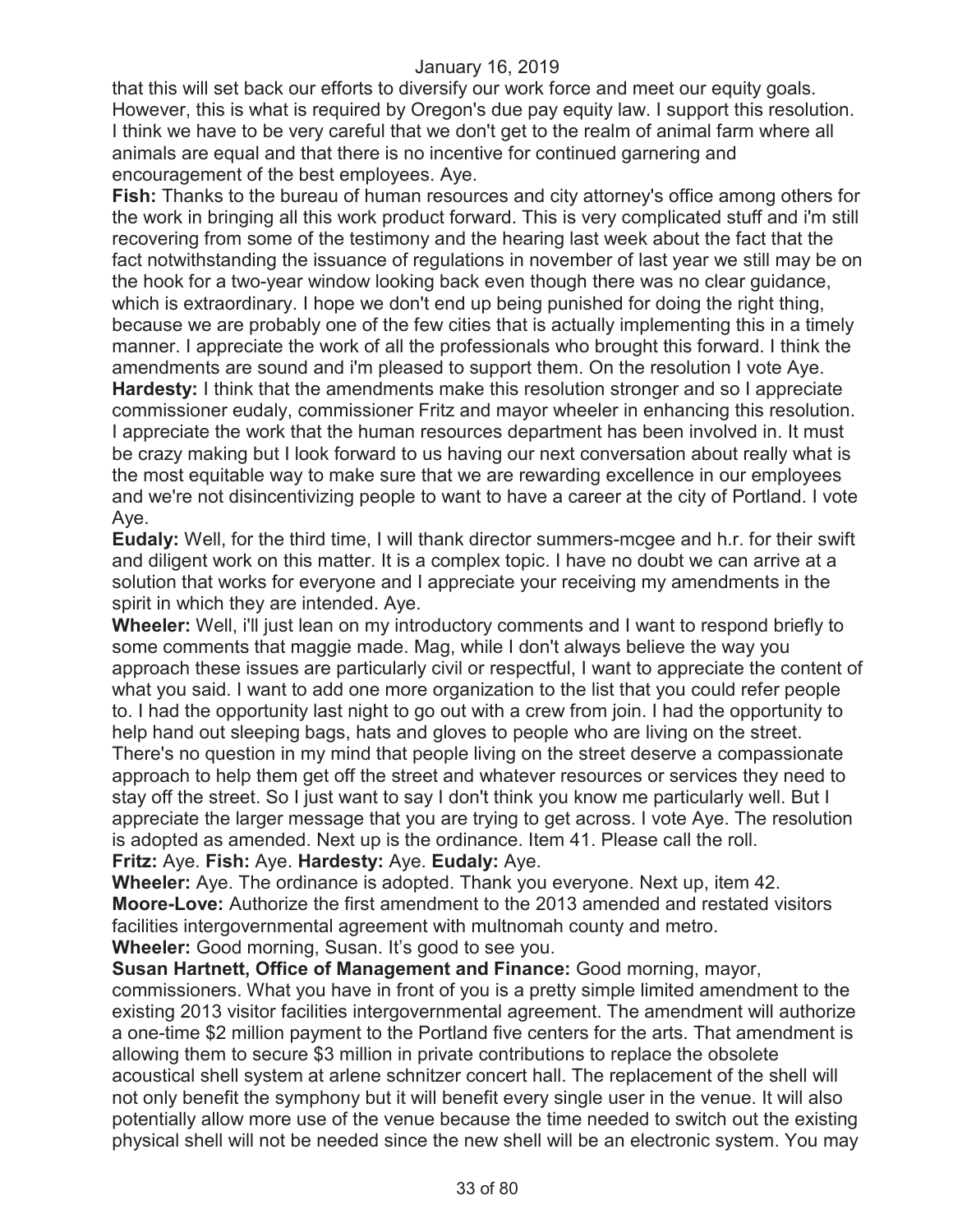that this will set back our efforts to diversify our work force and meet our equity goals. However, this is what is required by Oregon's due pay equity law. I support this resolution. I think we have to be very careful that we don't get to the realm of animal farm where all animals are equal and that there is no incentive for continued garnering and encouragement of the best employees. Aye.

**Fish:** Thanks to the bureau of human resources and city attorney's office among others for the work in bringing all this work product forward. This is very complicated stuff and i'm still recovering from some of the testimony and the hearing last week about the fact that the fact notwithstanding the issuance of regulations in november of last year we still may be on the hook for a two-year window looking back even though there was no clear guidance, which is extraordinary. I hope we don't end up being punished for doing the right thing, because we are probably one of the few cities that is actually implementing this in a timely manner. I appreciate the work of all the professionals who brought this forward. I think the amendments are sound and i'm pleased to support them. On the resolution I vote Aye.

**Hardesty:** I think that the amendments make this resolution stronger and so I appreciate commissioner eudaly, commissioner Fritz and mayor wheeler in enhancing this resolution. I appreciate the work that the human resources department has been involved in. It must be crazy making but I look forward to us having our next conversation about really what is the most equitable way to make sure that we are rewarding excellence in our employees and we're not disincentivizing people to want to have a career at the city of Portland. I vote Aye.

**Eudaly:** Well, for the third time, I will thank director summers-mcgee and h.r. for their swift and diligent work on this matter. It is a complex topic. I have no doubt we can arrive at a solution that works for everyone and I appreciate your receiving my amendments in the spirit in which they are intended. Aye.

**Wheeler:** Well, i'll just lean on my introductory comments and I want to respond briefly to some comments that maggie made. Mag, while I don't always believe the way you approach these issues are particularly civil or respectful, I want to appreciate the content of what you said. I want to add one more organization to the list that you could refer people to. I had the opportunity last night to go out with a crew from join. I had the opportunity to help hand out sleeping bags, hats and gloves to people who are living on the street. There's no question in my mind that people living on the street deserve a compassionate approach to help them get off the street and whatever resources or services they need to stay off the street. So I just want to say I don't think you know me particularly well. But I appreciate the larger message that you are trying to get across. I vote Aye. The resolution is adopted as amended. Next up is the ordinance. Item 41. Please call the roll.

**Fritz:** Aye. **Fish:** Aye. **Hardesty:** Aye. **Eudaly:** Aye.

**Wheeler:** Aye. The ordinance is adopted. Thank you everyone. Next up, item 42.

**Moore-Love:** Authorize the first amendment to the 2013 amended and restated visitors facilities intergovernmental agreement with multnomah county and metro.

**Wheeler:** Good morning, Susan. It's good to see you.

**Susan Hartnett, Office of Management and Finance:** Good morning, mayor, commissioners. What you have in front of you is a pretty simple limited amendment to the existing 2013 visitor facilities intergovernmental agreement. The amendment will authorize a one-time $2 million payment to the Portland five centers for the arts. That amendment is allowing them to secure $3 million in private contributions to replace the obsolete acoustical shell system at arlene schnitzer concert hall. The replacement of the shell will not only benefit the symphony but it will benefit every single user in the venue. It will also potentially allow more use of the venue because the time needed to switch out the existing physical shell will not be needed since the new shell will be an electronic system. You may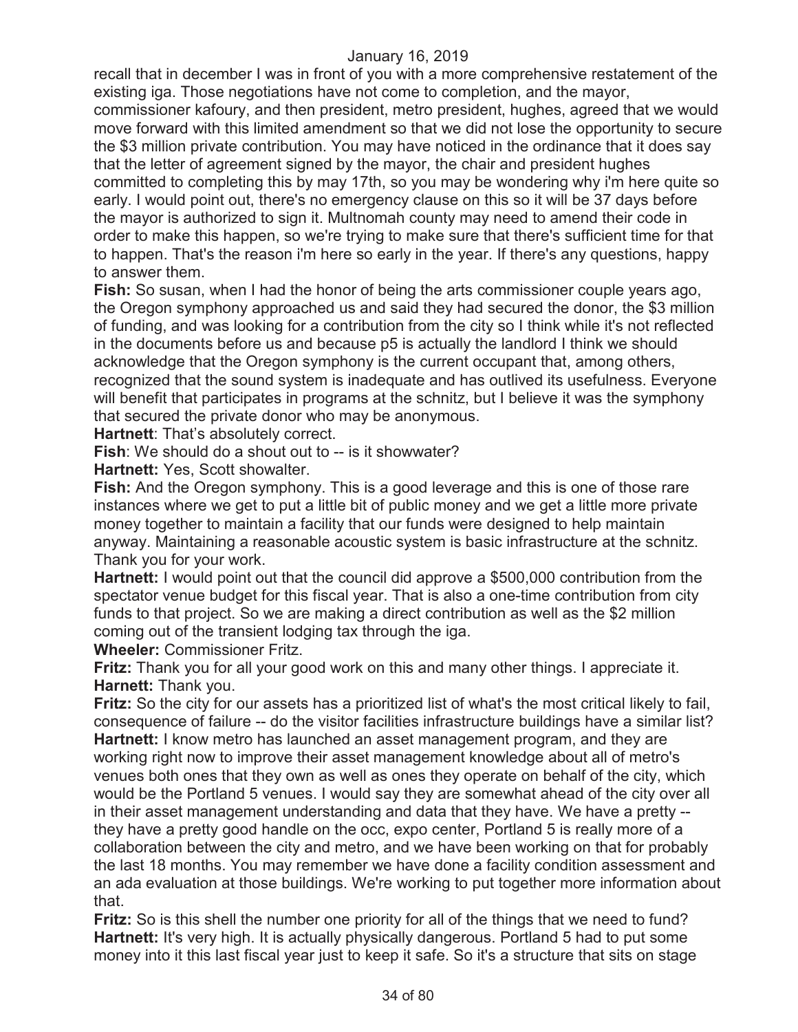recall that in december I was in front of you with a more comprehensive restatement of the existing iga. Those negotiations have not come to completion, and the mayor, commissioner kafoury, and then president, metro president, hughes, agreed that we would move forward with this limited amendment so that we did not lose the opportunity to secure the $3 million private contribution. You may have noticed in the ordinance that it does say that the letter of agreement signed by the mayor, the chair and president hughes committed to completing this by may 17th, so you may be wondering why i'm here quite so early. I would point out, there's no emergency clause on this so it will be 37 days before the mayor is authorized to sign it. Multnomah county may need to amend their code in order to make this happen, so we're trying to make sure that there's sufficient time for that to happen. That's the reason i'm here so early in the year. If there's any questions, happy to answer them.

**Fish:** So susan, when I had the honor of being the arts commissioner couple years ago, the Oregon symphony approached us and said they had secured the donor, the $3 million of funding, and was looking for a contribution from the city so I think while it's not reflected in the documents before us and because p5 is actually the landlord I think we should acknowledge that the Oregon symphony is the current occupant that, among others, recognized that the sound system is inadequate and has outlived its usefulness. Everyone will benefit that participates in programs at the schnitz, but I believe it was the symphony that secured the private donor who may be anonymous.

**Hartnett**: That's absolutely correct.

**Fish**: We should do a shout out to -- is it showwater?

**Hartnett:** Yes, Scott showalter.

**Fish:** And the Oregon symphony. This is a good leverage and this is one of those rare instances where we get to put a little bit of public money and we get a little more private money together to maintain a facility that our funds were designed to help maintain anyway. Maintaining a reasonable acoustic system is basic infrastructure at the schnitz. Thank you for your work.

**Hartnett:** I would point out that the council did approve a $500,000 contribution from the spectator venue budget for this fiscal year. That is also a one-time contribution from city funds to that project. So we are making a direct contribution as well as the $2 million coming out of the transient lodging tax through the iga.

**Wheeler:** Commissioner Fritz.

**Fritz:** Thank you for all your good work on this and many other things. I appreciate it.

**Harnett:** Thank you.

**Fritz:** So the city for our assets has a prioritized list of what's the most critical likely to fail, consequence of failure -- do the visitor facilities infrastructure buildings have a similar list?

**Hartnett:** I know metro has launched an asset management program, and they are working right now to improve their asset management knowledge about all of metro's venues both ones that they own as well as ones they operate on behalf of the city, which would be the Portland 5 venues. I would say they are somewhat ahead of the city over all in their asset management understanding and data that they have. We have a pretty -- they have a pretty good handle on the occ, expo center, Portland 5 is really more of a collaboration between the city and metro, and we have been working on that for probably the last 18 months. You may remember we have done a facility condition assessment and an ada evaluation at those buildings. We're working to put together more information about that.

**Fritz:** So is this shell the number one priority for all of the things that we need to fund?

**Hartnett:** It's very high. It is actually physically dangerous. Portland 5 had to put some money into it this last fiscal year just to keep it safe. So it's a structure that sits on stage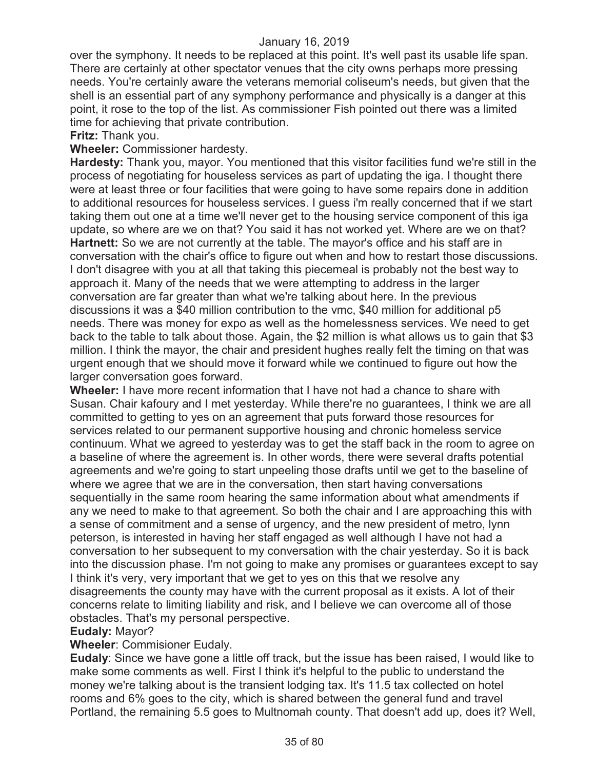over the symphony. It needs to be replaced at this point. It's well past its usable life span. There are certainly at other spectator venues that the city owns perhaps more pressing needs. You're certainly aware the veterans memorial coliseum's needs, but given that the shell is an essential part of any symphony performance and physically is a danger at this point, it rose to the top of the list. As commissioner Fish pointed out there was a limited time for achieving that private contribution.

**Fritz:** Thank you.

**Wheeler:** Commissioner hardesty.

**Hardesty:** Thank you, mayor. You mentioned that this visitor facilities fund we're still in the process of negotiating for houseless services as part of updating the iga. I thought there were at least three or four facilities that were going to have some repairs done in addition to additional resources for houseless services. I guess i'm really concerned that if we start taking them out one at a time we'll never get to the housing service component of this iga update, so where are we on that? You said it has not worked yet. Where are we on that?

**Hartnett:** So we are not currently at the table. The mayor's office and his staff are in conversation with the chair's office to figure out when and how to restart those discussions. I don't disagree with you at all that taking this piecemeal is probably not the best way to approach it. Many of the needs that we were attempting to address in the larger conversation are far greater than what we're talking about here. In the previous discussions it was a $40 million contribution to the vmc, $40 million for additional p5 needs. There was money for expo as well as the homelessness services. We need to get back to the table to talk about those. Again, the $2 million is what allows us to gain that $3 million. I think the mayor, the chair and president hughes really felt the timing on that was urgent enough that we should move it forward while we continued to figure out how the larger conversation goes forward.

**Wheeler:** I have more recent information that I have not had a chance to share with Susan. Chair kafoury and I met yesterday. While there're no guarantees, I think we are all committed to getting to yes on an agreement that puts forward those resources for services related to our permanent supportive housing and chronic homeless service continuum. What we agreed to yesterday was to get the staff back in the room to agree on a baseline of where the agreement is. In other words, there were several drafts potential agreements and we're going to start unpeeling those drafts until we get to the baseline of where we agree that we are in the conversation, then start having conversations sequentially in the same room hearing the same information about what amendments if any we need to make to that agreement. So both the chair and I are approaching this with a sense of commitment and a sense of urgency, and the new president of metro, lynn peterson, is interested in having her staff engaged as well although I have not had a conversation to her subsequent to my conversation with the chair yesterday. So it is back into the discussion phase. I'm not going to make any promises or guarantees except to say I think it's very, very important that we get to yes on this that we resolve any disagreements the county may have with the current proposal as it exists. A lot of their concerns relate to limiting liability and risk, and I believe we can overcome all of those obstacles. That's my personal perspective.

**Eudaly:** Mayor?

**Wheeler**: Commisioner Eudaly.

**Eudaly**: Since we have gone a little off track, but the issue has been raised, I would like to make some comments as well. First I think it's helpful to the public to understand the money we're talking about is the transient lodging tax. It's 11.5 tax collected on hotel rooms and 6% goes to the city, which is shared between the general fund and travel Portland, the remaining 5.5 goes to Multnomah county. That doesn't add up, does it? Well,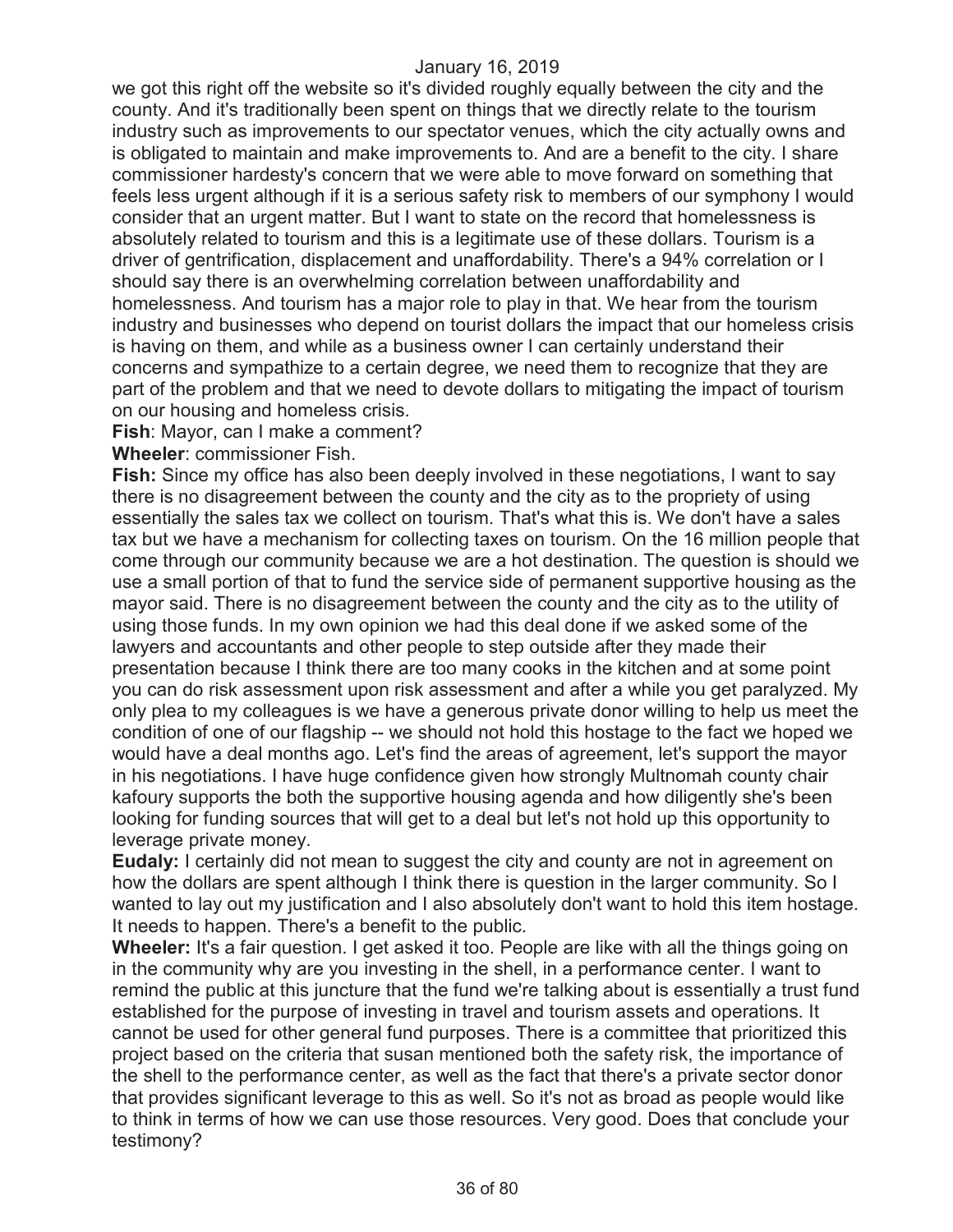we got this right off the website so it's divided roughly equally between the city and the county. And it's traditionally been spent on things that we directly relate to the tourism industry such as improvements to our spectator venues, which the city actually owns and is obligated to maintain and make improvements to. And are a benefit to the city. I share commissioner hardesty's concern that we were able to move forward on something that feels less urgent although if it is a serious safety risk to members of our symphony I would consider that an urgent matter. But I want to state on the record that homelessness is absolutely related to tourism and this is a legitimate use of these dollars. Tourism is a driver of gentrification, displacement and unaffordability. There's a 94% correlation or I should say there is an overwhelming correlation between unaffordability and homelessness. And tourism has a major role to play in that. We hear from the tourism industry and businesses who depend on tourist dollars the impact that our homeless crisis is having on them, and while as a business owner I can certainly understand their concerns and sympathize to a certain degree, we need them to recognize that they are part of the problem and that we need to devote dollars to mitigating the impact of tourism on our housing and homeless crisis.

**Fish**: Mayor, can I make a comment?

**Wheeler**: commissioner Fish.

**Fish:** Since my office has also been deeply involved in these negotiations, I want to say there is no disagreement between the county and the city as to the propriety of using essentially the sales tax we collect on tourism. That's what this is. We don't have a sales tax but we have a mechanism for collecting taxes on tourism. On the 16 million people that come through our community because we are a hot destination. The question is should we use a small portion of that to fund the service side of permanent supportive housing as the mayor said. There is no disagreement between the county and the city as to the utility of using those funds. In my own opinion we had this deal done if we asked some of the lawyers and accountants and other people to step outside after they made their presentation because I think there are too many cooks in the kitchen and at some point you can do risk assessment upon risk assessment and after a while you get paralyzed. My only plea to my colleagues is we have a generous private donor willing to help us meet the condition of one of our flagship -- we should not hold this hostage to the fact we hoped we would have a deal months ago. Let's find the areas of agreement, let's support the mayor in his negotiations. I have huge confidence given how strongly Multnomah county chair kafoury supports the both the supportive housing agenda and how diligently she's been looking for funding sources that will get to a deal but let's not hold up this opportunity to leverage private money.

**Eudaly:** I certainly did not mean to suggest the city and county are not in agreement on how the dollars are spent although I think there is question in the larger community. So I wanted to lay out my justification and I also absolutely don't want to hold this item hostage. It needs to happen. There's a benefit to the public.

**Wheeler:** It's a fair question. I get asked it too. People are like with all the things going on in the community why are you investing in the shell, in a performance center. I want to remind the public at this juncture that the fund we're talking about is essentially a trust fund established for the purpose of investing in travel and tourism assets and operations. It cannot be used for other general fund purposes. There is a committee that prioritized this project based on the criteria that susan mentioned both the safety risk, the importance of the shell to the performance center, as well as the fact that there's a private sector donor that provides significant leverage to this as well. So it's not as broad as people would like to think in terms of how we can use those resources. Very good. Does that conclude your testimony?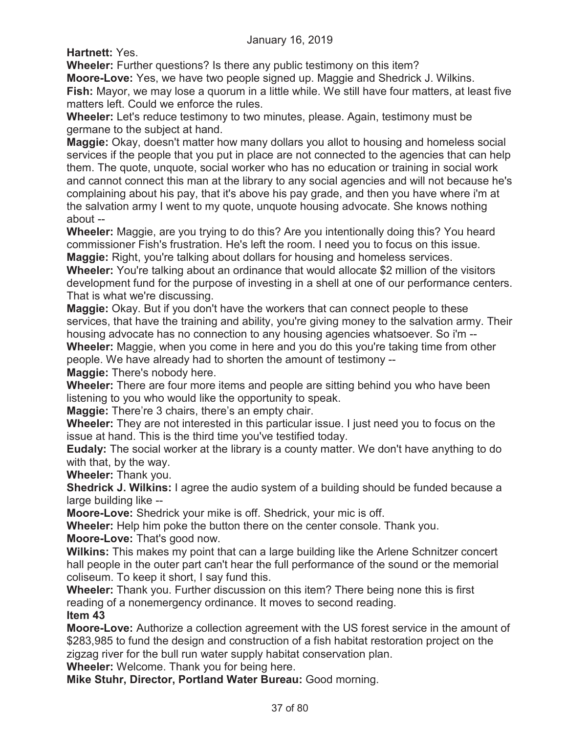**Hartnett:** Yes.

**Wheeler:** Further questions? Is there any public testimony on this item?

**Moore-Love:** Yes, we have two people signed up. Maggie and Shedrick J. Wilkins.

**Fish:** Mayor, we may lose a quorum in a little while. We still have four matters, at least five matters left. Could we enforce the rules.

**Wheeler:** Let's reduce testimony to two minutes, please. Again, testimony must be germane to the subject at hand.

**Maggie:** Okay, doesn't matter how many dollars you allot to housing and homeless social services if the people that you put in place are not connected to the agencies that can help them. The quote, unquote, social worker who has no education or training in social work and cannot connect this man at the library to any social agencies and will not because he's complaining about his pay, that it's above his pay grade, and then you have where i'm at the salvation army I went to my quote, unquote housing advocate. She knows nothing about --

**Wheeler:** Maggie, are you trying to do this? Are you intentionally doing this? You heard commissioner Fish's frustration. He's left the room. I need you to focus on this issue.

**Maggie:** Right, you're talking about dollars for housing and homeless services.

**Wheeler:** You're talking about an ordinance that would allocate $2 million of the visitors development fund for the purpose of investing in a shell at one of our performance centers. That is what we're discussing.

**Maggie:** Okay. But if you don't have the workers that can connect people to these services, that have the training and ability, you're giving money to the salvation army. Their housing advocate has no connection to any housing agencies whatsoever. So i'm --

**Wheeler:** Maggie, when you come in here and you do this you're taking time from other people. We have already had to shorten the amount of testimony --

**Maggie:** There's nobody here.

**Wheeler:** There are four more items and people are sitting behind you who have been listening to you who would like the opportunity to speak.

**Maggie:** There’re 3 chairs, there’s an empty chair.

**Wheeler:** They are not interested in this particular issue. I just need you to focus on the issue at hand. This is the third time you've testified today.

**Eudaly:** The social worker at the library is a county matter. We don't have anything to do with that, by the way.

**Wheeler:** Thank you.

**Shedrick J. Wilkins:** I agree the audio system of a building should be funded because a large building like --

**Moore-Love:** Shedrick your mike is off. Shedrick, your mic is off.

**Wheeler:** Help him poke the button there on the center console. Thank you.

**Moore-Love:** That's good now.

**Wilkins:** This makes my point that can a large building like the Arlene Schnitzer concert hall people in the outer part can't hear the full performance of the sound or the memorial coliseum. To keep it short, I say fund this.

**Wheeler:** Thank you. Further discussion on this item? There being none this is first reading of a nonemergency ordinance. It moves to second reading.

**Item 43**

**Moore-Love:** Authorize a collection agreement with the US forest service in the amount of $283,985 to fund the design and construction of a fish habitat restoration project on the zigzag river for the bull run water supply habitat conservation plan.

**Wheeler:** Welcome. Thank you for being here.

**Mike Stuhr, Director, Portland Water Bureau:** Good morning.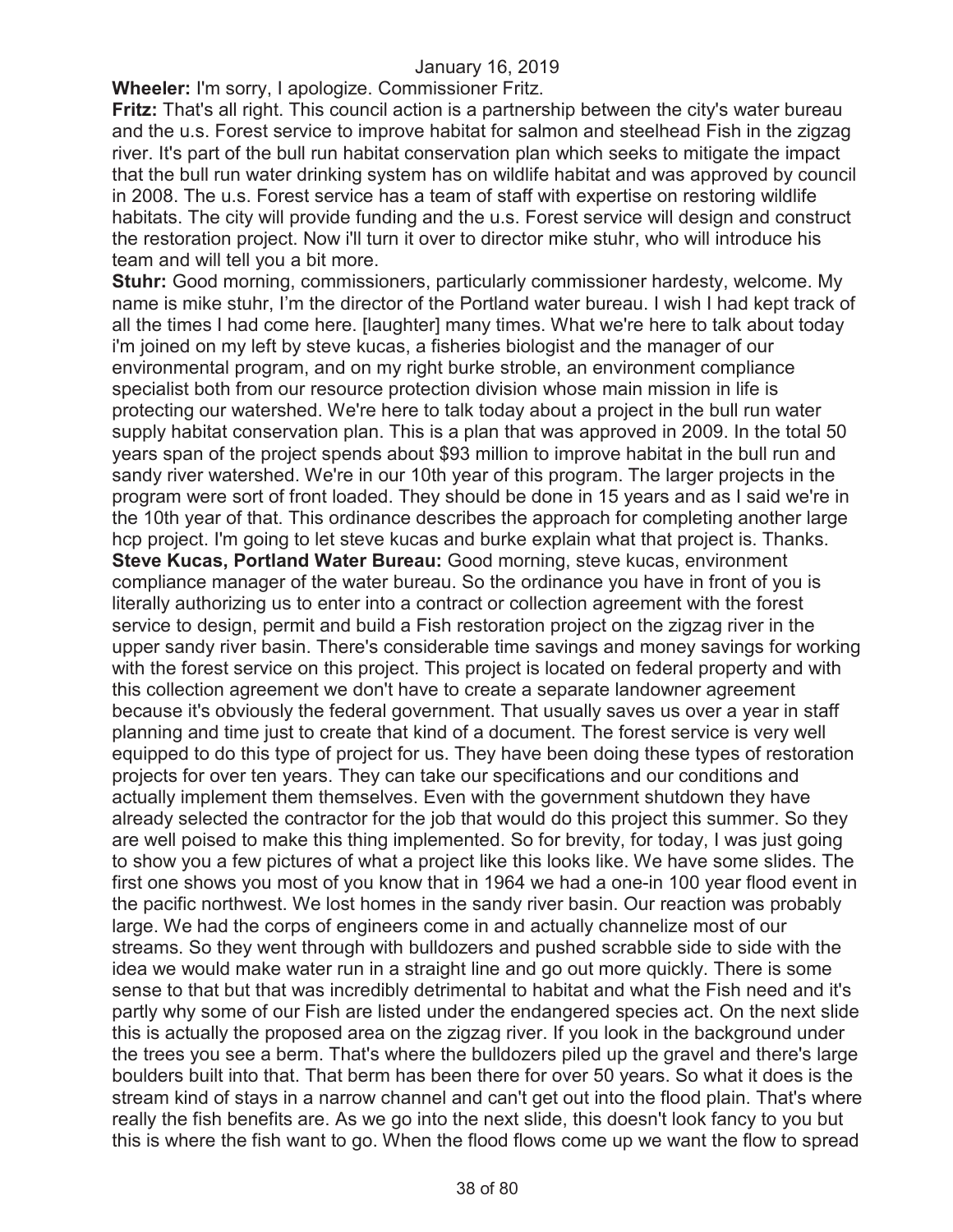**Wheeler:** I'm sorry, I apologize. Commissioner Fritz.

**Fritz:** That's all right. This council action is a partnership between the city's water bureau and the u.s. Forest service to improve habitat for salmon and steelhead Fish in the zigzag river. It's part of the bull run habitat conservation plan which seeks to mitigate the impact that the bull run water drinking system has on wildlife habitat and was approved by council in 2008. The u.s. Forest service has a team of staff with expertise on restoring wildlife habitats. The city will provide funding and the u.s. Forest service will design and construct the restoration project. Now i'll turn it over to director mike stuhr, who will introduce his team and will tell you a bit more.

**Stuhr:** Good morning, commissioners, particularly commissioner hardesty, welcome. My name is mike stuhr, I'm the director of the Portland water bureau. I wish I had kept track of all the times I had come here. [laughter] many times. What we're here to talk about today i'm joined on my left by steve kucas, a fisheries biologist and the manager of our environmental program, and on my right burke stroble, an environment compliance specialist both from our resource protection division whose main mission in life is protecting our watershed. We're here to talk today about a project in the bull run water supply habitat conservation plan. This is a plan that was approved in 2009. In the total 50 years span of the project spends about $93 million to improve habitat in the bull run and sandy river watershed. We're in our 10th year of this program. The larger projects in the program were sort of front loaded. They should be done in 15 years and as I said we're in the 10th year of that. This ordinance describes the approach for completing another large hcp project. I'm going to let steve kucas and burke explain what that project is. Thanks.

**Steve Kucas, Portland Water Bureau:** Good morning, steve kucas, environment compliance manager of the water bureau. So the ordinance you have in front of you is literally authorizing us to enter into a contract or collection agreement with the forest service to design, permit and build a Fish restoration project on the zigzag river in the upper sandy river basin. There's considerable time savings and money savings for working with the forest service on this project. This project is located on federal property and with this collection agreement we don't have to create a separate landowner agreement because it's obviously the federal government. That usually saves us over a year in staff planning and time just to create that kind of a document. The forest service is very well equipped to do this type of project for us. They have been doing these types of restoration projects for over ten years. They can take our specifications and our conditions and actually implement them themselves. Even with the government shutdown they have already selected the contractor for the job that would do this project this summer. So they are well poised to make this thing implemented. So for brevity, for today, I was just going to show you a few pictures of what a project like this looks like. We have some slides. The first one shows you most of you know that in 1964 we had a one-in 100 year flood event in the pacific northwest. We lost homes in the sandy river basin. Our reaction was probably large. We had the corps of engineers come in and actually channelize most of our streams. So they went through with bulldozers and pushed scrabble side to side with the idea we would make water run in a straight line and go out more quickly. There is some sense to that but that was incredibly detrimental to habitat and what the Fish need and it's partly why some of our Fish are listed under the endangered species act. On the next slide this is actually the proposed area on the zigzag river. If you look in the background under the trees you see a berm. That's where the bulldozers piled up the gravel and there's large boulders built into that. That berm has been there for over 50 years. So what it does is the stream kind of stays in a narrow channel and can't get out into the flood plain. That's where really the fish benefits are. As we go into the next slide, this doesn't look fancy to you but this is where the fish want to go. When the flood flows come up we want the flow to spread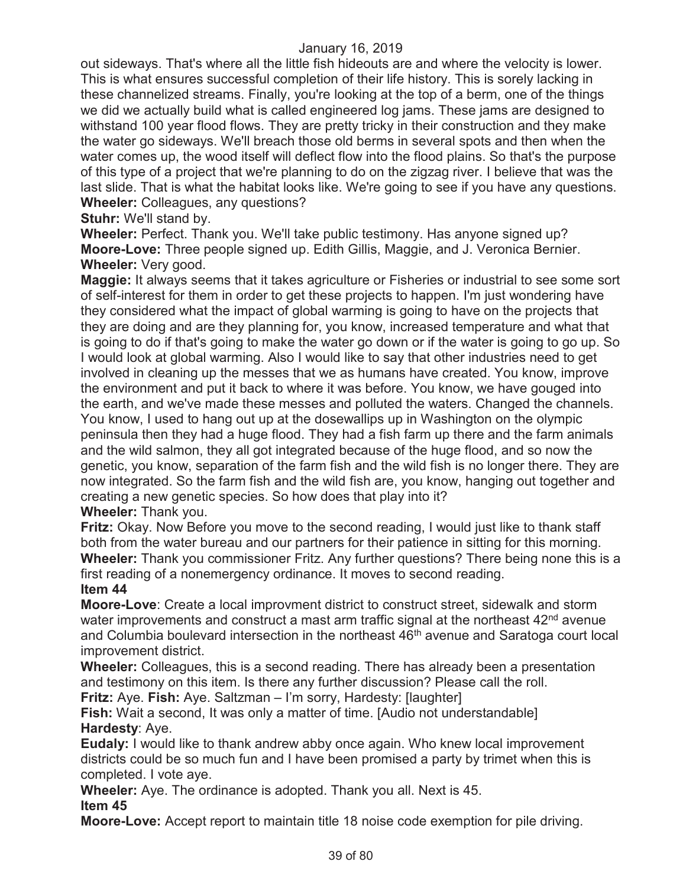out sideways. That's where all the little fish hideouts are and where the velocity is lower. This is what ensures successful completion of their life history. This is sorely lacking in these channelized streams. Finally, you're looking at the top of a berm, one of the things we did we actually build what is called engineered log jams. These jams are designed to withstand 100 year flood flows. They are pretty tricky in their construction and they make the water go sideways. We'll breach those old berms in several spots and then when the water comes up, the wood itself will deflect flow into the flood plains. So that's the purpose of this type of a project that we're planning to do on the zigzag river. I believe that was the last slide. That is what the habitat looks like. We're going to see if you have any questions.

**Wheeler:** Colleagues, any questions?

**Stuhr:** We'll stand by.

**Wheeler:** Perfect. Thank you. We'll take public testimony. Has anyone signed up?

**Moore-Love:** Three people signed up. Edith Gillis, Maggie, and J. Veronica Bernier.

**Wheeler:** Very good.

**Maggie:** It always seems that it takes agriculture or Fisheries or industrial to see some sort of self-interest for them in order to get these projects to happen. I'm just wondering have they considered what the impact of global warming is going to have on the projects that they are doing and are they planning for, you know, increased temperature and what that is going to do if that's going to make the water go down or if the water is going to go up. So I would look at global warming. Also I would like to say that other industries need to get involved in cleaning up the messes that we as humans have created. You know, improve the environment and put it back to where it was before. You know, we have gouged into the earth, and we've made these messes and polluted the waters. Changed the channels. You know, I used to hang out up at the dosewallips up in Washington on the olympic peninsula then they had a huge flood. They had a fish farm up there and the farm animals and the wild salmon, they all got integrated because of the huge flood, and so now the genetic, you know, separation of the farm fish and the wild fish is no longer there. They are now integrated. So the farm fish and the wild fish are, you know, hanging out together and creating a new genetic species. So how does that play into it?

**Wheeler:** Thank you.

**Fritz:** Okay. Now Before you move to the second reading, I would just like to thank staff both from the water bureau and our partners for their patience in sitting for this morning.

**Wheeler:** Thank you commissioner Fritz. Any further questions? There being none this is a first reading of a nonemergency ordinance. It moves to second reading.

**Item 44**

**Moore-Love**: Create a local improvment district to construct street, sidewalk and storm water improvements and construct a mast arm traffic signal at the northeast 42nd avenue and Columbia boulevard intersection in the northeast 46th avenue and Saratoga court local improvement district.

**Wheeler:** Colleagues, this is a second reading. There has already been a presentation and testimony on this item. Is there any further discussion? Please call the roll.

**Fritz:** Aye. **Fish:** Aye. Saltzman – I'm sorry, Hardesty: [laughter]

**Fish:** Wait a second, It was only a matter of time. [Audio not understandable]

**Hardesty**: Aye.

**Eudaly:** I would like to thank andrew abby once again. Who knew local improvement districts could be so much fun and I have been promised a party by trimet when this is completed. I vote aye.

**Wheeler:** Aye. The ordinance is adopted. Thank you all. Next is 45.

**Item 45**

**Moore-Love:** Accept report to maintain title 18 noise code exemption for pile driving.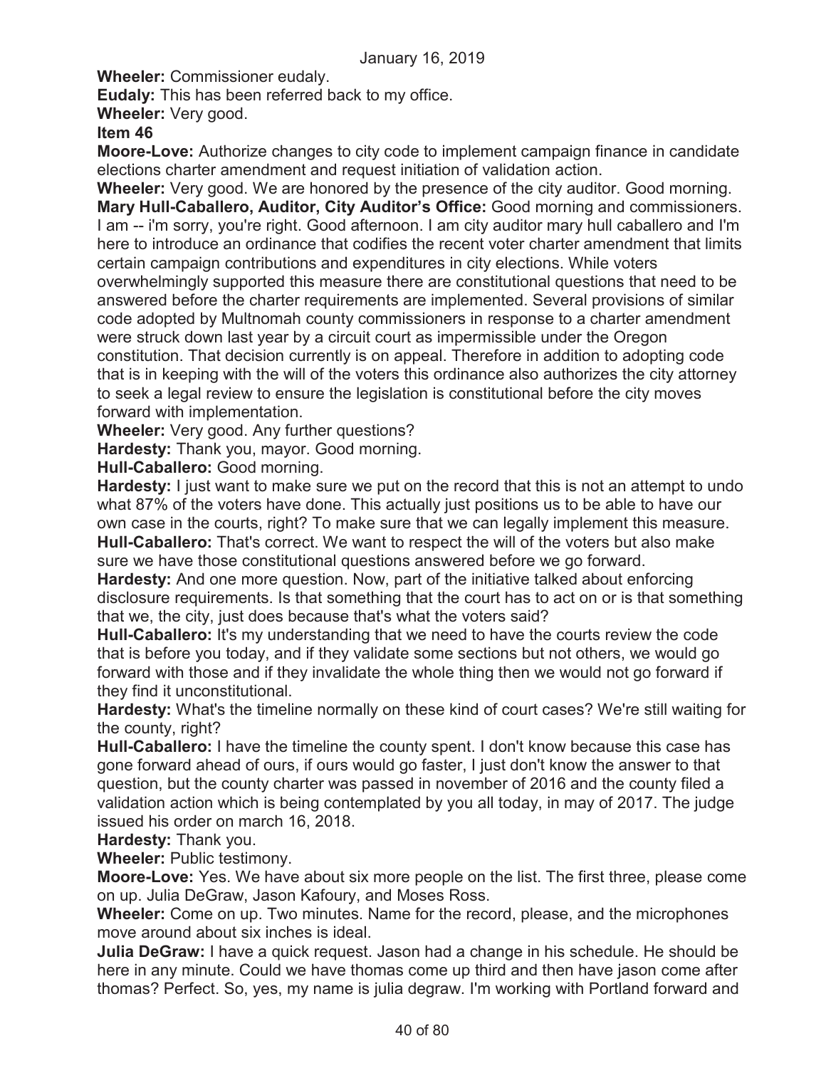**Wheeler:** Commissioner eudaly.

**Eudaly:** This has been referred back to my office.

**Wheeler:** Very good.

**Item 46**

**Moore-Love:** Authorize changes to city code to implement campaign finance in candidate elections charter amendment and request initiation of validation action.

**Wheeler:** Very good. We are honored by the presence of the city auditor. Good morning.

**Mary Hull-Caballero, Auditor, City Auditor's Office:** Good morning and commissioners. I am -- i'm sorry, you're right. Good afternoon. I am city auditor mary hull caballero and I'm here to introduce an ordinance that codifies the recent voter charter amendment that limits certain campaign contributions and expenditures in city elections. While voters overwhelmingly supported this measure there are constitutional questions that need to be answered before the charter requirements are implemented. Several provisions of similar code adopted by Multnomah county commissioners in response to a charter amendment were struck down last year by a circuit court as impermissible under the Oregon constitution. That decision currently is on appeal. Therefore in addition to adopting code that is in keeping with the will of the voters this ordinance also authorizes the city attorney to seek a legal review to ensure the legislation is constitutional before the city moves forward with implementation.

**Wheeler:** Very good. Any further questions?

**Hardesty:** Thank you, mayor. Good morning.

**Hull-Caballero:** Good morning.

**Hardesty:** I just want to make sure we put on the record that this is not an attempt to undo what 87% of the voters have done. This actually just positions us to be able to have our own case in the courts, right? To make sure that we can legally implement this measure.

**Hull-Caballero:** That's correct. We want to respect the will of the voters but also make sure we have those constitutional questions answered before we go forward.

**Hardesty:** And one more question. Now, part of the initiative talked about enforcing disclosure requirements. Is that something that the court has to act on or is that something that we, the city, just does because that's what the voters said?

**Hull-Caballero:** It's my understanding that we need to have the courts review the code that is before you today, and if they validate some sections but not others, we would go forward with those and if they invalidate the whole thing then we would not go forward if they find it unconstitutional.

**Hardesty:** What's the timeline normally on these kind of court cases? We're still waiting for the county, right?

**Hull-Caballero:** I have the timeline the county spent. I don't know because this case has gone forward ahead of ours, if ours would go faster, I just don't know the answer to that question, but the county charter was passed in november of 2016 and the county filed a validation action which is being contemplated by you all today, in may of 2017. The judge issued his order on march 16, 2018.

**Hardesty:** Thank you.

**Wheeler:** Public testimony.

**Moore-Love:** Yes. We have about six more people on the list. The first three, please come on up. Julia DeGraw, Jason Kafoury, and Moses Ross.

**Wheeler:** Come on up. Two minutes. Name for the record, please, and the microphones move around about six inches is ideal.

**Julia DeGraw:** I have a quick request. Jason had a change in his schedule. He should be here in any minute. Could we have thomas come up third and then have jason come after thomas? Perfect. So, yes, my name is julia degraw. I'm working with Portland forward and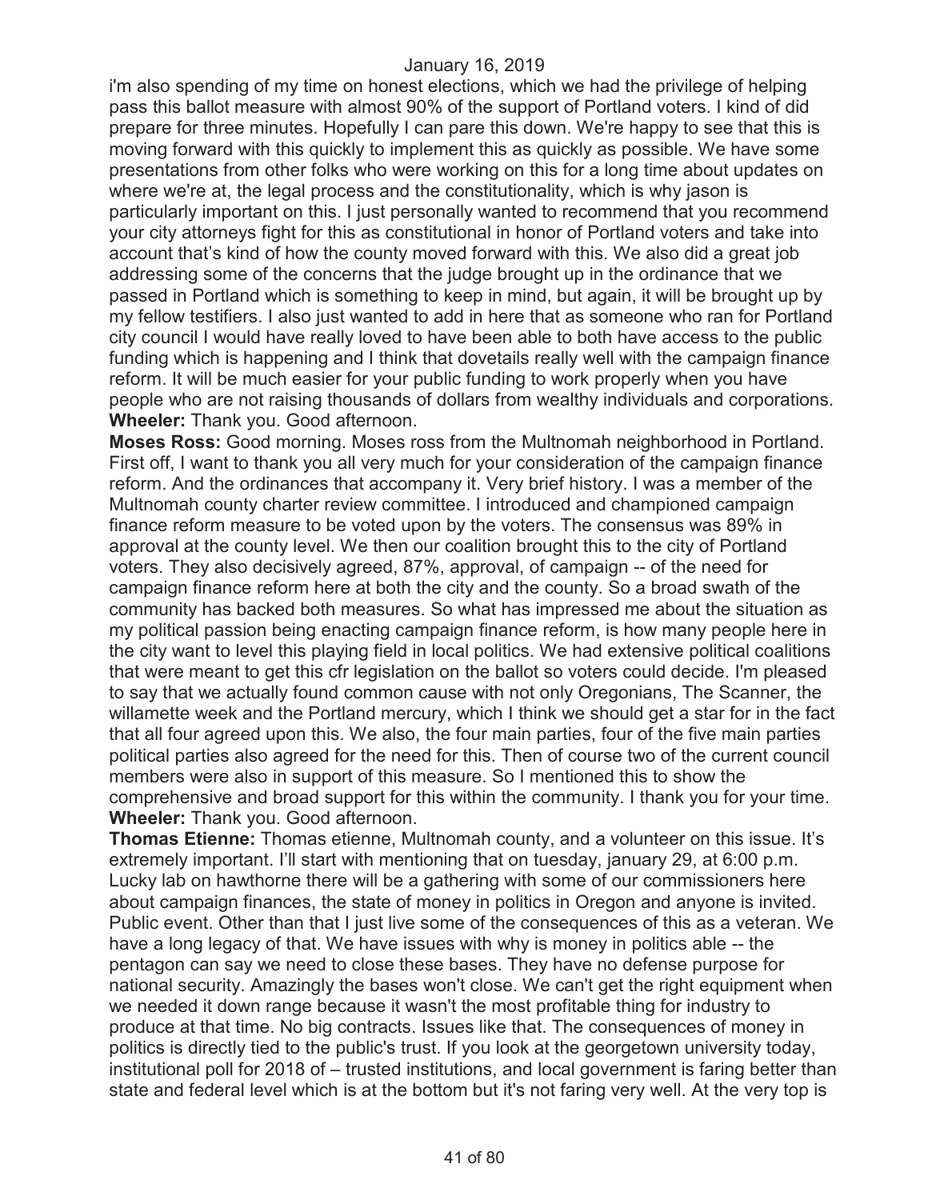i'm also spending of my time on honest elections, which we had the privilege of helping pass this ballot measure with almost 90% of the support of Portland voters. I kind of did prepare for three minutes. Hopefully I can pare this down. We're happy to see that this is moving forward with this quickly to implement this as quickly as possible. We have some presentations from other folks who were working on this for a long time about updates on where we're at, the legal process and the constitutionality, which is why jason is particularly important on this. I just personally wanted to recommend that you recommend your city attorneys fight for this as constitutional in honor of Portland voters and take into account that's kind of how the county moved forward with this. We also did a great job addressing some of the concerns that the judge brought up in the ordinance that we passed in Portland which is something to keep in mind, but again, it will be brought up by my fellow testifiers. I also just wanted to add in here that as someone who ran for Portland city council I would have really loved to have been able to both have access to the public funding which is happening and I think that dovetails really well with the campaign finance reform. It will be much easier for your public funding to work properly when you have people who are not raising thousands of dollars from wealthy individuals and corporations.

**Wheeler:** Thank you. Good afternoon.

**Moses Ross:** Good morning. Moses ross from the Multnomah neighborhood in Portland. First off, I want to thank you all very much for your consideration of the campaign finance reform. And the ordinances that accompany it. Very brief history. I was a member of the Multnomah county charter review committee. I introduced and championed campaign finance reform measure to be voted upon by the voters. The consensus was 89% in approval at the county level. We then our coalition brought this to the city of Portland voters. They also decisively agreed, 87%, approval, of campaign -- of the need for campaign finance reform here at both the city and the county. So a broad swath of the community has backed both measures. So what has impressed me about the situation as my political passion being enacting campaign finance reform, is how many people here in the city want to level this playing field in local politics. We had extensive political coalitions that were meant to get this cfr legislation on the ballot so voters could decide. I'm pleased to say that we actually found common cause with not only Oregonians, The Scanner, the willamette week and the Portland mercury, which I think we should get a star for in the fact that all four agreed upon this. We also, the four main parties, four of the five main parties political parties also agreed for the need for this. Then of course two of the current council members were also in support of this measure. So I mentioned this to show the comprehensive and broad support for this within the community. I thank you for your time.

**Wheeler:** Thank you. Good afternoon.

**Thomas Etienne:** Thomas etienne, Multnomah county, and a volunteer on this issue. It's extremely important. I'll start with mentioning that on tuesday, january 29, at 6:00 p.m. Lucky lab on hawthorne there will be a gathering with some of our commissioners here about campaign finances, the state of money in politics in Oregon and anyone is invited. Public event. Other than that I just live some of the consequences of this as a veteran. We have a long legacy of that. We have issues with why is money in politics able -- the pentagon can say we need to close these bases. They have no defense purpose for national security. Amazingly the bases won't close. We can't get the right equipment when we needed it down range because it wasn't the most profitable thing for industry to produce at that time. No big contracts. Issues like that. The consequences of money in politics is directly tied to the public's trust. If you look at the georgetown university today, institutional poll for 2018 of – trusted institutions, and local government is faring better than state and federal level which is at the bottom but it's not faring very well. At the very top is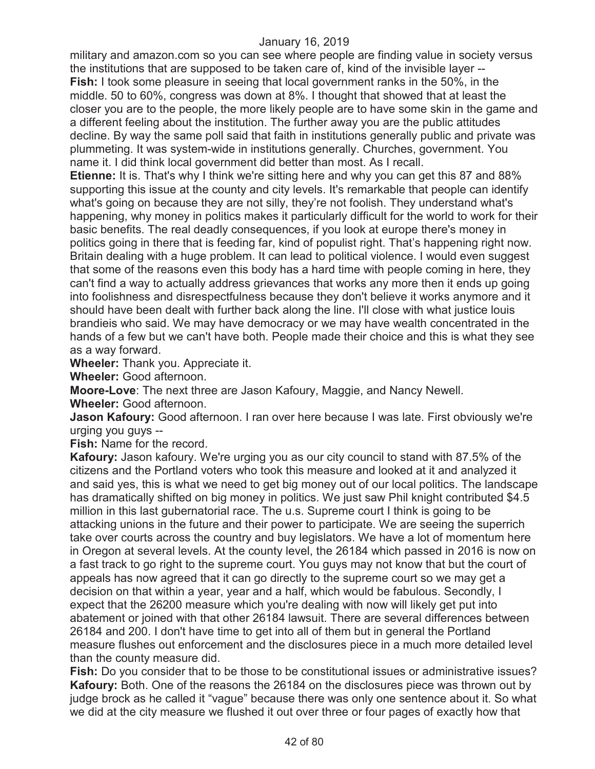military and amazon.com so you can see where people are finding value in society versus the institutions that are supposed to be taken care of, kind of the invisible layer --

**Fish:** I took some pleasure in seeing that local government ranks in the 50%, in the middle. 50 to 60%, congress was down at 8%. I thought that showed that at least the closer you are to the people, the more likely people are to have some skin in the game and a different feeling about the institution. The further away you are the public attitudes decline. By way the same poll said that faith in institutions generally public and private was plummeting. It was system-wide in institutions generally. Churches, government. You name it. I did think local government did better than most. As I recall.

**Etienne:** It is. That's why I think we're sitting here and why you can get this 87 and 88% supporting this issue at the county and city levels. It's remarkable that people can identify what's going on because they are not silly, they're not foolish. They understand what's happening, why money in politics makes it particularly difficult for the world to work for their basic benefits. The real deadly consequences, if you look at europe there's money in politics going in there that is feeding far, kind of populist right. That's happening right now. Britain dealing with a huge problem. It can lead to political violence. I would even suggest that some of the reasons even this body has a hard time with people coming in here, they can't find a way to actually address grievances that works any more then it ends up going into foolishness and disrespectfulness because they don't believe it works anymore and it should have been dealt with further back along the line. I'll close with what justice louis brandieis who said. We may have democracy or we may have wealth concentrated in the hands of a few but we can't have both. People made their choice and this is what they see as a way forward.

**Wheeler:** Thank you. Appreciate it.

**Wheeler:** Good afternoon.

**Moore-Love**: The next three are Jason Kafoury, Maggie, and Nancy Newell.

**Wheeler:** Good afternoon.

**Jason Kafoury:** Good afternoon. I ran over here because I was late. First obviously we're urging you guys --

**Fish:** Name for the record.

**Kafoury:** Jason kafoury. We're urging you as our city council to stand with 87.5% of the citizens and the Portland voters who took this measure and looked at it and analyzed it and said yes, this is what we need to get big money out of our local politics. The landscape has dramatically shifted on big money in politics. We just saw Phil knight contributed $4.5 million in this last gubernatorial race. The u.s. Supreme court I think is going to be attacking unions in the future and their power to participate. We are seeing the superrich take over courts across the country and buy legislators. We have a lot of momentum here in Oregon at several levels. At the county level, the 26184 which passed in 2016 is now on a fast track to go right to the supreme court. You guys may not know that but the court of appeals has now agreed that it can go directly to the supreme court so we may get a decision on that within a year, year and a half, which would be fabulous. Secondly, I expect that the 26200 measure which you're dealing with now will likely get put into abatement or joined with that other 26184 lawsuit. There are several differences between 26184 and 200. I don't have time to get into all of them but in general the Portland measure flushes out enforcement and the disclosures piece in a much more detailed level than the county measure did.

**Fish:** Do you consider that to be those to be constitutional issues or administrative issues?

**Kafoury:** Both. One of the reasons the 26184 on the disclosures piece was thrown out by judge brock as he called it "vague" because there was only one sentence about it. So what we did at the city measure we flushed it out over three or four pages of exactly how that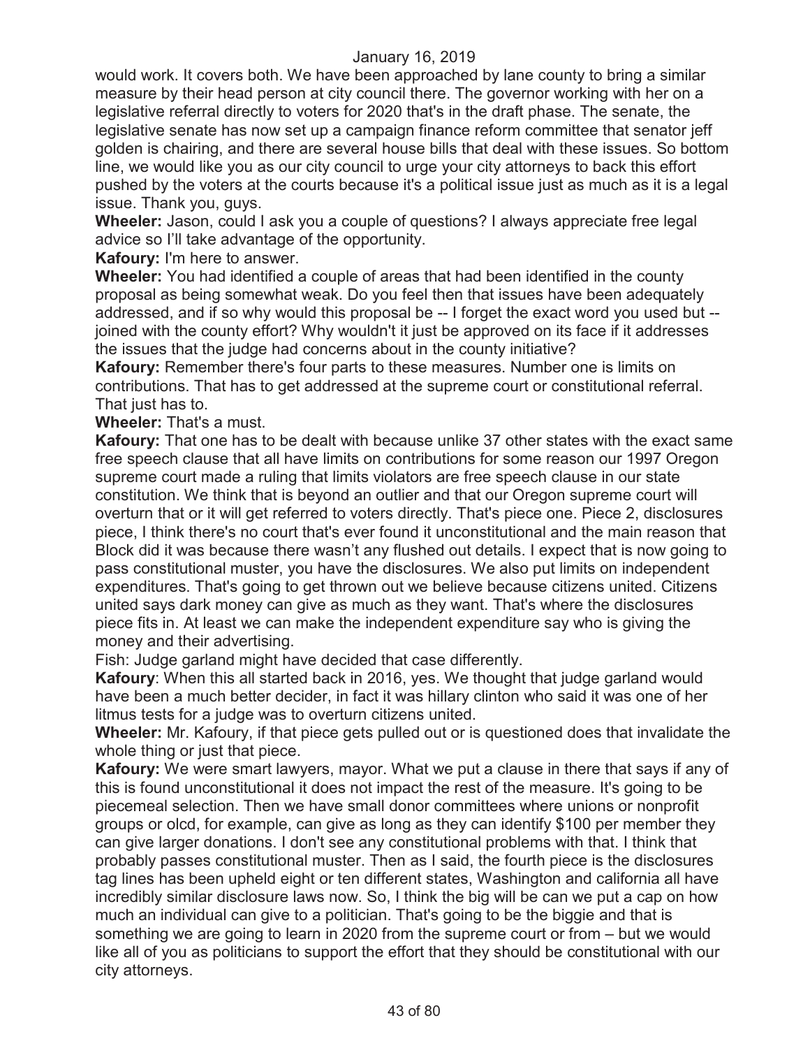would work. It covers both. We have been approached by lane county to bring a similar measure by their head person at city council there. The governor working with her on a legislative referral directly to voters for 2020 that's in the draft phase. The senate, the legislative senate has now set up a campaign finance reform committee that senator jeff golden is chairing, and there are several house bills that deal with these issues. So bottom line, we would like you as our city council to urge your city attorneys to back this effort pushed by the voters at the courts because it's a political issue just as much as it is a legal issue. Thank you, guys.

**Wheeler:** Jason, could I ask you a couple of questions? I always appreciate free legal advice so I'll take advantage of the opportunity.

**Kafoury:** I'm here to answer.

**Wheeler:** You had identified a couple of areas that had been identified in the county proposal as being somewhat weak. Do you feel then that issues have been adequately addressed, and if so why would this proposal be -- I forget the exact word you used but -- joined with the county effort? Why wouldn't it just be approved on its face if it addresses the issues that the judge had concerns about in the county initiative?

**Kafoury:** Remember there's four parts to these measures. Number one is limits on contributions. That has to get addressed at the supreme court or constitutional referral. That just has to.

**Wheeler:** That's a must.

**Kafoury:** That one has to be dealt with because unlike 37 other states with the exact same free speech clause that all have limits on contributions for some reason our 1997 Oregon supreme court made a ruling that limits violators are free speech clause in our state constitution. We think that is beyond an outlier and that our Oregon supreme court will overturn that or it will get referred to voters directly. That's piece one. Piece 2, disclosures piece, I think there's no court that's ever found it unconstitutional and the main reason that Block did it was because there wasn't any flushed out details. I expect that is now going to pass constitutional muster, you have the disclosures. We also put limits on independent expenditures. That's going to get thrown out we believe because citizens united. Citizens united says dark money can give as much as they want. That's where the disclosures piece fits in. At least we can make the independent expenditure say who is giving the money and their advertising.

Fish: Judge garland might have decided that case differently.

**Kafoury**: When this all started back in 2016, yes. We thought that judge garland would have been a much better decider, in fact it was hillary clinton who said it was one of her litmus tests for a judge was to overturn citizens united.

**Wheeler:** Mr. Kafoury, if that piece gets pulled out or is questioned does that invalidate the whole thing or just that piece.

**Kafoury:** We were smart lawyers, mayor. What we put a clause in there that says if any of this is found unconstitutional it does not impact the rest of the measure. It's going to be piecemeal selection. Then we have small donor committees where unions or nonprofit groups or olcd, for example, can give as long as they can identify $100 per member they can give larger donations. I don't see any constitutional problems with that. I think that probably passes constitutional muster. Then as I said, the fourth piece is the disclosures tag lines has been upheld eight or ten different states, Washington and california all have incredibly similar disclosure laws now. So, I think the big will be can we put a cap on how much an individual can give to a politician. That's going to be the biggie and that is something we are going to learn in 2020 from the supreme court or from – but we would like all of you as politicians to support the effort that they should be constitutional with our city attorneys.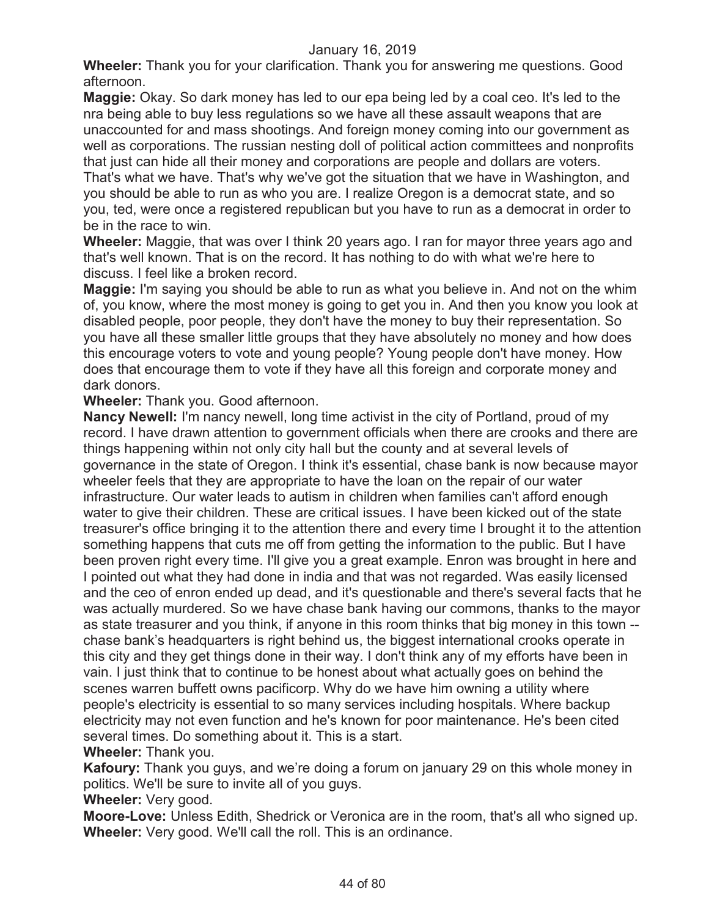January 16, 2019

**Wheeler:** Thank you for your clarification. Thank you for answering me questions. Good afternoon.

**Maggie:** Okay. So dark money has led to our epa being led by a coal ceo. It's led to the nra being able to buy less regulations so we have all these assault weapons that are unaccounted for and mass shootings. And foreign money coming into our government as well as corporations. The russian nesting doll of political action committees and nonprofits that just can hide all their money and corporations are people and dollars are voters. That's what we have. That's why we've got the situation that we have in Washington, and you should be able to run as who you are. I realize Oregon is a democrat state, and so you, ted, were once a registered republican but you have to run as a democrat in order to be in the race to win.

**Wheeler:** Maggie, that was over I think 20 years ago. I ran for mayor three years ago and that's well known. That is on the record. It has nothing to do with what we're here to discuss. I feel like a broken record.

**Maggie:** I'm saying you should be able to run as what you believe in. And not on the whim of, you know, where the most money is going to get you in. And then you know you look at disabled people, poor people, they don't have the money to buy their representation. So you have all these smaller little groups that they have absolutely no money and how does this encourage voters to vote and young people? Young people don't have money. How does that encourage them to vote if they have all this foreign and corporate money and dark donors.

**Wheeler:** Thank you. Good afternoon.

**Nancy Newell:** I'm nancy newell, long time activist in the city of Portland, proud of my record. I have drawn attention to government officials when there are crooks and there are things happening within not only city hall but the county and at several levels of governance in the state of Oregon. I think it's essential, chase bank is now because mayor wheeler feels that they are appropriate to have the loan on the repair of our water infrastructure. Our water leads to autism in children when families can't afford enough water to give their children. These are critical issues. I have been kicked out of the state treasurer's office bringing it to the attention there and every time I brought it to the attention something happens that cuts me off from getting the information to the public. But I have been proven right every time. I'll give you a great example. Enron was brought in here and I pointed out what they had done in india and that was not regarded. Was easily licensed and the ceo of enron ended up dead, and it's questionable and there's several facts that he was actually murdered. So we have chase bank having our commons, thanks to the mayor as state treasurer and you think, if anyone in this room thinks that big money in this town -- chase bank's headquarters is right behind us, the biggest international crooks operate in this city and they get things done in their way. I don't think any of my efforts have been in vain. I just think that to continue to be honest about what actually goes on behind the scenes warren buffett owns pacificorp. Why do we have him owning a utility where people's electricity is essential to so many services including hospitals. Where backup electricity may not even function and he's known for poor maintenance. He's been cited several times. Do something about it. This is a start.

**Wheeler:** Thank you.

**Kafoury:** Thank you guys, and we're doing a forum on january 29 on this whole money in politics. We'll be sure to invite all of you guys.

**Wheeler:** Very good.

**Moore-Love:** Unless Edith, Shedrick or Veronica are in the room, that's all who signed up.

**Wheeler:** Very good. We'll call the roll. This is an ordinance.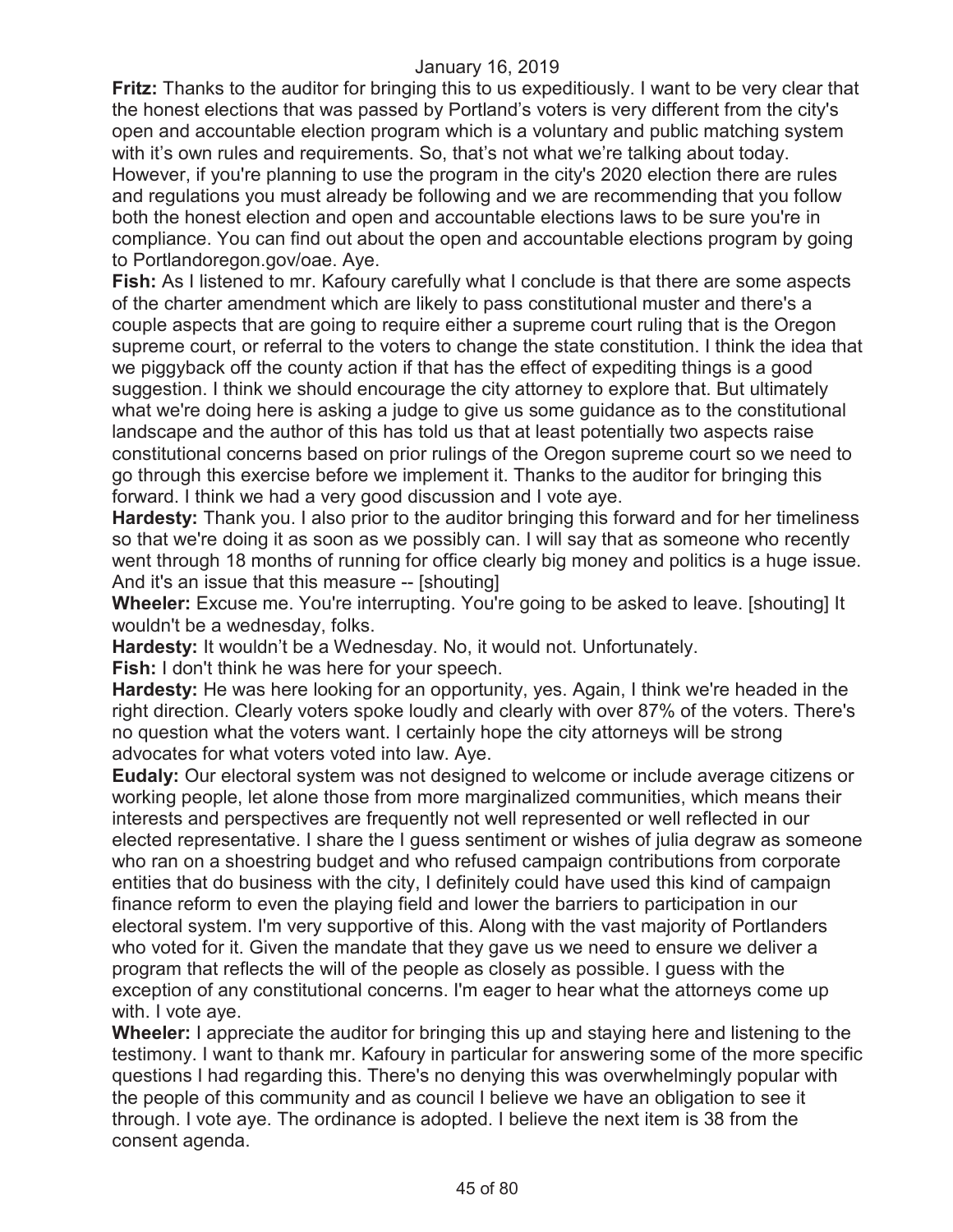**Fritz:** Thanks to the auditor for bringing this to us expeditiously. I want to be very clear that the honest elections that was passed by Portland's voters is very different from the city's open and accountable election program which is a voluntary and public matching system with it's own rules and requirements. So, that's not what we're talking about today. However, if you're planning to use the program in the city's 2020 election there are rules and regulations you must already be following and we are recommending that you follow both the honest election and open and accountable elections laws to be sure you're in compliance. You can find out about the open and accountable elections program by going to Portlandoregon.gov/oae. Aye.

**Fish:** As I listened to mr. Kafoury carefully what I conclude is that there are some aspects of the charter amendment which are likely to pass constitutional muster and there's a couple aspects that are going to require either a supreme court ruling that is the Oregon supreme court, or referral to the voters to change the state constitution. I think the idea that we piggyback off the county action if that has the effect of expediting things is a good suggestion. I think we should encourage the city attorney to explore that. But ultimately what we're doing here is asking a judge to give us some guidance as to the constitutional landscape and the author of this has told us that at least potentially two aspects raise constitutional concerns based on prior rulings of the Oregon supreme court so we need to go through this exercise before we implement it. Thanks to the auditor for bringing this forward. I think we had a very good discussion and I vote aye.

**Hardesty:** Thank you. I also prior to the auditor bringing this forward and for her timeliness so that we're doing it as soon as we possibly can. I will say that as someone who recently went through 18 months of running for office clearly big money and politics is a huge issue. And it's an issue that this measure -- [shouting]

**Wheeler:** Excuse me. You're interrupting. You're going to be asked to leave. [shouting] It wouldn't be a wednesday, folks.

**Hardesty:** It wouldn't be a Wednesday. No, it would not. Unfortunately.

**Fish:** I don't think he was here for your speech.

**Hardesty:** He was here looking for an opportunity, yes. Again, I think we're headed in the right direction. Clearly voters spoke loudly and clearly with over 87% of the voters. There's no question what the voters want. I certainly hope the city attorneys will be strong advocates for what voters voted into law. Aye.

**Eudaly:** Our electoral system was not designed to welcome or include average citizens or working people, let alone those from more marginalized communities, which means their interests and perspectives are frequently not well represented or well reflected in our elected representative. I share the I guess sentiment or wishes of julia degraw as someone who ran on a shoestring budget and who refused campaign contributions from corporate entities that do business with the city, I definitely could have used this kind of campaign finance reform to even the playing field and lower the barriers to participation in our electoral system. I'm very supportive of this. Along with the vast majority of Portlanders who voted for it. Given the mandate that they gave us we need to ensure we deliver a program that reflects the will of the people as closely as possible. I guess with the exception of any constitutional concerns. I'm eager to hear what the attorneys come up with. I vote aye.

**Wheeler:** I appreciate the auditor for bringing this up and staying here and listening to the testimony. I want to thank mr. Kafoury in particular for answering some of the more specific questions I had regarding this. There's no denying this was overwhelmingly popular with the people of this community and as council I believe we have an obligation to see it through. I vote aye. The ordinance is adopted. I believe the next item is 38 from the consent agenda.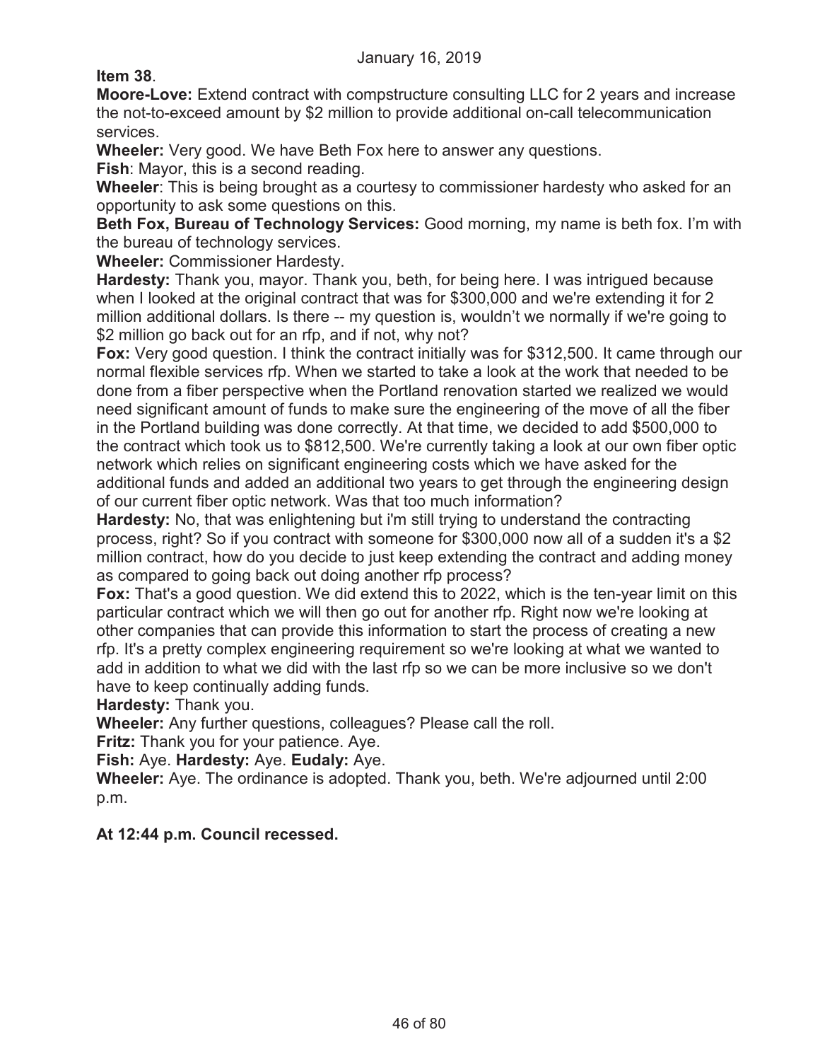January 16, 2019

**Item 38**.

**Moore-Love:** Extend contract with compstructure consulting LLC for 2 years and increase the not-to-exceed amount by $2 million to provide additional on-call telecommunication services.

**Wheeler:** Very good. We have Beth Fox here to answer any questions.

**Fish**: Mayor, this is a second reading.

**Wheeler**: This is being brought as a courtesy to commissioner hardesty who asked for an opportunity to ask some questions on this.

**Beth Fox, Bureau of Technology Services:** Good morning, my name is beth fox. I'm with the bureau of technology services.

**Wheeler:** Commissioner Hardesty.

**Hardesty:** Thank you, mayor. Thank you, beth, for being here. I was intrigued because when I looked at the original contract that was for $300,000 and we're extending it for 2 million additional dollars. Is there -- my question is, wouldn't we normally if we're going to $2 million go back out for an rfp, and if not, why not?

**Fox:** Very good question. I think the contract initially was for $312,500. It came through our normal flexible services rfp. When we started to take a look at the work that needed to be done from a fiber perspective when the Portland renovation started we realized we would need significant amount of funds to make sure the engineering of the move of all the fiber in the Portland building was done correctly. At that time, we decided to add $500,000 to the contract which took us to $812,500. We're currently taking a look at our own fiber optic network which relies on significant engineering costs which we have asked for the additional funds and added an additional two years to get through the engineering design of our current fiber optic network. Was that too much information?

**Hardesty:** No, that was enlightening but i'm still trying to understand the contracting process, right? So if you contract with someone for $300,000 now all of a sudden it's a $2 million contract, how do you decide to just keep extending the contract and adding money as compared to going back out doing another rfp process?

**Fox:** That's a good question. We did extend this to 2022, which is the ten-year limit on this particular contract which we will then go out for another rfp. Right now we're looking at other companies that can provide this information to start the process of creating a new rfp. It's a pretty complex engineering requirement so we're looking at what we wanted to add in addition to what we did with the last rfp so we can be more inclusive so we don't have to keep continually adding funds.

**Hardesty:** Thank you.

**Wheeler:** Any further questions, colleagues? Please call the roll.

**Fritz:** Thank you for your patience. Aye.

**Fish:** Aye. **Hardesty:** Aye. **Eudaly:** Aye.

**Wheeler:** Aye. The ordinance is adopted. Thank you, beth. We're adjourned until 2:00 p.m.

**At 12:44 p.m. Council recessed.**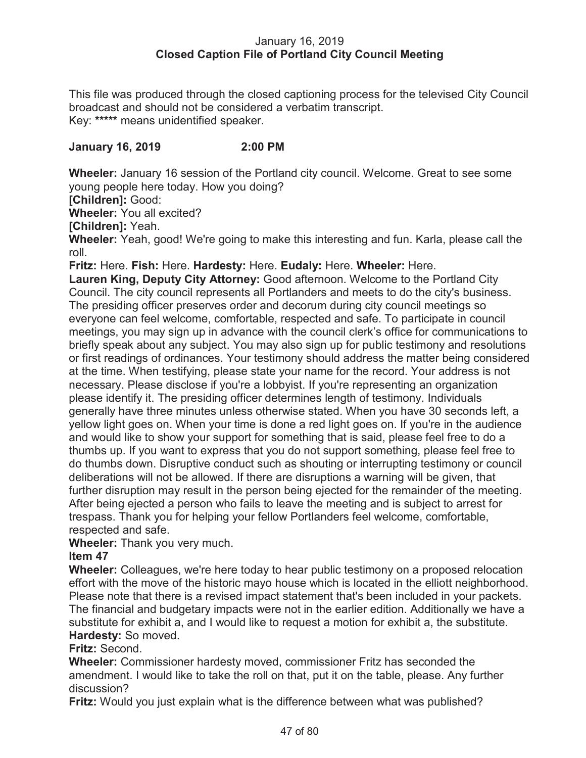January 16, 2019
**Closed Caption File of Portland City Council Meeting**

This file was produced through the closed captioning process for the televised City Council broadcast and should not be considered a verbatim transcript.
Key: ***** means unidentified speaker.

**January 16, 2019 2:00 PM**

**Wheeler:** January 16 session of the Portland city council. Welcome. Great to see some young people here today. How you doing?
**[Children]:** Good:
**Wheeler:** You all excited?
**[Children]:** Yeah.
**Wheeler:** Yeah, good! We're going to make this interesting and fun. Karla, please call the roll.
**Fritz:** Here. **Fish:** Here. **Hardesty:** Here. **Eudaly:** Here. **Wheeler:** Here.
**Lauren King, Deputy City Attorney:** Good afternoon. Welcome to the Portland City Council. The city council represents all Portlanders and meets to do the city's business. The presiding officer preserves order and decorum during city council meetings so everyone can feel welcome, comfortable, respected and safe. To participate in council meetings, you may sign up in advance with the council clerk's office for communications to briefly speak about any subject. You may also sign up for public testimony and resolutions or first readings of ordinances. Your testimony should address the matter being considered at the time. When testifying, please state your name for the record. Your address is not necessary. Please disclose if you're a lobbyist. If you're representing an organization please identify it. The presiding officer determines length of testimony. Individuals generally have three minutes unless otherwise stated. When you have 30 seconds left, a yellow light goes on. When your time is done a red light goes on. If you're in the audience and would like to show your support for something that is said, please feel free to do a thumbs up. If you want to express that you do not support something, please feel free to do thumbs down. Disruptive conduct such as shouting or interrupting testimony or council deliberations will not be allowed. If there are disruptions a warning will be given, that further disruption may result in the person being ejected for the remainder of the meeting. After being ejected a person who fails to leave the meeting and is subject to arrest for trespass. Thank you for helping your fellow Portlanders feel welcome, comfortable, respected and safe.
**Wheeler:** Thank you very much.
**Item 47**
**Wheeler:** Colleagues, we're here today to hear public testimony on a proposed relocation effort with the move of the historic mayo house which is located in the elliott neighborhood. Please note that there is a revised impact statement that's been included in your packets. The financial and budgetary impacts were not in the earlier edition. Additionally we have a substitute for exhibit a, and I would like to request a motion for exhibit a, the substitute.
**Hardesty:** So moved.
**Fritz:** Second.
**Wheeler:** Commissioner hardesty moved, commissioner Fritz has seconded the amendment. I would like to take the roll on that, put it on the table, please. Any further discussion?
**Fritz:** Would you just explain what is the difference between what was published?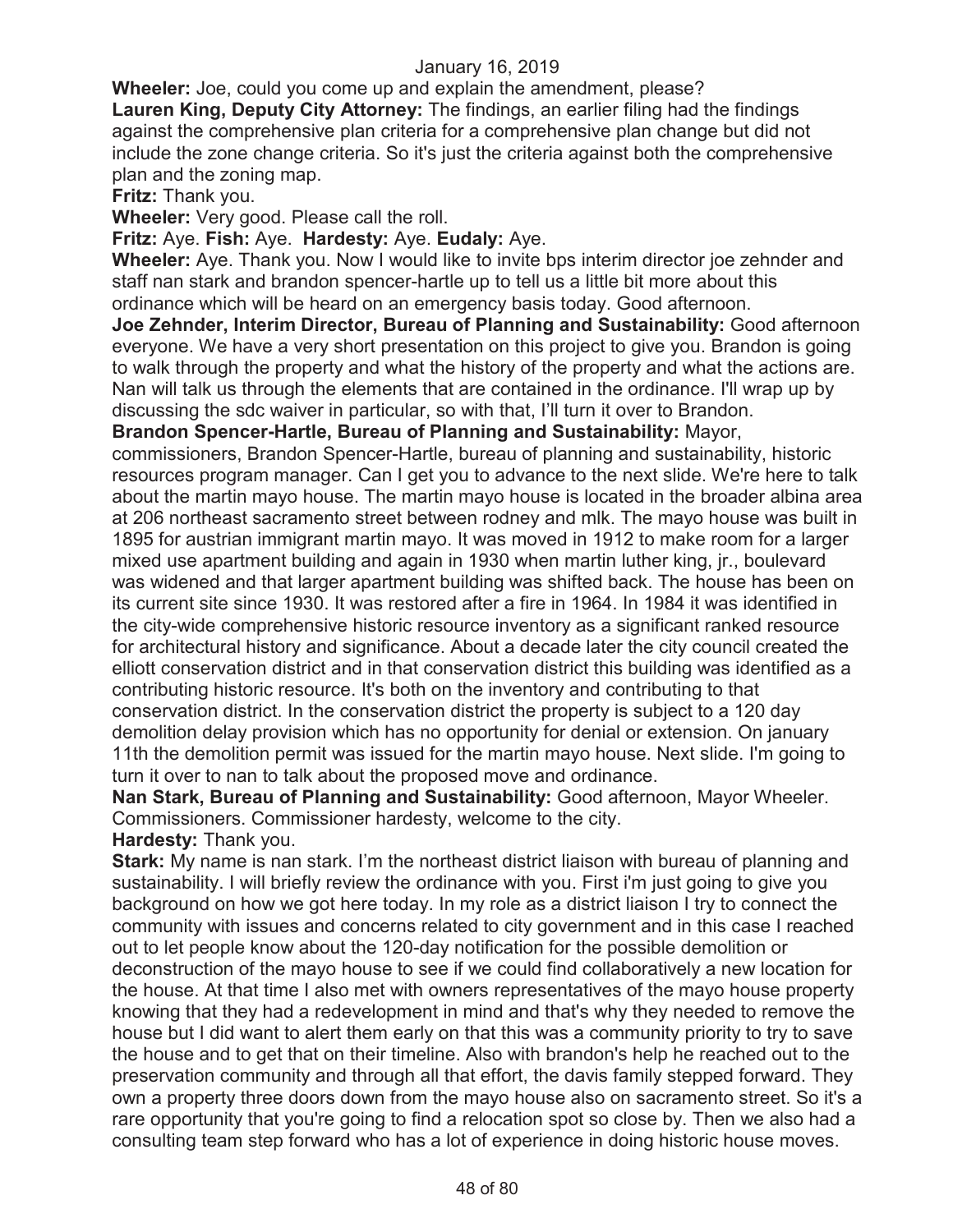**Wheeler:** Joe, could you come up and explain the amendment, please?

**Lauren King, Deputy City Attorney:** The findings, an earlier filing had the findings against the comprehensive plan criteria for a comprehensive plan change but did not include the zone change criteria. So it's just the criteria against both the comprehensive plan and the zoning map.

**Fritz:** Thank you.

**Wheeler:** Very good. Please call the roll.

**Fritz:** Aye. **Fish:** Aye. **Hardesty:** Aye. **Eudaly:** Aye.

**Wheeler:** Aye. Thank you. Now I would like to invite bps interim director joe zehnder and staff nan stark and brandon spencer-hartle up to tell us a little bit more about this ordinance which will be heard on an emergency basis today. Good afternoon.

**Joe Zehnder, Interim Director, Bureau of Planning and Sustainability:** Good afternoon everyone. We have a very short presentation on this project to give you. Brandon is going to walk through the property and what the history of the property and what the actions are. Nan will talk us through the elements that are contained in the ordinance. I'll wrap up by discussing the sdc waiver in particular, so with that, I'll turn it over to Brandon.

**Brandon Spencer-Hartle, Bureau of Planning and Sustainability:** Mayor, commissioners, Brandon Spencer-Hartle, bureau of planning and sustainability, historic resources program manager. Can I get you to advance to the next slide. We're here to talk about the martin mayo house. The martin mayo house is located in the broader albina area at 206 northeast sacramento street between rodney and mlk. The mayo house was built in 1895 for austrian immigrant martin mayo. It was moved in 1912 to make room for a larger mixed use apartment building and again in 1930 when martin luther king, jr., boulevard was widened and that larger apartment building was shifted back. The house has been on its current site since 1930. It was restored after a fire in 1964. In 1984 it was identified in the city-wide comprehensive historic resource inventory as a significant ranked resource for architectural history and significance. About a decade later the city council created the elliott conservation district and in that conservation district this building was identified as a contributing historic resource. It's both on the inventory and contributing to that conservation district. In the conservation district the property is subject to a 120 day demolition delay provision which has no opportunity for denial or extension. On january 11th the demolition permit was issued for the martin mayo house. Next slide. I'm going to turn it over to nan to talk about the proposed move and ordinance.

**Nan Stark, Bureau of Planning and Sustainability:** Good afternoon, Mayor Wheeler. Commissioners. Commissioner hardesty, welcome to the city.

**Hardesty:** Thank you.

**Stark:** My name is nan stark. I'm the northeast district liaison with bureau of planning and sustainability. I will briefly review the ordinance with you. First i'm just going to give you background on how we got here today. In my role as a district liaison I try to connect the community with issues and concerns related to city government and in this case I reached out to let people know about the 120-day notification for the possible demolition or deconstruction of the mayo house to see if we could find collaboratively a new location for the house. At that time I also met with owners representatives of the mayo house property knowing that they had a redevelopment in mind and that's why they needed to remove the house but I did want to alert them early on that this was a community priority to try to save the house and to get that on their timeline. Also with brandon's help he reached out to the preservation community and through all that effort, the davis family stepped forward. They own a property three doors down from the mayo house also on sacramento street. So it's a rare opportunity that you're going to find a relocation spot so close by. Then we also had a consulting team step forward who has a lot of experience in doing historic house moves.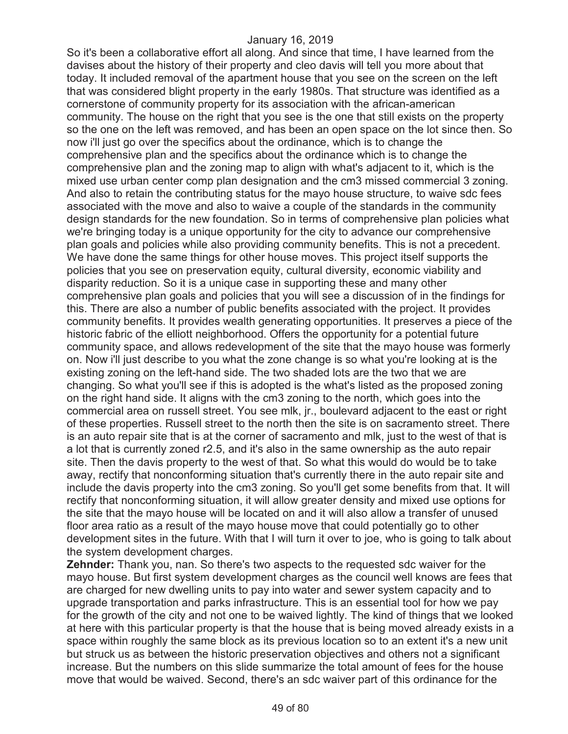So it's been a collaborative effort all along. And since that time, I have learned from the davises about the history of their property and cleo davis will tell you more about that today. It included removal of the apartment house that you see on the screen on the left that was considered blight property in the early 1980s. That structure was identified as a cornerstone of community property for its association with the african-american community. The house on the right that you see is the one that still exists on the property so the one on the left was removed, and has been an open space on the lot since then. So now i'll just go over the specifics about the ordinance, which is to change the comprehensive plan and the specifics about the ordinance which is to change the comprehensive plan and the zoning map to align with what's adjacent to it, which is the mixed use urban center comp plan designation and the cm3 missed commercial 3 zoning. And also to retain the contributing status for the mayo house structure, to waive sdc fees associated with the move and also to waive a couple of the standards in the community design standards for the new foundation. So in terms of comprehensive plan policies what we're bringing today is a unique opportunity for the city to advance our comprehensive plan goals and policies while also providing community benefits. This is not a precedent. We have done the same things for other house moves. This project itself supports the policies that you see on preservation equity, cultural diversity, economic viability and disparity reduction. So it is a unique case in supporting these and many other comprehensive plan goals and policies that you will see a discussion of in the findings for this. There are also a number of public benefits associated with the project. It provides community benefits. It provides wealth generating opportunities. It preserves a piece of the historic fabric of the elliott neighborhood. Offers the opportunity for a potential future community space, and allows redevelopment of the site that the mayo house was formerly on. Now i'll just describe to you what the zone change is so what you're looking at is the existing zoning on the left-hand side. The two shaded lots are the two that we are changing. So what you'll see if this is adopted is the what's listed as the proposed zoning on the right hand side. It aligns with the cm3 zoning to the north, which goes into the commercial area on russell street. You see mlk, jr., boulevard adjacent to the east or right of these properties. Russell street to the north then the site is on sacramento street. There is an auto repair site that is at the corner of sacramento and mlk, just to the west of that is a lot that is currently zoned r2.5, and it's also in the same ownership as the auto repair site. Then the davis property to the west of that. So what this would do would be to take away, rectify that nonconforming situation that's currently there in the auto repair site and include the davis property into the cm3 zoning. So you'll get some benefits from that. It will rectify that nonconforming situation, it will allow greater density and mixed use options for the site that the mayo house will be located on and it will also allow a transfer of unused floor area ratio as a result of the mayo house move that could potentially go to other development sites in the future. With that I will turn it over to joe, who is going to talk about the system development charges.

**Zehnder:** Thank you, nan. So there's two aspects to the requested sdc waiver for the mayo house. But first system development charges as the council well knows are fees that are charged for new dwelling units to pay into water and sewer system capacity and to upgrade transportation and parks infrastructure. This is an essential tool for how we pay for the growth of the city and not one to be waived lightly. The kind of things that we looked at here with this particular property is that the house that is being moved already exists in a space within roughly the same block as its previous location so to an extent it's a new unit but struck us as between the historic preservation objectives and others not a significant increase. But the numbers on this slide summarize the total amount of fees for the house move that would be waived. Second, there's an sdc waiver part of this ordinance for the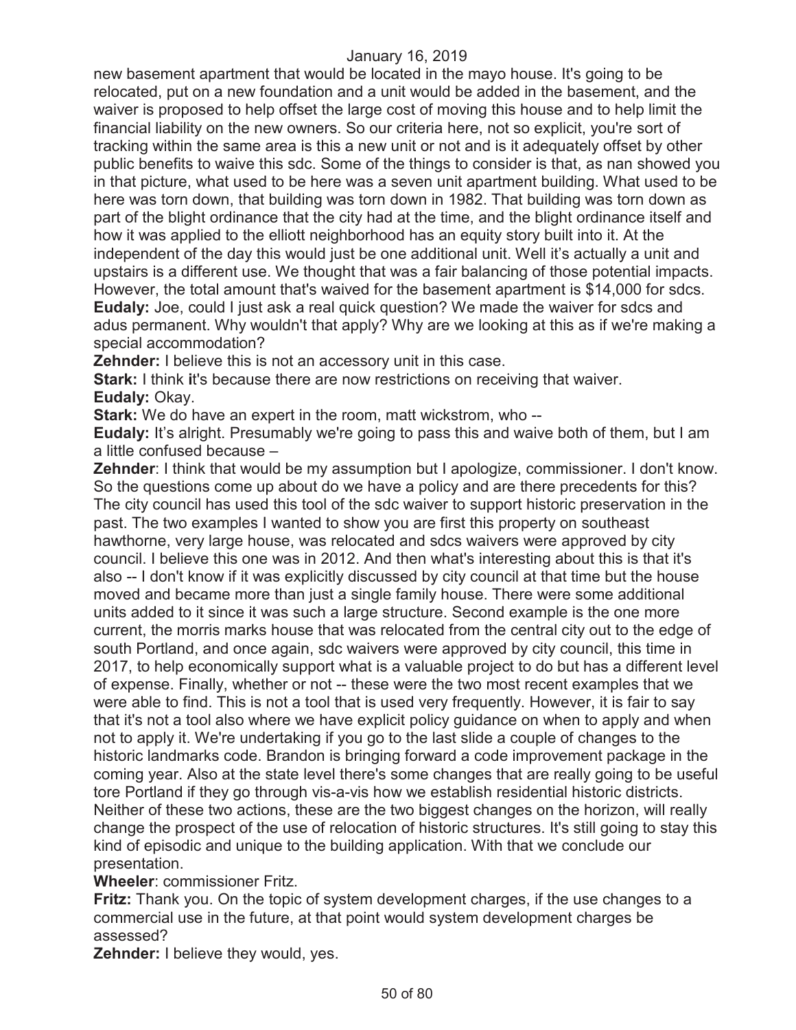new basement apartment that would be located in the mayo house. It's going to be relocated, put on a new foundation and a unit would be added in the basement, and the waiver is proposed to help offset the large cost of moving this house and to help limit the financial liability on the new owners. So our criteria here, not so explicit, you're sort of tracking within the same area is this a new unit or not and is it adequately offset by other public benefits to waive this sdc. Some of the things to consider is that, as nan showed you in that picture, what used to be here was a seven unit apartment building. What used to be here was torn down, that building was torn down in 1982. That building was torn down as part of the blight ordinance that the city had at the time, and the blight ordinance itself and how it was applied to the elliott neighborhood has an equity story built into it. At the independent of the day this would just be one additional unit. Well it's actually a unit and upstairs is a different use. We thought that was a fair balancing of those potential impacts. However, the total amount that's waived for the basement apartment is $14,000 for sdcs.

**Eudaly:** Joe, could I just ask a real quick question? We made the waiver for sdcs and adus permanent. Why wouldn't that apply? Why are we looking at this as if we're making a special accommodation?

**Zehnder:** I believe this is not an accessory unit in this case.

**Stark:** I think it's because there are now restrictions on receiving that waiver.

**Eudaly:** Okay.

**Stark:** We do have an expert in the room, matt wickstrom, who --

**Eudaly:** It's alright. Presumably we're going to pass this and waive both of them, but I am a little confused because –

**Zehnder**: I think that would be my assumption but I apologize, commissioner. I don't know. So the questions come up about do we have a policy and are there precedents for this? The city council has used this tool of the sdc waiver to support historic preservation in the past. The two examples I wanted to show you are first this property on southeast hawthorne, very large house, was relocated and sdcs waivers were approved by city council. I believe this one was in 2012. And then what's interesting about this is that it's also -- I don't know if it was explicitly discussed by city council at that time but the house moved and became more than just a single family house. There were some additional units added to it since it was such a large structure. Second example is the one more current, the morris marks house that was relocated from the central city out to the edge of south Portland, and once again, sdc waivers were approved by city council, this time in 2017, to help economically support what is a valuable project to do but has a different level of expense. Finally, whether or not -- these were the two most recent examples that we were able to find. This is not a tool that is used very frequently. However, it is fair to say that it's not a tool also where we have explicit policy guidance on when to apply and when not to apply it. We're undertaking if you go to the last slide a couple of changes to the historic landmarks code. Brandon is bringing forward a code improvement package in the coming year. Also at the state level there's some changes that are really going to be useful tore Portland if they go through vis-a-vis how we establish residential historic districts. Neither of these two actions, these are the two biggest changes on the horizon, will really change the prospect of the use of relocation of historic structures. It's still going to stay this kind of episodic and unique to the building application. With that we conclude our presentation.

**Wheeler**: commissioner Fritz.

**Fritz:** Thank you. On the topic of system development charges, if the use changes to a commercial use in the future, at that point would system development charges be assessed?

**Zehnder:** I believe they would, yes.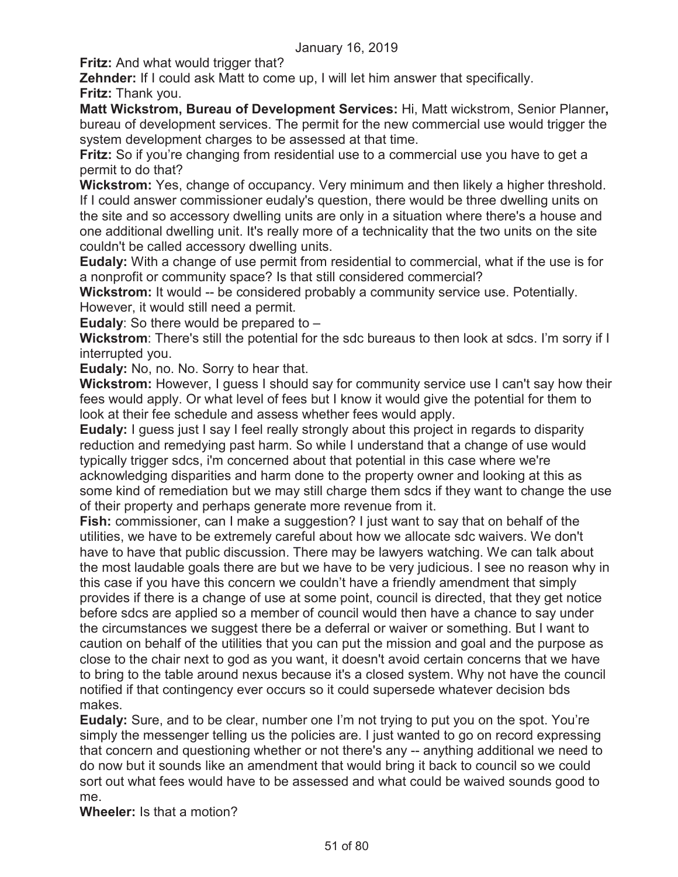**Fritz:** And what would trigger that?

**Zehnder:** If I could ask Matt to come up, I will let him answer that specifically.

**Fritz:** Thank you.

**Matt Wickstrom, Bureau of Development Services:** Hi, Matt wickstrom, Senior Planner**,** bureau of development services. The permit for the new commercial use would trigger the system development charges to be assessed at that time.

**Fritz:** So if you're changing from residential use to a commercial use you have to get a permit to do that?

**Wickstrom:** Yes, change of occupancy. Very minimum and then likely a higher threshold. If I could answer commissioner eudaly's question, there would be three dwelling units on the site and so accessory dwelling units are only in a situation where there's a house and one additional dwelling unit. It's really more of a technicality that the two units on the site couldn't be called accessory dwelling units.

**Eudaly:** With a change of use permit from residential to commercial, what if the use is for a nonprofit or community space? Is that still considered commercial?

**Wickstrom:** It would -- be considered probably a community service use. Potentially. However, it would still need a permit.

**Eudaly**: So there would be prepared to –

**Wickstrom**: There's still the potential for the sdc bureaus to then look at sdcs. I'm sorry if I interrupted you.

**Eudaly:** No, no. No. Sorry to hear that.

**Wickstrom:** However, I guess I should say for community service use I can't say how their fees would apply. Or what level of fees but I know it would give the potential for them to look at their fee schedule and assess whether fees would apply.

**Eudaly:** I guess just I say I feel really strongly about this project in regards to disparity reduction and remedying past harm. So while I understand that a change of use would typically trigger sdcs, i'm concerned about that potential in this case where we're acknowledging disparities and harm done to the property owner and looking at this as some kind of remediation but we may still charge them sdcs if they want to change the use of their property and perhaps generate more revenue from it.

**Fish:** commissioner, can I make a suggestion? I just want to say that on behalf of the utilities, we have to be extremely careful about how we allocate sdc waivers. We don't have to have that public discussion. There may be lawyers watching. We can talk about the most laudable goals there are but we have to be very judicious. I see no reason why in this case if you have this concern we couldn't have a friendly amendment that simply provides if there is a change of use at some point, council is directed, that they get notice before sdcs are applied so a member of council would then have a chance to say under the circumstances we suggest there be a deferral or waiver or something. But I want to caution on behalf of the utilities that you can put the mission and goal and the purpose as close to the chair next to god as you want, it doesn't avoid certain concerns that we have to bring to the table around nexus because it's a closed system. Why not have the council notified if that contingency ever occurs so it could supersede whatever decision bds makes.

**Eudaly:** Sure, and to be clear, number one I'm not trying to put you on the spot. You're simply the messenger telling us the policies are. I just wanted to go on record expressing that concern and questioning whether or not there's any -- anything additional we need to do now but it sounds like an amendment that would bring it back to council so we could sort out what fees would have to be assessed and what could be waived sounds good to me.

**Wheeler:** Is that a motion?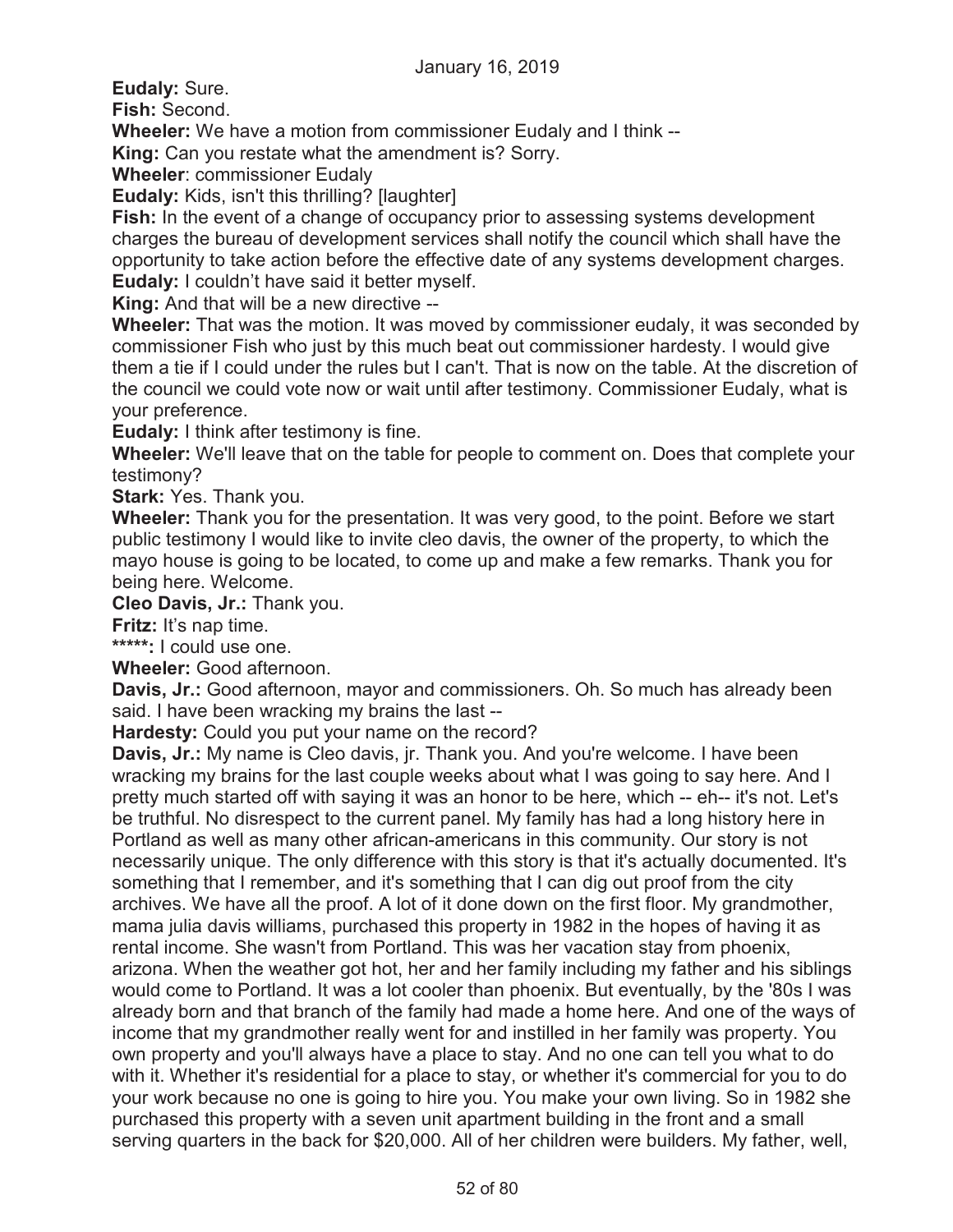**Eudaly:** Sure.

**Fish:** Second.

**Wheeler:** We have a motion from commissioner Eudaly and I think --

**King:** Can you restate what the amendment is? Sorry.

**Wheeler**: commissioner Eudaly

**Eudaly:** Kids, isn't this thrilling? [laughter]

**Fish:** In the event of a change of occupancy prior to assessing systems development charges the bureau of development services shall notify the council which shall have the opportunity to take action before the effective date of any systems development charges.

**Eudaly:** I couldn't have said it better myself.

**King:** And that will be a new directive --

**Wheeler:** That was the motion. It was moved by commissioner eudaly, it was seconded by commissioner Fish who just by this much beat out commissioner hardesty. I would give them a tie if I could under the rules but I can't. That is now on the table. At the discretion of the council we could vote now or wait until after testimony. Commissioner Eudaly, what is your preference.

**Eudaly:** I think after testimony is fine.

**Wheeler:** We'll leave that on the table for people to comment on. Does that complete your testimony?

**Stark:** Yes. Thank you.

**Wheeler:** Thank you for the presentation. It was very good, to the point. Before we start public testimony I would like to invite cleo davis, the owner of the property, to which the mayo house is going to be located, to come up and make a few remarks. Thank you for being here. Welcome.

**Cleo Davis, Jr.:** Thank you.

**Fritz:** It's nap time.

**\*\*\*\*\*:** I could use one.

**Wheeler:** Good afternoon.

**Davis, Jr.:** Good afternoon, mayor and commissioners. Oh. So much has already been said. I have been wracking my brains the last --

**Hardesty:** Could you put your name on the record?

**Davis, Jr.:** My name is Cleo davis, jr. Thank you. And you're welcome. I have been wracking my brains for the last couple weeks about what I was going to say here. And I pretty much started off with saying it was an honor to be here, which -- eh-- it's not. Let's be truthful. No disrespect to the current panel. My family has had a long history here in Portland as well as many other african-americans in this community. Our story is not necessarily unique. The only difference with this story is that it's actually documented. It's something that I remember, and it's something that I can dig out proof from the city archives. We have all the proof. A lot of it done down on the first floor. My grandmother, mama julia davis williams, purchased this property in 1982 in the hopes of having it as rental income. She wasn't from Portland. This was her vacation stay from phoenix, arizona. When the weather got hot, her and her family including my father and his siblings would come to Portland. It was a lot cooler than phoenix. But eventually, by the '80s I was already born and that branch of the family had made a home here. And one of the ways of income that my grandmother really went for and instilled in her family was property. You own property and you'll always have a place to stay. And no one can tell you what to do with it. Whether it's residential for a place to stay, or whether it's commercial for you to do your work because no one is going to hire you. You make your own living. So in 1982 she purchased this property with a seven unit apartment building in the front and a small serving quarters in the back for $20,000. All of her children were builders. My father, well,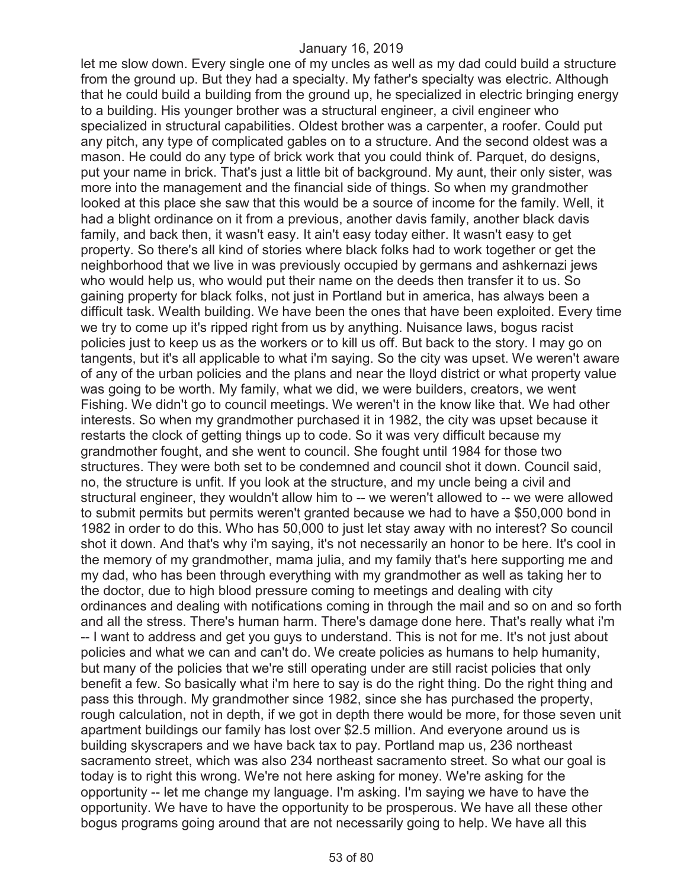let me slow down. Every single one of my uncles as well as my dad could build a structure from the ground up. But they had a specialty. My father's specialty was electric. Although that he could build a building from the ground up, he specialized in electric bringing energy to a building. His younger brother was a structural engineer, a civil engineer who specialized in structural capabilities. Oldest brother was a carpenter, a roofer. Could put any pitch, any type of complicated gables on to a structure. And the second oldest was a mason. He could do any type of brick work that you could think of. Parquet, do designs, put your name in brick. That's just a little bit of background. My aunt, their only sister, was more into the management and the financial side of things. So when my grandmother looked at this place she saw that this would be a source of income for the family. Well, it had a blight ordinance on it from a previous, another davis family, another black davis family, and back then, it wasn't easy. It ain't easy today either. It wasn't easy to get property. So there's all kind of stories where black folks had to work together or get the neighborhood that we live in was previously occupied by germans and ashkernazi jews who would help us, who would put their name on the deeds then transfer it to us. So gaining property for black folks, not just in Portland but in america, has always been a difficult task. Wealth building. We have been the ones that have been exploited. Every time we try to come up it's ripped right from us by anything. Nuisance laws, bogus racist policies just to keep us as the workers or to kill us off. But back to the story. I may go on tangents, but it's all applicable to what i'm saying. So the city was upset. We weren't aware of any of the urban policies and the plans and near the lloyd district or what property value was going to be worth. My family, what we did, we were builders, creators, we went Fishing. We didn't go to council meetings. We weren't in the know like that. We had other interests. So when my grandmother purchased it in 1982, the city was upset because it restarts the clock of getting things up to code. So it was very difficult because my grandmother fought, and she went to council. She fought until 1984 for those two structures. They were both set to be condemned and council shot it down. Council said, no, the structure is unfit. If you look at the structure, and my uncle being a civil and structural engineer, they wouldn't allow him to -- we weren't allowed to -- we were allowed to submit permits but permits weren't granted because we had to have a $50,000 bond in 1982 in order to do this. Who has 50,000 to just let stay away with no interest? So council shot it down. And that's why i'm saying, it's not necessarily an honor to be here. It's cool in the memory of my grandmother, mama julia, and my family that's here supporting me and my dad, who has been through everything with my grandmother as well as taking her to the doctor, due to high blood pressure coming to meetings and dealing with city ordinances and dealing with notifications coming in through the mail and so on and so forth and all the stress. There's human harm. There's damage done here. That's really what i'm -- I want to address and get you guys to understand. This is not for me. It's not just about policies and what we can and can't do. We create policies as humans to help humanity, but many of the policies that we're still operating under are still racist policies that only benefit a few. So basically what i'm here to say is do the right thing. Do the right thing and pass this through. My grandmother since 1982, since she has purchased the property, rough calculation, not in depth, if we got in depth there would be more, for those seven unit apartment buildings our family has lost over $2.5 million. And everyone around us is building skyscrapers and we have back tax to pay. Portland map us, 236 northeast sacramento street, which was also 234 northeast sacramento street. So what our goal is today is to right this wrong. We're not here asking for money. We're asking for the opportunity -- let me change my language. I'm asking. I'm saying we have to have the opportunity. We have to have the opportunity to be prosperous. We have all these other bogus programs going around that are not necessarily going to help. We have all this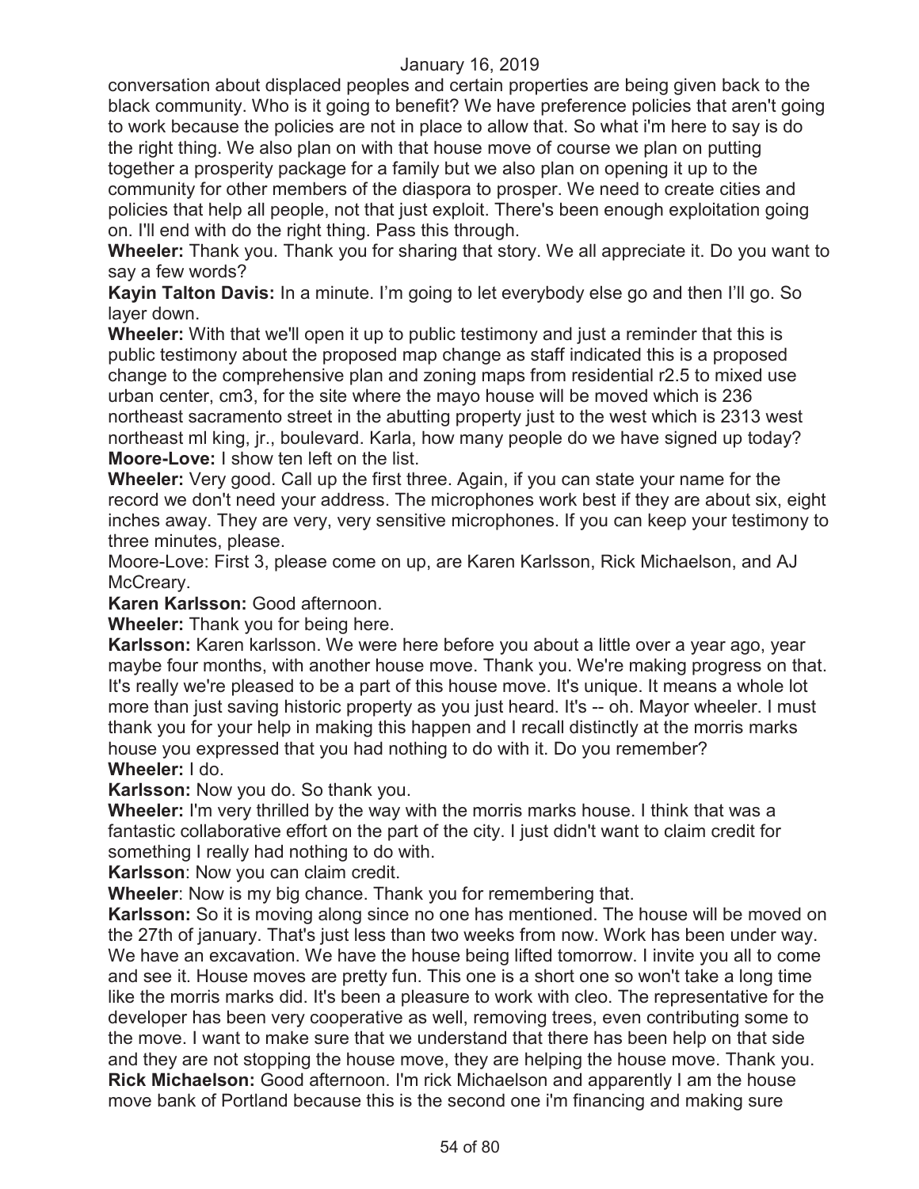conversation about displaced peoples and certain properties are being given back to the black community. Who is it going to benefit? We have preference policies that aren't going to work because the policies are not in place to allow that. So what i'm here to say is do the right thing. We also plan on with that house move of course we plan on putting together a prosperity package for a family but we also plan on opening it up to the community for other members of the diaspora to prosper. We need to create cities and policies that help all people, not that just exploit. There's been enough exploitation going on. I'll end with do the right thing. Pass this through.

**Wheeler:** Thank you. Thank you for sharing that story. We all appreciate it. Do you want to say a few words?

**Kayin Talton Davis:** In a minute. I'm going to let everybody else go and then I'll go. So layer down.

**Wheeler:** With that we'll open it up to public testimony and just a reminder that this is public testimony about the proposed map change as staff indicated this is a proposed change to the comprehensive plan and zoning maps from residential r2.5 to mixed use urban center, cm3, for the site where the mayo house will be moved which is 236 northeast sacramento street in the abutting property just to the west which is 2313 west northeast ml king, jr., boulevard. Karla, how many people do we have signed up today?

**Moore-Love:** I show ten left on the list.

**Wheeler:** Very good. Call up the first three. Again, if you can state your name for the record we don't need your address. The microphones work best if they are about six, eight inches away. They are very, very sensitive microphones. If you can keep your testimony to three minutes, please.

Moore-Love: First 3, please come on up, are Karen Karlsson, Rick Michaelson, and AJ McCreary.

**Karen Karlsson:** Good afternoon.

**Wheeler:** Thank you for being here.

**Karlsson:** Karen karlsson. We were here before you about a little over a year ago, year maybe four months, with another house move. Thank you. We're making progress on that. It's really we're pleased to be a part of this house move. It's unique. It means a whole lot more than just saving historic property as you just heard. It's -- oh. Mayor wheeler. I must thank you for your help in making this happen and I recall distinctly at the morris marks house you expressed that you had nothing to do with it. Do you remember?

**Wheeler:** I do.

**Karlsson:** Now you do. So thank you.

**Wheeler:** I'm very thrilled by the way with the morris marks house. I think that was a fantastic collaborative effort on the part of the city. I just didn't want to claim credit for something I really had nothing to do with.

**Karlsson**: Now you can claim credit.

**Wheeler**: Now is my big chance. Thank you for remembering that.

**Karlsson:** So it is moving along since no one has mentioned. The house will be moved on the 27th of january. That's just less than two weeks from now. Work has been under way. We have an excavation. We have the house being lifted tomorrow. I invite you all to come and see it. House moves are pretty fun. This one is a short one so won't take a long time like the morris marks did. It's been a pleasure to work with cleo. The representative for the developer has been very cooperative as well, removing trees, even contributing some to the move. I want to make sure that we understand that there has been help on that side and they are not stopping the house move, they are helping the house move. Thank you.

**Rick Michaelson:** Good afternoon. I'm rick Michaelson and apparently I am the house move bank of Portland because this is the second one i'm financing and making sure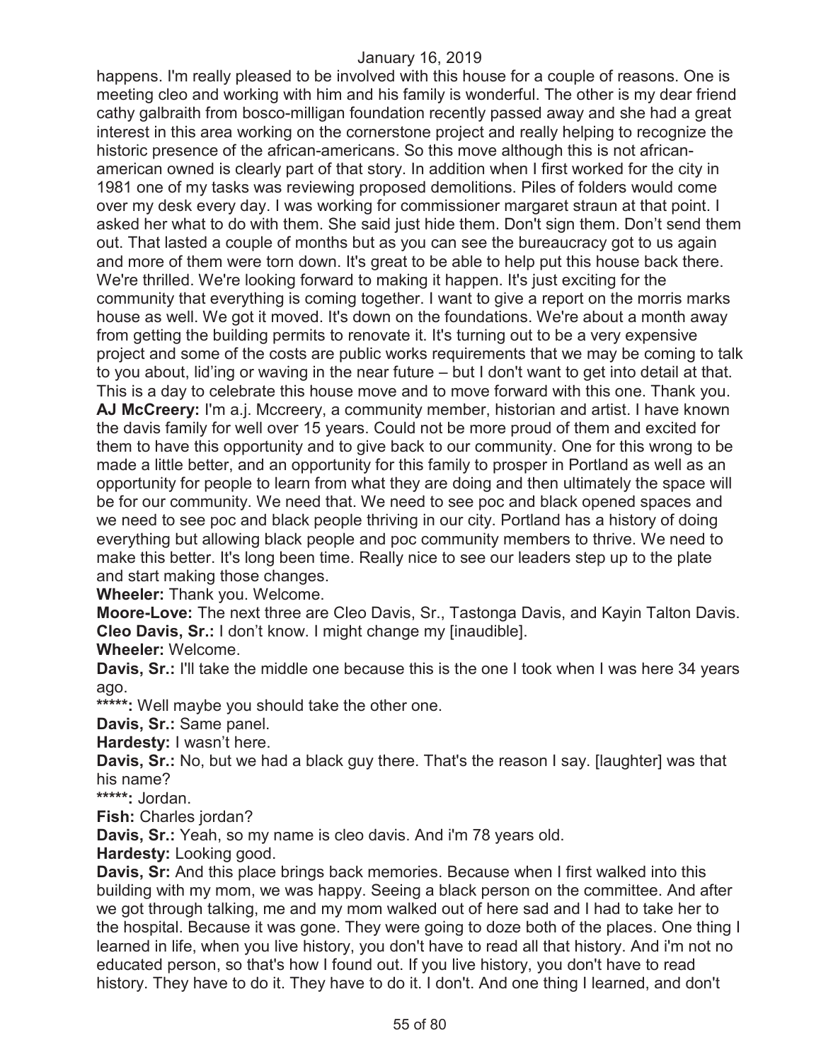happens. I'm really pleased to be involved with this house for a couple of reasons. One is meeting cleo and working with him and his family is wonderful. The other is my dear friend cathy galbraith from bosco-milligan foundation recently passed away and she had a great interest in this area working on the cornerstone project and really helping to recognize the historic presence of the african-americans. So this move although this is not african-american owned is clearly part of that story. In addition when I first worked for the city in 1981 one of my tasks was reviewing proposed demolitions. Piles of folders would come over my desk every day. I was working for commissioner margaret straun at that point. I asked her what to do with them. She said just hide them. Don't sign them. Don't send them out. That lasted a couple of months but as you can see the bureaucracy got to us again and more of them were torn down. It's great to be able to help put this house back there. We're thrilled. We're looking forward to making it happen. It's just exciting for the community that everything is coming together. I want to give a report on the morris marks house as well. We got it moved. It's down on the foundations. We're about a month away from getting the building permits to renovate it. It's turning out to be a very expensive project and some of the costs are public works requirements that we may be coming to talk to you about, lid'ing or waving in the near future – but I don't want to get into detail at that. This is a day to celebrate this house move and to move forward with this one. Thank you.

**AJ McCreery:** I'm a.j. Mccreery, a community member, historian and artist. I have known the davis family for well over 15 years. Could not be more proud of them and excited for them to have this opportunity and to give back to our community. One for this wrong to be made a little better, and an opportunity for this family to prosper in Portland as well as an opportunity for people to learn from what they are doing and then ultimately the space will be for our community. We need that. We need to see poc and black opened spaces and we need to see poc and black people thriving in our city. Portland has a history of doing everything but allowing black people and poc community members to thrive. We need to make this better. It's long been time. Really nice to see our leaders step up to the plate and start making those changes.

**Wheeler:** Thank you. Welcome.

**Moore-Love:** The next three are Cleo Davis, Sr., Tastonga Davis, and Kayin Talton Davis.

**Cleo Davis, Sr.:** I don't know. I might change my [inaudible].

**Wheeler:** Welcome.

**Davis, Sr.:** I'll take the middle one because this is the one I took when I was here 34 years ago.

**\*\*\*\*\*:** Well maybe you should take the other one.

**Davis, Sr.:** Same panel.

**Hardesty:** I wasn't here.

**Davis, Sr.:** No, but we had a black guy there. That's the reason I say. [laughter] was that his name?

**\*\*\*\*\*:** Jordan.

**Fish:** Charles jordan?

**Davis, Sr.:** Yeah, so my name is cleo davis. And i'm 78 years old.

**Hardesty:** Looking good.

**Davis, Sr:** And this place brings back memories. Because when I first walked into this building with my mom, we was happy. Seeing a black person on the committee. And after we got through talking, me and my mom walked out of here sad and I had to take her to the hospital. Because it was gone. They were going to doze both of the places. One thing I learned in life, when you live history, you don't have to read all that history. And i'm not no educated person, so that's how I found out. If you live history, you don't have to read history. They have to do it. They have to do it. I don't. And one thing I learned, and don't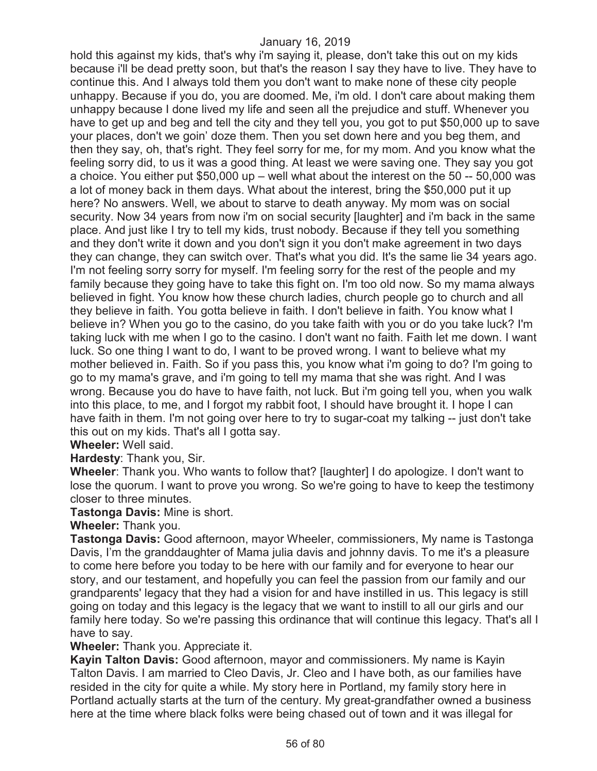hold this against my kids, that's why i'm saying it, please, don't take this out on my kids because i'll be dead pretty soon, but that's the reason I say they have to live. They have to continue this. And I always told them you don't want to make none of these city people unhappy. Because if you do, you are doomed. Me, i'm old. I don't care about making them unhappy because I done lived my life and seen all the prejudice and stuff. Whenever you have to get up and beg and tell the city and they tell you, you got to put $50,000 up to save your places, don't we goin' doze them. Then you set down here and you beg them, and then they say, oh, that's right. They feel sorry for me, for my mom. And you know what the feeling sorry did, to us it was a good thing. At least we were saving one. They say you got a choice. You either put $50,000 up – well what about the interest on the 50 -- 50,000 was a lot of money back in them days. What about the interest, bring the $50,000 put it up here? No answers. Well, we about to starve to death anyway. My mom was on social security. Now 34 years from now i'm on social security [laughter] and i'm back in the same place. And just like I try to tell my kids, trust nobody. Because if they tell you something and they don't write it down and you don't sign it you don't make agreement in two days they can change, they can switch over. That's what you did. It's the same lie 34 years ago. I'm not feeling sorry sorry for myself. I'm feeling sorry for the rest of the people and my family because they going have to take this fight on. I'm too old now. So my mama always believed in fight. You know how these church ladies, church people go to church and all they believe in faith. You gotta believe in faith. I don't believe in faith. You know what I believe in? When you go to the casino, do you take faith with you or do you take luck? I'm taking luck with me when I go to the casino. I don't want no faith. Faith let me down. I want luck. So one thing I want to do, I want to be proved wrong. I want to believe what my mother believed in. Faith. So if you pass this, you know what i'm going to do? I'm going to go to my mama's grave, and i'm going to tell my mama that she was right. And I was wrong. Because you do have to have faith, not luck. But i'm going tell you, when you walk into this place, to me, and I forgot my rabbit foot, I should have brought it. I hope I can have faith in them. I'm not going over here to try to sugar-coat my talking -- just don't take this out on my kids. That's all I gotta say.

**Wheeler:** Well said.

**Hardesty**: Thank you, Sir.

**Wheeler**: Thank you. Who wants to follow that? [laughter] I do apologize. I don't want to lose the quorum. I want to prove you wrong. So we're going to have to keep the testimony closer to three minutes.

**Tastonga Davis:** Mine is short.

**Wheeler:** Thank you.

**Tastonga Davis:** Good afternoon, mayor Wheeler, commissioners, My name is Tastonga Davis, I'm the granddaughter of Mama julia davis and johnny davis. To me it's a pleasure to come here before you today to be here with our family and for everyone to hear our story, and our testament, and hopefully you can feel the passion from our family and our grandparents' legacy that they had a vision for and have instilled in us. This legacy is still going on today and this legacy is the legacy that we want to instill to all our girls and our family here today. So we're passing this ordinance that will continue this legacy. That's all I have to say.

**Wheeler:** Thank you. Appreciate it.

**Kayin Talton Davis:** Good afternoon, mayor and commissioners. My name is Kayin Talton Davis. I am married to Cleo Davis, Jr. Cleo and I have both, as our families have resided in the city for quite a while. My story here in Portland, my family story here in Portland actually starts at the turn of the century. My great-grandfather owned a business here at the time where black folks were being chased out of town and it was illegal for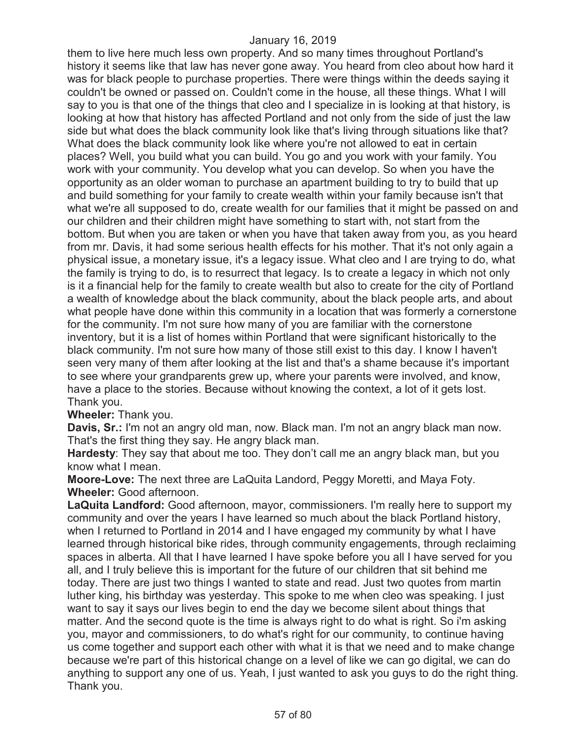them to live here much less own property. And so many times throughout Portland's history it seems like that law has never gone away. You heard from cleo about how hard it was for black people to purchase properties. There were things within the deeds saying it couldn't be owned or passed on. Couldn't come in the house, all these things. What I will say to you is that one of the things that cleo and I specialize in is looking at that history, is looking at how that history has affected Portland and not only from the side of just the law side but what does the black community look like that's living through situations like that? What does the black community look like where you're not allowed to eat in certain places? Well, you build what you can build. You go and you work with your family. You work with your community. You develop what you can develop. So when you have the opportunity as an older woman to purchase an apartment building to try to build that up and build something for your family to create wealth within your family because isn't that what we're all supposed to do, create wealth for our families that it might be passed on and our children and their children might have something to start with, not start from the bottom. But when you are taken or when you have that taken away from you, as you heard from mr. Davis, it had some serious health effects for his mother. That it's not only again a physical issue, a monetary issue, it's a legacy issue. What cleo and I are trying to do, what the family is trying to do, is to resurrect that legacy. Is to create a legacy in which not only is it a financial help for the family to create wealth but also to create for the city of Portland a wealth of knowledge about the black community, about the black people arts, and about what people have done within this community in a location that was formerly a cornerstone for the community. I'm not sure how many of you are familiar with the cornerstone inventory, but it is a list of homes within Portland that were significant historically to the black community. I'm not sure how many of those still exist to this day. I know I haven't seen very many of them after looking at the list and that's a shame because it's important to see where your grandparents grew up, where your parents were involved, and know, have a place to the stories. Because without knowing the context, a lot of it gets lost. Thank you.

**Wheeler:** Thank you.

**Davis, Sr.:** I'm not an angry old man, now. Black man. I'm not an angry black man now. That's the first thing they say. He angry black man.

**Hardesty**: They say that about me too. They don't call me an angry black man, but you know what I mean.

**Moore-Love:** The next three are LaQuita Landord, Peggy Moretti, and Maya Foty.

**Wheeler:** Good afternoon.

**LaQuita Landford:** Good afternoon, mayor, commissioners. I'm really here to support my community and over the years I have learned so much about the black Portland history, when I returned to Portland in 2014 and I have engaged my community by what I have learned through historical bike rides, through community engagements, through reclaiming spaces in alberta. All that I have learned I have spoke before you all I have served for you all, and I truly believe this is important for the future of our children that sit behind me today. There are just two things I wanted to state and read. Just two quotes from martin luther king, his birthday was yesterday. This spoke to me when cleo was speaking. I just want to say it says our lives begin to end the day we become silent about things that matter. And the second quote is the time is always right to do what is right. So i'm asking you, mayor and commissioners, to do what's right for our community, to continue having us come together and support each other with what it is that we need and to make change because we're part of this historical change on a level of like we can go digital, we can do anything to support any one of us. Yeah, I just wanted to ask you guys to do the right thing. Thank you.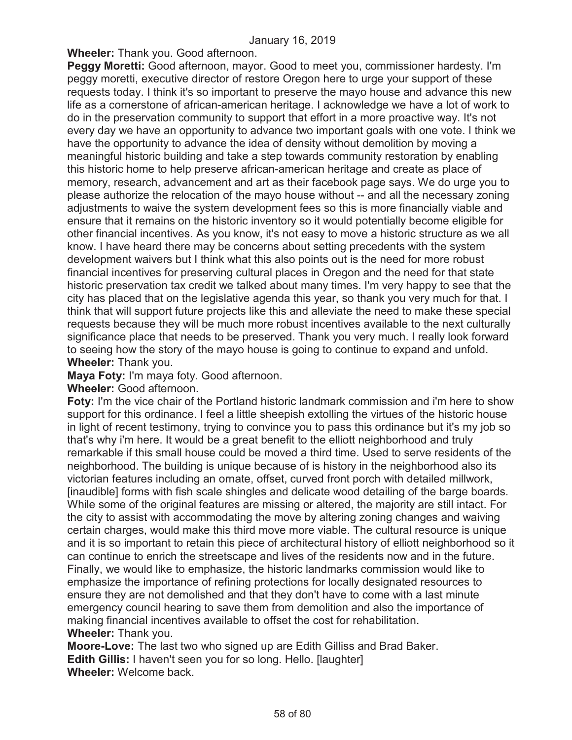**Wheeler:** Thank you. Good afternoon.

**Peggy Moretti:** Good afternoon, mayor. Good to meet you, commissioner hardesty. I'm peggy moretti, executive director of restore Oregon here to urge your support of these requests today. I think it's so important to preserve the mayo house and advance this new life as a cornerstone of african-american heritage. I acknowledge we have a lot of work to do in the preservation community to support that effort in a more proactive way. It's not every day we have an opportunity to advance two important goals with one vote. I think we have the opportunity to advance the idea of density without demolition by moving a meaningful historic building and take a step towards community restoration by enabling this historic home to help preserve african-american heritage and create as place of memory, research, advancement and art as their facebook page says. We do urge you to please authorize the relocation of the mayo house without -- and all the necessary zoning adjustments to waive the system development fees so this is more financially viable and ensure that it remains on the historic inventory so it would potentially become eligible for other financial incentives. As you know, it's not easy to move a historic structure as we all know. I have heard there may be concerns about setting precedents with the system development waivers but I think what this also points out is the need for more robust financial incentives for preserving cultural places in Oregon and the need for that state historic preservation tax credit we talked about many times. I'm very happy to see that the city has placed that on the legislative agenda this year, so thank you very much for that. I think that will support future projects like this and alleviate the need to make these special requests because they will be much more robust incentives available to the next culturally significance place that needs to be preserved. Thank you very much. I really look forward to seeing how the story of the mayo house is going to continue to expand and unfold.

**Wheeler:** Thank you.

**Maya Foty:** I'm maya foty. Good afternoon.

**Wheeler:** Good afternoon.

**Foty:** I'm the vice chair of the Portland historic landmark commission and i'm here to show support for this ordinance. I feel a little sheepish extolling the virtues of the historic house in light of recent testimony, trying to convince you to pass this ordinance but it's my job so that's why i'm here. It would be a great benefit to the elliott neighborhood and truly remarkable if this small house could be moved a third time. Used to serve residents of the neighborhood. The building is unique because of is history in the neighborhood also its victorian features including an ornate, offset, curved front porch with detailed millwork, [inaudible] forms with fish scale shingles and delicate wood detailing of the barge boards. While some of the original features are missing or altered, the majority are still intact. For the city to assist with accommodating the move by altering zoning changes and waiving certain charges, would make this third move more viable. The cultural resource is unique and it is so important to retain this piece of architectural history of elliott neighborhood so it can continue to enrich the streetscape and lives of the residents now and in the future. Finally, we would like to emphasize, the historic landmarks commission would like to emphasize the importance of refining protections for locally designated resources to ensure they are not demolished and that they don't have to come with a last minute emergency council hearing to save them from demolition and also the importance of making financial incentives available to offset the cost for rehabilitation.

**Wheeler:** Thank you.

**Moore-Love:** The last two who signed up are Edith Gilliss and Brad Baker.

**Edith Gillis:** I haven't seen you for so long. Hello. [laughter]

**Wheeler:** Welcome back.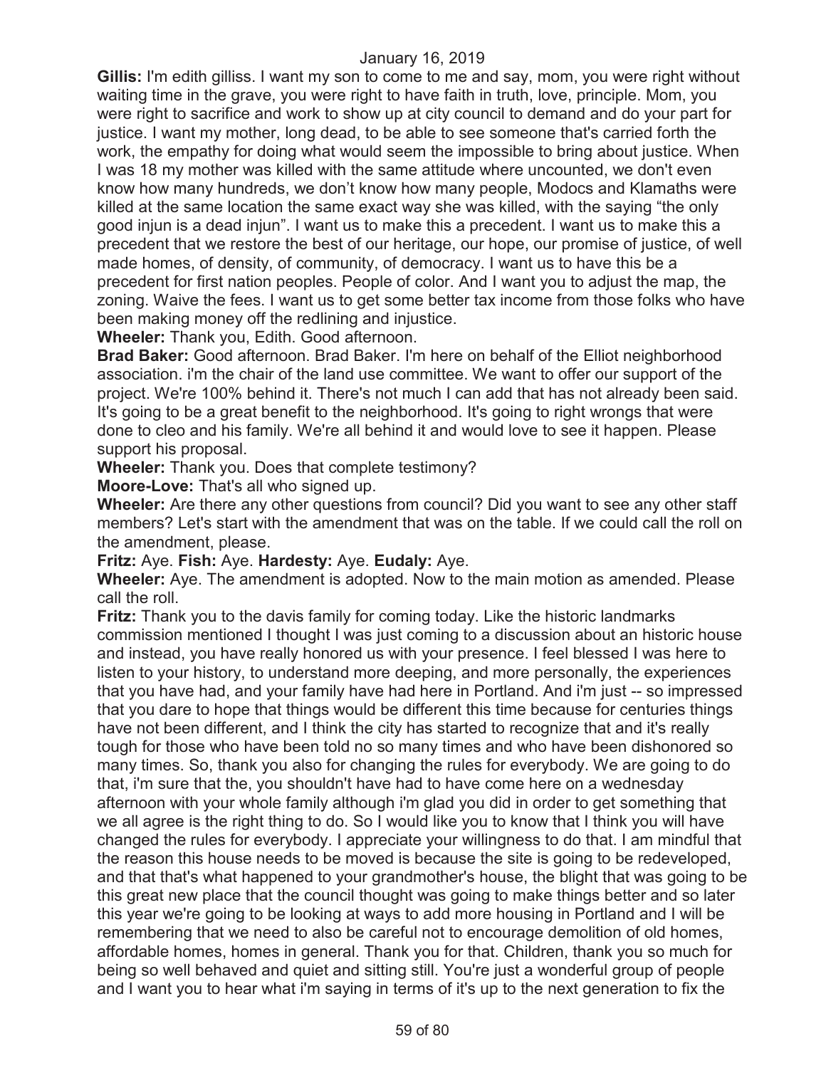**Gillis:** I'm edith gilliss. I want my son to come to me and say, mom, you were right without waiting time in the grave, you were right to have faith in truth, love, principle. Mom, you were right to sacrifice and work to show up at city council to demand and do your part for justice. I want my mother, long dead, to be able to see someone that's carried forth the work, the empathy for doing what would seem the impossible to bring about justice. When I was 18 my mother was killed with the same attitude where uncounted, we don't even know how many hundreds, we don't know how many people, Modocs and Klamaths were killed at the same location the same exact way she was killed, with the saying "the only good injun is a dead injun". I want us to make this a precedent. I want us to make this a precedent that we restore the best of our heritage, our hope, our promise of justice, of well made homes, of density, of community, of democracy. I want us to have this be a precedent for first nation peoples. People of color. And I want you to adjust the map, the zoning. Waive the fees. I want us to get some better tax income from those folks who have been making money off the redlining and injustice.

**Wheeler:** Thank you, Edith. Good afternoon.

**Brad Baker:** Good afternoon. Brad Baker. I'm here on behalf of the Elliot neighborhood association. i'm the chair of the land use committee. We want to offer our support of the project. We're 100% behind it. There's not much I can add that has not already been said. It's going to be a great benefit to the neighborhood. It's going to right wrongs that were done to cleo and his family. We're all behind it and would love to see it happen. Please support his proposal.

**Wheeler:** Thank you. Does that complete testimony?

**Moore-Love:** That's all who signed up.

**Wheeler:** Are there any other questions from council? Did you want to see any other staff members? Let's start with the amendment that was on the table. If we could call the roll on the amendment, please.

**Fritz:** Aye. **Fish:** Aye. **Hardesty:** Aye. **Eudaly:** Aye.

**Wheeler:** Aye. The amendment is adopted. Now to the main motion as amended. Please call the roll.

**Fritz:** Thank you to the davis family for coming today. Like the historic landmarks commission mentioned I thought I was just coming to a discussion about an historic house and instead, you have really honored us with your presence. I feel blessed I was here to listen to your history, to understand more deeping, and more personally, the experiences that you have had, and your family have had here in Portland. And i'm just -- so impressed that you dare to hope that things would be different this time because for centuries things have not been different, and I think the city has started to recognize that and it's really tough for those who have been told no so many times and who have been dishonored so many times. So, thank you also for changing the rules for everybody. We are going to do that, i'm sure that the, you shouldn't have had to have come here on a wednesday afternoon with your whole family although i'm glad you did in order to get something that we all agree is the right thing to do. So I would like you to know that I think you will have changed the rules for everybody. I appreciate your willingness to do that. I am mindful that the reason this house needs to be moved is because the site is going to be redeveloped, and that that's what happened to your grandmother's house, the blight that was going to be this great new place that the council thought was going to make things better and so later this year we're going to be looking at ways to add more housing in Portland and I will be remembering that we need to also be careful not to encourage demolition of old homes, affordable homes, homes in general. Thank you for that. Children, thank you so much for being so well behaved and quiet and sitting still. You're just a wonderful group of people and I want you to hear what i'm saying in terms of it's up to the next generation to fix the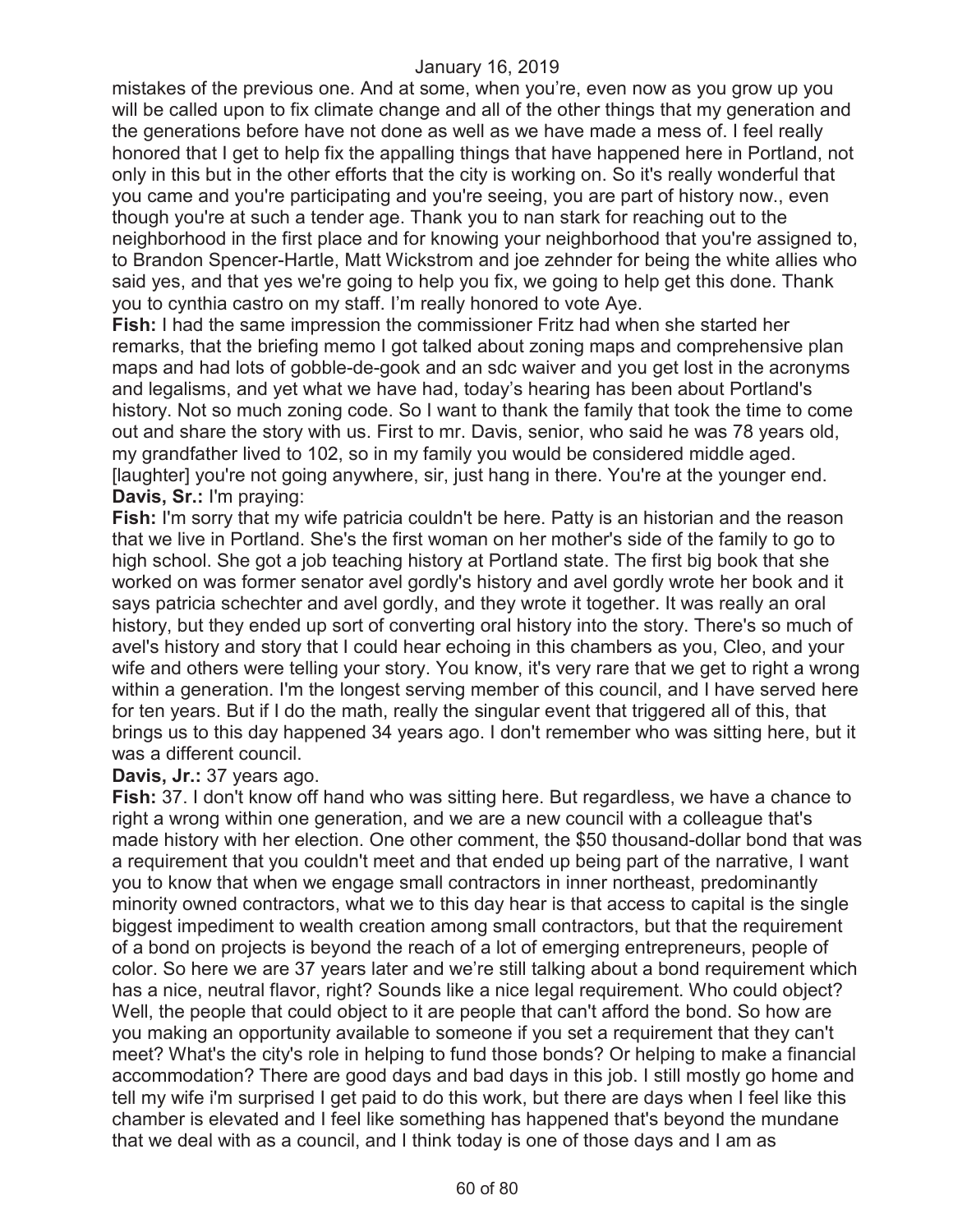mistakes of the previous one. And at some, when you're, even now as you grow up you will be called upon to fix climate change and all of the other things that my generation and the generations before have not done as well as we have made a mess of. I feel really honored that I get to help fix the appalling things that have happened here in Portland, not only in this but in the other efforts that the city is working on. So it's really wonderful that you came and you're participating and you're seeing, you are part of history now., even though you're at such a tender age. Thank you to nan stark for reaching out to the neighborhood in the first place and for knowing your neighborhood that you're assigned to, to Brandon Spencer-Hartle, Matt Wickstrom and joe zehnder for being the white allies who said yes, and that yes we're going to help you fix, we going to help get this done. Thank you to cynthia castro on my staff. I'm really honored to vote Aye.

**Fish:** I had the same impression the commissioner Fritz had when she started her remarks, that the briefing memo I got talked about zoning maps and comprehensive plan maps and had lots of gobble-de-gook and an sdc waiver and you get lost in the acronyms and legalisms, and yet what we have had, today's hearing has been about Portland's history. Not so much zoning code. So I want to thank the family that took the time to come out and share the story with us. First to mr. Davis, senior, who said he was 78 years old, my grandfather lived to 102, so in my family you would be considered middle aged. [laughter] you're not going anywhere, sir, just hang in there. You're at the younger end.

**Davis, Sr.:** I'm praying:

**Fish:** I'm sorry that my wife patricia couldn't be here. Patty is an historian and the reason that we live in Portland. She's the first woman on her mother's side of the family to go to high school. She got a job teaching history at Portland state. The first big book that she worked on was former senator avel gordly's history and avel gordly wrote her book and it says patricia schechter and avel gordly, and they wrote it together. It was really an oral history, but they ended up sort of converting oral history into the story. There's so much of avel's history and story that I could hear echoing in this chambers as you, Cleo, and your wife and others were telling your story. You know, it's very rare that we get to right a wrong within a generation. I'm the longest serving member of this council, and I have served here for ten years. But if I do the math, really the singular event that triggered all of this, that brings us to this day happened 34 years ago. I don't remember who was sitting here, but it was a different council.

**Davis, Jr.:** 37 years ago.

**Fish:** 37. I don't know off hand who was sitting here. But regardless, we have a chance to right a wrong within one generation, and we are a new council with a colleague that's made history with her election. One other comment, the $50 thousand-dollar bond that was a requirement that you couldn't meet and that ended up being part of the narrative, I want you to know that when we engage small contractors in inner northeast, predominantly minority owned contractors, what we to this day hear is that access to capital is the single biggest impediment to wealth creation among small contractors, but that the requirement of a bond on projects is beyond the reach of a lot of emerging entrepreneurs, people of color. So here we are 37 years later and we're still talking about a bond requirement which has a nice, neutral flavor, right? Sounds like a nice legal requirement. Who could object? Well, the people that could object to it are people that can't afford the bond. So how are you making an opportunity available to someone if you set a requirement that they can't meet? What's the city's role in helping to fund those bonds? Or helping to make a financial accommodation? There are good days and bad days in this job. I still mostly go home and tell my wife i'm surprised I get paid to do this work, but there are days when I feel like this chamber is elevated and I feel like something has happened that's beyond the mundane that we deal with as a council, and I think today is one of those days and I am as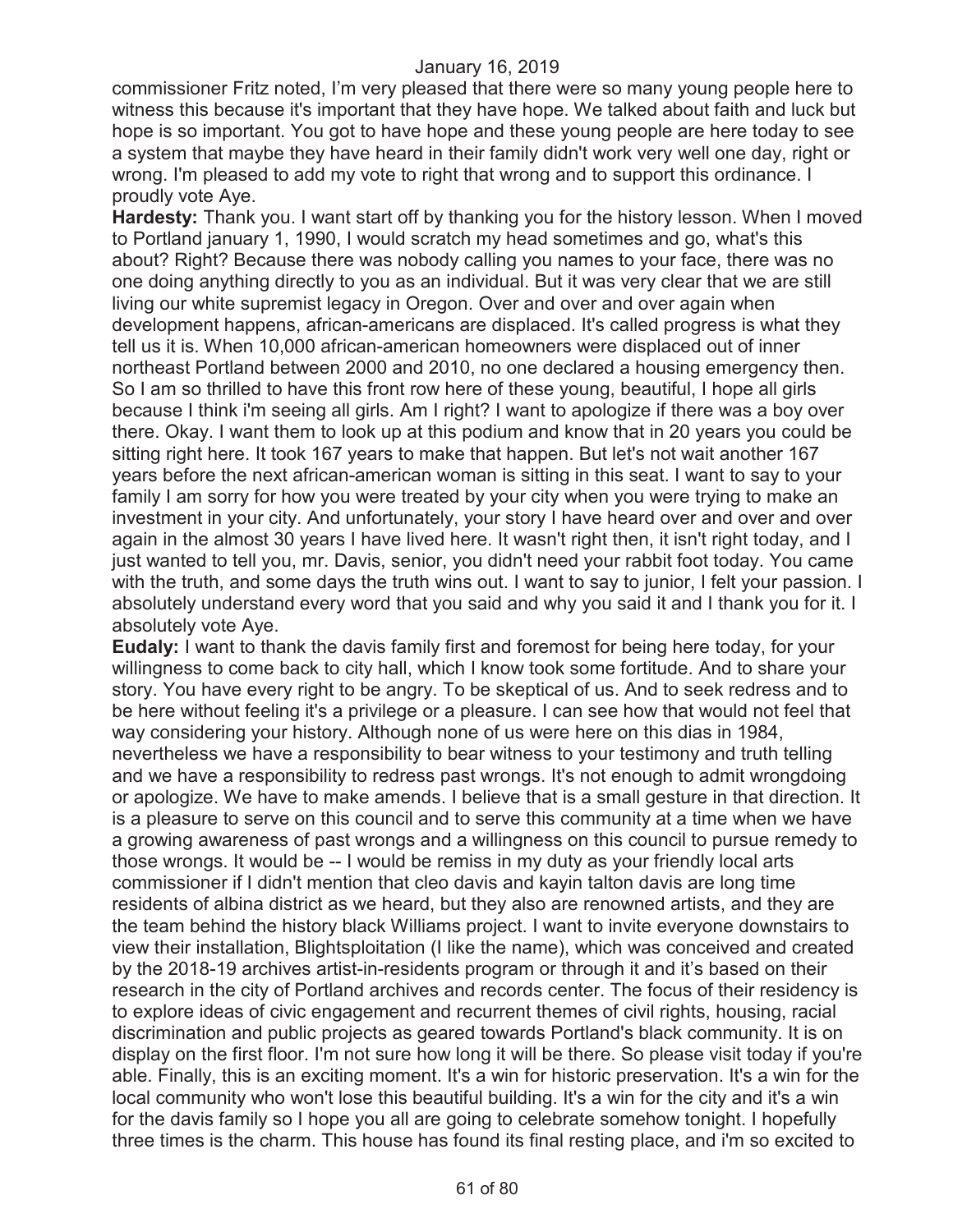commissioner Fritz noted, I’m very pleased that there were so many young people here to witness this because it's important that they have hope. We talked about faith and luck but hope is so important. You got to have hope and these young people are here today to see a system that maybe they have heard in their family didn't work very well one day, right or wrong. I'm pleased to add my vote to right that wrong and to support this ordinance. I proudly vote Aye.

**Hardesty:** Thank you. I want start off by thanking you for the history lesson. When I moved to Portland january 1, 1990, I would scratch my head sometimes and go, what's this about? Right? Because there was nobody calling you names to your face, there was no one doing anything directly to you as an individual. But it was very clear that we are still living our white supremist legacy in Oregon. Over and over and over again when development happens, african-americans are displaced. It's called progress is what they tell us it is. When 10,000 african-american homeowners were displaced out of inner northeast Portland between 2000 and 2010, no one declared a housing emergency then. So I am so thrilled to have this front row here of these young, beautiful, I hope all girls because I think i'm seeing all girls. Am I right? I want to apologize if there was a boy over there. Okay. I want them to look up at this podium and know that in 20 years you could be sitting right here. It took 167 years to make that happen. But let's not wait another 167 years before the next african-american woman is sitting in this seat. I want to say to your family I am sorry for how you were treated by your city when you were trying to make an investment in your city. And unfortunately, your story I have heard over and over and over again in the almost 30 years I have lived here. It wasn't right then, it isn't right today, and I just wanted to tell you, mr. Davis, senior, you didn't need your rabbit foot today. You came with the truth, and some days the truth wins out. I want to say to junior, I felt your passion. I absolutely understand every word that you said and why you said it and I thank you for it. I absolutely vote Aye.

**Eudaly:** I want to thank the davis family first and foremost for being here today, for your willingness to come back to city hall, which I know took some fortitude. And to share your story. You have every right to be angry. To be skeptical of us. And to seek redress and to be here without feeling it's a privilege or a pleasure. I can see how that would not feel that way considering your history. Although none of us were here on this dias in 1984, nevertheless we have a responsibility to bear witness to your testimony and truth telling and we have a responsibility to redress past wrongs. It's not enough to admit wrongdoing or apologize. We have to make amends. I believe that is a small gesture in that direction. It is a pleasure to serve on this council and to serve this community at a time when we have a growing awareness of past wrongs and a willingness on this council to pursue remedy to those wrongs. It would be -- I would be remiss in my duty as your friendly local arts commissioner if I didn't mention that cleo davis and kayin talton davis are long time residents of albina district as we heard, but they also are renowned artists, and they are the team behind the history black Williams project. I want to invite everyone downstairs to view their installation, Blightsploitation (I like the name), which was conceived and created by the 2018-19 archives artist-in-residents program or through it and it’s based on their research in the city of Portland archives and records center. The focus of their residency is to explore ideas of civic engagement and recurrent themes of civil rights, housing, racial discrimination and public projects as geared towards Portland's black community. It is on display on the first floor. I'm not sure how long it will be there. So please visit today if you're able. Finally, this is an exciting moment. It's a win for historic preservation. It's a win for the local community who won't lose this beautiful building. It's a win for the city and it's a win for the davis family so I hope you all are going to celebrate somehow tonight. I hopefully three times is the charm. This house has found its final resting place, and i'm so excited to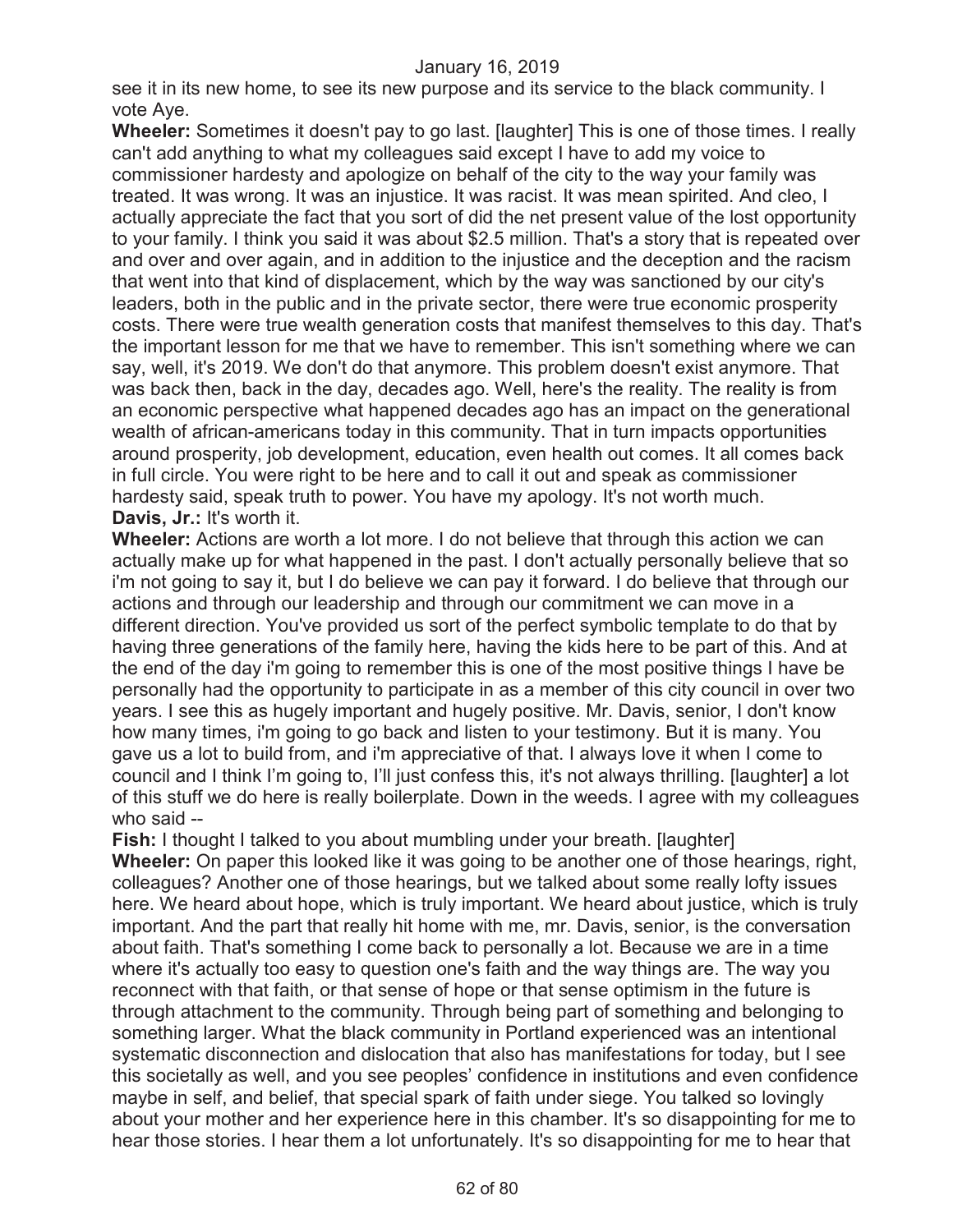see it in its new home, to see its new purpose and its service to the black community. I vote Aye.

**Wheeler:** Sometimes it doesn't pay to go last. [laughter] This is one of those times. I really can't add anything to what my colleagues said except I have to add my voice to commissioner hardesty and apologize on behalf of the city to the way your family was treated. It was wrong. It was an injustice. It was racist. It was mean spirited. And cleo, I actually appreciate the fact that you sort of did the net present value of the lost opportunity to your family. I think you said it was about $2.5 million. That's a story that is repeated over and over and over again, and in addition to the injustice and the deception and the racism that went into that kind of displacement, which by the way was sanctioned by our city's leaders, both in the public and in the private sector, there were true economic prosperity costs. There were true wealth generation costs that manifest themselves to this day. That's the important lesson for me that we have to remember. This isn't something where we can say, well, it's 2019. We don't do that anymore. This problem doesn't exist anymore. That was back then, back in the day, decades ago. Well, here's the reality. The reality is from an economic perspective what happened decades ago has an impact on the generational wealth of african-americans today in this community. That in turn impacts opportunities around prosperity, job development, education, even health out comes. It all comes back in full circle. You were right to be here and to call it out and speak as commissioner hardesty said, speak truth to power. You have my apology. It's not worth much.

**Davis, Jr.:** It's worth it.

**Wheeler:** Actions are worth a lot more. I do not believe that through this action we can actually make up for what happened in the past. I don't actually personally believe that so i'm not going to say it, but I do believe we can pay it forward. I do believe that through our actions and through our leadership and through our commitment we can move in a different direction. You've provided us sort of the perfect symbolic template to do that by having three generations of the family here, having the kids here to be part of this. And at the end of the day i'm going to remember this is one of the most positive things I have be personally had the opportunity to participate in as a member of this city council in over two years. I see this as hugely important and hugely positive. Mr. Davis, senior, I don't know how many times, i'm going to go back and listen to your testimony. But it is many. You gave us a lot to build from, and i'm appreciative of that. I always love it when I come to council and I think I'm going to, I'll just confess this, it's not always thrilling. [laughter] a lot of this stuff we do here is really boilerplate. Down in the weeds. I agree with my colleagues who said --

**Fish:** I thought I talked to you about mumbling under your breath. [laughter]

**Wheeler:** On paper this looked like it was going to be another one of those hearings, right, colleagues? Another one of those hearings, but we talked about some really lofty issues here. We heard about hope, which is truly important. We heard about justice, which is truly important. And the part that really hit home with me, mr. Davis, senior, is the conversation about faith. That's something I come back to personally a lot. Because we are in a time where it's actually too easy to question one's faith and the way things are. The way you reconnect with that faith, or that sense of hope or that sense optimism in the future is through attachment to the community. Through being part of something and belonging to something larger. What the black community in Portland experienced was an intentional systematic disconnection and dislocation that also has manifestations for today, but I see this societally as well, and you see peoples' confidence in institutions and even confidence maybe in self, and belief, that special spark of faith under siege. You talked so lovingly about your mother and her experience here in this chamber. It's so disappointing for me to hear those stories. I hear them a lot unfortunately. It's so disappointing for me to hear that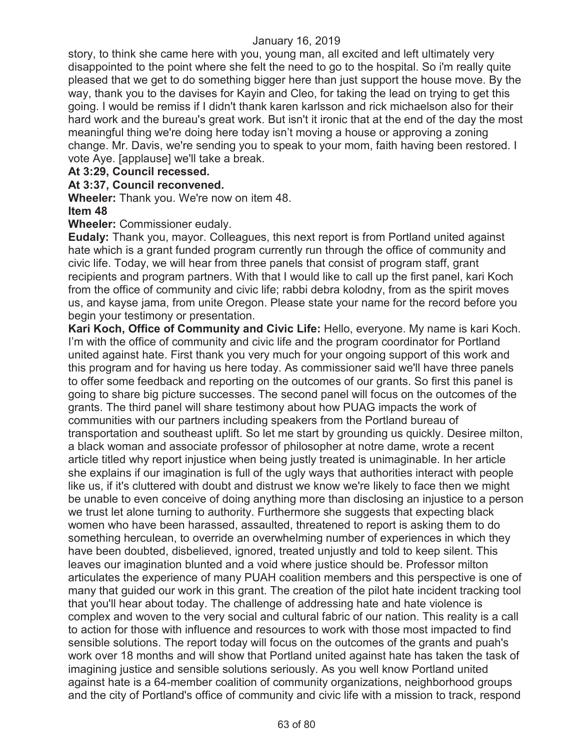story, to think she came here with you, young man, all excited and left ultimately very disappointed to the point where she felt the need to go to the hospital. So i'm really quite pleased that we get to do something bigger here than just support the house move. By the way, thank you to the davises for Kayin and Cleo, for taking the lead on trying to get this going. I would be remiss if I didn't thank karen karlsson and rick michaelson also for their hard work and the bureau's great work. But isn't it ironic that at the end of the day the most meaningful thing we're doing here today isn't moving a house or approving a zoning change. Mr. Davis, we're sending you to speak to your mom, faith having been restored. I vote Aye. [applause] we'll take a break.

**At 3:29, Council recessed.**

**At 3:37, Council reconvened.**

**Wheeler:** Thank you. We're now on item 48.

**Item 48**

**Wheeler:** Commissioner eudaly.

**Eudaly:** Thank you, mayor. Colleagues, this next report is from Portland united against hate which is a grant funded program currently run through the office of community and civic life. Today, we will hear from three panels that consist of program staff, grant recipients and program partners. With that I would like to call up the first panel, kari Koch from the office of community and civic life; rabbi debra kolodny, from as the spirit moves us, and kayse jama, from unite Oregon. Please state your name for the record before you begin your testimony or presentation.

**Kari Koch, Office of Community and Civic Life:** Hello, everyone. My name is kari Koch. I'm with the office of community and civic life and the program coordinator for Portland united against hate. First thank you very much for your ongoing support of this work and this program and for having us here today. As commissioner said we'll have three panels to offer some feedback and reporting on the outcomes of our grants. So first this panel is going to share big picture successes. The second panel will focus on the outcomes of the grants. The third panel will share testimony about how PUAG impacts the work of communities with our partners including speakers from the Portland bureau of transportation and southeast uplift. So let me start by grounding us quickly. Desiree milton, a black woman and associate professor of philosopher at notre dame, wrote a recent article titled why report injustice when being justly treated is unimaginable. In her article she explains if our imagination is full of the ugly ways that authorities interact with people like us, if it's cluttered with doubt and distrust we know we're likely to face then we might be unable to even conceive of doing anything more than disclosing an injustice to a person we trust let alone turning to authority. Furthermore she suggests that expecting black women who have been harassed, assaulted, threatened to report is asking them to do something herculean, to override an overwhelming number of experiences in which they have been doubted, disbelieved, ignored, treated unjustly and told to keep silent. This leaves our imagination blunted and a void where justice should be. Professor milton articulates the experience of many PUAH coalition members and this perspective is one of many that guided our work in this grant. The creation of the pilot hate incident tracking tool that you'll hear about today. The challenge of addressing hate and hate violence is complex and woven to the very social and cultural fabric of our nation. This reality is a call to action for those with influence and resources to work with those most impacted to find sensible solutions. The report today will focus on the outcomes of the grants and puah's work over 18 months and will show that Portland united against hate has taken the task of imagining justice and sensible solutions seriously. As you well know Portland united against hate is a 64-member coalition of community organizations, neighborhood groups and the city of Portland's office of community and civic life with a mission to track, respond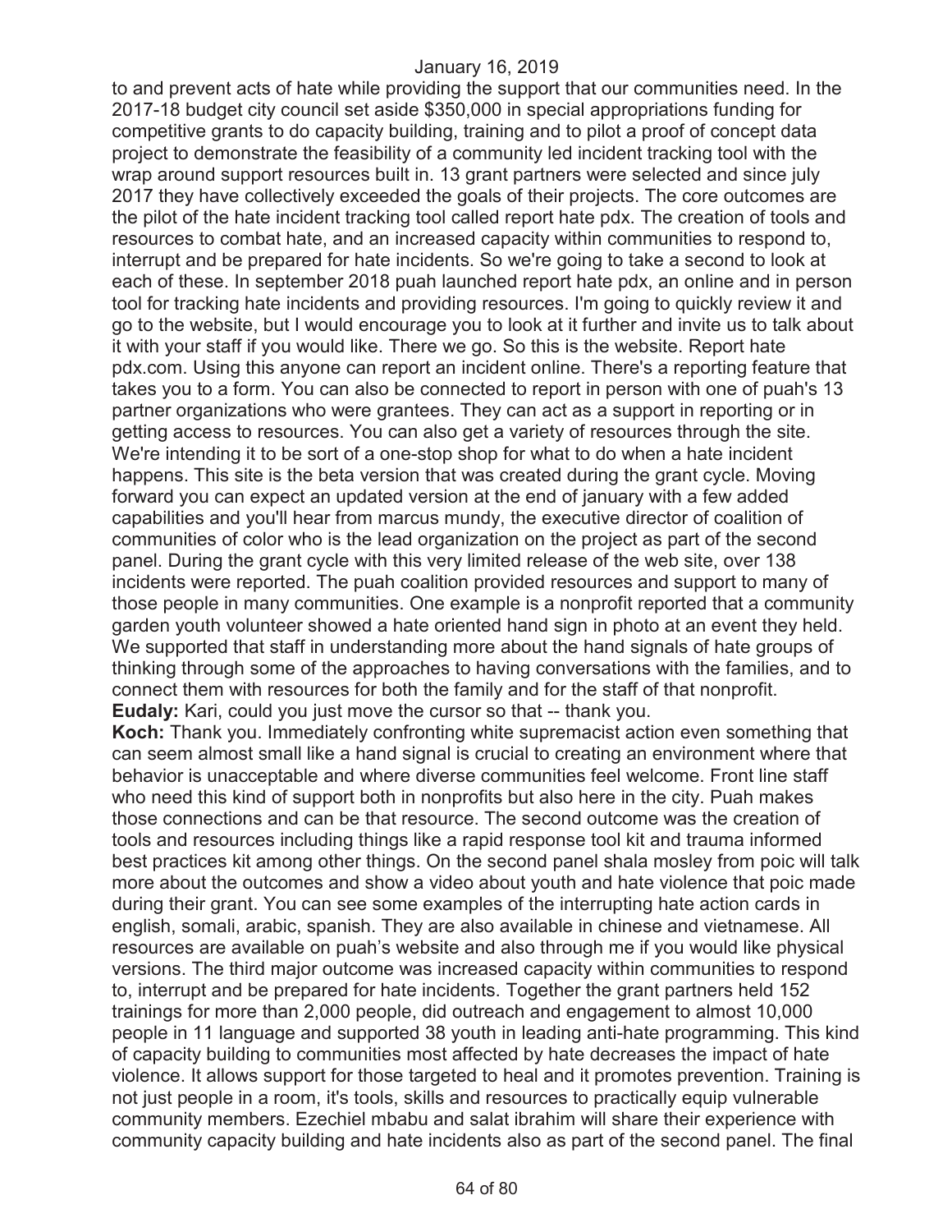to and prevent acts of hate while providing the support that our communities need. In the 2017-18 budget city council set aside $350,000 in special appropriations funding for competitive grants to do capacity building, training and to pilot a proof of concept data project to demonstrate the feasibility of a community led incident tracking tool with the wrap around support resources built in. 13 grant partners were selected and since july 2017 they have collectively exceeded the goals of their projects. The core outcomes are the pilot of the hate incident tracking tool called report hate pdx. The creation of tools and resources to combat hate, and an increased capacity within communities to respond to, interrupt and be prepared for hate incidents. So we're going to take a second to look at each of these. In september 2018 puah launched report hate pdx, an online and in person tool for tracking hate incidents and providing resources. I'm going to quickly review it and go to the website, but I would encourage you to look at it further and invite us to talk about it with your staff if you would like. There we go. So this is the website. Report hate pdx.com. Using this anyone can report an incident online. There's a reporting feature that takes you to a form. You can also be connected to report in person with one of puah's 13 partner organizations who were grantees. They can act as a support in reporting or in getting access to resources. You can also get a variety of resources through the site. We're intending it to be sort of a one-stop shop for what to do when a hate incident happens. This site is the beta version that was created during the grant cycle. Moving forward you can expect an updated version at the end of january with a few added capabilities and you'll hear from marcus mundy, the executive director of coalition of communities of color who is the lead organization on the project as part of the second panel. During the grant cycle with this very limited release of the web site, over 138 incidents were reported. The puah coalition provided resources and support to many of those people in many communities. One example is a nonprofit reported that a community garden youth volunteer showed a hate oriented hand sign in photo at an event they held. We supported that staff in understanding more about the hand signals of hate groups of thinking through some of the approaches to having conversations with the families, and to connect them with resources for both the family and for the staff of that nonprofit.

**Eudaly:** Kari, could you just move the cursor so that -- thank you.

**Koch:** Thank you. Immediately confronting white supremacist action even something that can seem almost small like a hand signal is crucial to creating an environment where that behavior is unacceptable and where diverse communities feel welcome. Front line staff who need this kind of support both in nonprofits but also here in the city. Puah makes those connections and can be that resource. The second outcome was the creation of tools and resources including things like a rapid response tool kit and trauma informed best practices kit among other things. On the second panel shala mosley from poic will talk more about the outcomes and show a video about youth and hate violence that poic made during their grant. You can see some examples of the interrupting hate action cards in english, somali, arabic, spanish. They are also available in chinese and vietnamese. All resources are available on puah's website and also through me if you would like physical versions. The third major outcome was increased capacity within communities to respond to, interrupt and be prepared for hate incidents. Together the grant partners held 152 trainings for more than 2,000 people, did outreach and engagement to almost 10,000 people in 11 language and supported 38 youth in leading anti-hate programming. This kind of capacity building to communities most affected by hate decreases the impact of hate violence. It allows support for those targeted to heal and it promotes prevention. Training is not just people in a room, it's tools, skills and resources to practically equip vulnerable community members. Ezechiel mbabu and salat ibrahim will share their experience with community capacity building and hate incidents also as part of the second panel. The final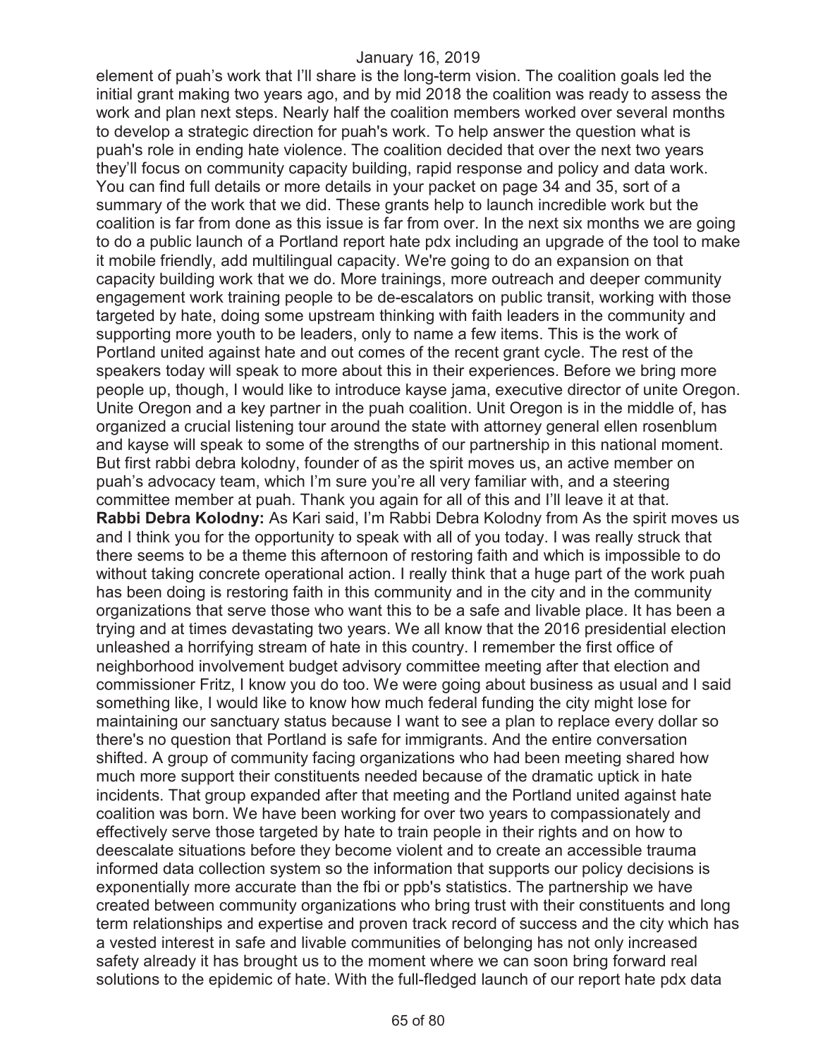element of puah's work that I'll share is the long-term vision. The coalition goals led the initial grant making two years ago, and by mid 2018 the coalition was ready to assess the work and plan next steps. Nearly half the coalition members worked over several months to develop a strategic direction for puah's work. To help answer the question what is puah's role in ending hate violence. The coalition decided that over the next two years they'll focus on community capacity building, rapid response and policy and data work. You can find full details or more details in your packet on page 34 and 35, sort of a summary of the work that we did. These grants help to launch incredible work but the coalition is far from done as this issue is far from over. In the next six months we are going to do a public launch of a Portland report hate pdx including an upgrade of the tool to make it mobile friendly, add multilingual capacity. We're going to do an expansion on that capacity building work that we do. More trainings, more outreach and deeper community engagement work training people to be de-escalators on public transit, working with those targeted by hate, doing some upstream thinking with faith leaders in the community and supporting more youth to be leaders, only to name a few items. This is the work of Portland united against hate and out comes of the recent grant cycle. The rest of the speakers today will speak to more about this in their experiences. Before we bring more people up, though, I would like to introduce kayse jama, executive director of unite Oregon. Unite Oregon and a key partner in the puah coalition. Unit Oregon is in the middle of, has organized a crucial listening tour around the state with attorney general ellen rosenblum and kayse will speak to some of the strengths of our partnership in this national moment. But first rabbi debra kolodny, founder of as the spirit moves us, an active member on puah's advocacy team, which I'm sure you're all very familiar with, and a steering committee member at puah. Thank you again for all of this and I'll leave it at that.

**Rabbi Debra Kolodny:** As Kari said, I'm Rabbi Debra Kolodny from As the spirit moves us and I think you for the opportunity to speak with all of you today. I was really struck that there seems to be a theme this afternoon of restoring faith and which is impossible to do without taking concrete operational action. I really think that a huge part of the work puah has been doing is restoring faith in this community and in the city and in the community organizations that serve those who want this to be a safe and livable place. It has been a trying and at times devastating two years. We all know that the 2016 presidential election unleashed a horrifying stream of hate in this country. I remember the first office of neighborhood involvement budget advisory committee meeting after that election and commissioner Fritz, I know you do too. We were going about business as usual and I said something like, I would like to know how much federal funding the city might lose for maintaining our sanctuary status because I want to see a plan to replace every dollar so there's no question that Portland is safe for immigrants. And the entire conversation shifted. A group of community facing organizations who had been meeting shared how much more support their constituents needed because of the dramatic uptick in hate incidents. That group expanded after that meeting and the Portland united against hate coalition was born. We have been working for over two years to compassionately and effectively serve those targeted by hate to train people in their rights and on how to deescalate situations before they become violent and to create an accessible trauma informed data collection system so the information that supports our policy decisions is exponentially more accurate than the fbi or ppb's statistics. The partnership we have created between community organizations who bring trust with their constituents and long term relationships and expertise and proven track record of success and the city which has a vested interest in safe and livable communities of belonging has not only increased safety already it has brought us to the moment where we can soon bring forward real solutions to the epidemic of hate. With the full-fledged launch of our report hate pdx data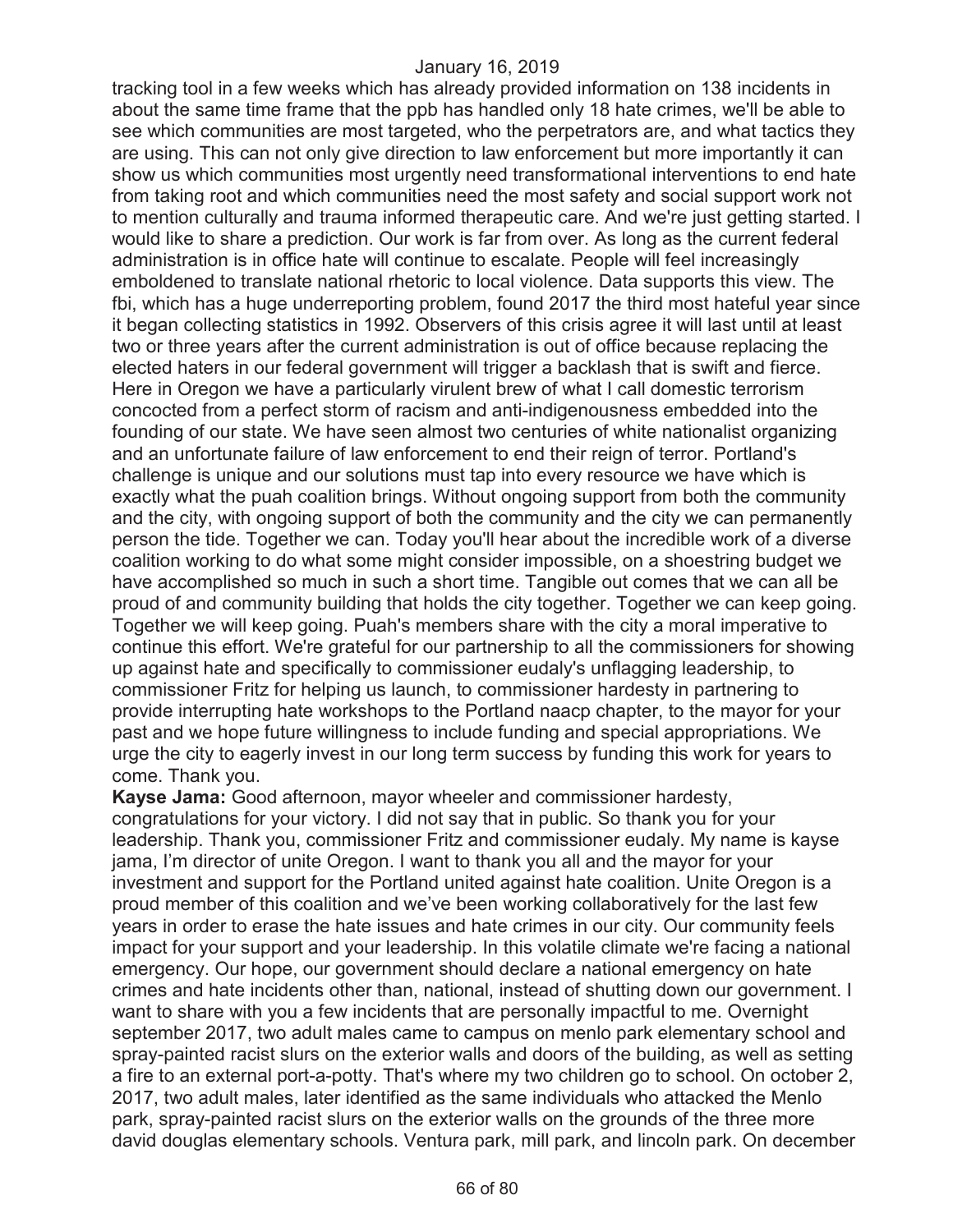tracking tool in a few weeks which has already provided information on 138 incidents in about the same time frame that the ppb has handled only 18 hate crimes, we'll be able to see which communities are most targeted, who the perpetrators are, and what tactics they are using. This can not only give direction to law enforcement but more importantly it can show us which communities most urgently need transformational interventions to end hate from taking root and which communities need the most safety and social support work not to mention culturally and trauma informed therapeutic care. And we're just getting started. I would like to share a prediction. Our work is far from over. As long as the current federal administration is in office hate will continue to escalate. People will feel increasingly emboldened to translate national rhetoric to local violence. Data supports this view. The fbi, which has a huge underreporting problem, found 2017 the third most hateful year since it began collecting statistics in 1992. Observers of this crisis agree it will last until at least two or three years after the current administration is out of office because replacing the elected haters in our federal government will trigger a backlash that is swift and fierce. Here in Oregon we have a particularly virulent brew of what I call domestic terrorism concocted from a perfect storm of racism and anti-indigenousness embedded into the founding of our state. We have seen almost two centuries of white nationalist organizing and an unfortunate failure of law enforcement to end their reign of terror. Portland's challenge is unique and our solutions must tap into every resource we have which is exactly what the puah coalition brings. Without ongoing support from both the community and the city, with ongoing support of both the community and the city we can permanently person the tide. Together we can. Today you'll hear about the incredible work of a diverse coalition working to do what some might consider impossible, on a shoestring budget we have accomplished so much in such a short time. Tangible out comes that we can all be proud of and community building that holds the city together. Together we can keep going. Together we will keep going. Puah's members share with the city a moral imperative to continue this effort. We're grateful for our partnership to all the commissioners for showing up against hate and specifically to commissioner eudaly's unflagging leadership, to commissioner Fritz for helping us launch, to commissioner hardesty in partnering to provide interrupting hate workshops to the Portland naacp chapter, to the mayor for your past and we hope future willingness to include funding and special appropriations. We urge the city to eagerly invest in our long term success by funding this work for years to come. Thank you.

**Kayse Jama:** Good afternoon, mayor wheeler and commissioner hardesty, congratulations for your victory. I did not say that in public. So thank you for your leadership. Thank you, commissioner Fritz and commissioner eudaly. My name is kayse jama, I'm director of unite Oregon. I want to thank you all and the mayor for your investment and support for the Portland united against hate coalition. Unite Oregon is a proud member of this coalition and we've been working collaboratively for the last few years in order to erase the hate issues and hate crimes in our city. Our community feels impact for your support and your leadership. In this volatile climate we're facing a national emergency. Our hope, our government should declare a national emergency on hate crimes and hate incidents other than, national, instead of shutting down our government. I want to share with you a few incidents that are personally impactful to me. Overnight september 2017, two adult males came to campus on menlo park elementary school and spray-painted racist slurs on the exterior walls and doors of the building, as well as setting a fire to an external port-a-potty. That's where my two children go to school. On october 2, 2017, two adult males, later identified as the same individuals who attacked the Menlo park, spray-painted racist slurs on the exterior walls on the grounds of the three more david douglas elementary schools. Ventura park, mill park, and lincoln park. On december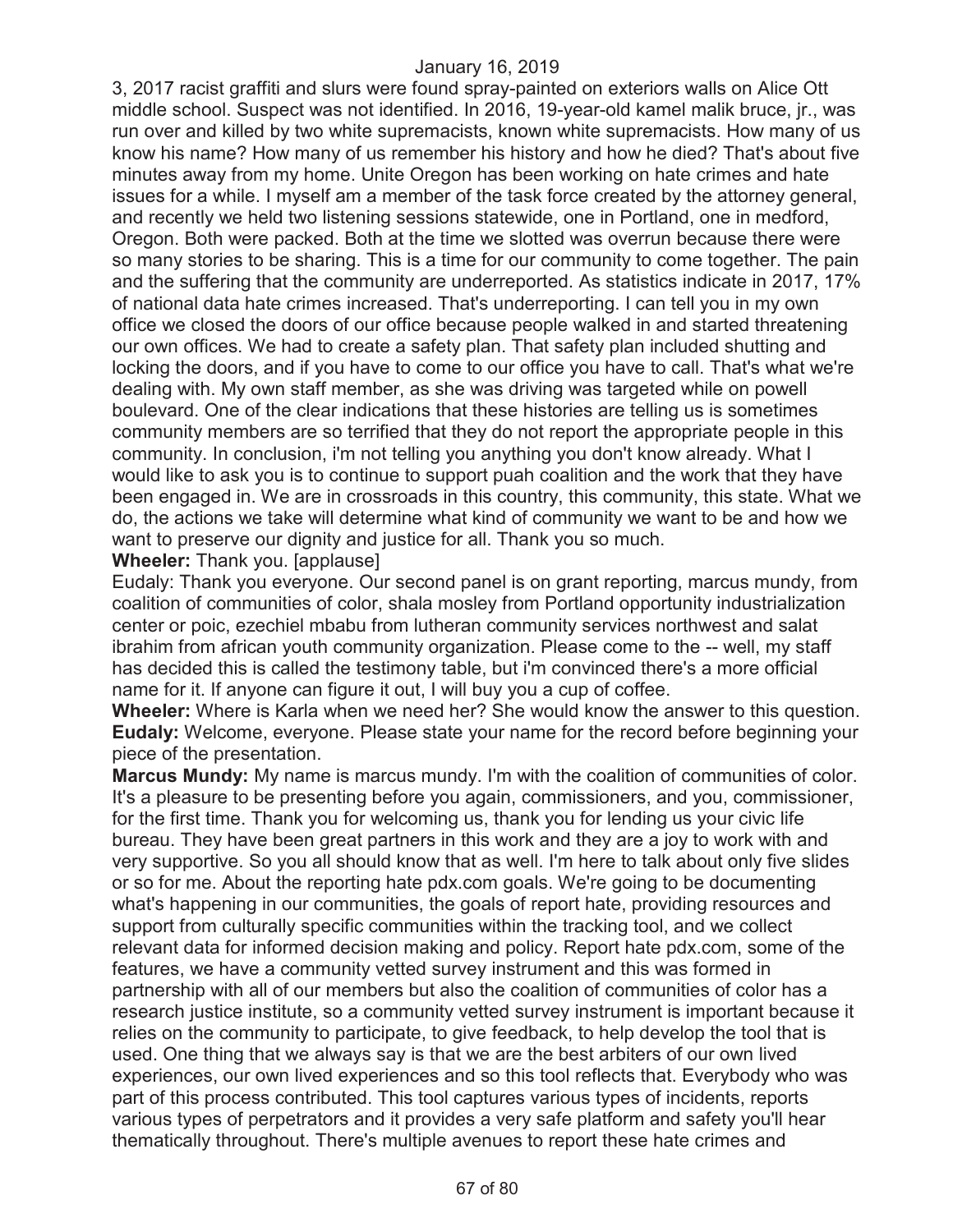3, 2017 racist graffiti and slurs were found spray-painted on exteriors walls on Alice Ott middle school. Suspect was not identified. In 2016, 19-year-old kamel malik bruce, jr., was run over and killed by two white supremacists, known white supremacists. How many of us know his name? How many of us remember his history and how he died? That's about five minutes away from my home. Unite Oregon has been working on hate crimes and hate issues for a while. I myself am a member of the task force created by the attorney general, and recently we held two listening sessions statewide, one in Portland, one in medford, Oregon. Both were packed. Both at the time we slotted was overrun because there were so many stories to be sharing. This is a time for our community to come together. The pain and the suffering that the community are underreported. As statistics indicate in 2017, 17% of national data hate crimes increased. That's underreporting. I can tell you in my own office we closed the doors of our office because people walked in and started threatening our own offices. We had to create a safety plan. That safety plan included shutting and locking the doors, and if you have to come to our office you have to call. That's what we're dealing with. My own staff member, as she was driving was targeted while on powell boulevard. One of the clear indications that these histories are telling us is sometimes community members are so terrified that they do not report the appropriate people in this community. In conclusion, i'm not telling you anything you don't know already. What I would like to ask you is to continue to support puah coalition and the work that they have been engaged in. We are in crossroads in this country, this community, this state. What we do, the actions we take will determine what kind of community we want to be and how we want to preserve our dignity and justice for all. Thank you so much.

**Wheeler:** Thank you. [applause]

Eudaly: Thank you everyone. Our second panel is on grant reporting, marcus mundy, from coalition of communities of color, shala mosley from Portland opportunity industrialization center or poic, ezechiel mbabu from lutheran community services northwest and salat ibrahim from african youth community organization. Please come to the -- well, my staff has decided this is called the testimony table, but i'm convinced there's a more official name for it. If anyone can figure it out, I will buy you a cup of coffee.

**Wheeler:** Where is Karla when we need her? She would know the answer to this question.

**Eudaly:** Welcome, everyone. Please state your name for the record before beginning your piece of the presentation.

**Marcus Mundy:** My name is marcus mundy. I'm with the coalition of communities of color. It's a pleasure to be presenting before you again, commissioners, and you, commissioner, for the first time. Thank you for welcoming us, thank you for lending us your civic life bureau. They have been great partners in this work and they are a joy to work with and very supportive. So you all should know that as well. I'm here to talk about only five slides or so for me. About the reporting hate pdx.com goals. We're going to be documenting what's happening in our communities, the goals of report hate, providing resources and support from culturally specific communities within the tracking tool, and we collect relevant data for informed decision making and policy. Report hate pdx.com, some of the features, we have a community vetted survey instrument and this was formed in partnership with all of our members but also the coalition of communities of color has a research justice institute, so a community vetted survey instrument is important because it relies on the community to participate, to give feedback, to help develop the tool that is used. One thing that we always say is that we are the best arbiters of our own lived experiences, our own lived experiences and so this tool reflects that. Everybody who was part of this process contributed. This tool captures various types of incidents, reports various types of perpetrators and it provides a very safe platform and safety you'll hear thematically throughout. There's multiple avenues to report these hate crimes and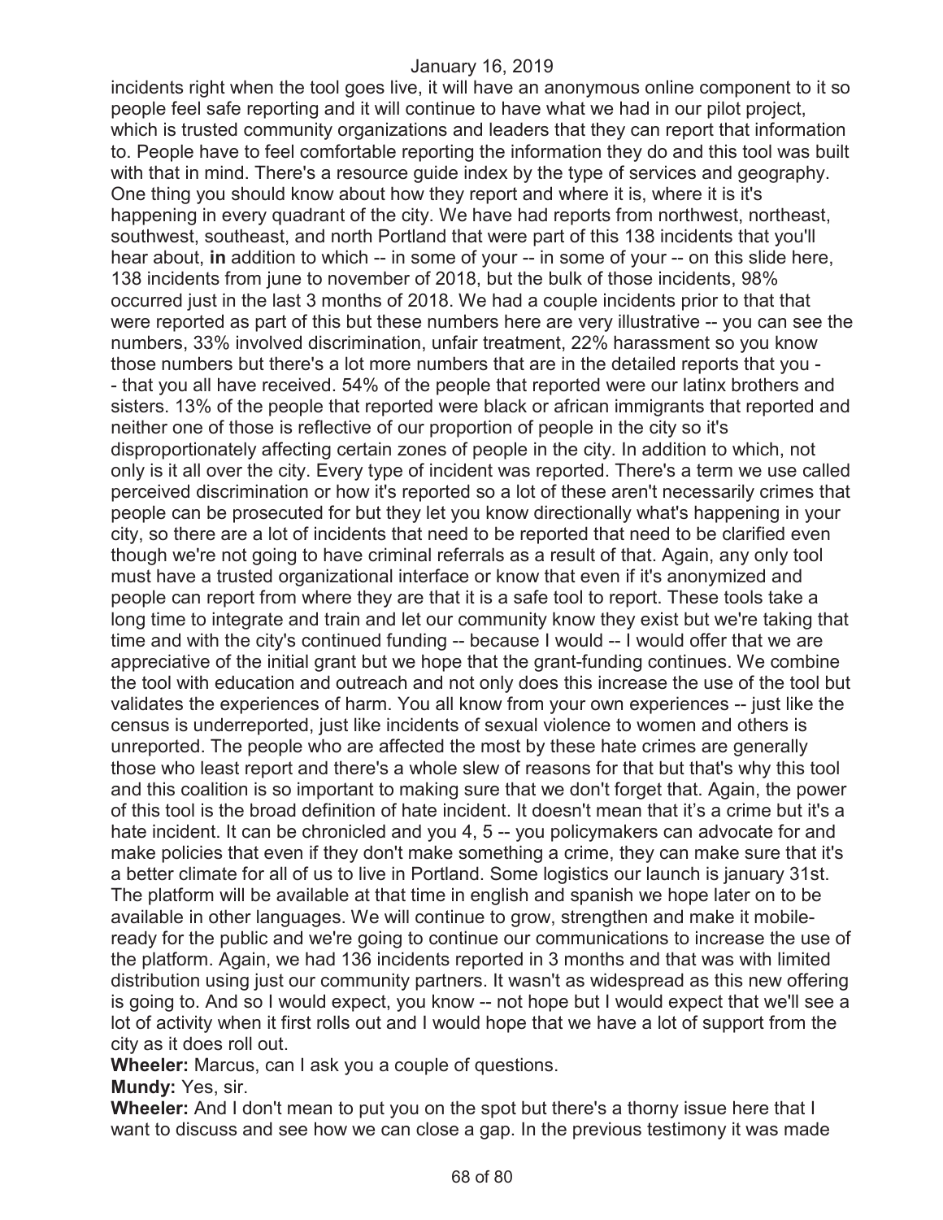incidents right when the tool goes live, it will have an anonymous online component to it so people feel safe reporting and it will continue to have what we had in our pilot project, which is trusted community organizations and leaders that they can report that information to. People have to feel comfortable reporting the information they do and this tool was built with that in mind. There's a resource guide index by the type of services and geography. One thing you should know about how they report and where it is, where it is it's happening in every quadrant of the city. We have had reports from northwest, northeast, southwest, southeast, and north Portland that were part of this 138 incidents that you'll hear about, **in** addition to which -- in some of your -- in some of your -- on this slide here, 138 incidents from june to november of 2018, but the bulk of those incidents, 98% occurred just in the last 3 months of 2018. We had a couple incidents prior to that that were reported as part of this but these numbers here are very illustrative -- you can see the numbers, 33% involved discrimination, unfair treatment, 22% harassment so you know those numbers but there's a lot more numbers that are in the detailed reports that you - - that you all have received. 54% of the people that reported were our latinx brothers and sisters. 13% of the people that reported were black or african immigrants that reported and neither one of those is reflective of our proportion of people in the city so it's disproportionately affecting certain zones of people in the city. In addition to which, not only is it all over the city. Every type of incident was reported. There's a term we use called perceived discrimination or how it's reported so a lot of these aren't necessarily crimes that people can be prosecuted for but they let you know directionally what's happening in your city, so there are a lot of incidents that need to be reported that need to be clarified even though we're not going to have criminal referrals as a result of that. Again, any only tool must have a trusted organizational interface or know that even if it's anonymized and people can report from where they are that it is a safe tool to report. These tools take a long time to integrate and train and let our community know they exist but we're taking that time and with the city's continued funding -- because I would -- I would offer that we are appreciative of the initial grant but we hope that the grant-funding continues. We combine the tool with education and outreach and not only does this increase the use of the tool but validates the experiences of harm. You all know from your own experiences -- just like the census is underreported, just like incidents of sexual violence to women and others is unreported. The people who are affected the most by these hate crimes are generally those who least report and there's a whole slew of reasons for that but that's why this tool and this coalition is so important to making sure that we don't forget that. Again, the power of this tool is the broad definition of hate incident. It doesn't mean that it's a crime but it's a hate incident. It can be chronicled and you 4, 5 -- you policymakers can advocate for and make policies that even if they don't make something a crime, they can make sure that it's a better climate for all of us to live in Portland. Some logistics our launch is january 31st. The platform will be available at that time in english and spanish we hope later on to be available in other languages. We will continue to grow, strengthen and make it mobile-ready for the public and we're going to continue our communications to increase the use of the platform. Again, we had 136 incidents reported in 3 months and that was with limited distribution using just our community partners. It wasn't as widespread as this new offering is going to. And so I would expect, you know -- not hope but I would expect that we'll see a lot of activity when it first rolls out and I would hope that we have a lot of support from the city as it does roll out.

**Wheeler:** Marcus, can I ask you a couple of questions.

**Mundy:** Yes, sir.

**Wheeler:** And I don't mean to put you on the spot but there's a thorny issue here that I want to discuss and see how we can close a gap. In the previous testimony it was made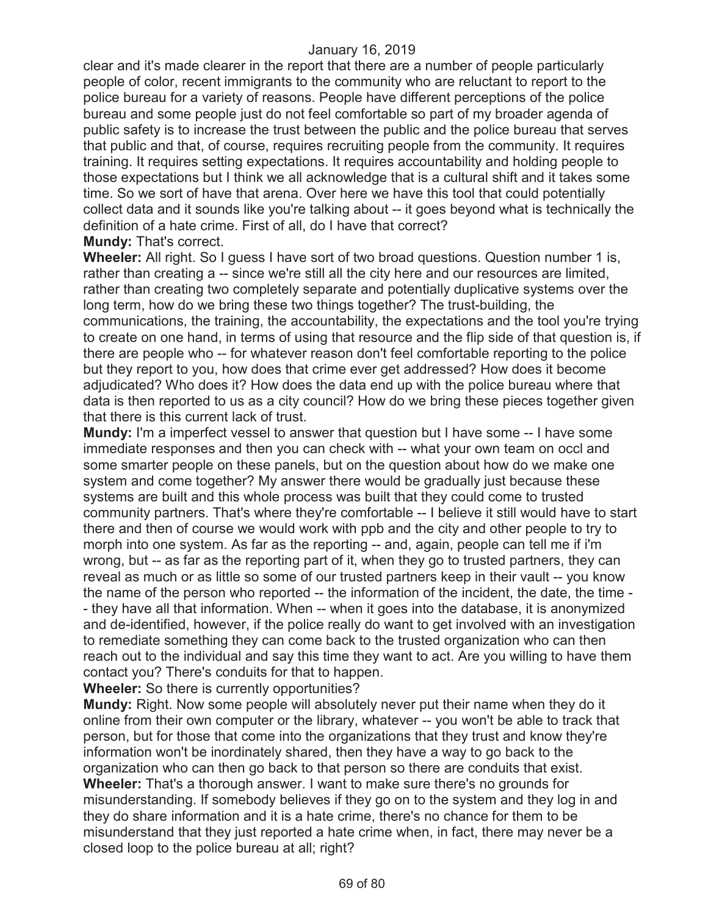clear and it's made clearer in the report that there are a number of people particularly people of color, recent immigrants to the community who are reluctant to report to the police bureau for a variety of reasons. People have different perceptions of the police bureau and some people just do not feel comfortable so part of my broader agenda of public safety is to increase the trust between the public and the police bureau that serves that public and that, of course, requires recruiting people from the community. It requires training. It requires setting expectations. It requires accountability and holding people to those expectations but I think we all acknowledge that is a cultural shift and it takes some time. So we sort of have that arena. Over here we have this tool that could potentially collect data and it sounds like you're talking about -- it goes beyond what is technically the definition of a hate crime. First of all, do I have that correct?

**Mundy:** That's correct.

**Wheeler:** All right. So I guess I have sort of two broad questions. Question number 1 is, rather than creating a -- since we're still all the city here and our resources are limited, rather than creating two completely separate and potentially duplicative systems over the long term, how do we bring these two things together? The trust-building, the communications, the training, the accountability, the expectations and the tool you're trying to create on one hand, in terms of using that resource and the flip side of that question is, if there are people who -- for whatever reason don't feel comfortable reporting to the police but they report to you, how does that crime ever get addressed? How does it become adjudicated? Who does it? How does the data end up with the police bureau where that data is then reported to us as a city council? How do we bring these pieces together given that there is this current lack of trust.

**Mundy:** I'm a imperfect vessel to answer that question but I have some -- I have some immediate responses and then you can check with -- what your own team on occl and some smarter people on these panels, but on the question about how do we make one system and come together? My answer there would be gradually just because these systems are built and this whole process was built that they could come to trusted community partners. That's where they're comfortable -- I believe it still would have to start there and then of course we would work with ppb and the city and other people to try to morph into one system. As far as the reporting -- and, again, people can tell me if i'm wrong, but -- as far as the reporting part of it, when they go to trusted partners, they can reveal as much or as little so some of our trusted partners keep in their vault -- you know the name of the person who reported -- the information of the incident, the date, the time -- they have all that information. When -- when it goes into the database, it is anonymized and de-identified, however, if the police really do want to get involved with an investigation to remediate something they can come back to the trusted organization who can then reach out to the individual and say this time they want to act. Are you willing to have them contact you? There's conduits for that to happen.

**Wheeler:** So there is currently opportunities?

**Mundy:** Right. Now some people will absolutely never put their name when they do it online from their own computer or the library, whatever -- you won't be able to track that person, but for those that come into the organizations that they trust and know they're information won't be inordinately shared, then they have a way to go back to the organization who can then go back to that person so there are conduits that exist.

**Wheeler:** That's a thorough answer. I want to make sure there's no grounds for misunderstanding. If somebody believes if they go on to the system and they log in and they do share information and it is a hate crime, there's no chance for them to be misunderstand that they just reported a hate crime when, in fact, there may never be a closed loop to the police bureau at all; right?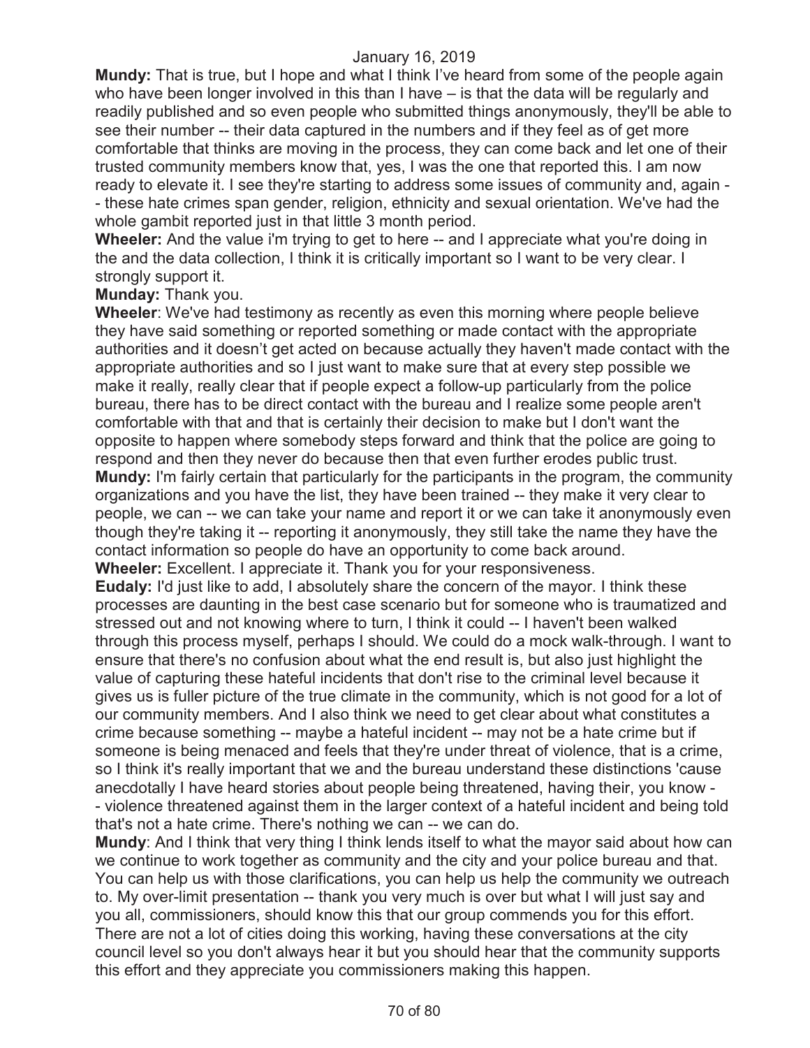**Mundy:** That is true, but I hope and what I think I've heard from some of the people again who have been longer involved in this than I have – is that the data will be regularly and readily published and so even people who submitted things anonymously, they'll be able to see their number -- their data captured in the numbers and if they feel as of get more comfortable that thinks are moving in the process, they can come back and let one of their trusted community members know that, yes, I was the one that reported this. I am now ready to elevate it. I see they're starting to address some issues of community and, again -- these hate crimes span gender, religion, ethnicity and sexual orientation. We've had the whole gambit reported just in that little 3 month period.

**Wheeler:** And the value i'm trying to get to here -- and I appreciate what you're doing in the and the data collection, I think it is critically important so I want to be very clear. I strongly support it.

**Munday:** Thank you.

**Wheeler**: We've had testimony as recently as even this morning where people believe they have said something or reported something or made contact with the appropriate authorities and it doesn't get acted on because actually they haven't made contact with the appropriate authorities and so I just want to make sure that at every step possible we make it really, really clear that if people expect a follow-up particularly from the police bureau, there has to be direct contact with the bureau and I realize some people aren't comfortable with that and that is certainly their decision to make but I don't want the opposite to happen where somebody steps forward and think that the police are going to respond and then they never do because then that even further erodes public trust.

**Mundy:** I'm fairly certain that particularly for the participants in the program, the community organizations and you have the list, they have been trained -- they make it very clear to people, we can -- we can take your name and report it or we can take it anonymously even though they're taking it -- reporting it anonymously, they still take the name they have the contact information so people do have an opportunity to come back around.

**Wheeler:** Excellent. I appreciate it. Thank you for your responsiveness.

**Eudaly:** I'd just like to add, I absolutely share the concern of the mayor. I think these processes are daunting in the best case scenario but for someone who is traumatized and stressed out and not knowing where to turn, I think it could -- I haven't been walked through this process myself, perhaps I should. We could do a mock walk-through. I want to ensure that there's no confusion about what the end result is, but also just highlight the value of capturing these hateful incidents that don't rise to the criminal level because it gives us is fuller picture of the true climate in the community, which is not good for a lot of our community members. And I also think we need to get clear about what constitutes a crime because something -- maybe a hateful incident -- may not be a hate crime but if someone is being menaced and feels that they're under threat of violence, that is a crime, so I think it's really important that we and the bureau understand these distinctions 'cause anecdotally I have heard stories about people being threatened, having their, you know -- violence threatened against them in the larger context of a hateful incident and being told that's not a hate crime. There's nothing we can -- we can do.

**Mundy**: And I think that very thing I think lends itself to what the mayor said about how can we continue to work together as community and the city and your police bureau and that. You can help us with those clarifications, you can help us help the community we outreach to. My over-limit presentation -- thank you very much is over but what I will just say and you all, commissioners, should know this that our group commends you for this effort. There are not a lot of cities doing this working, having these conversations at the city council level so you don't always hear it but you should hear that the community supports this effort and they appreciate you commissioners making this happen.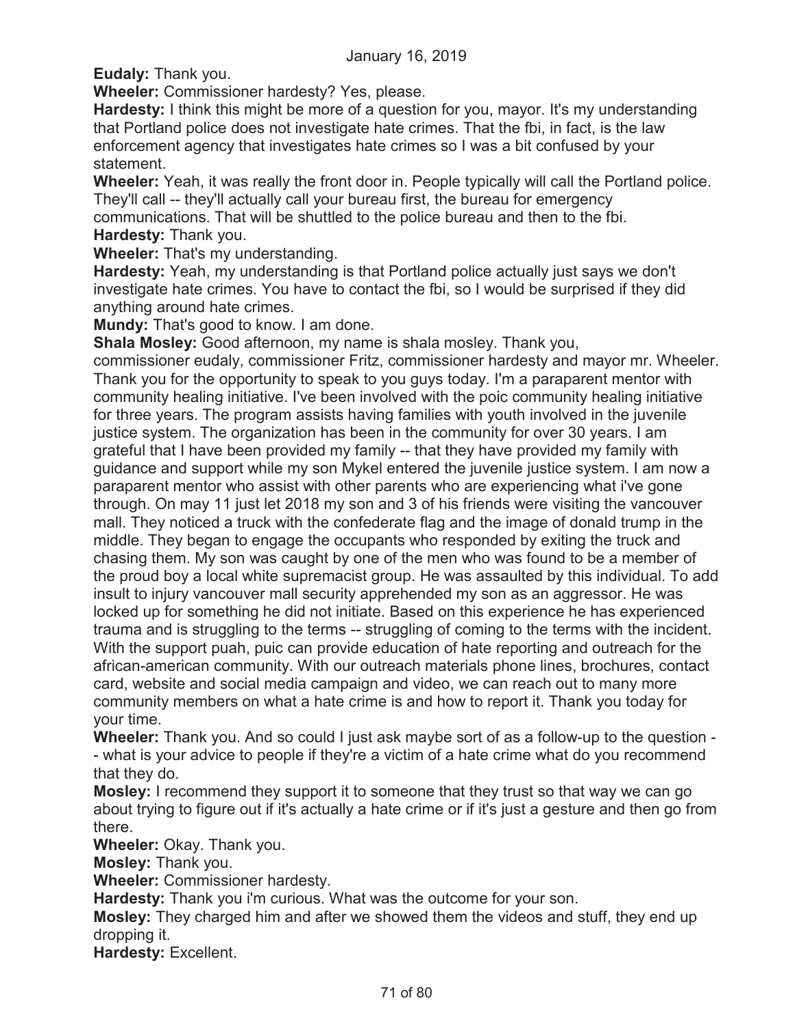**Eudaly:** Thank you.

**Wheeler:** Commissioner hardesty? Yes, please.

**Hardesty:** I think this might be more of a question for you, mayor. It's my understanding that Portland police does not investigate hate crimes. That the fbi, in fact, is the law enforcement agency that investigates hate crimes so I was a bit confused by your statement.

**Wheeler:** Yeah, it was really the front door in. People typically will call the Portland police. They'll call -- they'll actually call your bureau first, the bureau for emergency communications. That will be shuttled to the police bureau and then to the fbi.

**Hardesty:** Thank you.

**Wheeler:** That's my understanding.

**Hardesty:** Yeah, my understanding is that Portland police actually just says we don't investigate hate crimes. You have to contact the fbi, so I would be surprised if they did anything around hate crimes.

**Mundy:** That's good to know. I am done.

**Shala Mosley:** Good afternoon, my name is shala mosley. Thank you, commissioner eudaly, commissioner Fritz, commissioner hardesty and mayor mr. Wheeler. Thank you for the opportunity to speak to you guys today. I'm a paraparent mentor with community healing initiative. I've been involved with the poic community healing initiative for three years. The program assists having families with youth involved in the juvenile justice system. The organization has been in the community for over 30 years. I am grateful that I have been provided my family -- that they have provided my family with guidance and support while my son Mykel entered the juvenile justice system. I am now a paraparent mentor who assist with other parents who are experiencing what i've gone through. On may 11 just let 2018 my son and 3 of his friends were visiting the vancouver mall. They noticed a truck with the confederate flag and the image of donald trump in the middle. They began to engage the occupants who responded by exiting the truck and chasing them. My son was caught by one of the men who was found to be a member of the proud boy a local white supremacist group. He was assaulted by this individual. To add insult to injury vancouver mall security apprehended my son as an aggressor. He was locked up for something he did not initiate. Based on this experience he has experienced trauma and is struggling to the terms -- struggling of coming to the terms with the incident. With the support puah, puic can provide education of hate reporting and outreach for the african-american community. With our outreach materials phone lines, brochures, contact card, website and social media campaign and video, we can reach out to many more community members on what a hate crime is and how to report it. Thank you today for your time.

**Wheeler:** Thank you. And so could I just ask maybe sort of as a follow-up to the question -- what is your advice to people if they're a victim of a hate crime what do you recommend that they do.

**Mosley:** I recommend they support it to someone that they trust so that way we can go about trying to figure out if it's actually a hate crime or if it's just a gesture and then go from there.

**Wheeler:** Okay. Thank you.

**Mosley:** Thank you.

**Wheeler:** Commissioner hardesty.

**Hardesty:** Thank you i'm curious. What was the outcome for your son.

**Mosley:** They charged him and after we showed them the videos and stuff, they end up dropping it.

**Hardesty:** Excellent.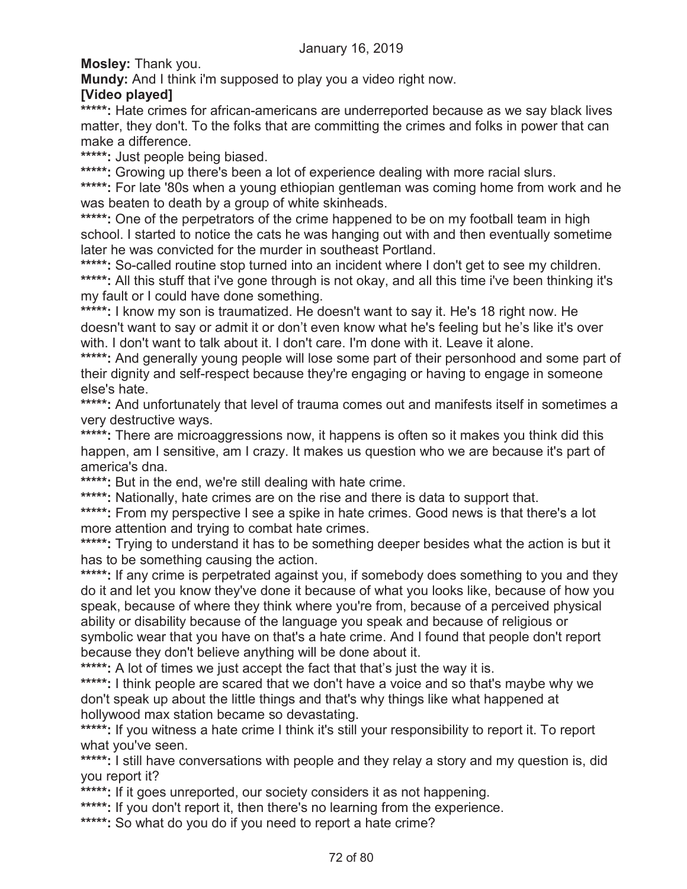**Mosley:** Thank you.

**Mundy:** And I think i'm supposed to play you a video right now.

**[Video played]**

**\*\*\*\*\*:** Hate crimes for african-americans are underreported because as we say black lives matter, they don't. To the folks that are committing the crimes and folks in power that can make a difference.

**\*\*\*\*\*:** Just people being biased.

**\*\*\*\*\*:** Growing up there's been a lot of experience dealing with more racial slurs.

**\*\*\*\*\*:** For late '80s when a young ethiopian gentleman was coming home from work and he was beaten to death by a group of white skinheads.

**\*\*\*\*\*:** One of the perpetrators of the crime happened to be on my football team in high school. I started to notice the cats he was hanging out with and then eventually sometime later he was convicted for the murder in southeast Portland.

**\*\*\*\*\*:** So-called routine stop turned into an incident where I don't get to see my children.

**\*\*\*\*\*:** All this stuff that i've gone through is not okay, and all this time i've been thinking it's my fault or I could have done something.

**\*\*\*\*\*:** I know my son is traumatized. He doesn't want to say it. He's 18 right now. He doesn't want to say or admit it or don't even know what he's feeling but he's like it's over with. I don't want to talk about it. I don't care. I'm done with it. Leave it alone.

**\*\*\*\*\*:** And generally young people will lose some part of their personhood and some part of their dignity and self-respect because they're engaging or having to engage in someone else's hate.

**\*\*\*\*\*:** And unfortunately that level of trauma comes out and manifests itself in sometimes a very destructive ways.

**\*\*\*\*\*:** There are microaggressions now, it happens is often so it makes you think did this happen, am I sensitive, am I crazy. It makes us question who we are because it's part of america's dna.

**\*\*\*\*\*:** But in the end, we're still dealing with hate crime.

**\*\*\*\*\*:** Nationally, hate crimes are on the rise and there is data to support that.

**\*\*\*\*\*:** From my perspective I see a spike in hate crimes. Good news is that there's a lot more attention and trying to combat hate crimes.

**\*\*\*\*\*:** Trying to understand it has to be something deeper besides what the action is but it has to be something causing the action.

**\*\*\*\*\*:** If any crime is perpetrated against you, if somebody does something to you and they do it and let you know they've done it because of what you looks like, because of how you speak, because of where they think where you're from, because of a perceived physical ability or disability because of the language you speak and because of religious or symbolic wear that you have on that's a hate crime. And I found that people don't report because they don't believe anything will be done about it.

**\*\*\*\*\*:** A lot of times we just accept the fact that that's just the way it is.

**\*\*\*\*\*:** I think people are scared that we don't have a voice and so that's maybe why we don't speak up about the little things and that's why things like what happened at hollywood max station became so devastating.

**\*\*\*\*\*:** If you witness a hate crime I think it's still your responsibility to report it. To report what you've seen.

**\*\*\*\*\*:** I still have conversations with people and they relay a story and my question is, did you report it?

**\*\*\*\*\*:** If it goes unreported, our society considers it as not happening.

**\*\*\*\*\*:** If you don't report it, then there's no learning from the experience.

**\*\*\*\*\*:** So what do you do if you need to report a hate crime?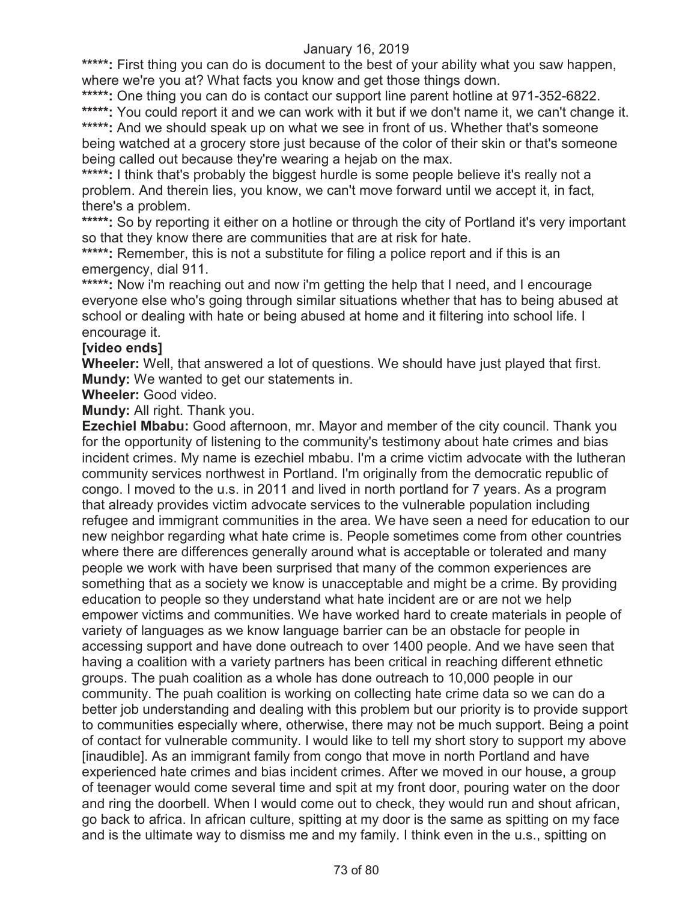*****: First thing you can do is document to the best of your ability what you saw happen, where we're you at? What facts you know and get those things down.

*****: One thing you can do is contact our support line parent hotline at 971-352-6822.

*****: You could report it and we can work with it but if we don't name it, we can't change it.

*****: And we should speak up on what we see in front of us. Whether that's someone being watched at a grocery store just because of the color of their skin or that's someone being called out because they're wearing a hejab on the max.

*****: I think that's probably the biggest hurdle is some people believe it's really not a problem. And therein lies, you know, we can't move forward until we accept it, in fact, there's a problem.

*****: So by reporting it either on a hotline or through the city of Portland it's very important so that they know there are communities that are at risk for hate.

*****: Remember, this is not a substitute for filing a police report and if this is an emergency, dial 911.

*****: Now i'm reaching out and now i'm getting the help that I need, and I encourage everyone else who's going through similar situations whether that has to being abused at school or dealing with hate or being abused at home and it filtering into school life. I encourage it.

**[video ends]**

**Wheeler:** Well, that answered a lot of questions. We should have just played that first.

**Mundy:** We wanted to get our statements in.

**Wheeler:** Good video.

**Mundy:** All right. Thank you.

**Ezechiel Mbabu:** Good afternoon, mr. Mayor and member of the city council. Thank you for the opportunity of listening to the community's testimony about hate crimes and bias incident crimes. My name is ezechiel mbabu. I'm a crime victim advocate with the lutheran community services northwest in Portland. I'm originally from the democratic republic of congo. I moved to the u.s. in 2011 and lived in north portland for 7 years. As a program that already provides victim advocate services to the vulnerable population including refugee and immigrant communities in the area. We have seen a need for education to our new neighbor regarding what hate crime is. People sometimes come from other countries where there are differences generally around what is acceptable or tolerated and many people we work with have been surprised that many of the common experiences are something that as a society we know is unacceptable and might be a crime. By providing education to people so they understand what hate incident are or are not we help empower victims and communities. We have worked hard to create materials in people of variety of languages as we know language barrier can be an obstacle for people in accessing support and have done outreach to over 1400 people. And we have seen that having a coalition with a variety partners has been critical in reaching different ethnetic groups. The puah coalition as a whole has done outreach to 10,000 people in our community. The puah coalition is working on collecting hate crime data so we can do a better job understanding and dealing with this problem but our priority is to provide support to communities especially where, otherwise, there may not be much support. Being a point of contact for vulnerable community. I would like to tell my short story to support my above [inaudible]. As an immigrant family from congo that move in north Portland and have experienced hate crimes and bias incident crimes. After we moved in our house, a group of teenager would come several time and spit at my front door, pouring water on the door and ring the doorbell. When I would come out to check, they would run and shout african, go back to africa. In african culture, spitting at my door is the same as spitting on my face and is the ultimate way to dismiss me and my family. I think even in the u.s., spitting on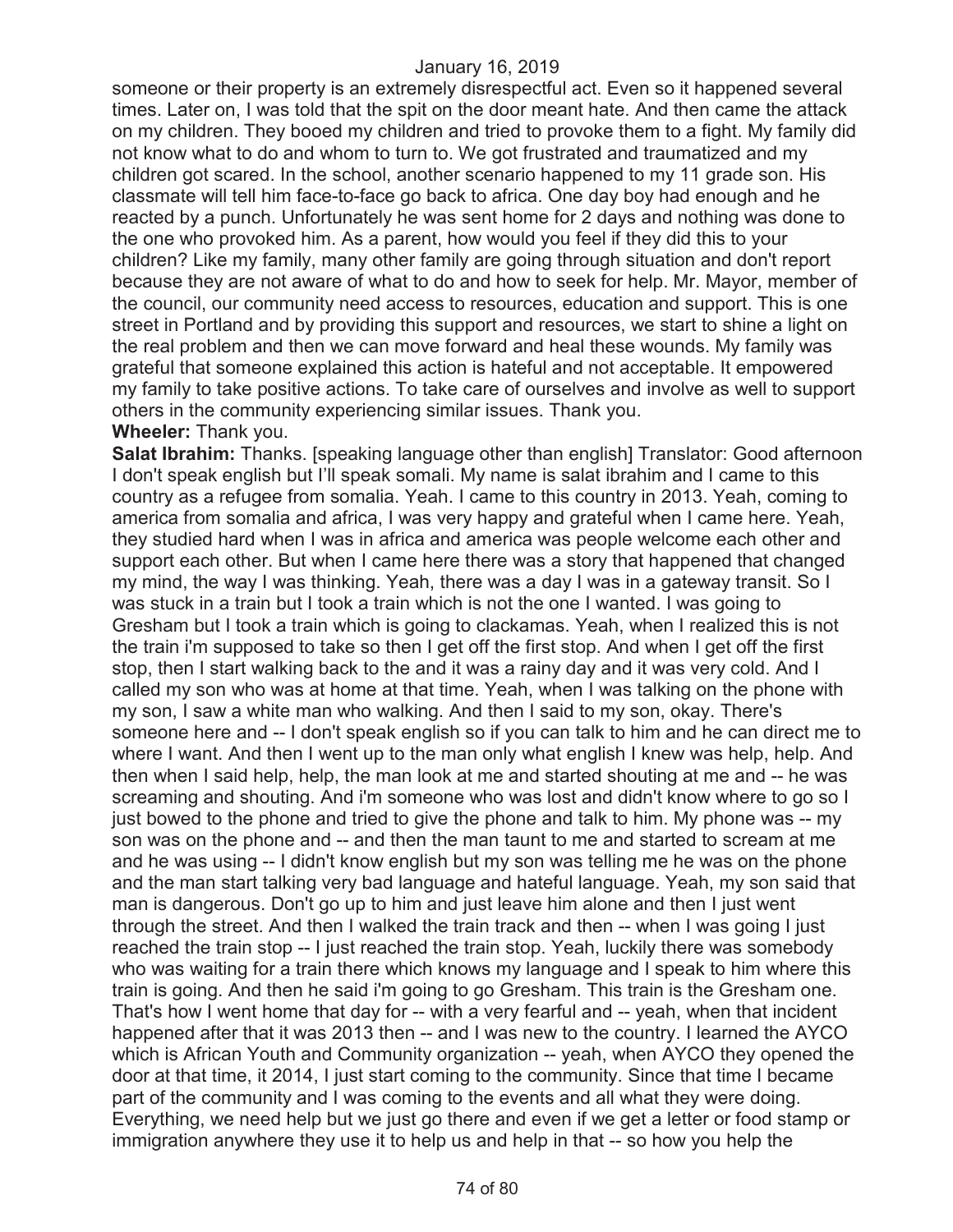someone or their property is an extremely disrespectful act. Even so it happened several times. Later on, I was told that the spit on the door meant hate. And then came the attack on my children. They booed my children and tried to provoke them to a fight. My family did not know what to do and whom to turn to. We got frustrated and traumatized and my children got scared. In the school, another scenario happened to my 11 grade son. His classmate will tell him face-to-face go back to africa. One day boy had enough and he reacted by a punch. Unfortunately he was sent home for 2 days and nothing was done to the one who provoked him. As a parent, how would you feel if they did this to your children? Like my family, many other family are going through situation and don't report because they are not aware of what to do and how to seek for help. Mr. Mayor, member of the council, our community need access to resources, education and support. This is one street in Portland and by providing this support and resources, we start to shine a light on the real problem and then we can move forward and heal these wounds. My family was grateful that someone explained this action is hateful and not acceptable. It empowered my family to take positive actions. To take care of ourselves and involve as well to support others in the community experiencing similar issues. Thank you.

**Wheeler:** Thank you.

**Salat Ibrahim:** Thanks. [speaking language other than english] Translator: Good afternoon I don't speak english but I'll speak somali. My name is salat ibrahim and I came to this country as a refugee from somalia. Yeah. I came to this country in 2013. Yeah, coming to america from somalia and africa, I was very happy and grateful when I came here. Yeah, they studied hard when I was in africa and america was people welcome each other and support each other. But when I came here there was a story that happened that changed my mind, the way I was thinking. Yeah, there was a day I was in a gateway transit. So I was stuck in a train but I took a train which is not the one I wanted. I was going to Gresham but I took a train which is going to clackamas. Yeah, when I realized this is not the train i'm supposed to take so then I get off the first stop. And when I get off the first stop, then I start walking back to the and it was a rainy day and it was very cold. And I called my son who was at home at that time. Yeah, when I was talking on the phone with my son, I saw a white man who walking. And then I said to my son, okay. There's someone here and -- I don't speak english so if you can talk to him and he can direct me to where I want. And then I went up to the man only what english I knew was help, help. And then when I said help, help, the man look at me and started shouting at me and -- he was screaming and shouting. And i'm someone who was lost and didn't know where to go so I just bowed to the phone and tried to give the phone and talk to him. My phone was -- my son was on the phone and -- and then the man taunt to me and started to scream at me and he was using -- I didn't know english but my son was telling me he was on the phone and the man start talking very bad language and hateful language. Yeah, my son said that man is dangerous. Don't go up to him and just leave him alone and then I just went through the street. And then I walked the train track and then -- when I was going I just reached the train stop -- I just reached the train stop. Yeah, luckily there was somebody who was waiting for a train there which knows my language and I speak to him where this train is going. And then he said i'm going to go Gresham. This train is the Gresham one. That's how I went home that day for -- with a very fearful and -- yeah, when that incident happened after that it was 2013 then -- and I was new to the country. I learned the AYCO which is African Youth and Community organization -- yeah, when AYCO they opened the door at that time, it 2014, I just start coming to the community. Since that time I became part of the community and I was coming to the events and all what they were doing. Everything, we need help but we just go there and even if we get a letter or food stamp or immigration anywhere they use it to help us and help in that -- so how you help the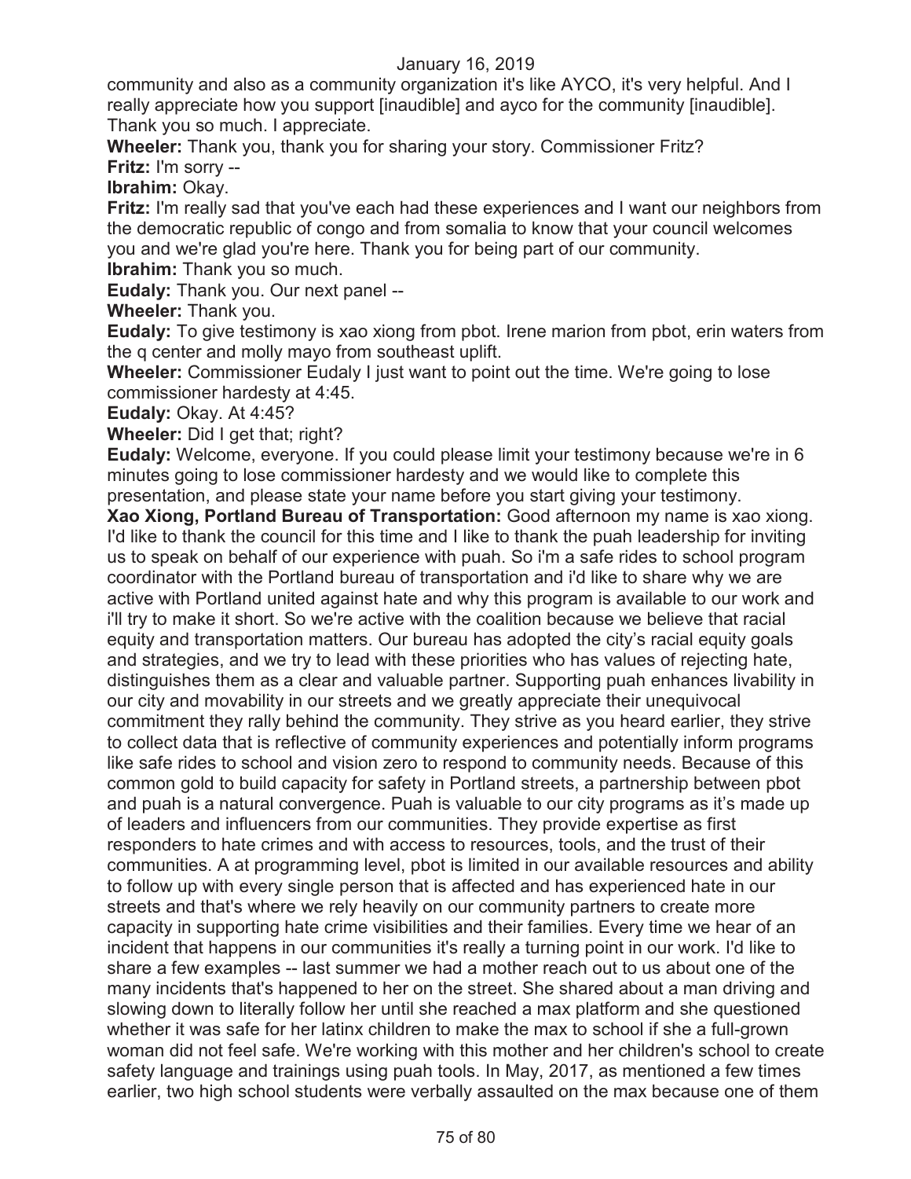community and also as a community organization it's like AYCO, it's very helpful. And I really appreciate how you support [inaudible] and ayco for the community [inaudible]. Thank you so much. I appreciate.

**Wheeler:** Thank you, thank you for sharing your story. Commissioner Fritz?

**Fritz:** I'm sorry --

**Ibrahim:** Okay.

**Fritz:** I'm really sad that you've each had these experiences and I want our neighbors from the democratic republic of congo and from somalia to know that your council welcomes you and we're glad you're here. Thank you for being part of our community.

**Ibrahim:** Thank you so much.

**Eudaly:** Thank you. Our next panel --

**Wheeler:** Thank you.

**Eudaly:** To give testimony is xao xiong from pbot. Irene marion from pbot, erin waters from the q center and molly mayo from southeast uplift.

**Wheeler:** Commissioner Eudaly I just want to point out the time. We're going to lose commissioner hardesty at 4:45.

**Eudaly:** Okay. At 4:45?

**Wheeler:** Did I get that; right?

**Eudaly:** Welcome, everyone. If you could please limit your testimony because we're in 6 minutes going to lose commissioner hardesty and we would like to complete this presentation, and please state your name before you start giving your testimony.

**Xao Xiong, Portland Bureau of Transportation:** Good afternoon my name is xao xiong. I'd like to thank the council for this time and I like to thank the puah leadership for inviting us to speak on behalf of our experience with puah. So i'm a safe rides to school program coordinator with the Portland bureau of transportation and i'd like to share why we are active with Portland united against hate and why this program is available to our work and i'll try to make it short. So we're active with the coalition because we believe that racial equity and transportation matters. Our bureau has adopted the city's racial equity goals and strategies, and we try to lead with these priorities who has values of rejecting hate, distinguishes them as a clear and valuable partner. Supporting puah enhances livability in our city and movability in our streets and we greatly appreciate their unequivocal commitment they rally behind the community. They strive as you heard earlier, they strive to collect data that is reflective of community experiences and potentially inform programs like safe rides to school and vision zero to respond to community needs. Because of this common gold to build capacity for safety in Portland streets, a partnership between pbot and puah is a natural convergence. Puah is valuable to our city programs as it's made up of leaders and influencers from our communities. They provide expertise as first responders to hate crimes and with access to resources, tools, and the trust of their communities. A at programming level, pbot is limited in our available resources and ability to follow up with every single person that is affected and has experienced hate in our streets and that's where we rely heavily on our community partners to create more capacity in supporting hate crime visibilities and their families. Every time we hear of an incident that happens in our communities it's really a turning point in our work. I'd like to share a few examples -- last summer we had a mother reach out to us about one of the many incidents that's happened to her on the street. She shared about a man driving and slowing down to literally follow her until she reached a max platform and she questioned whether it was safe for her latinx children to make the max to school if she a full-grown woman did not feel safe. We're working with this mother and her children's school to create safety language and trainings using puah tools. In May, 2017, as mentioned a few times earlier, two high school students were verbally assaulted on the max because one of them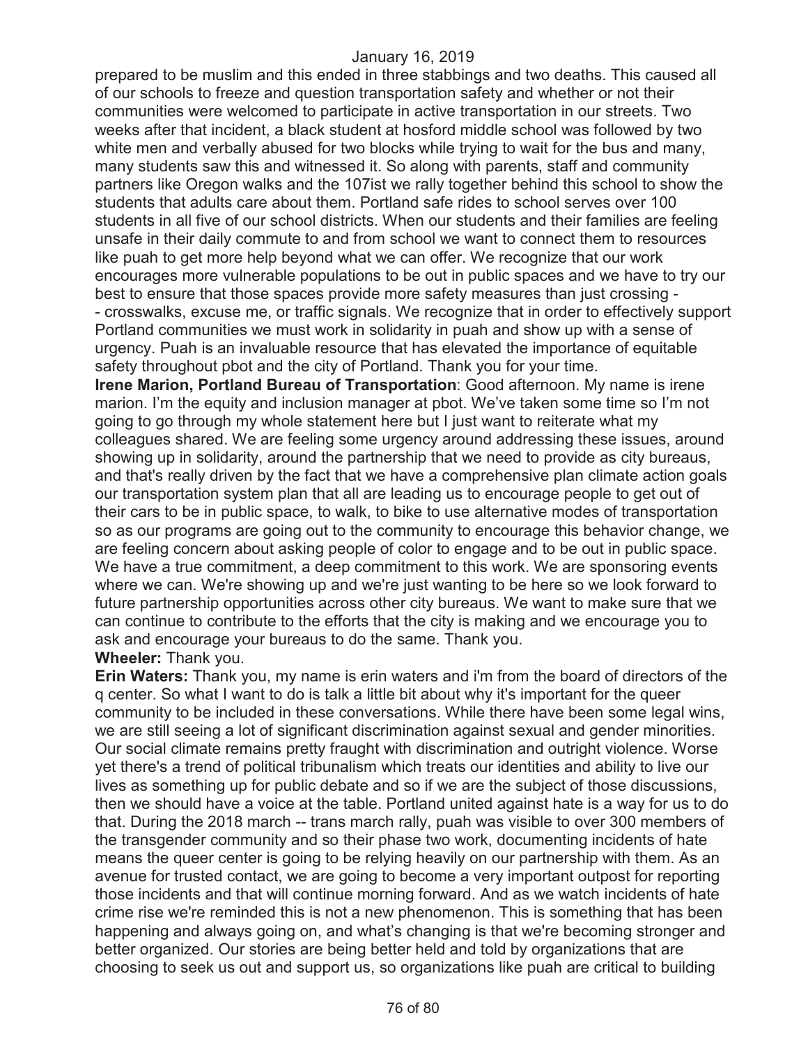prepared to be muslim and this ended in three stabbings and two deaths. This caused all of our schools to freeze and question transportation safety and whether or not their communities were welcomed to participate in active transportation in our streets. Two weeks after that incident, a black student at hosford middle school was followed by two white men and verbally abused for two blocks while trying to wait for the bus and many, many students saw this and witnessed it. So along with parents, staff and community partners like Oregon walks and the 107ist we rally together behind this school to show the students that adults care about them. Portland safe rides to school serves over 100 students in all five of our school districts. When our students and their families are feeling unsafe in their daily commute to and from school we want to connect them to resources like puah to get more help beyond what we can offer. We recognize that our work encourages more vulnerable populations to be out in public spaces and we have to try our best to ensure that those spaces provide more safety measures than just crossing -- crosswalks, excuse me, or traffic signals. We recognize that in order to effectively support Portland communities we must work in solidarity in puah and show up with a sense of urgency. Puah is an invaluable resource that has elevated the importance of equitable safety throughout pbot and the city of Portland. Thank you for your time.

**Irene Marion, Portland Bureau of Transportation**: Good afternoon. My name is irene marion. I'm the equity and inclusion manager at pbot. We've taken some time so I'm not going to go through my whole statement here but I just want to reiterate what my colleagues shared. We are feeling some urgency around addressing these issues, around showing up in solidarity, around the partnership that we need to provide as city bureaus, and that's really driven by the fact that we have a comprehensive plan climate action goals our transportation system plan that all are leading us to encourage people to get out of their cars to be in public space, to walk, to bike to use alternative modes of transportation so as our programs are going out to the community to encourage this behavior change, we are feeling concern about asking people of color to engage and to be out in public space. We have a true commitment, a deep commitment to this work. We are sponsoring events where we can. We're showing up and we're just wanting to be here so we look forward to future partnership opportunities across other city bureaus. We want to make sure that we can continue to contribute to the efforts that the city is making and we encourage you to ask and encourage your bureaus to do the same. Thank you.

**Wheeler:** Thank you.

**Erin Waters:** Thank you, my name is erin waters and i'm from the board of directors of the q center. So what I want to do is talk a little bit about why it's important for the queer community to be included in these conversations. While there have been some legal wins, we are still seeing a lot of significant discrimination against sexual and gender minorities. Our social climate remains pretty fraught with discrimination and outright violence. Worse yet there's a trend of political tribunalism which treats our identities and ability to live our lives as something up for public debate and so if we are the subject of those discussions, then we should have a voice at the table. Portland united against hate is a way for us to do that. During the 2018 march -- trans march rally, puah was visible to over 300 members of the transgender community and so their phase two work, documenting incidents of hate means the queer center is going to be relying heavily on our partnership with them. As an avenue for trusted contact, we are going to become a very important outpost for reporting those incidents and that will continue morning forward. And as we watch incidents of hate crime rise we're reminded this is not a new phenomenon. This is something that has been happening and always going on, and what's changing is that we're becoming stronger and better organized. Our stories are being better held and told by organizations that are choosing to seek us out and support us, so organizations like puah are critical to building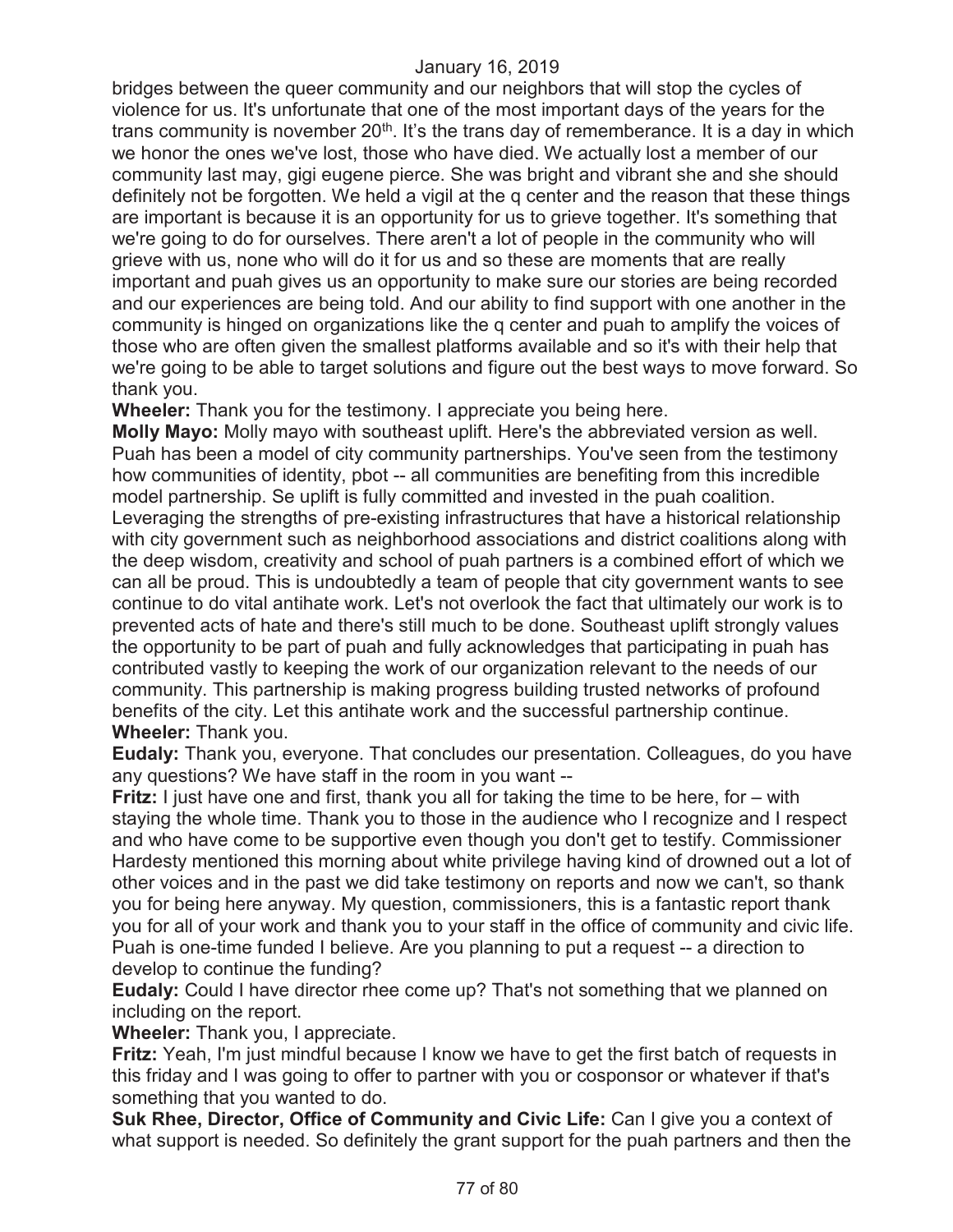bridges between the queer community and our neighbors that will stop the cycles of violence for us. It's unfortunate that one of the most important days of the years for the trans community is november 20th. It's the trans day of rememberance. It is a day in which we honor the ones we've lost, those who have died. We actually lost a member of our community last may, gigi eugene pierce. She was bright and vibrant she and she should definitely not be forgotten. We held a vigil at the q center and the reason that these things are important is because it is an opportunity for us to grieve together. It's something that we're going to do for ourselves. There aren't a lot of people in the community who will grieve with us, none who will do it for us and so these are moments that are really important and puah gives us an opportunity to make sure our stories are being recorded and our experiences are being told. And our ability to find support with one another in the community is hinged on organizations like the q center and puah to amplify the voices of those who are often given the smallest platforms available and so it's with their help that we're going to be able to target solutions and figure out the best ways to move forward. So thank you.

**Wheeler:** Thank you for the testimony. I appreciate you being here.

**Molly Mayo:** Molly mayo with southeast uplift. Here's the abbreviated version as well. Puah has been a model of city community partnerships. You've seen from the testimony how communities of identity, pbot -- all communities are benefiting from this incredible model partnership. Se uplift is fully committed and invested in the puah coalition. Leveraging the strengths of pre-existing infrastructures that have a historical relationship with city government such as neighborhood associations and district coalitions along with the deep wisdom, creativity and school of puah partners is a combined effort of which we can all be proud. This is undoubtedly a team of people that city government wants to see continue to do vital antihate work. Let's not overlook the fact that ultimately our work is to prevented acts of hate and there's still much to be done. Southeast uplift strongly values the opportunity to be part of puah and fully acknowledges that participating in puah has contributed vastly to keeping the work of our organization relevant to the needs of our community. This partnership is making progress building trusted networks of profound benefits of the city. Let this antihate work and the successful partnership continue.

**Wheeler:** Thank you.

**Eudaly:** Thank you, everyone. That concludes our presentation. Colleagues, do you have any questions? We have staff in the room in you want --

**Fritz:** I just have one and first, thank you all for taking the time to be here, for – with staying the whole time. Thank you to those in the audience who I recognize and I respect and who have come to be supportive even though you don't get to testify. Commissioner Hardesty mentioned this morning about white privilege having kind of drowned out a lot of other voices and in the past we did take testimony on reports and now we can't, so thank you for being here anyway. My question, commissioners, this is a fantastic report thank you for all of your work and thank you to your staff in the office of community and civic life. Puah is one-time funded I believe. Are you planning to put a request -- a direction to develop to continue the funding?

**Eudaly:** Could I have director rhee come up? That's not something that we planned on including on the report.

**Wheeler:** Thank you, I appreciate.

**Fritz:** Yeah, I'm just mindful because I know we have to get the first batch of requests in this friday and I was going to offer to partner with you or cosponsor or whatever if that's something that you wanted to do.

**Suk Rhee, Director, Office of Community and Civic Life:** Can I give you a context of what support is needed. So definitely the grant support for the puah partners and then the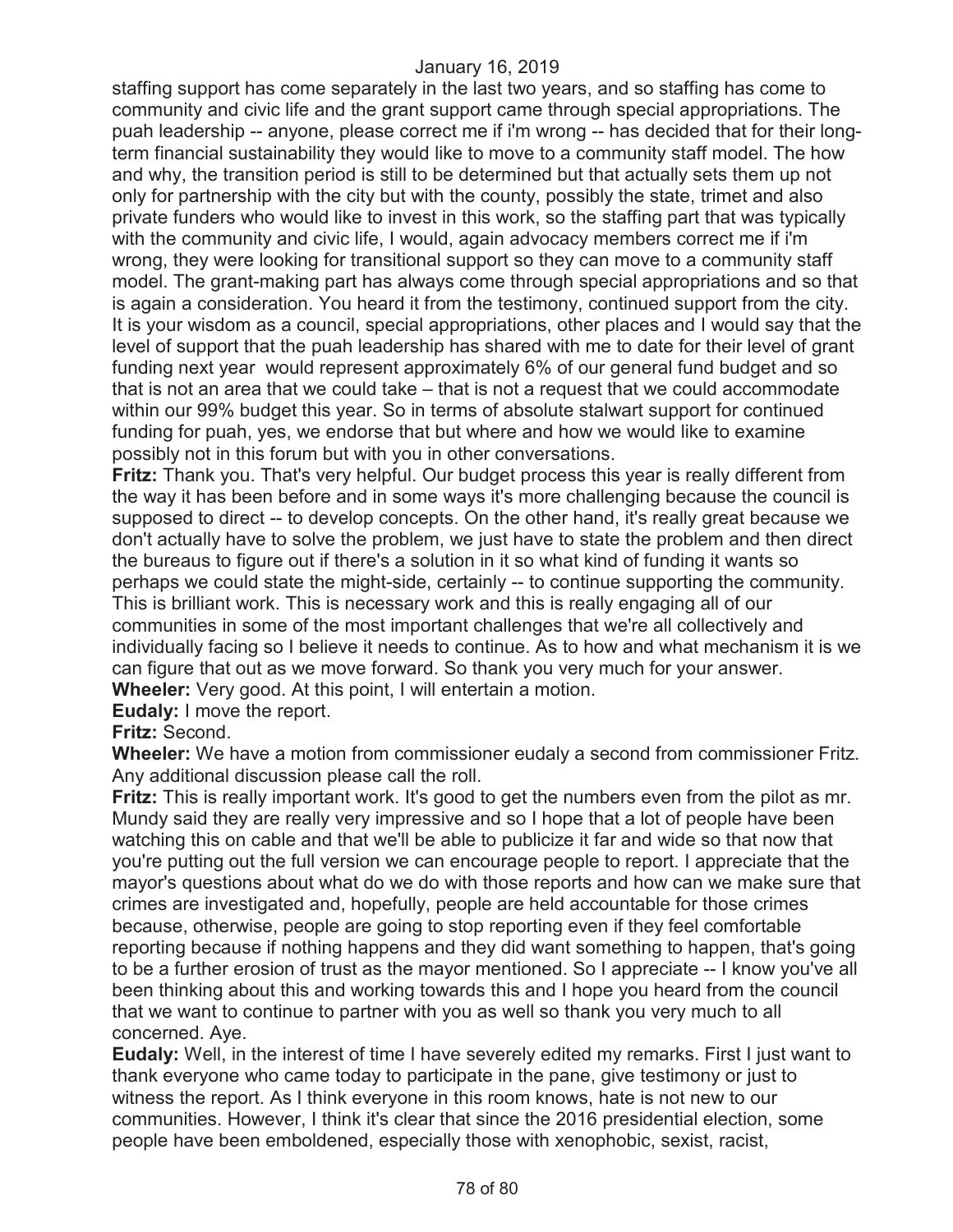staffing support has come separately in the last two years, and so staffing has come to community and civic life and the grant support came through special appropriations. The puah leadership -- anyone, please correct me if i'm wrong -- has decided that for their long-term financial sustainability they would like to move to a community staff model. The how and why, the transition period is still to be determined but that actually sets them up not only for partnership with the city but with the county, possibly the state, trimet and also private funders who would like to invest in this work, so the staffing part that was typically with the community and civic life, I would, again advocacy members correct me if i'm wrong, they were looking for transitional support so they can move to a community staff model. The grant-making part has always come through special appropriations and so that is again a consideration. You heard it from the testimony, continued support from the city. It is your wisdom as a council, special appropriations, other places and I would say that the level of support that the puah leadership has shared with me to date for their level of grant funding next year would represent approximately 6% of our general fund budget and so that is not an area that we could take – that is not a request that we could accommodate within our 99% budget this year. So in terms of absolute stalwart support for continued funding for puah, yes, we endorse that but where and how we would like to examine possibly not in this forum but with you in other conversations.

**Fritz:** Thank you. That's very helpful. Our budget process this year is really different from the way it has been before and in some ways it's more challenging because the council is supposed to direct -- to develop concepts. On the other hand, it's really great because we don't actually have to solve the problem, we just have to state the problem and then direct the bureaus to figure out if there's a solution in it so what kind of funding it wants so perhaps we could state the might-side, certainly -- to continue supporting the community. This is brilliant work. This is necessary work and this is really engaging all of our communities in some of the most important challenges that we're all collectively and individually facing so I believe it needs to continue. As to how and what mechanism it is we can figure that out as we move forward. So thank you very much for your answer.

**Wheeler:** Very good. At this point, I will entertain a motion.

**Eudaly:** I move the report.

**Fritz:** Second.

**Wheeler:** We have a motion from commissioner eudaly a second from commissioner Fritz. Any additional discussion please call the roll.

**Fritz:** This is really important work. It's good to get the numbers even from the pilot as mr. Mundy said they are really very impressive and so I hope that a lot of people have been watching this on cable and that we'll be able to publicize it far and wide so that now that you're putting out the full version we can encourage people to report. I appreciate that the mayor's questions about what do we do with those reports and how can we make sure that crimes are investigated and, hopefully, people are held accountable for those crimes because, otherwise, people are going to stop reporting even if they feel comfortable reporting because if nothing happens and they did want something to happen, that's going to be a further erosion of trust as the mayor mentioned. So I appreciate -- I know you've all been thinking about this and working towards this and I hope you heard from the council that we want to continue to partner with you as well so thank you very much to all concerned. Aye.

**Eudaly:** Well, in the interest of time I have severely edited my remarks. First I just want to thank everyone who came today to participate in the pane, give testimony or just to witness the report. As I think everyone in this room knows, hate is not new to our communities. However, I think it's clear that since the 2016 presidential election, some people have been emboldened, especially those with xenophobic, sexist, racist,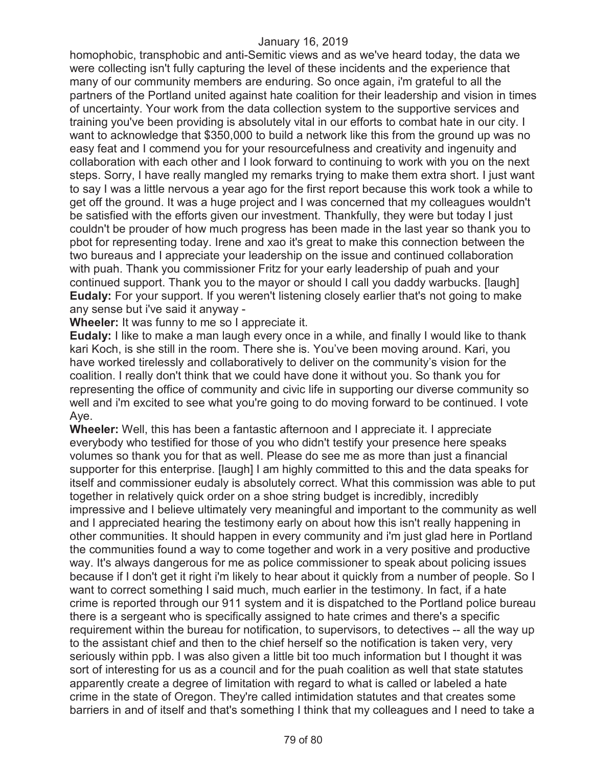homophobic, transphobic and anti-Semitic views and as we've heard today, the data we were collecting isn't fully capturing the level of these incidents and the experience that many of our community members are enduring. So once again, i'm grateful to all the partners of the Portland united against hate coalition for their leadership and vision in times of uncertainty. Your work from the data collection system to the supportive services and training you've been providing is absolutely vital in our efforts to combat hate in our city. I want to acknowledge that $350,000 to build a network like this from the ground up was no easy feat and I commend you for your resourcefulness and creativity and ingenuity and collaboration with each other and I look forward to continuing to work with you on the next steps. Sorry, I have really mangled my remarks trying to make them extra short. I just want to say I was a little nervous a year ago for the first report because this work took a while to get off the ground. It was a huge project and I was concerned that my colleagues wouldn't be satisfied with the efforts given our investment. Thankfully, they were but today I just couldn't be prouder of how much progress has been made in the last year so thank you to pbot for representing today. Irene and xao it's great to make this connection between the two bureaus and I appreciate your leadership on the issue and continued collaboration with puah. Thank you commissioner Fritz for your early leadership of puah and your continued support. Thank you to the mayor or should I call you daddy warbucks. [laugh]

**Eudaly:** For your support. If you weren't listening closely earlier that's not going to make any sense but i've said it anyway -

**Wheeler:** It was funny to me so I appreciate it.

**Eudaly:** I like to make a man laugh every once in a while, and finally I would like to thank kari Koch, is she still in the room. There she is. You've been moving around. Kari, you have worked tirelessly and collaboratively to deliver on the community's vision for the coalition. I really don't think that we could have done it without you. So thank you for representing the office of community and civic life in supporting our diverse community so well and i'm excited to see what you're going to do moving forward to be continued. I vote Aye.

**Wheeler:** Well, this has been a fantastic afternoon and I appreciate it. I appreciate everybody who testified for those of you who didn't testify your presence here speaks volumes so thank you for that as well. Please do see me as more than just a financial supporter for this enterprise. [laugh] I am highly committed to this and the data speaks for itself and commissioner eudaly is absolutely correct. What this commission was able to put together in relatively quick order on a shoe string budget is incredibly, incredibly impressive and I believe ultimately very meaningful and important to the community as well and I appreciated hearing the testimony early on about how this isn't really happening in other communities. It should happen in every community and i'm just glad here in Portland the communities found a way to come together and work in a very positive and productive way. It's always dangerous for me as police commissioner to speak about policing issues because if I don't get it right i'm likely to hear about it quickly from a number of people. So I want to correct something I said much, much earlier in the testimony. In fact, if a hate crime is reported through our 911 system and it is dispatched to the Portland police bureau there is a sergeant who is specifically assigned to hate crimes and there's a specific requirement within the bureau for notification, to supervisors, to detectives -- all the way up to the assistant chief and then to the chief herself so the notification is taken very, very seriously within ppb. I was also given a little bit too much information but I thought it was sort of interesting for us as a council and for the puah coalition as well that state statutes apparently create a degree of limitation with regard to what is called or labeled a hate crime in the state of Oregon. They're called intimidation statutes and that creates some barriers in and of itself and that's something I think that my colleagues and I need to take a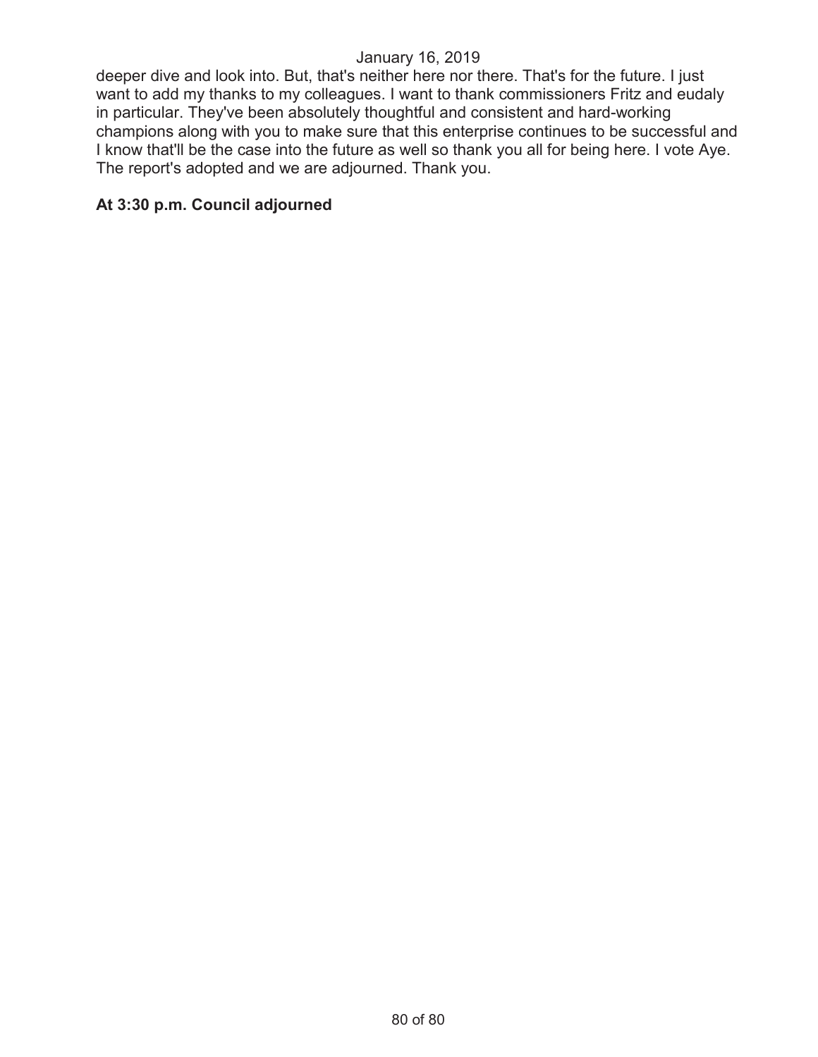deeper dive and look into. But, that's neither here nor there. That's for the future. I just want to add my thanks to my colleagues. I want to thank commissioners Fritz and eudaly in particular. They've been absolutely thoughtful and consistent and hard-working champions along with you to make sure that this enterprise continues to be successful and I know that'll be the case into the future as well so thank you all for being here. I vote Aye. The report's adopted and we are adjourned. Thank you.

**At 3:30 p.m. Council adjourned**